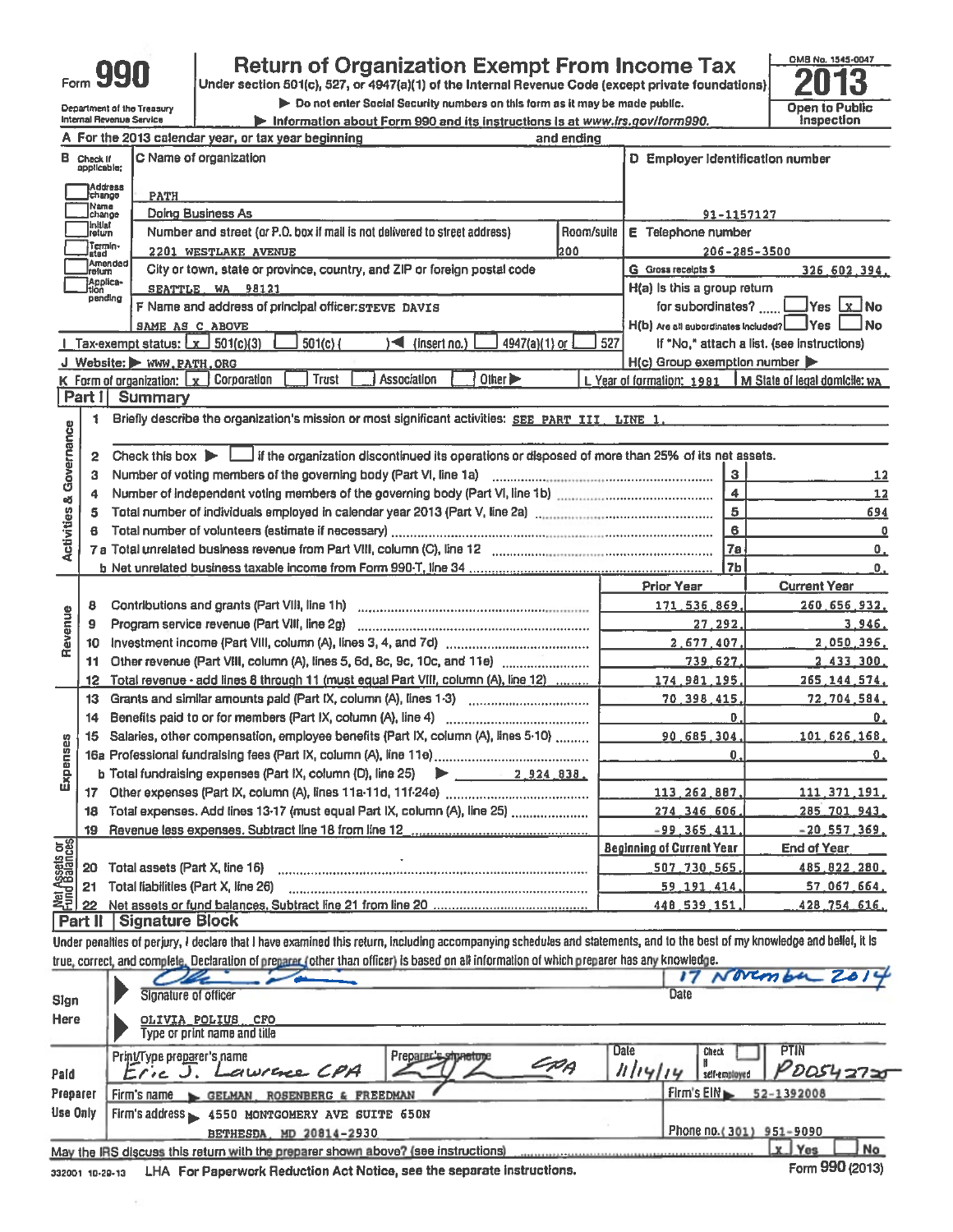# Form 990 — Return of Organization Exempt From Income Tax — 2013

Under section 501(c), 527, or 4947(a)(1) of the Internal Revenue Code (except private foundations)

▶ Do not enter Social Security numbers on this form as it may be made public.

▶ Information about Form 990 and its instructions is at www.irs.gov/form990.

Department of the Treasury, Internal Revenue Service

OMB No. 1545-0047 — Open to Public Inspection

**A** For the 2013 calendar year, or tax year beginning and ending

**B** Check if applicable: ☐ Address change ☐ Name change ☐ Initial return ☐ Terminated ☐ Amended return ☐ Application pending

**C** Name of organization: PATH

Doing Business As

Number and street (or P.O. box if mail is not delivered to street address): 2201 WESTLAKE AVENUE — Room/suite: 200

City or town, state or province, country, and ZIP or foreign postal code: SEATTLE, WA 98121

**D** Employer identification number: 91-1157127

**E** Telephone number: 206-285-3500

**G** Gross receipts $ 326,602,394.

**F** Name and address of principal officer: STEVE DAVIS, SAME AS C ABOVE

**H(a)** Is this a group return for subordinates? ☐ Yes ☒ No

**H(b)** Are all subordinates included? ☐ Yes ☐ No — If "No," attach a list. (see instructions)

**H(c)** Group exemption number ▶

**I** Tax-exempt status: ☒ 501(c)(3) ☐ 501(c) ( ) ◀ (insert no.) ☐ 4947(a)(1) or ☐ 527

**J** Website: ▶ WWW.PATH.ORG

**K** Form of organization: ☒ Corporation ☐ Trust ☐ Association ☐ Other ▶

**L** Year of formation: 1981 **M** State of legal domicile: WA

## Part I Summary

### Activities & Governance

1. Briefly describe the organization's mission or most significant activities: SEE PART III, LINE 1.
2. Check this box ▶ ☐ if the organization discontinued its operations or disposed of more than 25% of its net assets.

| | | | |
|---|---|---|---|
| 3 | Number of voting members of the governing body (Part VI, line 1a) | 3 | 12 |
| 4 | Number of independent voting members of the governing body (Part VI, line 1b) | 4 | 12 |
| 5 | Total number of individuals employed in calendar year 2013 (Part V, line 2a) | 5 | 694 |
| 6 | Total number of volunteers (estimate if necessary) | 6 | 0 |
| 7a | Total unrelated business revenue from Part VIII, column (C), line 12 | 7a | 0. |
| b | Net unrelated business taxable income from Form 990-T, line 34 | 7b | 0. |

### Revenue, Expenses, Net Assets

| | | Prior Year | Current Year |
|---|---|---|---|
| 8 | Contributions and grants (Part VIII, line 1h) | 171,536,869. | 260,656,932. |
| 9 | Program service revenue (Part VIII, line 2g) | 27,292. | 3,946. |
| 10 | Investment income (Part VIII, column (A), lines 3, 4, and 7d) | 2,677,407. | 2,050,396. |
| 11 | Other revenue (Part VIII, column (A), lines 5, 6d, 8c, 9c, 10c, and 11e) | 739,627. | 2,433,300. |
| 12 | Total revenue - add lines 8 through 11 (must equal Part VIII, column (A), line 12) | 174,981,195. | 265,144,574. |
| 13 | Grants and similar amounts paid (Part IX, column (A), lines 1-3) | 70,398,415. | 72,704,584. |
| 14 | Benefits paid to or for members (Part IX, column (A), line 4) | 0. | 0. |
| 15 | Salaries, other compensation, employee benefits (Part IX, column (A), lines 5-10) | 90,685,304. | 101,626,168. |
| 16a | Professional fundraising fees (Part IX, column (A), line 11e) | 0. | 0. |
| b | Total fundraising expenses (Part IX, column (D), line 25) ▶ 2,924,838. | | |
| 17 | Other expenses (Part IX, column (A), lines 11a-11d, 11f-24e) | 113,262,887. | 111,371,191. |
| 18 | Total expenses. Add lines 13-17 (must equal Part IX, column (A), line 25) | 274,346,606. | 285,701,943. |
| 19 | Revenue less expenses. Subtract line 18 from line 12 | -99,365,411. | -20,557,369. |
| | | **Beginning of Current Year** | **End of Year** |
| 20 | Total assets (Part X, line 16) | 507,730,565. | 485,822,280. |
| 21 | Total liabilities (Part X, line 26) | 59,191,414. | 57,067,664. |
| 22 | Net assets or fund balances. Subtract line 21 from line 20 | 448,539,151. | 428,754,616. |

## Part II Signature Block

Under penalties of perjury, I declare that I have examined this return, including accompanying schedules and statements, and to the best of my knowledge and belief, it is true, correct, and complete. Declaration of preparer (other than officer) is based on all information of which preparer has any knowledge.

**Sign Here**

Signature of officer: [signature] — Date: 17 November 2014

Type or print name and title: OLIVIA POLIUS, CFO

**Paid Preparer Use Only**

| Print/Type preparer's name | Preparer's signature | Date | Check ☐ if self-employed | PTIN |
|---|---|---|---|---|
| Eric J. Lawrence CPA | [signature] CPA | 11/14/14 | | P00542725 |

Firm's name ▶ GELMAN, ROSENBERG & FREEDMAN — Firm's EIN ▶ 52-1392008

Firm's address ▶ 4550 MONTGOMERY AVE SUITE 650N, BETHESDA, MD 20814-2930 — Phone no. (301) 951-9090

May the IRS discuss this return with the preparer shown above? (see instructions) ☒ Yes ☐ No

332001 10-29-13 LHA For Paperwork Reduction Act Notice, see the separate instructions. Form 990 (2013)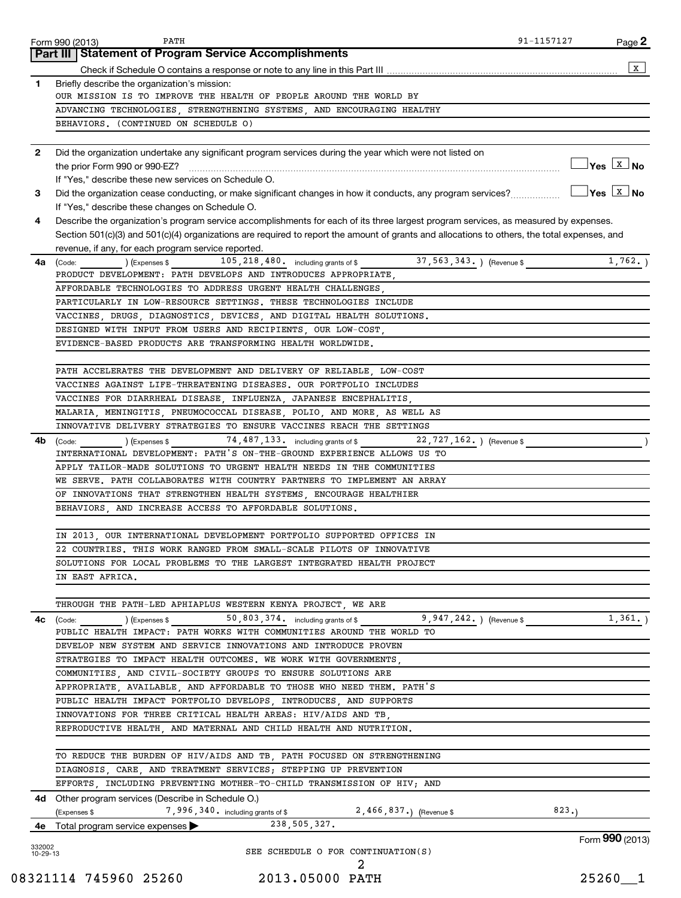Form 990 (2013) PATH 91-1157127 Page **2**

## Part III Statement of Program Service Accomplishments

Check if Schedule O contains a response or note to any line in this Part III .......... [X]

**1** Briefly describe the organization's mission:

OUR MISSION IS TO IMPROVE THE HEALTH OF PEOPLE AROUND THE WORLD BY ADVANCING TECHNOLOGIES, STRENGTHENING SYSTEMS, AND ENCOURAGING HEALTHY BEHAVIORS. (CONTINUED ON SCHEDULE O)

**2** Did the organization undertake any significant program services during the year which were not listed on the prior Form 990 or 990-EZ? .......... [ ] Yes [X] No

If "Yes," describe these new services on Schedule O.

**3** Did the organization cease conducting, or make significant changes in how it conducts, any program services? .......... [ ] Yes [X] No

If "Yes," describe these changes on Schedule O.

**4** Describe the organization's program service accomplishments for each of its three largest program services, as measured by expenses. Section 501(c)(3) and 501(c)(4) organizations are required to report the amount of grants and allocations to others, the total expenses, and revenue, if any, for each program service reported.

**4a** (Code: ) (Expenses $ 105,218,480. including grants of $ 37,563,343. ) (Revenue $ 1,762. )

PRODUCT DEVELOPMENT: PATH DEVELOPS AND INTRODUCES APPROPRIATE, AFFORDABLE TECHNOLOGIES TO ADDRESS URGENT HEALTH CHALLENGES, PARTICULARLY IN LOW-RESOURCE SETTINGS. THESE TECHNOLOGIES INCLUDE VACCINES, DRUGS, DIAGNOSTICS, DEVICES, AND DIGITAL HEALTH SOLUTIONS. DESIGNED WITH INPUT FROM USERS AND RECIPIENTS, OUR LOW-COST, EVIDENCE-BASED PRODUCTS ARE TRANSFORMING HEALTH WORLDWIDE.

PATH ACCELERATES THE DEVELOPMENT AND DELIVERY OF RELIABLE, LOW-COST VACCINES AGAINST LIFE-THREATENING DISEASES. OUR PORTFOLIO INCLUDES VACCINES FOR DIARRHEAL DISEASE, INFLUENZA, JAPANESE ENCEPHALITIS, MALARIA, MENINGITIS, PNEUMOCOCCAL DISEASE, POLIO, AND MORE, AS WELL AS INNOVATIVE DELIVERY STRATEGIES TO ENSURE VACCINES REACH THE SETTINGS

**4b** (Code: ) (Expenses $ 74,487,133. including grants of $ 22,727,162. ) (Revenue $ )

INTERNATIONAL DEVELOPMENT: PATH'S ON-THE-GROUND EXPERIENCE ALLOWS US TO APPLY TAILOR-MADE SOLUTIONS TO URGENT HEALTH NEEDS IN THE COMMUNITIES WE SERVE. PATH COLLABORATES WITH COUNTRY PARTNERS TO IMPLEMENT AN ARRAY OF INNOVATIONS THAT STRENGTHEN HEALTH SYSTEMS, ENCOURAGE HEALTHIER BEHAVIORS, AND INCREASE ACCESS TO AFFORDABLE SOLUTIONS.

IN 2013, OUR INTERNATIONAL DEVELOPMENT PORTFOLIO SUPPORTED OFFICES IN 22 COUNTRIES. THIS WORK RANGED FROM SMALL-SCALE PILOTS OF INNOVATIVE SOLUTIONS FOR LOCAL PROBLEMS TO THE LARGEST INTEGRATED HEALTH PROJECT IN EAST AFRICA.

THROUGH THE PATH-LED APHIAPLUS WESTERN KENYA PROJECT, WE ARE

**4c** (Code: ) (Expenses $ 50,803,374. including grants of $ 9,947,242. ) (Revenue $ 1,361. )

PUBLIC HEALTH IMPACT: PATH WORKS WITH COMMUNITIES AROUND THE WORLD TO DEVELOP NEW SYSTEM AND SERVICE INNOVATIONS AND INTRODUCE PROVEN STRATEGIES TO IMPACT HEALTH OUTCOMES. WE WORK WITH GOVERNMENTS, COMMUNITIES, AND CIVIL-SOCIETY GROUPS TO ENSURE SOLUTIONS ARE APPROPRIATE, AVAILABLE, AND AFFORDABLE TO THOSE WHO NEED THEM. PATH'S PUBLIC HEALTH IMPACT PORTFOLIO DEVELOPS, INTRODUCES, AND SUPPORTS INNOVATIONS FOR THREE CRITICAL HEALTH AREAS: HIV/AIDS AND TB, REPRODUCTIVE HEALTH, AND MATERNAL AND CHILD HEALTH AND NUTRITION.

TO REDUCE THE BURDEN OF HIV/AIDS AND TB, PATH FOCUSED ON STRENGTHENING DIAGNOSIS, CARE, AND TREATMENT SERVICES; STEPPING UP PREVENTION EFFORTS, INCLUDING PREVENTING MOTHER-TO-CHILD TRANSMISSION OF HIV; AND

**4d** Other program services (Describe in Schedule O.)

(Expenses $ 7,996,340. including grants of $ 2,466,837.) (Revenue $ 823.)

**4e** Total program service expenses ▶ 238,505,327.

SEE SCHEDULE O FOR CONTINUATION(S)

Form **990** (2013)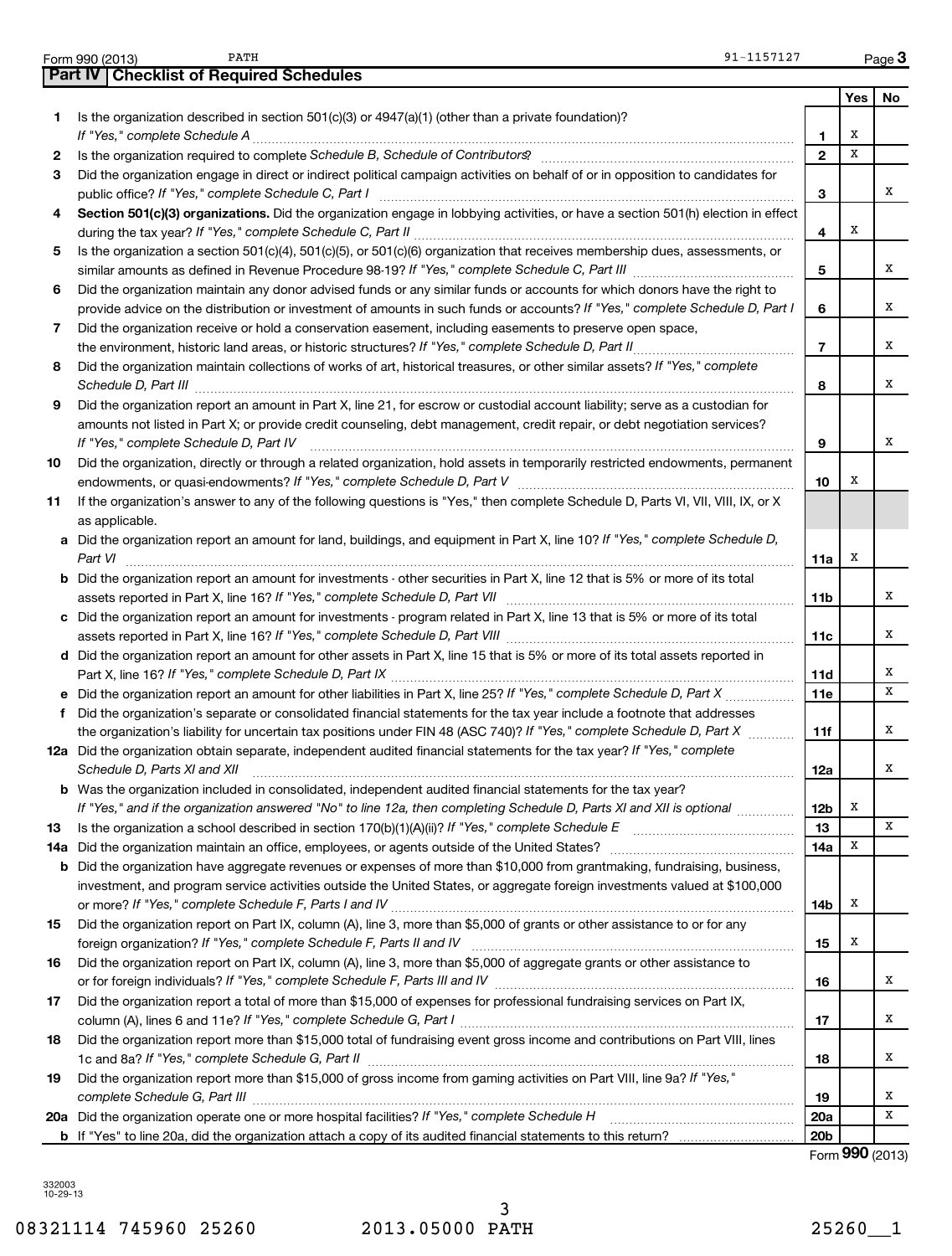Form 990 (2013) PATH 91-1157127

## Part IV Checklist of Required Schedules

| | | | Yes | No |
|---|---|---|---|---|
| 1 | Is the organization described in section 501(c)(3) or 4947(a)(1) (other than a private foundation)? *If "Yes," complete Schedule A* | 1 | X | |
| 2 | Is the organization required to complete *Schedule B, Schedule of Contributors*? | 2 | X | |
| 3 | Did the organization engage in direct or indirect political campaign activities on behalf of or in opposition to candidates for public office? *If "Yes," complete Schedule C, Part I* | 3 | | X |
| 4 | **Section 501(c)(3) organizations.** Did the organization engage in lobbying activities, or have a section 501(h) election in effect during the tax year? *If "Yes," complete Schedule C, Part II* | 4 | X | |
| 5 | Is the organization a section 501(c)(4), 501(c)(5), or 501(c)(6) organization that receives membership dues, assessments, or similar amounts as defined in Revenue Procedure 98-19? *If "Yes," complete Schedule C, Part III* | 5 | | X |
| 6 | Did the organization maintain any donor advised funds or any similar funds or accounts for which donors have the right to provide advice on the distribution or investment of amounts in such funds or accounts? *If "Yes," complete Schedule D, Part I* | 6 | | X |
| 7 | Did the organization receive or hold a conservation easement, including easements to preserve open space, the environment, historic land areas, or historic structures? *If "Yes," complete Schedule D, Part II* | 7 | | X |
| 8 | Did the organization maintain collections of works of art, historical treasures, or other similar assets? *If "Yes," complete Schedule D, Part III* | 8 | | X |
| 9 | Did the organization report an amount in Part X, line 21, for escrow or custodial account liability; serve as a custodian for amounts not listed in Part X; or provide credit counseling, debt management, credit repair, or debt negotiation services? *If "Yes," complete Schedule D, Part IV* | 9 | | X |
| 10 | Did the organization, directly or through a related organization, hold assets in temporarily restricted endowments, permanent endowments, or quasi-endowments? *If "Yes," complete Schedule D, Part V* | 10 | X | |
| 11 | If the organization's answer to any of the following questions is "Yes," then complete Schedule D, Parts VI, VII, VIII, IX, or X as applicable. | | | |
| a | Did the organization report an amount for land, buildings, and equipment in Part X, line 10? *If "Yes," complete Schedule D, Part VI* | 11a | X | |
| b | Did the organization report an amount for investments - other securities in Part X, line 12 that is 5% or more of its total assets reported in Part X, line 16? *If "Yes," complete Schedule D, Part VII* | 11b | | X |
| c | Did the organization report an amount for investments - program related in Part X, line 13 that is 5% or more of its total assets reported in Part X, line 16? *If "Yes," complete Schedule D, Part VIII* | 11c | | X |
| d | Did the organization report an amount for other assets in Part X, line 15 that is 5% or more of its total assets reported in Part X, line 16? *If "Yes," complete Schedule D, Part IX* | 11d | | X |
| e | Did the organization report an amount for other liabilities in Part X, line 25? *If "Yes," complete Schedule D, Part X* | 11e | | X |
| f | Did the organization's separate or consolidated financial statements for the tax year include a footnote that addresses the organization's liability for uncertain tax positions under FIN 48 (ASC 740)? *If "Yes," complete Schedule D, Part X* | 11f | | X |
| 12a | Did the organization obtain separate, independent audited financial statements for the tax year? *If "Yes," complete Schedule D, Parts XI and XII* | 12a | | X |
| b | Was the organization included in consolidated, independent audited financial statements for the tax year? *If "Yes," and if the organization answered "No" to line 12a, then completing Schedule D, Parts XI and XII is optional* | 12b | X | |
| 13 | Is the organization a school described in section 170(b)(1)(A)(ii)? *If "Yes," complete Schedule E* | 13 | | X |
| 14a | Did the organization maintain an office, employees, or agents outside of the United States? | 14a | X | |
| b | Did the organization have aggregate revenues or expenses of more than $10,000 from grantmaking, fundraising, business, investment, and program service activities outside the United States, or aggregate foreign investments valued at $100,000 or more? *If "Yes," complete Schedule F, Parts I and IV* | 14b | X | |
| 15 | Did the organization report on Part IX, column (A), line 3, more than $5,000 of grants or other assistance to or for any foreign organization? *If "Yes," complete Schedule F, Parts II and IV* | 15 | X | |
| 16 | Did the organization report on Part IX, column (A), line 3, more than $5,000 of aggregate grants or other assistance to or for foreign individuals? *If "Yes," complete Schedule F, Parts III and IV* | 16 | | X |
| 17 | Did the organization report a total of more than $15,000 of expenses for professional fundraising services on Part IX, column (A), lines 6 and 11e? *If "Yes," complete Schedule G, Part I* | 17 | | X |
| 18 | Did the organization report more than $15,000 total of fundraising event gross income and contributions on Part VIII, lines 1c and 8a? *If "Yes," complete Schedule G, Part II* | 18 | | X |
| 19 | Did the organization report more than $15,000 of gross income from gaming activities on Part VIII, line 9a? *If "Yes," complete Schedule G, Part III* | 19 | | X |
| 20a | Did the organization operate one or more hospital facilities? *If "Yes," complete Schedule H* | 20a | | X |
| b | If "Yes" to line 20a, did the organization attach a copy of its audited financial statements to this return? | 20b | | |

Form **990** (2013)

332003 10-29-13

08321114 745960 25260 2013.05000 PATH 25260__1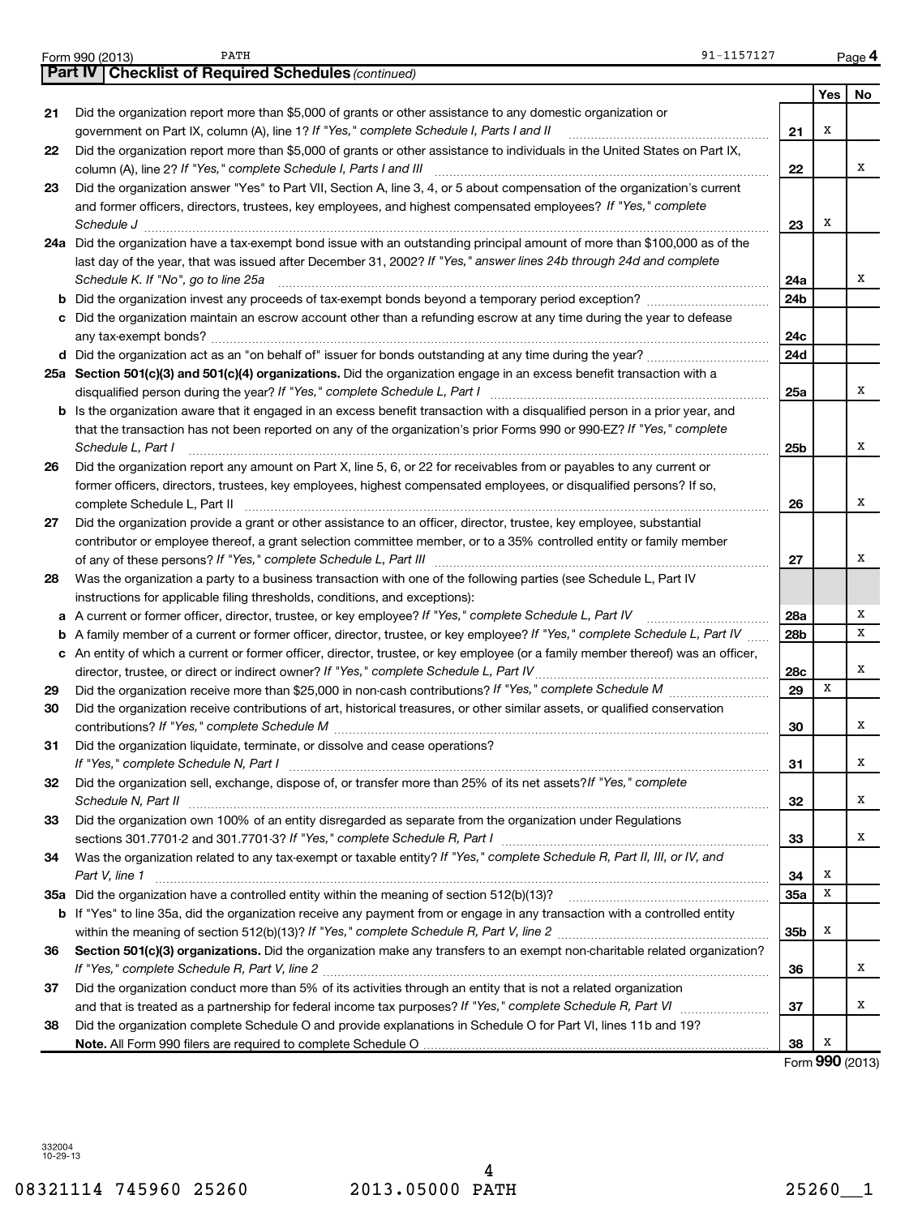Form 990 (2013) PATH 91-1157127

## Part IV Checklist of Required Schedules *(continued)*

| | | | Yes | No |
|---|---|---|---|---|
| 21 | Did the organization report more than $5,000 of grants or other assistance to any domestic organization or government on Part IX, column (A), line 1? *If "Yes," complete Schedule I, Parts I and II* | 21 | X | |
| 22 | Did the organization report more than $5,000 of grants or other assistance to individuals in the United States on Part IX, column (A), line 2? *If "Yes," complete Schedule I, Parts I and III* | 22 | | X |
| 23 | Did the organization answer "Yes" to Part VII, Section A, line 3, 4, or 5 about compensation of the organization's current and former officers, directors, trustees, key employees, and highest compensated employees? *If "Yes," complete Schedule J* | 23 | X | |
| 24a | Did the organization have a tax-exempt bond issue with an outstanding principal amount of more than $100,000 as of the last day of the year, that was issued after December 31, 2002? *If "Yes," answer lines 24b through 24d and complete Schedule K. If "No", go to line 25a* | 24a | | X |
| b | Did the organization invest any proceeds of tax-exempt bonds beyond a temporary period exception? | 24b | | |
| c | Did the organization maintain an escrow account other than a refunding escrow at any time during the year to defease any tax-exempt bonds? | 24c | | |
| d | Did the organization act as an "on behalf of" issuer for bonds outstanding at any time during the year? | 24d | | |
| 25a | **Section 501(c)(3) and 501(c)(4) organizations.** Did the organization engage in an excess benefit transaction with a disqualified person during the year? *If "Yes," complete Schedule L, Part I* | 25a | | X |
| b | Is the organization aware that it engaged in an excess benefit transaction with a disqualified person in a prior year, and that the transaction has not been reported on any of the organization's prior Forms 990 or 990-EZ? *If "Yes," complete Schedule L, Part I* | 25b | | X |
| 26 | Did the organization report any amount on Part X, line 5, 6, or 22 for receivables from or payables to any current or former officers, directors, trustees, key employees, highest compensated employees, or disqualified persons? If so, complete Schedule L, Part II | 26 | | X |
| 27 | Did the organization provide a grant or other assistance to an officer, director, trustee, key employee, substantial contributor or employee thereof, a grant selection committee member, or to a 35% controlled entity or family member of any of these persons? *If "Yes," complete Schedule L, Part III* | 27 | | X |
| 28 | Was the organization a party to a business transaction with one of the following parties (see Schedule L, Part IV instructions for applicable filing thresholds, conditions, and exceptions): | | | |
| a | A current or former officer, director, trustee, or key employee? *If "Yes," complete Schedule L, Part IV* | 28a | | X |
| b | A family member of a current or former officer, director, trustee, or key employee? *If "Yes," complete Schedule L, Part IV* | 28b | | X |
| c | An entity of which a current or former officer, director, trustee, or key employee (or a family member thereof) was an officer, director, trustee, or direct or indirect owner? *If "Yes," complete Schedule L, Part IV* | 28c | | X |
| 29 | Did the organization receive more than $25,000 in non-cash contributions? *If "Yes," complete Schedule M* | 29 | X | |
| 30 | Did the organization receive contributions of art, historical treasures, or other similar assets, or qualified conservation contributions? *If "Yes," complete Schedule M* | 30 | | X |
| 31 | Did the organization liquidate, terminate, or dissolve and cease operations? *If "Yes," complete Schedule N, Part I* | 31 | | X |
| 32 | Did the organization sell, exchange, dispose of, or transfer more than 25% of its net assets? *If "Yes," complete Schedule N, Part II* | 32 | | X |
| 33 | Did the organization own 100% of an entity disregarded as separate from the organization under Regulations sections 301.7701-2 and 301.7701-3? *If "Yes," complete Schedule R, Part I* | 33 | | X |
| 34 | Was the organization related to any tax-exempt or taxable entity? *If "Yes," complete Schedule R, Part II, III, or IV, and Part V, line 1* | 34 | X | |
| 35a | Did the organization have a controlled entity within the meaning of section 512(b)(13)? | 35a | X | |
| b | If "Yes" to line 35a, did the organization receive any payment from or engage in any transaction with a controlled entity within the meaning of section 512(b)(13)? *If "Yes," complete Schedule R, Part V, line 2* | 35b | X | |
| 36 | **Section 501(c)(3) organizations.** Did the organization make any transfers to an exempt non-charitable related organization? *If "Yes," complete Schedule R, Part V, line 2* | 36 | | X |
| 37 | Did the organization conduct more than 5% of its activities through an entity that is not a related organization and that is treated as a partnership for federal income tax purposes? *If "Yes," complete Schedule R, Part VI* | 37 | | X |
| 38 | Did the organization complete Schedule O and provide explanations in Schedule O for Part VI, lines 11b and 19? **Note.** All Form 990 filers are required to complete Schedule O | 38 | X | |

Form **990** (2013)

332004 10-29-13

08321114 745960 25260 2013.05000 PATH 25260__1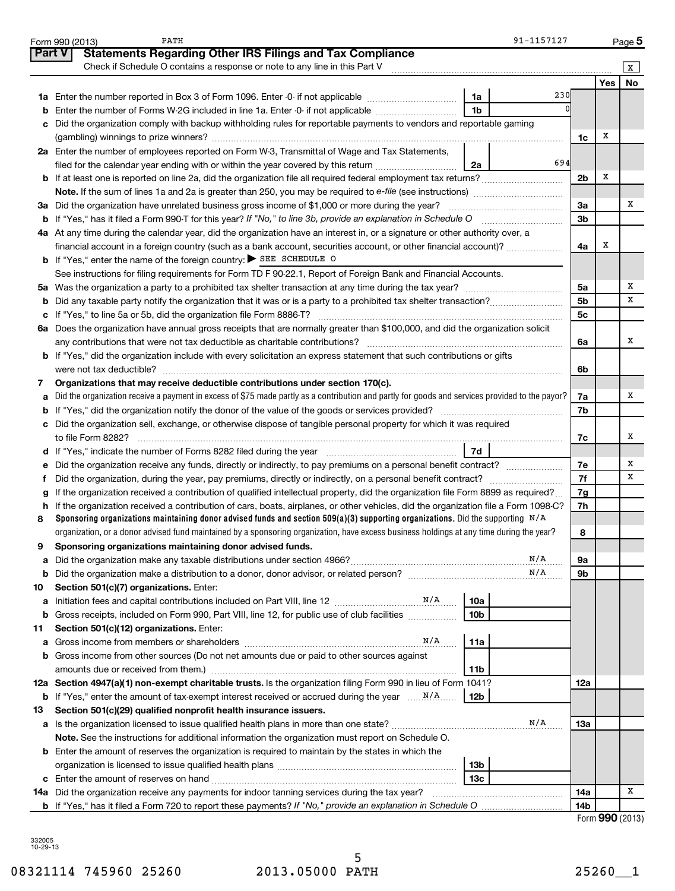Form 990 (2013) PATH 91-1157127 Page 5

## Part V Statements Regarding Other IRS Filings and Tax Compliance

Check if Schedule O contains a response or note to any line in this Part V [X]

| Line | Description | Box | Amount | Line | Yes | No |
|---|---|---|---|---|---|---|
| 1a | Enter the number reported in Box 3 of Form 1096. Enter -0- if not applicable | 1a | 230 | | | |
| b | Enter the number of Forms W-2G included in line 1a. Enter -0- if not applicable | 1b | 0 | | | |
| c | Did the organization comply with backup withholding rules for reportable payments to vendors and reportable gaming (gambling) winnings to prize winners? | | | 1c | X | |
| 2a | Enter the number of employees reported on Form W-3, Transmittal of Wage and Tax Statements, filed for the calendar year ending with or within the year covered by this return | 2a | 694 | | | |
| b | If at least one is reported on line 2a, did the organization file all required federal employment tax returns? | | | 2b | X | |
| | **Note.** If the sum of lines 1a and 2a is greater than 250, you may be required to *e-file* (see instructions) | | | | | |
| 3a | Did the organization have unrelated business gross income of $1,000 or more during the year? | | | 3a | | X |
| b | If "Yes," has it filed a Form 990-T for this year? *If "No," to line 3b, provide an explanation in Schedule O* | | | 3b | | |
| 4a | At any time during the calendar year, did the organization have an interest in, or a signature or other authority over, a financial account in a foreign country (such as a bank account, securities account, or other financial account)? | | | 4a | X | |
| b | If "Yes," enter the name of the foreign country: ▶ SEE SCHEDULE O | | | | | |
| | See instructions for filing requirements for Form TD F 90-22.1, Report of Foreign Bank and Financial Accounts. | | | | | |
| 5a | Was the organization a party to a prohibited tax shelter transaction at any time during the tax year? | | | 5a | | X |
| b | Did any taxable party notify the organization that it was or is a party to a prohibited tax shelter transaction? | | | 5b | | X |
| c | If "Yes," to line 5a or 5b, did the organization file Form 8886-T? | | | 5c | | |
| 6a | Does the organization have annual gross receipts that are normally greater than $100,000, and did the organization solicit any contributions that were not tax deductible as charitable contributions? | | | 6a | | X |
| b | If "Yes," did the organization include with every solicitation an express statement that such contributions or gifts were not tax deductible? | | | 6b | | |
| 7 | **Organizations that may receive deductible contributions under section 170(c).** | | | | | |
| a | Did the organization receive a payment in excess of $75 made partly as a contribution and partly for goods and services provided to the payor? | | | 7a | | X |
| b | If "Yes," did the organization notify the donor of the value of the goods or services provided? | | | 7b | | |
| c | Did the organization sell, exchange, or otherwise dispose of tangible personal property for which it was required to file Form 8282? | | | 7c | | X |
| d | If "Yes," indicate the number of Forms 8282 filed during the year | 7d | | | | |
| e | Did the organization receive any funds, directly or indirectly, to pay premiums on a personal benefit contract? | | | 7e | | X |
| f | Did the organization, during the year, pay premiums, directly or indirectly, on a personal benefit contract? | | | 7f | | X |
| g | If the organization received a contribution of qualified intellectual property, did the organization file Form 8899 as required? | | | 7g | | |
| h | If the organization received a contribution of cars, boats, airplanes, or other vehicles, did the organization file a Form 1098-C? | | | 7h | | |
| 8 | **Sponsoring organizations maintaining donor advised funds and section 509(a)(3) supporting organizations.** Did the supporting organization, or a donor advised fund maintained by a sponsoring organization, have excess business holdings at any time during the year? N/A | | | 8 | | |
| 9 | **Sponsoring organizations maintaining donor advised funds.** | | | | | |
| a | Did the organization make any taxable distributions under section 4966? N/A | | | 9a | | |
| b | Did the organization make a distribution to a donor, donor advisor, or related person? N/A | | | 9b | | |
| 10 | **Section 501(c)(7) organizations.** Enter: | | | | | |
| a | Initiation fees and capital contributions included on Part VIII, line 12 N/A | 10a | | | | |
| b | Gross receipts, included on Form 990, Part VIII, line 12, for public use of club facilities | 10b | | | | |
| 11 | **Section 501(c)(12) organizations.** Enter: | | | | | |
| a | Gross income from members or shareholders N/A | 11a | | | | |
| b | Gross income from other sources (Do not net amounts due or paid to other sources against amounts due or received from them.) | 11b | | | | |
| 12a | **Section 4947(a)(1) non-exempt charitable trusts.** Is the organization filing Form 990 in lieu of Form 1041? | | | 12a | | |
| b | If "Yes," enter the amount of tax-exempt interest received or accrued during the year N/A | 12b | | | | |
| 13 | **Section 501(c)(29) qualified nonprofit health insurance issuers.** | | | | | |
| a | Is the organization licensed to issue qualified health plans in more than one state? N/A | | | 13a | | |
| | **Note.** See the instructions for additional information the organization must report on Schedule O. | | | | | |
| b | Enter the amount of reserves the organization is required to maintain by the states in which the organization is licensed to issue qualified health plans | 13b | | | | |
| c | Enter the amount of reserves on hand | 13c | | | | |
| 14a | Did the organization receive any payments for indoor tanning services during the tax year? | | | 14a | | X |
| b | If "Yes," has it filed a Form 720 to report these payments? *If "No," provide an explanation in Schedule O* | | | 14b | | |

Form **990** (2013)

332005 10-29-13

08321114 745960 25260 2013.05000 PATH 25260__1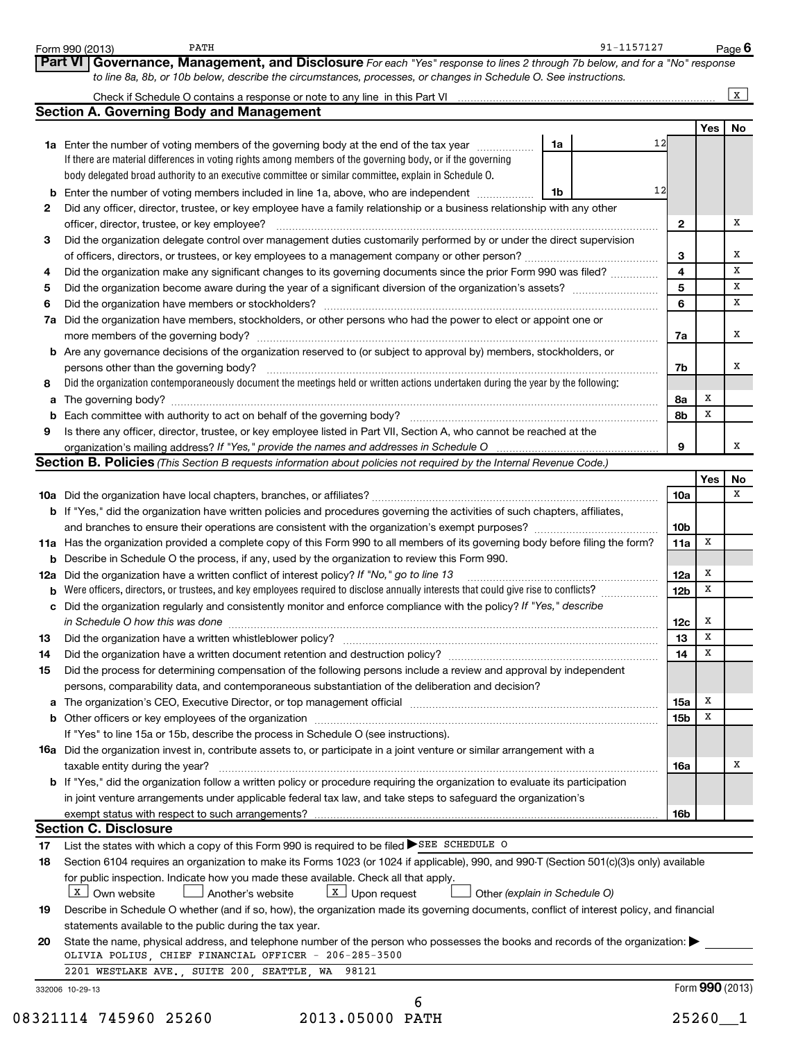Form 990 (2013) PATH 91-1157127 Page 6

## Part VI Governance, Management, and Disclosure

*For each "Yes" response to lines 2 through 7b below, and for a "No" response to line 8a, 8b, or 10b below, describe the circumstances, processes, or changes in Schedule O. See instructions.*

Check if Schedule O contains a response or note to any line in this Part VI ..... [X]

### Section A. Governing Body and Management

| | | | | Yes | No |
|---|---|---|---|---|---|
| **1a** | Enter the number of voting members of the governing body at the end of the tax year ..... If there are material differences in voting rights among members of the governing body, or if the governing body delegated broad authority to an executive committee or similar committee, explain in Schedule O. | 1a: 12 | | | |
| **b** | Enter the number of voting members included in line 1a, above, who are independent ..... | 1b: 12 | | | |
| **2** | Did any officer, director, trustee, or key employee have a family relationship or a business relationship with any other officer, director, trustee, or key employee? | | 2 | | X |
| **3** | Did the organization delegate control over management duties customarily performed by or under the direct supervision of officers, directors, or trustees, or key employees to a management company or other person? | | 3 | | X |
| **4** | Did the organization make any significant changes to its governing documents since the prior Form 990 was filed? | | 4 | | X |
| **5** | Did the organization become aware during the year of a significant diversion of the organization's assets? | | 5 | | X |
| **6** | Did the organization have members or stockholders? | | 6 | | X |
| **7a** | Did the organization have members, stockholders, or other persons who had the power to elect or appoint one or more members of the governing body? | | 7a | | X |
| **b** | Are any governance decisions of the organization reserved to (or subject to approval by) members, stockholders, or persons other than the governing body? | | 7b | | X |
| **8** | Did the organization contemporaneously document the meetings held or written actions undertaken during the year by the following: | | | | |
| **a** | The governing body? | | 8a | X | |
| **b** | Each committee with authority to act on behalf of the governing body? | | 8b | X | |
| **9** | Is there any officer, director, trustee, or key employee listed in Part VII, Section A, who cannot be reached at the organization's mailing address? *If "Yes," provide the names and addresses in Schedule O* | | 9 | | X |

### Section B. Policies *(This Section B requests information about policies not required by the Internal Revenue Code.)*

| | | | Yes | No |
|---|---|---|---|---|
| **10a** | Did the organization have local chapters, branches, or affiliates? | 10a | | X |
| **b** | If "Yes," did the organization have written policies and procedures governing the activities of such chapters, affiliates, and branches to ensure their operations are consistent with the organization's exempt purposes? | 10b | | |
| **11a** | Has the organization provided a complete copy of this Form 990 to all members of its governing body before filing the form? | 11a | X | |
| **b** | Describe in Schedule O the process, if any, used by the organization to review this Form 990. | | | |
| **12a** | Did the organization have a written conflict of interest policy? *If "No," go to line 13* | 12a | X | |
| **b** | Were officers, directors, or trustees, and key employees required to disclose annually interests that could give rise to conflicts? | 12b | X | |
| **c** | Did the organization regularly and consistently monitor and enforce compliance with the policy? *If "Yes," describe in Schedule O how this was done* | 12c | X | |
| **13** | Did the organization have a written whistleblower policy? | 13 | X | |
| **14** | Did the organization have a written document retention and destruction policy? | 14 | X | |
| **15** | Did the process for determining compensation of the following persons include a review and approval by independent persons, comparability data, and contemporaneous substantiation of the deliberation and decision? | | | |
| **a** | The organization's CEO, Executive Director, or top management official | 15a | X | |
| **b** | Other officers or key employees of the organization | 15b | X | |
| | If "Yes" to line 15a or 15b, describe the process in Schedule O (see instructions). | | | |
| **16a** | Did the organization invest in, contribute assets to, or participate in a joint venture or similar arrangement with a taxable entity during the year? | 16a | | X |
| **b** | If "Yes," did the organization follow a written policy or procedure requiring the organization to evaluate its participation in joint venture arrangements under applicable federal tax law, and take steps to safeguard the organization's exempt status with respect to such arrangements? | 16b | | |

### Section C. Disclosure

**17** List the states with which a copy of this Form 990 is required to be filed ▶ SEE SCHEDULE O

**18** Section 6104 requires an organization to make its Forms 1023 (or 1024 if applicable), 990, and 990-T (Section 501(c)(3)s only) available for public inspection. Indicate how you made these available. Check all that apply.

[X] Own website [ ] Another's website [X] Upon request [ ] Other *(explain in Schedule O)*

**19** Describe in Schedule O whether (and if so, how), the organization made its governing documents, conflict of interest policy, and financial statements available to the public during the tax year.

**20** State the name, physical address, and telephone number of the person who possesses the books and records of the organization: ▶

OLIVIA POLIUS, CHIEF FINANCIAL OFFICER - 206-285-3500

2201 WESTLAKE AVE., SUITE 200, SEATTLE, WA 98121

332006 10-29-13 Form **990** (2013)

08321114 745960 25260 2013.05000 PATH 25260__1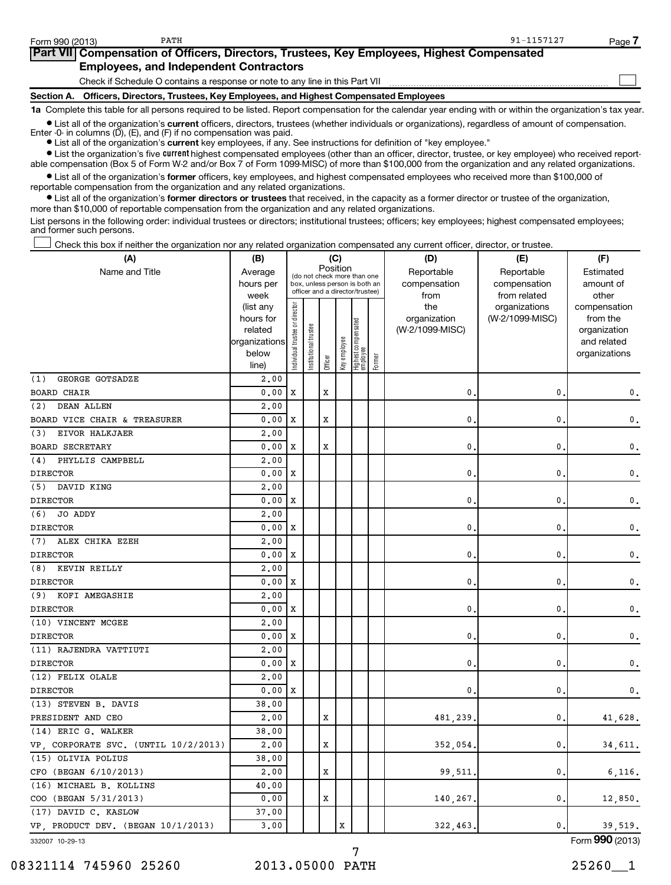Form 990 (2013) PATH 91-1157127 Page 7

## Part VII Compensation of Officers, Directors, Trustees, Key Employees, Highest Compensated Employees, and Independent Contractors

Check if Schedule O contains a response or note to any line in this Part VII ☐

### Section A. Officers, Directors, Trustees, Key Employees, and Highest Compensated Employees

**1a** Complete this table for all persons required to be listed. Report compensation for the calendar year ending with or within the organization's tax year.

- List all of the organization's **current** officers, directors, trustees (whether individuals or organizations), regardless of amount of compensation. Enter -0- in columns (D), (E), and (F) if no compensation was paid.
- List all of the organization's **current** key employees, if any. See instructions for definition of "key employee."
- List the organization's five **current** highest compensated employees (other than an officer, director, trustee, or key employee) who received reportable compensation (Box 5 of Form W-2 and/or Box 7 of Form 1099-MISC) of more than $100,000 from the organization and any related organizations.
- List all of the organization's **former** officers, key employees, and highest compensated employees who received more than $100,000 of reportable compensation from the organization and any related organizations.
- List all of the organization's **former directors or trustees** that received, in the capacity as a former director or trustee of the organization, more than $10,000 of reportable compensation from the organization and any related organizations.

List persons in the following order: individual trustees or directors; institutional trustees; officers; key employees; highest compensated employees; and former such persons.

☐ Check this box if neither the organization nor any related organization compensated any current officer, director, or trustee.

| (A) Name and Title | (B) Average hours per week (list any hours for related organizations below line) | (C) Position (do not check more than one box, unless person is both an officer and a director/trustee): Individual trustee or director | Institutional trustee | Officer | Key employee | Highest compensated employee | Former | (D) Reportable compensation from the organization (W-2/1099-MISC) | (E) Reportable compensation from related organizations (W-2/1099-MISC) | (F) Estimated amount of other compensation from the organization and related organizations |
|---|---|---|---|---|---|---|---|---|---|---|
| (1) GEORGE GOTSADZE<br>BOARD CHAIR | 2.00<br>0.00 | X | | X | | | | 0. | 0. | 0. |
| (2) DEAN ALLEN<br>BOARD VICE CHAIR & TREASURER | 2.00<br>0.00 | X | | X | | | | 0. | 0. | 0. |
| (3) EIVOR HALKJAER<br>BOARD SECRETARY | 2.00<br>0.00 | X | | X | | | | 0. | 0. | 0. |
| (4) PHYLLIS CAMPBELL<br>DIRECTOR | 2.00<br>0.00 | X | | | | | | 0. | 0. | 0. |
| (5) DAVID KING<br>DIRECTOR | 2.00<br>0.00 | X | | | | | | 0. | 0. | 0. |
| (6) JO ADDY<br>DIRECTOR | 2.00<br>0.00 | X | | | | | | 0. | 0. | 0. |
| (7) ALEX CHIKA EZEH<br>DIRECTOR | 2.00<br>0.00 | X | | | | | | 0. | 0. | 0. |
| (8) KEVIN REILLY<br>DIRECTOR | 2.00<br>0.00 | X | | | | | | 0. | 0. | 0. |
| (9) KOFI AMEGASHIE<br>DIRECTOR | 2.00<br>0.00 | X | | | | | | 0. | 0. | 0. |
| (10) VINCENT MCGEE<br>DIRECTOR | 2.00<br>0.00 | X | | | | | | 0. | 0. | 0. |
| (11) RAJENDRA VATTIUTI<br>DIRECTOR | 2.00<br>0.00 | X | | | | | | 0. | 0. | 0. |
| (12) FELIX OLALE<br>DIRECTOR | 2.00<br>0.00 | X | | | | | | 0. | 0. | 0. |
| (13) STEVEN B. DAVIS<br>PRESIDENT AND CEO | 38.00<br>2.00 | | | X | | | | 481,239. | 0. | 41,628. |
| (14) ERIC G. WALKER<br>VP, CORPORATE SVC. (UNTIL 10/2/2013) | 38.00<br>2.00 | | | X | | | | 352,054. | 0. | 34,611. |
| (15) OLIVIA POLIUS<br>CFO (BEGAN 6/10/2013) | 38.00<br>2.00 | | | X | | | | 99,511. | 0. | 6,116. |
| (16) MICHAEL B. KOLLINS<br>COO (BEGAN 5/31/2013) | 40.00<br>0.00 | | | X | | | | 140,267. | 0. | 12,850. |
| (17) DAVID C. KASLOW<br>VP, PRODUCT DEV. (BEGAN 10/1/2013) | 37.00<br>3.00 | | | | X | | | 322,463. | 0. | 39,519. |

332007 10-29-13 Form 990 (2013)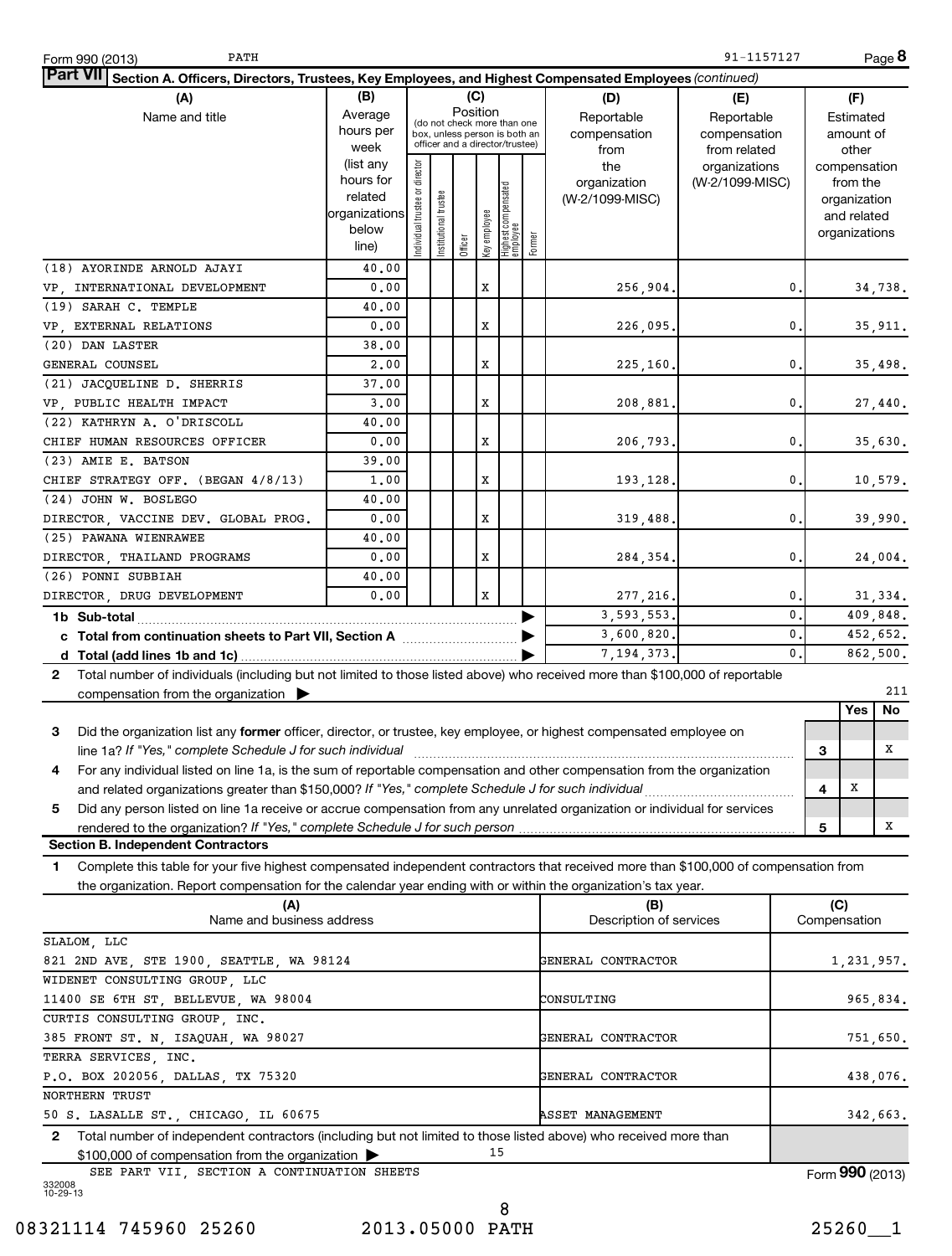## Part VII Section A. Officers, Directors, Trustees, Key Employees, and Highest Compensated Employees *(continued)*

| (A) Name and title | (B) Average hours per week (list any hours for related organizations below line) | (C) Position: Individual trustee or director | Institutional trustee | Officer | Key employee | Highest compensated employee | Former | (D) Reportable compensation from the organization (W-2/1099-MISC) | (E) Reportable compensation from related organizations (W-2/1099-MISC) | (F) Estimated amount of other compensation from the organization and related organizations |
|---|---|---|---|---|---|---|---|---|---|---|
| (18) AYORINDE ARNOLD AJAYI<br>VP, INTERNATIONAL DEVELOPMENT | 40.00<br>0.00 | | | | X | | | 256,904. | 0. | 34,738. |
| (19) SARAH C. TEMPLE<br>VP, EXTERNAL RELATIONS | 40.00<br>0.00 | | | | X | | | 226,095. | 0. | 35,911. |
| (20) DAN LASTER<br>GENERAL COUNSEL | 38.00<br>2.00 | | | | X | | | 225,160. | 0. | 35,498. |
| (21) JACQUELINE D. SHERRIS<br>VP, PUBLIC HEALTH IMPACT | 37.00<br>3.00 | | | | X | | | 208,881. | 0. | 27,440. |
| (22) KATHRYN A. O'DRISCOLL<br>CHIEF HUMAN RESOURCES OFFICER | 40.00<br>0.00 | | | | X | | | 206,793. | 0. | 35,630. |
| (23) AMIE E. BATSON<br>CHIEF STRATEGY OFF. (BEGAN 4/8/13) | 39.00<br>1.00 | | | | X | | | 193,128. | 0. | 10,579. |
| (24) JOHN W. BOSLEGO<br>DIRECTOR, VACCINE DEV. GLOBAL PROG. | 40.00<br>0.00 | | | | | X | | 319,488. | 0. | 39,990. |
| (25) PAWANA WIENRAWEE<br>DIRECTOR, THAILAND PROGRAMS | 40.00<br>0.00 | | | | | X | | 284,354. | 0. | 24,004. |
| (26) PONNI SUBBIAH<br>DIRECTOR, DRUG DEVELOPMENT | 40.00<br>0.00 | | | | | X | | 277,216. | 0. | 31,334. |
| **1b Sub-total** | | | | | | | | 3,593,553. | 0. | 409,848. |
| **c Total from continuation sheets to Part VII, Section A** | | | | | | | | 3,600,820. | 0. | 452,652. |
| **d Total (add lines 1b and 1c)** | | | | | | | | 7,194,373. | 0. | 862,500. |

**2** Total number of individuals (including but not limited to those listed above) who received more than $100,000 of reportable compensation from the organization ▶ 211

| | | | Yes | No |
|---|---|---|---|---|
| **3** | Did the organization list any **former** officer, director, or trustee, key employee, or highest compensated employee on line 1a? *If "Yes," complete Schedule J for such individual* | 3 | | X |
| **4** | For any individual listed on line 1a, is the sum of reportable compensation and other compensation from the organization and related organizations greater than $150,000? *If "Yes," complete Schedule J for such individual* | 4 | X | |
| **5** | Did any person listed on line 1a receive or accrue compensation from any unrelated organization or individual for services rendered to the organization? *If "Yes," complete Schedule J for such person* | 5 | | X |

### Section B. Independent Contractors

**1** Complete this table for your five highest compensated independent contractors that received more than $100,000 of compensation from the organization. Report compensation for the calendar year ending with or within the organization's tax year.

| (A) Name and business address | (B) Description of services | (C) Compensation |
|---|---|---|
| SLALOM, LLC<br>821 2ND AVE, STE 1900, SEATTLE, WA 98124 | GENERAL CONTRACTOR | 1,231,957. |
| WIDENET CONSULTING GROUP, LLC<br>11400 SE 6TH ST, BELLEVUE, WA 98004 | CONSULTING | 965,834. |
| CURTIS CONSULTING GROUP, INC.<br>385 FRONT ST. N, ISAQUAH, WA 98027 | GENERAL CONTRACTOR | 751,650. |
| TERRA SERVICES, INC.<br>P.O. BOX 202056, DALLAS, TX 75320 | GENERAL CONTRACTOR | 438,076. |
| NORTHERN TRUST<br>50 S. LASALLE ST., CHICAGO, IL 60675 | ASSET MANAGEMENT | 342,663. |

**2** Total number of independent contractors (including but not limited to those listed above) who received more than $100,000 of compensation from the organization ▶ 15

SEE PART VII, SECTION A CONTINUATION SHEETS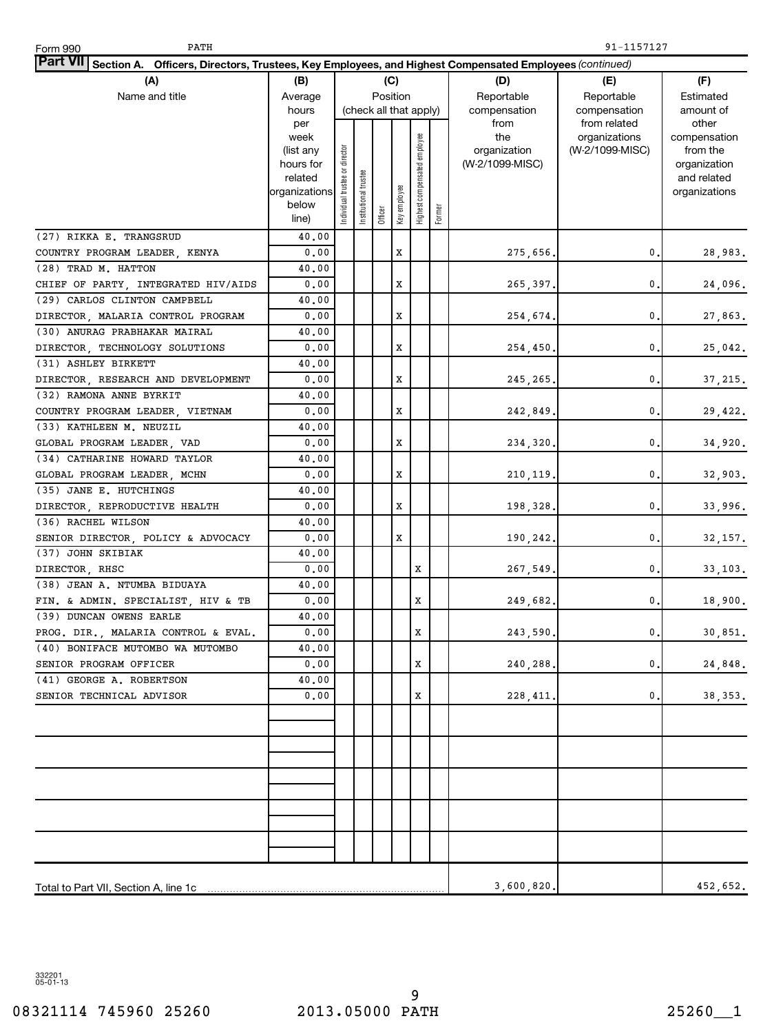Form 990 PATH 91-1157127

**Part VII Section A. Officers, Directors, Trustees, Key Employees, and Highest Compensated Employees** *(continued)*

| (A) Name and title | (B) Average hours per week (list any hours for related organizations below line) | (C) Position (check all that apply): Individual trustee or director | Institutional trustee | Officer | Key employee | Highest compensated employee | Former | (D) Reportable compensation from the organization (W-2/1099-MISC) | (E) Reportable compensation from related organizations (W-2/1099-MISC) | (F) Estimated amount of other compensation from the organization and related organizations |
|---|---|---|---|---|---|---|---|---|---|---|
| (27) RIKKA E. TRANGSRUD<br>COUNTRY PROGRAM LEADER, KENYA | 40.00<br>0.00 | | | | X | | | 275,656. | 0. | 28,983. |
| (28) TRAD M. HATTON<br>CHIEF OF PARTY, INTEGRATED HIV/AIDS | 40.00<br>0.00 | | | | X | | | 265,397. | 0. | 24,096. |
| (29) CARLOS CLINTON CAMPBELL<br>DIRECTOR, MALARIA CONTROL PROGRAM | 40.00<br>0.00 | | | | X | | | 254,674. | 0. | 27,863. |
| (30) ANURAG PRABHAKAR MAIRAL<br>DIRECTOR, TECHNOLOGY SOLUTIONS | 40.00<br>0.00 | | | | X | | | 254,450. | 0. | 25,042. |
| (31) ASHLEY BIRKETT<br>DIRECTOR, RESEARCH AND DEVELOPMENT | 40.00<br>0.00 | | | | X | | | 245,265. | 0. | 37,215. |
| (32) RAMONA ANNE BYRKIT<br>COUNTRY PROGRAM LEADER, VIETNAM | 40.00<br>0.00 | | | | X | | | 242,849. | 0. | 29,422. |
| (33) KATHLEEN M. NEUZIL<br>GLOBAL PROGRAM LEADER, VAD | 40.00<br>0.00 | | | | X | | | 234,320. | 0. | 34,920. |
| (34) CATHARINE HOWARD TAYLOR<br>GLOBAL PROGRAM LEADER, MCHN | 40.00<br>0.00 | | | | X | | | 210,119. | 0. | 32,903. |
| (35) JANE E. HUTCHINGS<br>DIRECTOR, REPRODUCTIVE HEALTH | 40.00<br>0.00 | | | | X | | | 198,328. | 0. | 33,996. |
| (36) RACHEL WILSON<br>SENIOR DIRECTOR, POLICY & ADVOCACY | 40.00<br>0.00 | | | | X | | | 190,242. | 0. | 32,157. |
| (37) JOHN SKIBIAK<br>DIRECTOR, RHSC | 40.00<br>0.00 | | | | | X | | 267,549. | 0. | 33,103. |
| (38) JEAN A. NTUMBA BIDUAYA<br>FIN. & ADMIN. SPECIALIST, HIV & TB | 40.00<br>0.00 | | | | | X | | 249,682. | 0. | 18,900. |
| (39) DUNCAN OWENS EARLE<br>PROG. DIR., MALARIA CONTROL & EVAL. | 40.00<br>0.00 | | | | | X | | 243,590. | 0. | 30,851. |
| (40) BONIFACE MUTOMBO WA MUTOMBO<br>SENIOR PROGRAM OFFICER | 40.00<br>0.00 | | | | | X | | 240,288. | 0. | 24,848. |
| (41) GEORGE A. ROBERTSON<br>SENIOR TECHNICAL ADVISOR | 40.00<br>0.00 | | | | | X | | 228,411. | 0. | 38,353. |
| | | | | | | | | | | |
| | | | | | | | | | | |
| | | | | | | | | | | |
| | | | | | | | | | | |
| | | | | | | | | | | |
| Total to Part VII, Section A, line 1c | | | | | | | | 3,600,820. | | 452,652. |

332201
05-01-13

08321114 745960 25260 2013.05000 PATH 25260__1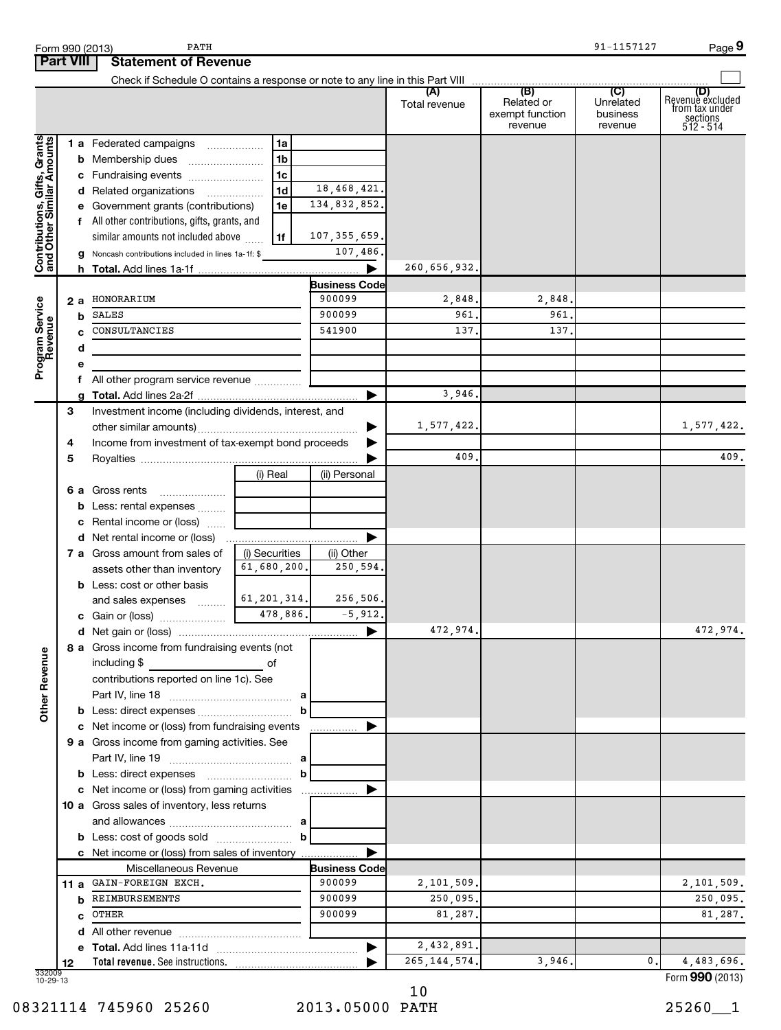Form 990 (2013) PATH 91-1157127 Page 9

## Part VIII Statement of Revenue

Check if Schedule O contains a response or note to any line in this Part VIII ☐

| | | | | (A) Total revenue | (B) Related or exempt function revenue | (C) Unrelated business revenue | (D) Revenue excluded from tax under sections 512 - 514 |
|---|---|---|---|---|---|---|---|
| **Contributions, Gifts, Grants and Other Similar Amounts** | 1 a | Federated campaigns | 1a | | | | |
| | b | Membership dues | 1b | | | | |
| | c | Fundraising events | 1c | | | | |
| | d | Related organizations | 1d 18,468,421. | | | | |
| | e | Government grants (contributions) | 1e 134,832,852. | | | | |
| | f | All other contributions, gifts, grants, and similar amounts not included above | 1f 107,355,659. | | | | |
| | g | Noncash contributions included in lines 1a-1f: $ | 107,486. | | | | |
| | h | **Total.** Add lines 1a-1f | | 260,656,932. | | | |
| **Program Service Revenue** | | | **Business Code** | | | | |
| | 2 a | HONORARIUM | 900099 | 2,848. | 2,848. | | |
| | b | SALES | 900099 | 961. | 961. | | |
| | c | CONSULTANCIES | 541900 | 137. | 137. | | |
| | d | | | | | | |
| | e | | | | | | |
| | f | All other program service revenue | | | | | |
| | g | **Total.** Add lines 2a-2f | | 3,946. | | | |
| **Other Revenue** | 3 | Investment income (including dividends, interest, and other similar amounts) | | 1,577,422. | | | 1,577,422. |
| | 4 | Income from investment of tax-exempt bond proceeds | | | | | |
| | 5 | Royalties | | 409. | | | 409. |
| | | | (i) Real / (ii) Personal | | | | |
| | 6 a | Gross rents | | | | | |
| | b | Less: rental expenses | | | | | |
| | c | Rental income or (loss) | | | | | |
| | d | Net rental income or (loss) | | | | | |
| | | | (i) Securities / (ii) Other | | | | |
| | 7 a | Gross amount from sales of assets other than inventory | 61,680,200. / 250,594. | | | | |
| | b | Less: cost or other basis and sales expenses | 61,201,314. / 256,506. | | | | |
| | c | Gain or (loss) | 478,886. / -5,912. | | | | |
| | d | Net gain or (loss) | | 472,974. | | | 472,974. |
| | 8 a | Gross income from fundraising events (not including $ of contributions reported on line 1c). See Part IV, line 18 | a | | | | |
| | b | Less: direct expenses | b | | | | |
| | c | Net income or (loss) from fundraising events | | | | | |
| | 9 a | Gross income from gaming activities. See Part IV, line 19 | a | | | | |
| | b | Less: direct expenses | b | | | | |
| | c | Net income or (loss) from gaming activities | | | | | |
| | 10 a | Gross sales of inventory, less returns and allowances | a | | | | |
| | b | Less: cost of goods sold | b | | | | |
| | c | Net income or (loss) from sales of inventory | | | | | |
| | | Miscellaneous Revenue | **Business Code** | | | | |
| | 11 a | GAIN-FOREIGN EXCH. | 900099 | 2,101,509. | | | 2,101,509. |
| | b | REIMBURSEMENTS | 900099 | 250,095. | | | 250,095. |
| | c | OTHER | 900099 | 81,287. | | | 81,287. |
| | d | All other revenue | | | | | |
| | e | **Total.** Add lines 11a-11d | | 2,432,891. | | | |
| | 12 | **Total revenue.** See instructions. | | 265,144,574. | 3,946. | 0. | 4,483,696. |

332009 10-29-13 Form **990** (2013)

08321114 745960 25260 2013.05000 PATH 25260__1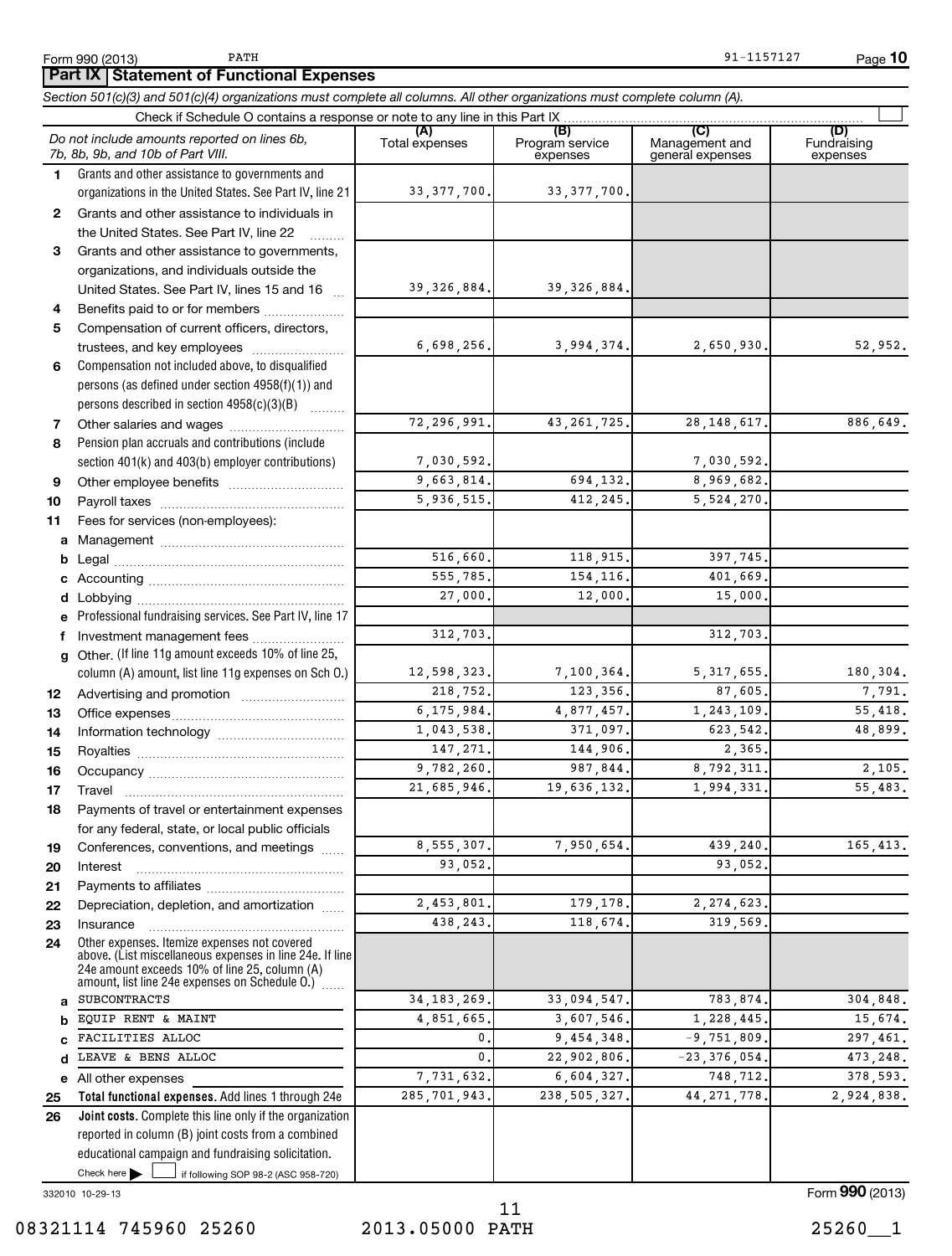Form 990 (2013) PATH 91-1157127 Page 10

## Part IX | Statement of Functional Expenses

*Section 501(c)(3) and 501(c)(4) organizations must complete all columns. All other organizations must complete column (A).*

Check if Schedule O contains a response or note to any line in this Part IX ☐

| | *Do not include amounts reported on lines 6b, 7b, 8b, 9b, and 10b of Part VIII.* | (A) Total expenses | (B) Program service expenses | (C) Management and general expenses | (D) Fundraising expenses |
|---|---|---|---|---|---|
| 1 | Grants and other assistance to governments and organizations in the United States. See Part IV, line 21 | 33,377,700. | 33,377,700. | | |
| 2 | Grants and other assistance to individuals in the United States. See Part IV, line 22 | | | | |
| 3 | Grants and other assistance to governments, organizations, and individuals outside the United States. See Part IV, lines 15 and 16 | 39,326,884. | 39,326,884. | | |
| 4 | Benefits paid to or for members | | | | |
| 5 | Compensation of current officers, directors, trustees, and key employees | 6,698,256. | 3,994,374. | 2,650,930. | 52,952. |
| 6 | Compensation not included above, to disqualified persons (as defined under section 4958(f)(1)) and persons described in section 4958(c)(3)(B) | | | | |
| 7 | Other salaries and wages | 72,296,991. | 43,261,725. | 28,148,617. | 886,649. |
| 8 | Pension plan accruals and contributions (include section 401(k) and 403(b) employer contributions) | 7,030,592. | | 7,030,592. | |
| 9 | Other employee benefits | 9,663,814. | 694,132. | 8,969,682. | |
| 10 | Payroll taxes | 5,936,515. | 412,245. | 5,524,270. | |
| 11 | Fees for services (non-employees): | | | | |
| a | Management | | | | |
| b | Legal | 516,660. | 118,915. | 397,745. | |
| c | Accounting | 555,785. | 154,116. | 401,669. | |
| d | Lobbying | 27,000. | 12,000. | 15,000. | |
| e | Professional fundraising services. See Part IV, line 17 | | | | |
| f | Investment management fees | 312,703. | | 312,703. | |
| g | Other. (If line 11g amount exceeds 10% of line 25, column (A) amount, list line 11g expenses on Sch O.) | 12,598,323. | 7,100,364. | 5,317,655. | 180,304. |
| 12 | Advertising and promotion | 218,752. | 123,356. | 87,605. | 7,791. |
| 13 | Office expenses | 6,175,984. | 4,877,457. | 1,243,109. | 55,418. |
| 14 | Information technology | 1,043,538. | 371,097. | 623,542. | 48,899. |
| 15 | Royalties | 147,271. | 144,906. | 2,365. | |
| 16 | Occupancy | 9,782,260. | 987,844. | 8,792,311. | 2,105. |
| 17 | Travel | 21,685,946. | 19,636,132. | 1,994,331. | 55,483. |
| 18 | Payments of travel or entertainment expenses for any federal, state, or local public officials | | | | |
| 19 | Conferences, conventions, and meetings | 8,555,307. | 7,950,654. | 439,240. | 165,413. |
| 20 | Interest | 93,052. | | 93,052. | |
| 21 | Payments to affiliates | | | | |
| 22 | Depreciation, depletion, and amortization | 2,453,801. | 179,178. | 2,274,623. | |
| 23 | Insurance | 438,243. | 118,674. | 319,569. | |
| 24 | Other expenses. Itemize expenses not covered above. (List miscellaneous expenses in line 24e. If line 24e amount exceeds 10% of line 25, column (A) amount, list line 24e expenses on Schedule O.) | | | | |
| a | SUBCONTRACTS | 34,183,269. | 33,094,547. | 783,874. | 304,848. |
| b | EQUIP RENT & MAINT | 4,851,665. | 3,607,546. | 1,228,445. | 15,674. |
| c | FACILITIES ALLOC | 0. | 9,454,348. | -9,751,809. | 297,461. |
| d | LEAVE & BENS ALLOC | 0. | 22,902,806. | -23,376,054. | 473,248. |
| e | All other expenses | 7,731,632. | 6,604,327. | 748,712. | 378,593. |
| 25 | **Total functional expenses.** Add lines 1 through 24e | 285,701,943. | 238,505,327. | 44,271,778. | 2,924,838. |
| 26 | **Joint costs.** Complete this line only if the organization reported in column (B) joint costs from a combined educational campaign and fundraising solicitation. Check here ☐ if following SOP 98-2 (ASC 958-720) | | | | |

332010 10-29-13 Form **990** (2013)

08321114 745960 25260 2013.05000 PATH 25260__1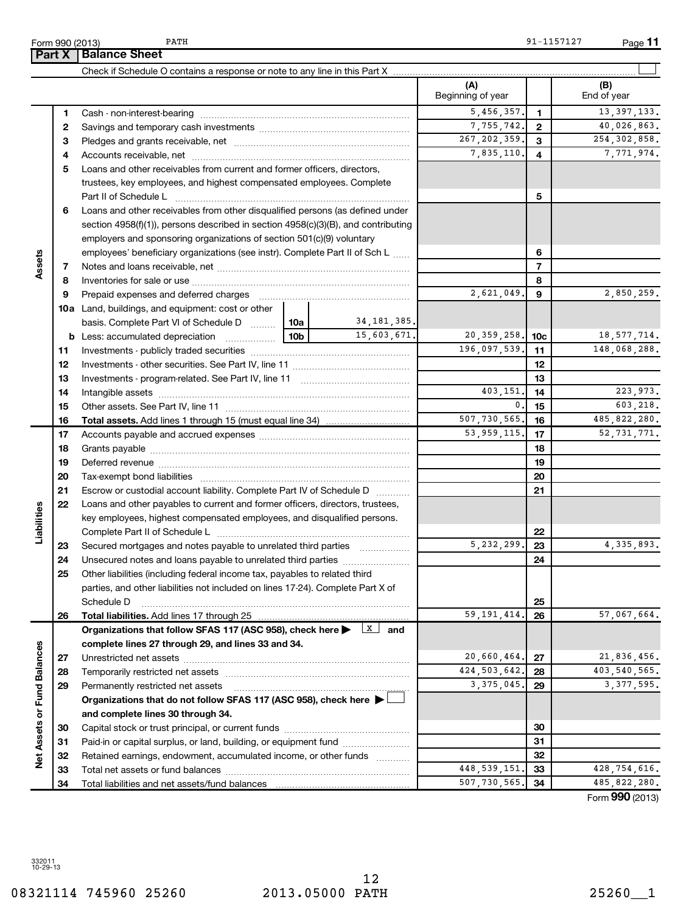Form 990 (2013) PATH 91-1157127 Page **11**

## Part X Balance Sheet

Check if Schedule O contains a response or note to any line in this Part X ☐

| Section | Line | Description | | | (A) Beginning of year | | (B) End of year |
|---|---|---|---|---|---|---|---|
| Assets | 1 | Cash - non-interest-bearing | | | 5,456,357. | 1 | 13,397,133. |
| | 2 | Savings and temporary cash investments | | | 7,755,742. | 2 | 40,026,863. |
| | 3 | Pledges and grants receivable, net | | | 267,202,359. | 3 | 254,302,858. |
| | 4 | Accounts receivable, net | | | 7,835,110. | 4 | 7,771,974. |
| | 5 | Loans and other receivables from current and former officers, directors, trustees, key employees, and highest compensated employees. Complete Part II of Schedule L | | | | 5 | |
| | 6 | Loans and other receivables from other disqualified persons (as defined under section 4958(f)(1)), persons described in section 4958(c)(3)(B), and contributing employers and sponsoring organizations of section 501(c)(9) voluntary employees' beneficiary organizations (see instr). Complete Part II of Sch L | | | | 6 | |
| | 7 | Notes and loans receivable, net | | | | 7 | |
| | 8 | Inventories for sale or use | | | | 8 | |
| | 9 | Prepaid expenses and deferred charges | | | 2,621,049. | 9 | 2,850,259. |
| | 10a | Land, buildings, and equipment: cost or other basis. Complete Part VI of Schedule D | 10a | 34,181,385. | | | |
| | b | Less: accumulated depreciation | 10b | 15,603,671. | 20,359,258. | 10c | 18,577,714. |
| | 11 | Investments - publicly traded securities | | | 196,097,539. | 11 | 148,068,288. |
| | 12 | Investments - other securities. See Part IV, line 11 | | | | 12 | |
| | 13 | Investments - program-related. See Part IV, line 11 | | | | 13 | |
| | 14 | Intangible assets | | | 403,151. | 14 | 223,973. |
| | 15 | Other assets. See Part IV, line 11 | | | 0. | 15 | 603,218. |
| | 16 | **Total assets.** Add lines 1 through 15 (must equal line 34) | | | 507,730,565. | 16 | 485,822,280. |
| Liabilities | 17 | Accounts payable and accrued expenses | | | 53,959,115. | 17 | 52,731,771. |
| | 18 | Grants payable | | | | 18 | |
| | 19 | Deferred revenue | | | | 19 | |
| | 20 | Tax-exempt bond liabilities | | | | 20 | |
| | 21 | Escrow or custodial account liability. Complete Part IV of Schedule D | | | | 21 | |
| | 22 | Loans and other payables to current and former officers, directors, trustees, key employees, highest compensated employees, and disqualified persons. Complete Part II of Schedule L | | | | 22 | |
| | 23 | Secured mortgages and notes payable to unrelated third parties | | | 5,232,299. | 23 | 4,335,893. |
| | 24 | Unsecured notes and loans payable to unrelated third parties | | | | 24 | |
| | 25 | Other liabilities (including federal income tax, payables to related third parties, and other liabilities not included on lines 17-24). Complete Part X of Schedule D | | | | 25 | |
| | 26 | **Total liabilities.** Add lines 17 through 25 | | | 59,191,414. | 26 | 57,067,664. |
| Net Assets or Fund Balances | | **Organizations that follow SFAS 117 (ASC 958), check here ▶ [X] and complete lines 27 through 29, and lines 33 and 34.** | | | | | |
| | 27 | Unrestricted net assets | | | 20,660,464. | 27 | 21,836,456. |
| | 28 | Temporarily restricted net assets | | | 424,503,642. | 28 | 403,540,565. |
| | 29 | Permanently restricted net assets | | | 3,375,045. | 29 | 3,377,595. |
| | | **Organizations that do not follow SFAS 117 (ASC 958), check here ▶ ☐ and complete lines 30 through 34.** | | | | | |
| | 30 | Capital stock or trust principal, or current funds | | | | 30 | |
| | 31 | Paid-in or capital surplus, or land, building, or equipment fund | | | | 31 | |
| | 32 | Retained earnings, endowment, accumulated income, or other funds | | | | 32 | |
| | 33 | Total net assets or fund balances | | | 448,539,151. | 33 | 428,754,616. |
| | 34 | Total liabilities and net assets/fund balances | | | 507,730,565. | 34 | 485,822,280. |

Form **990** (2013)

332011 10-29-13

08321114 745960 25260 2013.05000 PATH 25260__1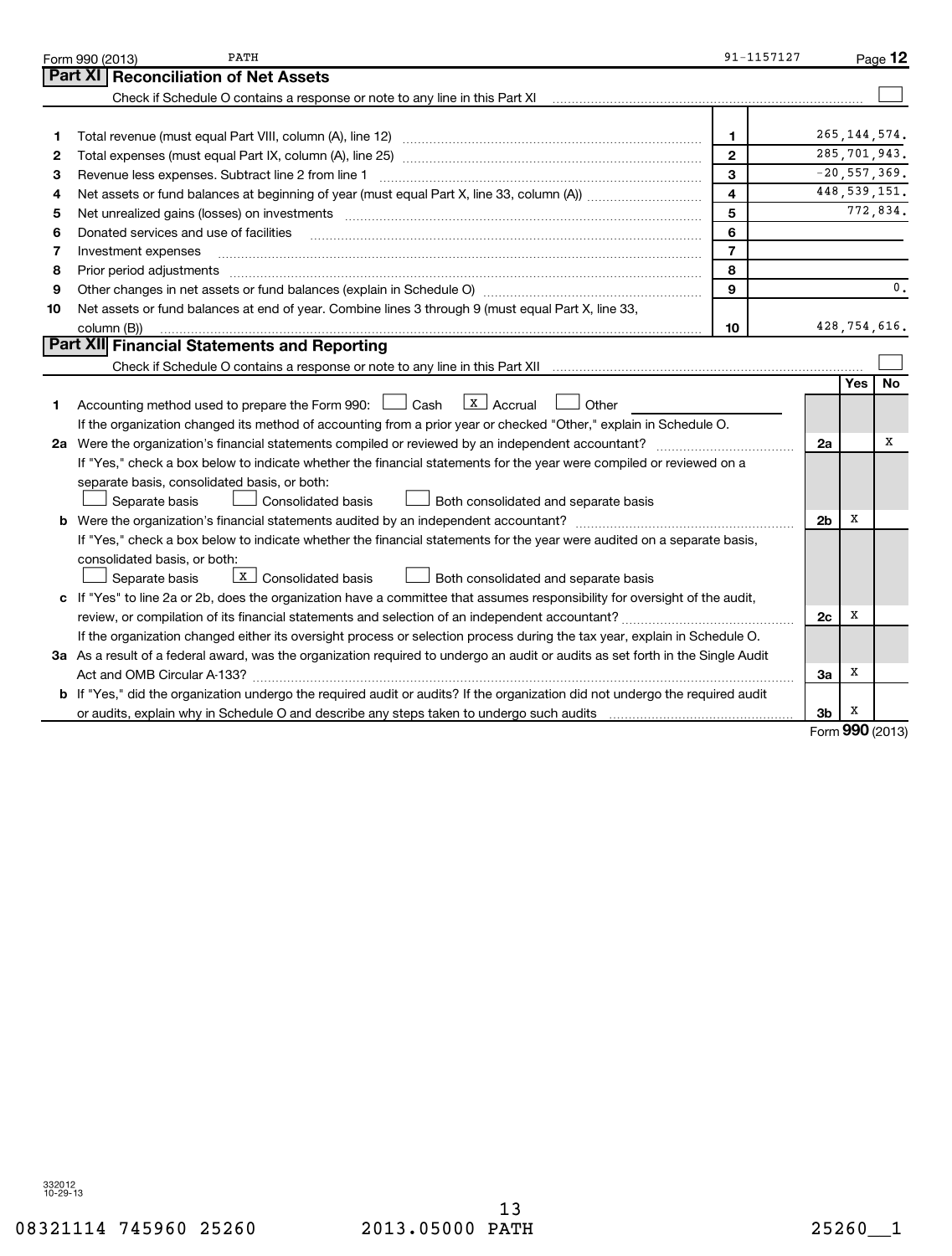Form 990 (2013) PATH 91-1157127 Page **12**

## Part XI Reconciliation of Net Assets

Check if Schedule O contains a response or note to any line in this Part XI ☐

| | | | |
|---|---|---|---|
| 1 | Total revenue (must equal Part VIII, column (A), line 12) | 1 | 265,144,574. |
| 2 | Total expenses (must equal Part IX, column (A), line 25) | 2 | 285,701,943. |
| 3 | Revenue less expenses. Subtract line 2 from line 1 | 3 | -20,557,369. |
| 4 | Net assets or fund balances at beginning of year (must equal Part X, line 33, column (A)) | 4 | 448,539,151. |
| 5 | Net unrealized gains (losses) on investments | 5 | 772,834. |
| 6 | Donated services and use of facilities | 6 | |
| 7 | Investment expenses | 7 | |
| 8 | Prior period adjustments | 8 | |
| 9 | Other changes in net assets or fund balances (explain in Schedule O) | 9 | 0. |
| 10 | Net assets or fund balances at end of year. Combine lines 3 through 9 (must equal Part X, line 33, column (B)) | 10 | 428,754,616. |

## Part XII Financial Statements and Reporting

Check if Schedule O contains a response or note to any line in this Part XII ☐

| | | | Yes | No |
|---|---|---|---|---|
| 1 | Accounting method used to prepare the Form 990: ☐ Cash ☒ Accrual ☐ Other<br>If the organization changed its method of accounting from a prior year or checked "Other," explain in Schedule O. | | | |
| 2a | Were the organization's financial statements compiled or reviewed by an independent accountant?<br>If "Yes," check a box below to indicate whether the financial statements for the year were compiled or reviewed on a separate basis, consolidated basis, or both:<br>☐ Separate basis ☐ Consolidated basis ☐ Both consolidated and separate basis | 2a | | X |
| b | Were the organization's financial statements audited by an independent accountant?<br>If "Yes," check a box below to indicate whether the financial statements for the year were audited on a separate basis, consolidated basis, or both:<br>☐ Separate basis ☒ Consolidated basis ☐ Both consolidated and separate basis | 2b | X | |
| c | If "Yes" to line 2a or 2b, does the organization have a committee that assumes responsibility for oversight of the audit, review, or compilation of its financial statements and selection of an independent accountant?<br>If the organization changed either its oversight process or selection process during the tax year, explain in Schedule O. | 2c | X | |
| 3a | As a result of a federal award, was the organization required to undergo an audit or audits as set forth in the Single Audit Act and OMB Circular A-133? | 3a | X | |
| b | If "Yes," did the organization undergo the required audit or audits? If the organization did not undergo the required audit or audits, explain why in Schedule O and describe any steps taken to undergo such audits | 3b | X | |

Form **990** (2013)

332012 10-29-13

08321114 745960 25260 2013.05000 PATH 25260__1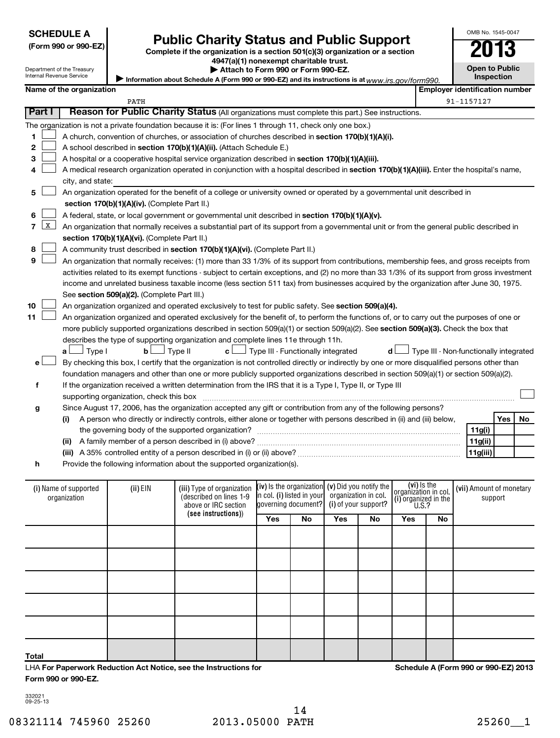**SCHEDULE A**
**(Form 990 or 990-EZ)**

Department of the Treasury
Internal Revenue Service

# Public Charity Status and Public Support

**Complete if the organization is a section 501(c)(3) organization or a section 4947(a)(1) nonexempt charitable trust.**
**▶ Attach to Form 990 or Form 990-EZ.**
▶ Information about Schedule A (Form 990 or 990-EZ) and its instructions is at www.irs.gov/form990.

OMB No. 1545-0047
**2013**
**Open to Public Inspection**

**Name of the organization:** PATH
**Employer identification number:** 91-1157127

## Part I Reason for Public Charity Status (All organizations must complete this part.) See instructions.

The organization is not a private foundation because it is: (For lines 1 through 11, check only one box.)

1. ☐ A church, convention of churches, or association of churches described in **section 170(b)(1)(A)(i).**
2. ☐ A school described in **section 170(b)(1)(A)(ii).** (Attach Schedule E.)
3. ☐ A hospital or a cooperative hospital service organization described in **section 170(b)(1)(A)(iii).**
4. ☐ A medical research organization operated in conjunction with a hospital described in **section 170(b)(1)(A)(iii).** Enter the hospital's name, city, and state:
5. ☐ An organization operated for the benefit of a college or university owned or operated by a governmental unit described in **section 170(b)(1)(A)(iv).** (Complete Part II.)
6. ☐ A federal, state, or local government or governmental unit described in **section 170(b)(1)(A)(v).**
7. ☒ An organization that normally receives a substantial part of its support from a governmental unit or from the general public described in **section 170(b)(1)(A)(vi).** (Complete Part II.)
8. ☐ A community trust described in **section 170(b)(1)(A)(vi).** (Complete Part II.)
9. ☐ An organization that normally receives: (1) more than 33 1/3% of its support from contributions, membership fees, and gross receipts from activities related to its exempt functions - subject to certain exceptions, and (2) no more than 33 1/3% of its support from gross investment income and unrelated business taxable income (less section 511 tax) from businesses acquired by the organization after June 30, 1975. See **section 509(a)(2).** (Complete Part III.)
10. ☐ An organization organized and operated exclusively to test for public safety. See **section 509(a)(4).**
11. ☐ An organization organized and operated exclusively for the benefit of, to perform the functions of, or to carry out the purposes of one or more publicly supported organizations described in section 509(a)(1) or section 509(a)(2). See **section 509(a)(3).** Check the box that describes the type of supporting organization and complete lines 11e through 11h.
   - **a** ☐ Type I  **b** ☐ Type II  **c** ☐ Type III - Functionally integrated  **d** ☐ Type III - Non-functionally integrated
   - **e** ☐ By checking this box, I certify that the organization is not controlled directly or indirectly by one or more disqualified persons other than foundation managers and other than one or more publicly supported organizations described in section 509(a)(1) or section 509(a)(2).
   - **f** If the organization received a written determination from the IRS that it is a Type I, Type II, or Type III supporting organization, check this box ☐
   - **g** Since August 17, 2006, has the organization accepted any gift or contribution from any of the following persons?

| | | Yes | No |
|---|---|---|---|
| **(i)** A person who directly or indirectly controls, either alone or together with persons described in (ii) and (iii) below, the governing body of the supported organization? | **11g(i)** | | |
| **(ii)** A family member of a person described in (i) above? | **11g(ii)** | | |
| **(iii)** A 35% controlled entity of a person described in (i) or (ii) above? | **11g(iii)** | | |

   - **h** Provide the following information about the supported organization(s).

| (i) Name of supported organization | (ii) EIN | (iii) Type of organization (described on lines 1-9 above or IRC section (see instructions)) | (iv) Is the organization in col. (i) listed in your governing document? | | (v) Did you notify the organization in col. (i) of your support? | | (vi) Is the organization in col. (i) organized in the U.S.? | | (vii) Amount of monetary support |
|---|---|---|---|---|---|---|---|---|---|
| | | | Yes | No | Yes | No | Yes | No | |
| | | | | | | | | | |
| | | | | | | | | | |
| | | | | | | | | | |
| | | | | | | | | | |
| | | | | | | | | | |
| **Total** | | | | | | | | | |

LHA **For Paperwork Reduction Act Notice, see the Instructions for Form 990 or 990-EZ.**

**Schedule A (Form 990 or 990-EZ) 2013**

332021
09-25-13

08321114 745960 25260   2013.05000 PATH   25260__1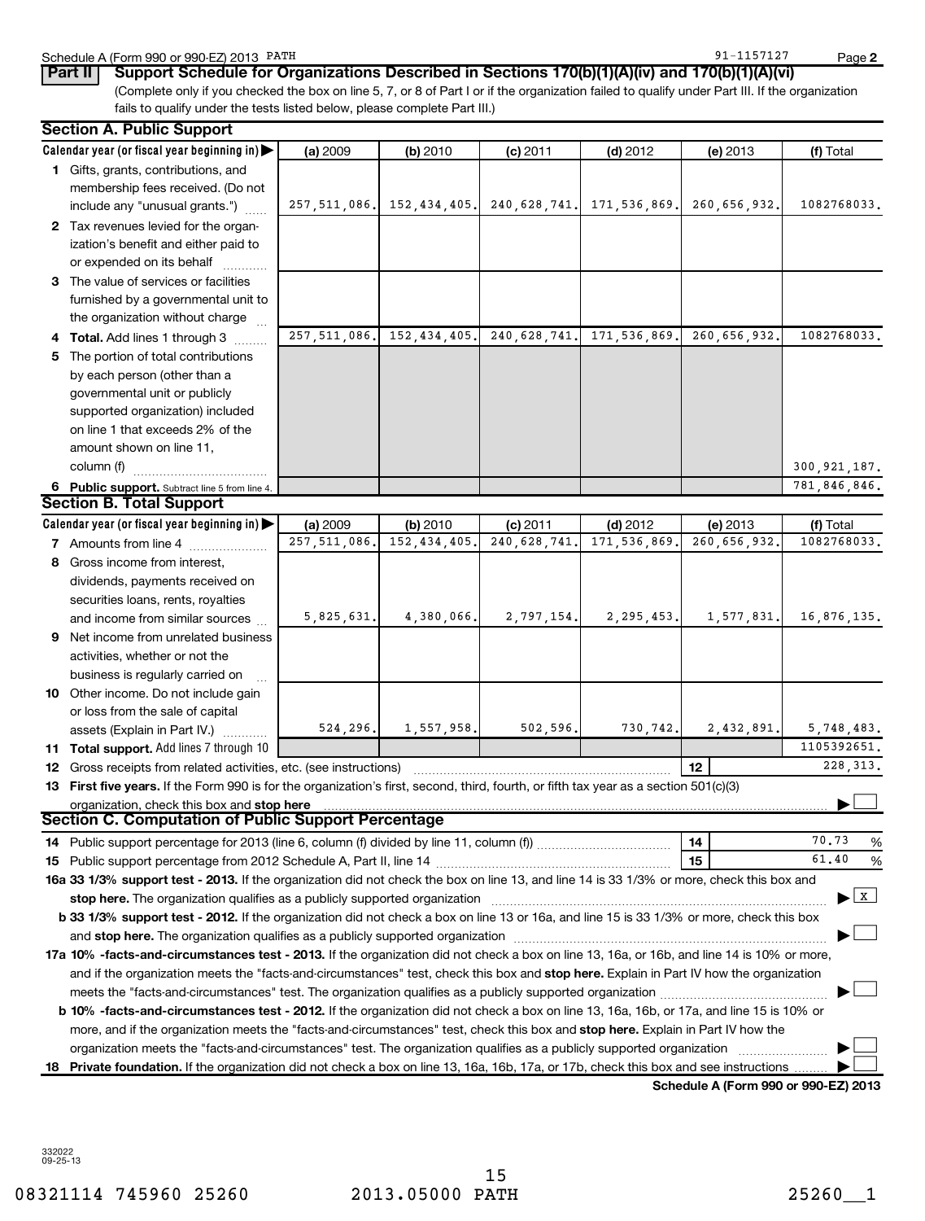Schedule A (Form 990 or 990-EZ) 2013 PATH 91-1157127 Page **2**

## Part II Support Schedule for Organizations Described in Sections 170(b)(1)(A)(iv) and 170(b)(1)(A)(vi)

(Complete only if you checked the box on line 5, 7, or 8 of Part I or if the organization failed to qualify under Part III. If the organization fails to qualify under the tests listed below, please complete Part III.)

### Section A. Public Support

| Calendar year (or fiscal year beginning in) ▶ | (a) 2009 | (b) 2010 | (c) 2011 | (d) 2012 | (e) 2013 | (f) Total |
|---|---|---|---|---|---|---|
| **1** Gifts, grants, contributions, and membership fees received. (Do not include any "unusual grants.") | 257,511,086. | 152,434,405. | 240,628,741. | 171,536,869. | 260,656,932. | 1082768033. |
| **2** Tax revenues levied for the organization's benefit and either paid to or expended on its behalf | | | | | | |
| **3** The value of services or facilities furnished by a governmental unit to the organization without charge | | | | | | |
| **4 Total.** Add lines 1 through 3 | 257,511,086. | 152,434,405. | 240,628,741. | 171,536,869. | 260,656,932. | 1082768033. |
| **5** The portion of total contributions by each person (other than a governmental unit or publicly supported organization) included on line 1 that exceeds 2% of the amount shown on line 11, column (f) | | | | | | 300,921,187. |
| **6 Public support.** Subtract line 5 from line 4. | | | | | | 781,846,846. |

### Section B. Total Support

| Calendar year (or fiscal year beginning in) ▶ | (a) 2009 | (b) 2010 | (c) 2011 | (d) 2012 | (e) 2013 | (f) Total |
|---|---|---|---|---|---|---|
| **7** Amounts from line 4 | 257,511,086. | 152,434,405. | 240,628,741. | 171,536,869. | 260,656,932. | 1082768033. |
| **8** Gross income from interest, dividends, payments received on securities loans, rents, royalties and income from similar sources | 5,825,631. | 4,380,066. | 2,797,154. | 2,295,453. | 1,577,831. | 16,876,135. |
| **9** Net income from unrelated business activities, whether or not the business is regularly carried on | | | | | | |
| **10** Other income. Do not include gain or loss from the sale of capital assets (Explain in Part IV.) | 524,296. | 1,557,958. | 502,596. | 730,742. | 2,432,891. | 5,748,483. |
| **11 Total support.** Add lines 7 through 10 | | | | | | 1105392651. |

**12** Gross receipts from related activities, etc. (see instructions) **12** 228,313.

**13 First five years.** If the Form 990 is for the organization's first, second, third, fourth, or fifth tax year as a section 501(c)(3) organization, check this box and **stop here** ▶ ☐

### Section C. Computation of Public Support Percentage

**14** Public support percentage for 2013 (line 6, column (f) divided by line 11, column (f)) **14** 70.73 %

**15** Public support percentage from 2012 Schedule A, Part II, line 14 **15** 61.40 %

**16a 33 1/3% support test - 2013.** If the organization did not check the box on line 13, and line 14 is 33 1/3% or more, check this box and **stop here.** The organization qualifies as a publicly supported organization ▶ ☒

**b 33 1/3% support test - 2012.** If the organization did not check a box on line 13 or 16a, and line 15 is 33 1/3% or more, check this box and **stop here.** The organization qualifies as a publicly supported organization ▶ ☐

**17a 10% -facts-and-circumstances test - 2013.** If the organization did not check a box on line 13, 16a, or 16b, and line 14 is 10% or more, and if the organization meets the "facts-and-circumstances" test, check this box and **stop here.** Explain in Part IV how the organization meets the "facts-and-circumstances" test. The organization qualifies as a publicly supported organization ▶ ☐

**b 10% -facts-and-circumstances test - 2012.** If the organization did not check a box on line 13, 16a, 16b, or 17a, and line 15 is 10% or more, and if the organization meets the "facts-and-circumstances" test, check this box and **stop here.** Explain in Part IV how the organization meets the "facts-and-circumstances" test. The organization qualifies as a publicly supported organization ▶ ☐

**18 Private foundation.** If the organization did not check a box on line 13, 16a, 16b, 17a, or 17b, check this box and see instructions ▶ ☐

**Schedule A (Form 990 or 990-EZ) 2013**

332022
09-25-13

08321114 745960 25260 2013.05000 PATH 25260__1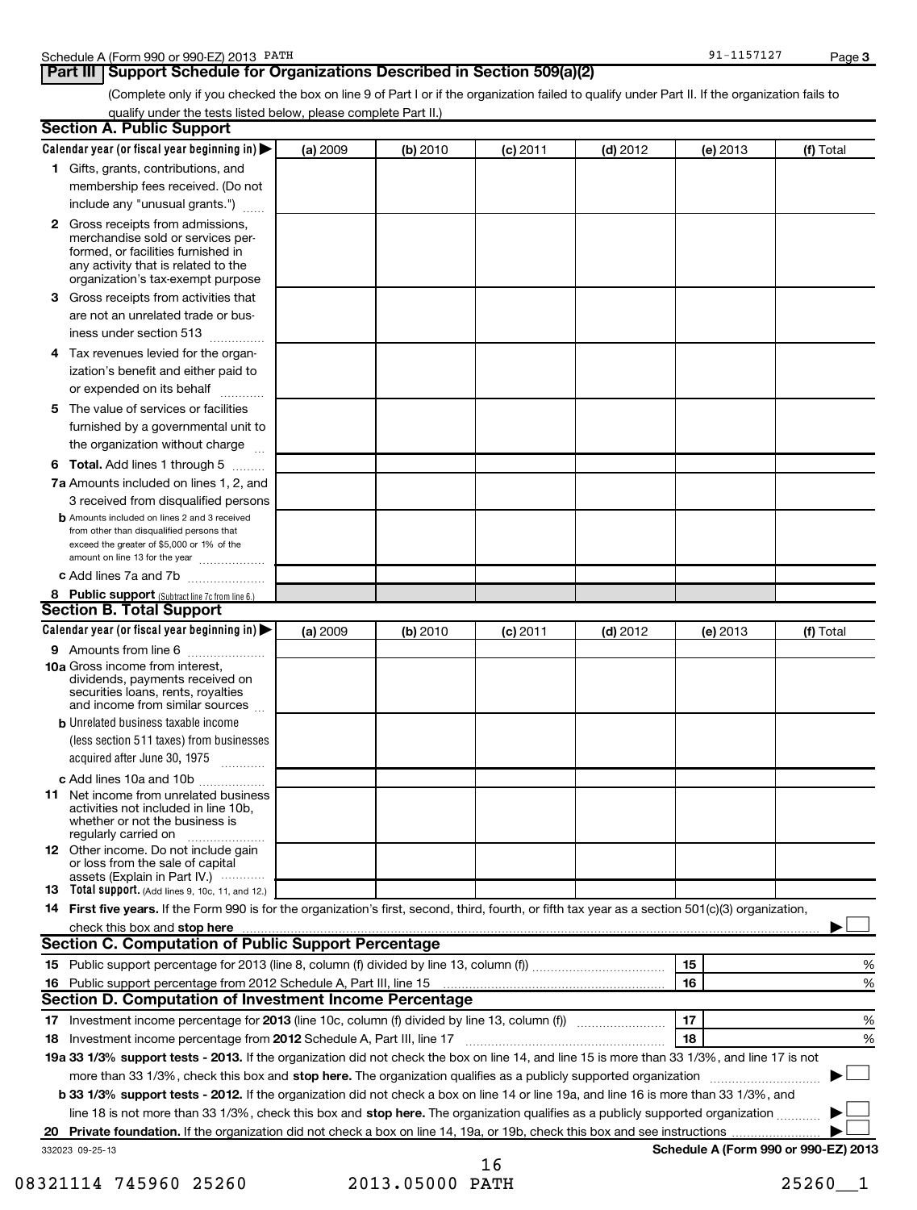Schedule A (Form 990 or 990-EZ) 2013 PATH 91-1157127 Page **3**

## Part III Support Schedule for Organizations Described in Section 509(a)(2)

(Complete only if you checked the box on line 9 of Part I or if the organization failed to qualify under Part II. If the organization fails to qualify under the tests listed below, please complete Part II.)

### Section A. Public Support

| Calendar year (or fiscal year beginning in) ▶ | (a) 2009 | (b) 2010 | (c) 2011 | (d) 2012 | (e) 2013 | (f) Total |
|---|---|---|---|---|---|---|
| **1** Gifts, grants, contributions, and membership fees received. (Do not include any "unusual grants.") | | | | | | |
| **2** Gross receipts from admissions, merchandise sold or services performed, or facilities furnished in any activity that is related to the organization's tax-exempt purpose | | | | | | |
| **3** Gross receipts from activities that are not an unrelated trade or business under section 513 | | | | | | |
| **4** Tax revenues levied for the organization's benefit and either paid to or expended on its behalf | | | | | | |
| **5** The value of services or facilities furnished by a governmental unit to the organization without charge | | | | | | |
| **6 Total.** Add lines 1 through 5 | | | | | | |
| **7a** Amounts included on lines 1, 2, and 3 received from disqualified persons | | | | | | |
| **b** Amounts included on lines 2 and 3 received from other than disqualified persons that exceed the greater of $5,000 or 1% of the amount on line 13 for the year | | | | | | |
| **c** Add lines 7a and 7b | | | | | | |
| **8 Public support** (Subtract line 7c from line 6.) | | | | | | |

### Section B. Total Support

| Calendar year (or fiscal year beginning in) ▶ | (a) 2009 | (b) 2010 | (c) 2011 | (d) 2012 | (e) 2013 | (f) Total |
|---|---|---|---|---|---|---|
| **9** Amounts from line 6 | | | | | | |
| **10a** Gross income from interest, dividends, payments received on securities loans, rents, royalties and income from similar sources | | | | | | |
| **b** Unrelated business taxable income (less section 511 taxes) from businesses acquired after June 30, 1975 | | | | | | |
| **c** Add lines 10a and 10b | | | | | | |
| **11** Net income from unrelated business activities not included in line 10b, whether or not the business is regularly carried on | | | | | | |
| **12** Other income. Do not include gain or loss from the sale of capital assets (Explain in Part IV.) | | | | | | |
| **13 Total support.** (Add lines 9, 10c, 11, and 12.) | | | | | | |

**14 First five years.** If the Form 990 is for the organization's first, second, third, fourth, or fifth tax year as a section 501(c)(3) organization, check this box and **stop here** ▶ ☐

### Section C. Computation of Public Support Percentage

| | | |
|---|---|---|
| **15** Public support percentage for 2013 (line 8, column (f) divided by line 13, column (f)) | 15 | % |
| **16** Public support percentage from 2012 Schedule A, Part III, line 15 | 16 | % |

### Section D. Computation of Investment Income Percentage

| | | |
|---|---|---|
| **17** Investment income percentage for **2013** (line 10c, column (f) divided by line 13, column (f)) | 17 | % |
| **18** Investment income percentage from **2012** Schedule A, Part III, line 17 | 18 | % |

**19a 33 1/3% support tests - 2013.** If the organization did not check the box on line 14, and line 15 is more than 33 1/3%, and line 17 is not more than 33 1/3%, check this box and **stop here.** The organization qualifies as a publicly supported organization ▶ ☐

**b 33 1/3% support tests - 2012.** If the organization did not check a box on line 14 or line 19a, and line 16 is more than 33 1/3%, and line 18 is not more than 33 1/3%, check this box and **stop here.** The organization qualifies as a publicly supported organization ▶ ☐

**20 Private foundation.** If the organization did not check a box on line 14, 19a, or 19b, check this box and see instructions ▶ ☐

332023 09-25-13 **Schedule A (Form 990 or 990-EZ) 2013**

08321114 745960 25260 2013.05000 PATH 25260__1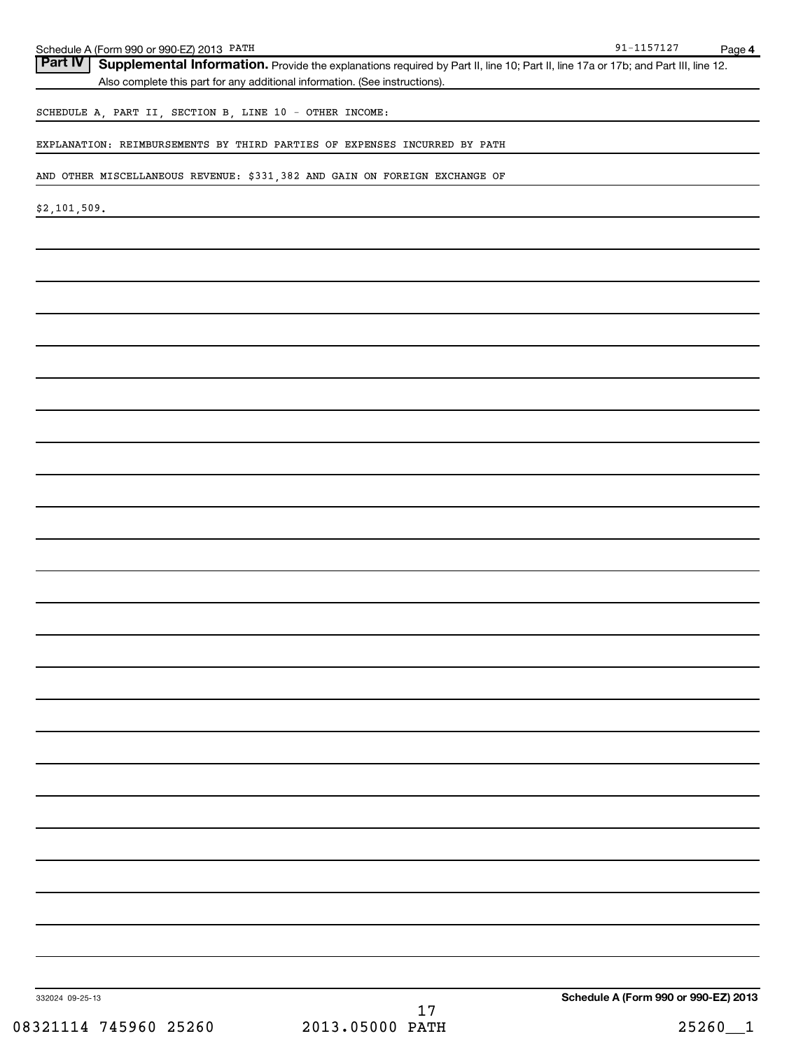**Part IV** **Supplemental Information.** Provide the explanations required by Part II, line 10; Part II, line 17a or 17b; and Part III, line 12. Also complete this part for any additional information. (See instructions).

SCHEDULE A, PART II, SECTION B, LINE 10 - OTHER INCOME:

EXPLANATION: REIMBURSEMENTS BY THIRD PARTIES OF EXPENSES INCURRED BY PATH AND OTHER MISCELLANEOUS REVENUE: $331,382 AND GAIN ON FOREIGN EXCHANGE OF $2,101,509.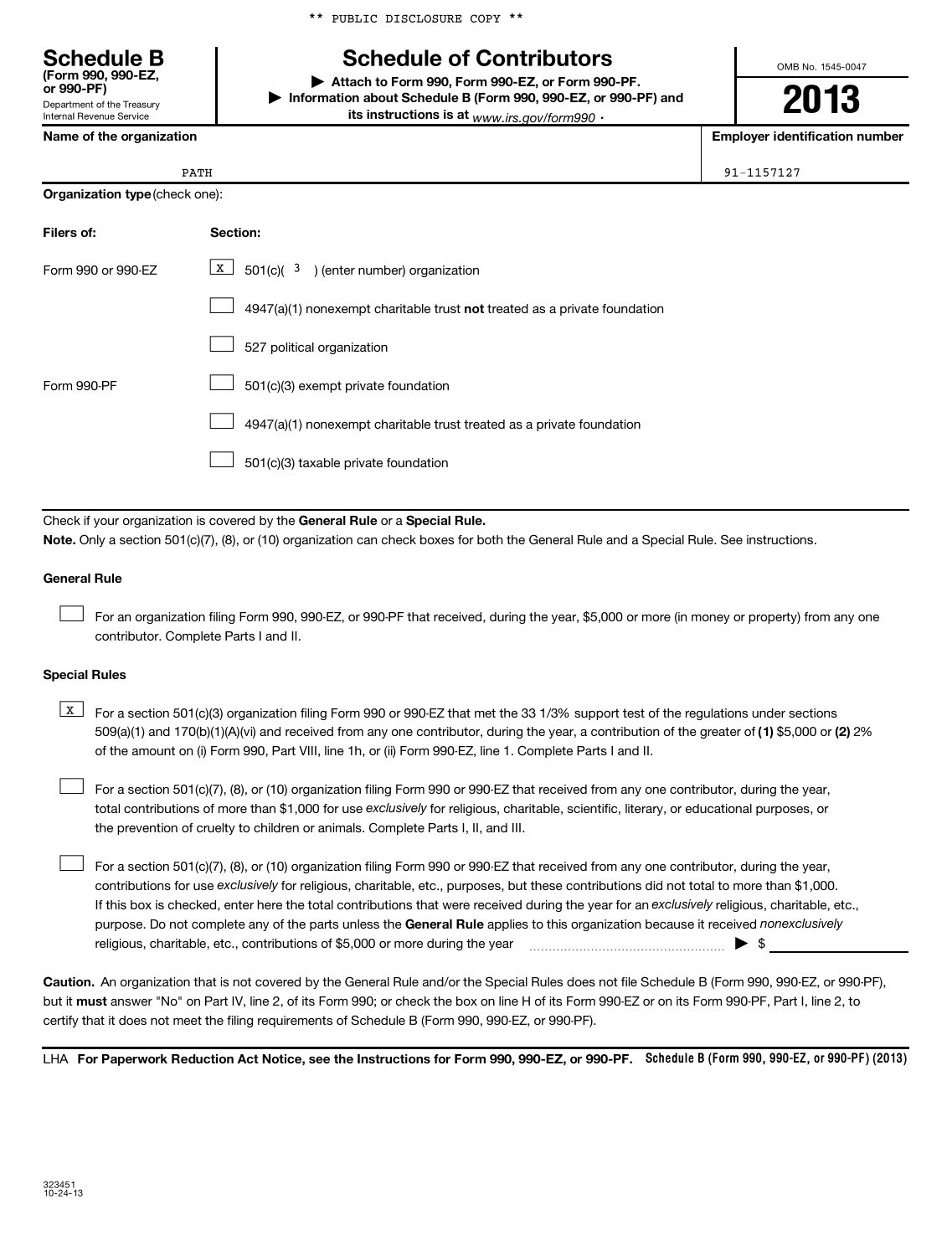\*\* PUBLIC DISCLOSURE COPY \*\*

# Schedule B
**(Form 990, 990-EZ, or 990-PF)**
Department of the Treasury
Internal Revenue Service

# Schedule of Contributors

▶ **Attach to Form 990, Form 990-EZ, or Form 990-PF.**
▶ **Information about Schedule B (Form 990, 990-EZ, or 990-PF) and its instructions is at** *www.irs.gov/form990* .

OMB No. 1545-0047

**2013**

| **Name of the organization** | **Employer identification number** |
|---|---|
| PATH | 91-1157127 |

**Organization type** (check one):

| **Filers of:** | **Section:** |
|---|---|
| Form 990 or 990-EZ | [X] 501(c)( 3 ) (enter number) organization |
| | [ ] 4947(a)(1) nonexempt charitable trust **not** treated as a private foundation |
| | [ ] 527 political organization |
| Form 990-PF | [ ] 501(c)(3) exempt private foundation |
| | [ ] 4947(a)(1) nonexempt charitable trust treated as a private foundation |
| | [ ] 501(c)(3) taxable private foundation |

Check if your organization is covered by the **General Rule** or a **Special Rule.**

**Note.** Only a section 501(c)(7), (8), or (10) organization can check boxes for both the General Rule and a Special Rule. See instructions.

**General Rule**

[ ] For an organization filing Form 990, 990-EZ, or 990-PF that received, during the year, $5,000 or more (in money or property) from any one contributor. Complete Parts I and II.

**Special Rules**

[X] For a section 501(c)(3) organization filing Form 990 or 990-EZ that met the 33 1/3% support test of the regulations under sections 509(a)(1) and 170(b)(1)(A)(vi) and received from any one contributor, during the year, a contribution of the greater of **(1)** $5,000 or **(2)** 2% of the amount on (i) Form 990, Part VIII, line 1h, or (ii) Form 990-EZ, line 1. Complete Parts I and II.

[ ] For a section 501(c)(7), (8), or (10) organization filing Form 990 or 990-EZ that received from any one contributor, during the year, total contributions of more than $1,000 for use *exclusively* for religious, charitable, scientific, literary, or educational purposes, or the prevention of cruelty to children or animals. Complete Parts I, II, and III.

[ ] For a section 501(c)(7), (8), or (10) organization filing Form 990 or 990-EZ that received from any one contributor, during the year, contributions for use *exclusively* for religious, charitable, etc., purposes, but these contributions did not total to more than $1,000. If this box is checked, enter here the total contributions that were received during the year for an *exclusively* religious, charitable, etc., purpose. Do not complete any of the parts unless the **General Rule** applies to this organization because it received *nonexclusively* religious, charitable, etc., contributions of $5,000 or more during the year ▶ $ ____________

**Caution.** An organization that is not covered by the General Rule and/or the Special Rules does not file Schedule B (Form 990, 990-EZ, or 990-PF), but it **must** answer "No" on Part IV, line 2, of its Form 990; or check the box on line H of its Form 990-EZ or on its Form 990-PF, Part I, line 2, to certify that it does not meet the filing requirements of Schedule B (Form 990, 990-EZ, or 990-PF).

LHA **For Paperwork Reduction Act Notice, see the Instructions for Form 990, 990-EZ, or 990-PF.** **Schedule B (Form 990, 990-EZ, or 990-PF) (2013)**

323451
10-24-13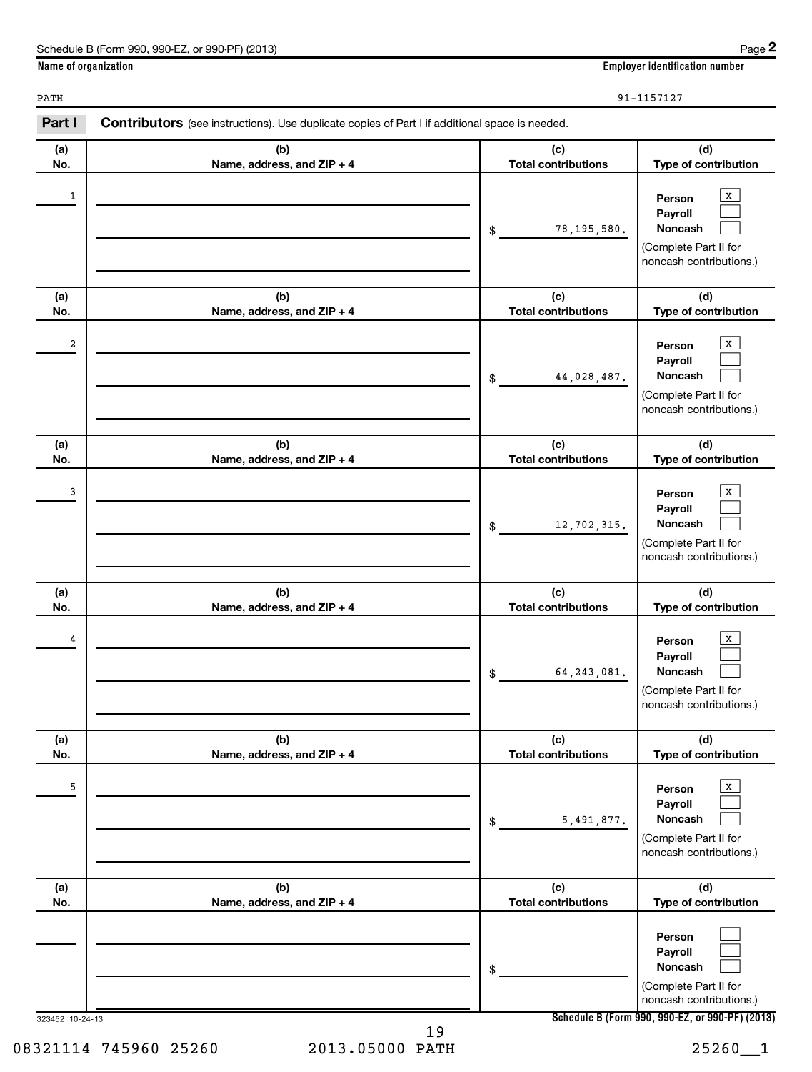Schedule B (Form 990, 990-EZ, or 990-PF) (2013)

| Name of organization | Employer identification number |
|---|---|
| PATH | 91-1157127 |

**Part I** **Contributors** (see instructions). Use duplicate copies of Part I if additional space is needed.

| (a) No. | (b) Name, address, and ZIP + 4 | (c) Total contributions | (d) Type of contribution |
|---|---|---|---|
| 1 | | $ 78,195,580. | Person [X] Payroll [ ] Noncash [ ] (Complete Part II for noncash contributions.) |
| 2 | | $ 44,028,487. | Person [X] Payroll [ ] Noncash [ ] (Complete Part II for noncash contributions.) |
| 3 | | $ 12,702,315. | Person [X] Payroll [ ] Noncash [ ] (Complete Part II for noncash contributions.) |
| 4 | | $ 64,243,081. | Person [X] Payroll [ ] Noncash [ ] (Complete Part II for noncash contributions.) |
| 5 | | $ 5,491,877. | Person [X] Payroll [ ] Noncash [ ] (Complete Part II for noncash contributions.) |
| | | $ | Person [ ] Payroll [ ] Noncash [ ] (Complete Part II for noncash contributions.) |

323452 10-24-13

Schedule B (Form 990, 990-EZ, or 990-PF) (2013)

08321114 745960 25260 2013.05000 PATH 25260__1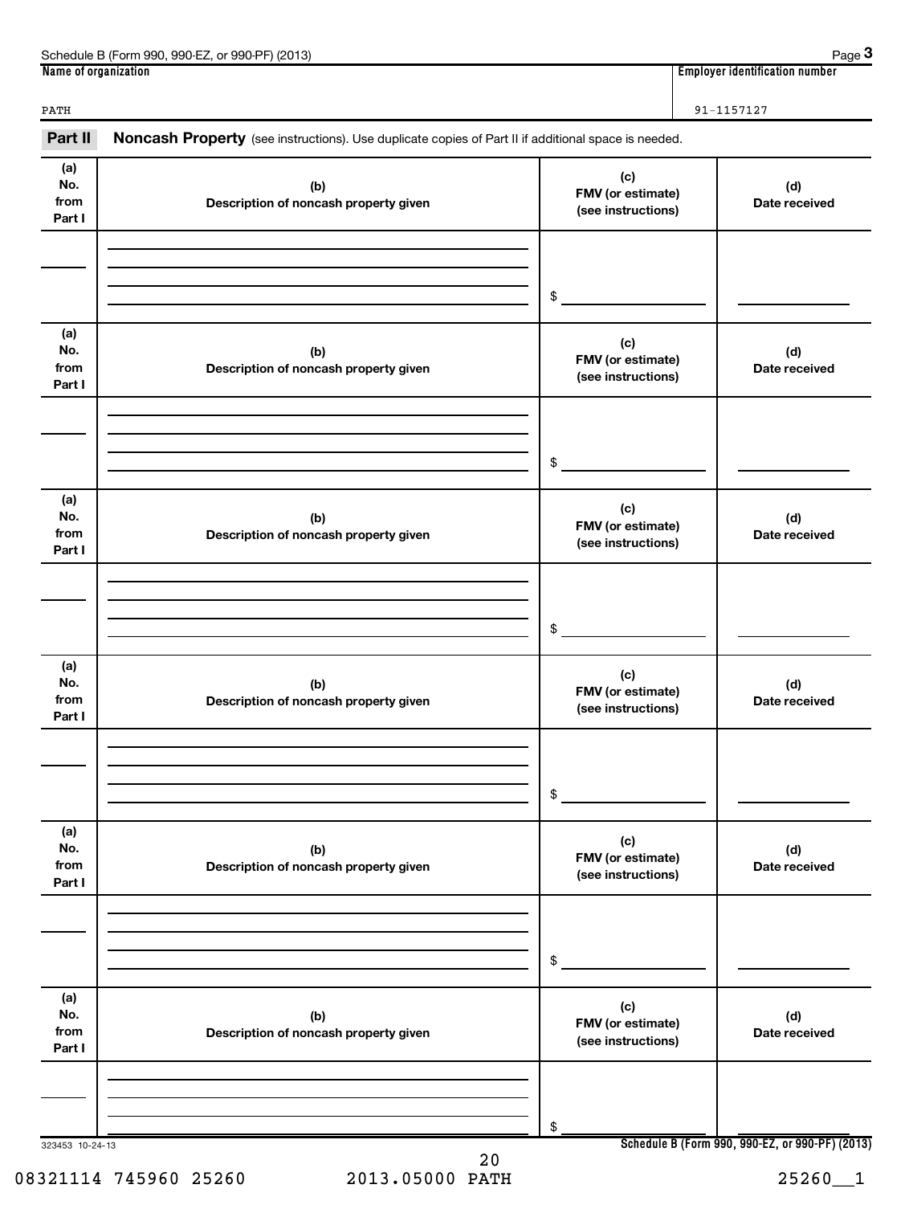Schedule B (Form 990, 990-EZ, or 990-PF) (2013) Page **3**

| Name of organization | Employer identification number |
| --- | --- |
| PATH | 91-1157127 |

**Part II** **Noncash Property** (see instructions). Use duplicate copies of Part II if additional space is needed.

| (a) No. from Part I | (b) Description of noncash property given | (c) FMV (or estimate) (see instructions) | (d) Date received |
| --- | --- | --- | --- |
| | | $ | |

| (a) No. from Part I | (b) Description of noncash property given | (c) FMV (or estimate) (see instructions) | (d) Date received |
| --- | --- | --- | --- |
| | | $ | |

| (a) No. from Part I | (b) Description of noncash property given | (c) FMV (or estimate) (see instructions) | (d) Date received |
| --- | --- | --- | --- |
| | | $ | |

| (a) No. from Part I | (b) Description of noncash property given | (c) FMV (or estimate) (see instructions) | (d) Date received |
| --- | --- | --- | --- |
| | | $ | |

| (a) No. from Part I | (b) Description of noncash property given | (c) FMV (or estimate) (see instructions) | (d) Date received |
| --- | --- | --- | --- |
| | | $ | |

| (a) No. from Part I | (b) Description of noncash property given | (c) FMV (or estimate) (see instructions) | (d) Date received |
| --- | --- | --- | --- |
| | | $ | |

323453 10-24-13

**Schedule B (Form 990, 990-EZ, or 990-PF) (2013)**

08321114 745960 25260 2013.05000 PATH 25260__1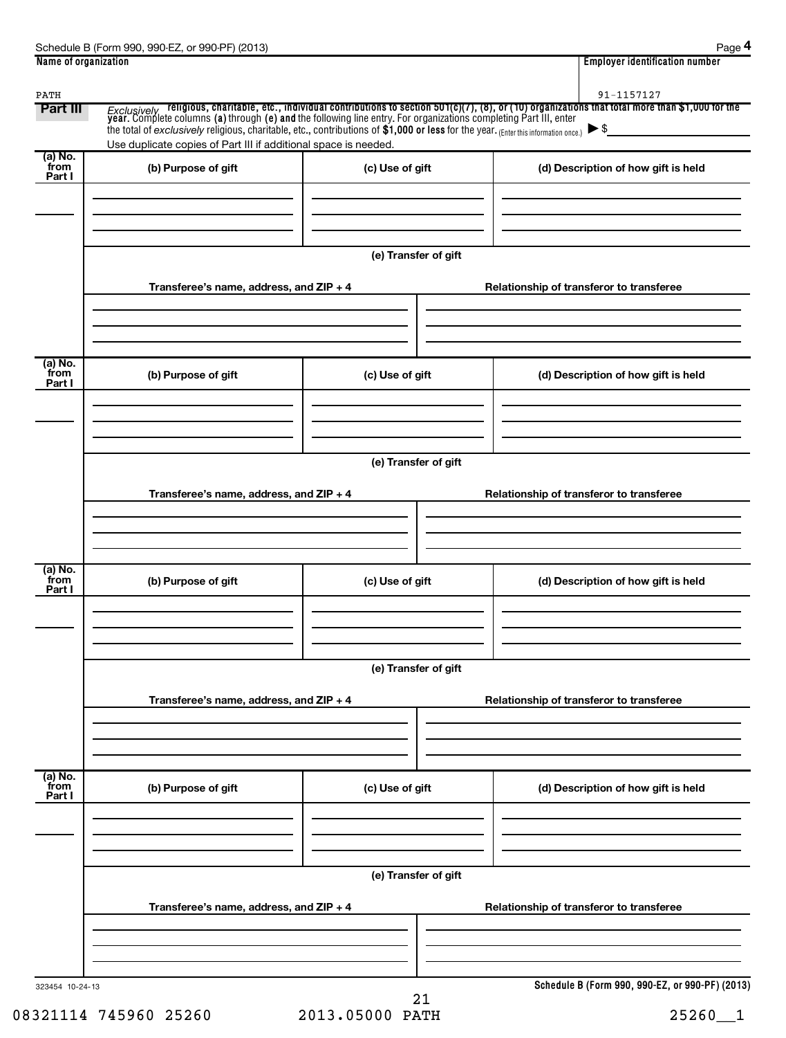Schedule B (Form 990, 990-EZ, or 990-PF) (2013)

| Name of organization | Employer identification number |
|---|---|
| PATH | 91-1157127 |

**Part III** *Exclusively* **religious, charitable, etc., individual contributions to section 501(c)(7), (8), or (10) organizations that total more than $1,000 for the year.** Complete columns **(a)** through **(e) and** the following line entry. For organizations completing Part III, enter the total of *exclusively* religious, charitable, etc., contributions of **$1,000 or less** for the year. (Enter this information once.) ▶ $

Use duplicate copies of Part III if additional space is needed.

| (a) No. from Part I | (b) Purpose of gift | (c) Use of gift | (d) Description of how gift is held |
|---|---|---|---|
| | | | |

(e) Transfer of gift

| Transferee's name, address, and ZIP + 4 | Relationship of transferor to transferee |
|---|---|
| | |

| (a) No. from Part I | (b) Purpose of gift | (c) Use of gift | (d) Description of how gift is held |
|---|---|---|---|
| | | | |

(e) Transfer of gift

| Transferee's name, address, and ZIP + 4 | Relationship of transferor to transferee |
|---|---|
| | |

| (a) No. from Part I | (b) Purpose of gift | (c) Use of gift | (d) Description of how gift is held |
|---|---|---|---|
| | | | |

(e) Transfer of gift

| Transferee's name, address, and ZIP + 4 | Relationship of transferor to transferee |
|---|---|
| | |

| (a) No. from Part I | (b) Purpose of gift | (c) Use of gift | (d) Description of how gift is held |
|---|---|---|---|
| | | | |

(e) Transfer of gift

| Transferee's name, address, and ZIP + 4 | Relationship of transferor to transferee |
|---|---|
| | |

323454 10-24-13

**Schedule B (Form 990, 990-EZ, or 990-PF) (2013)**

08321114 745960 25260 2013.05000 PATH 25260__1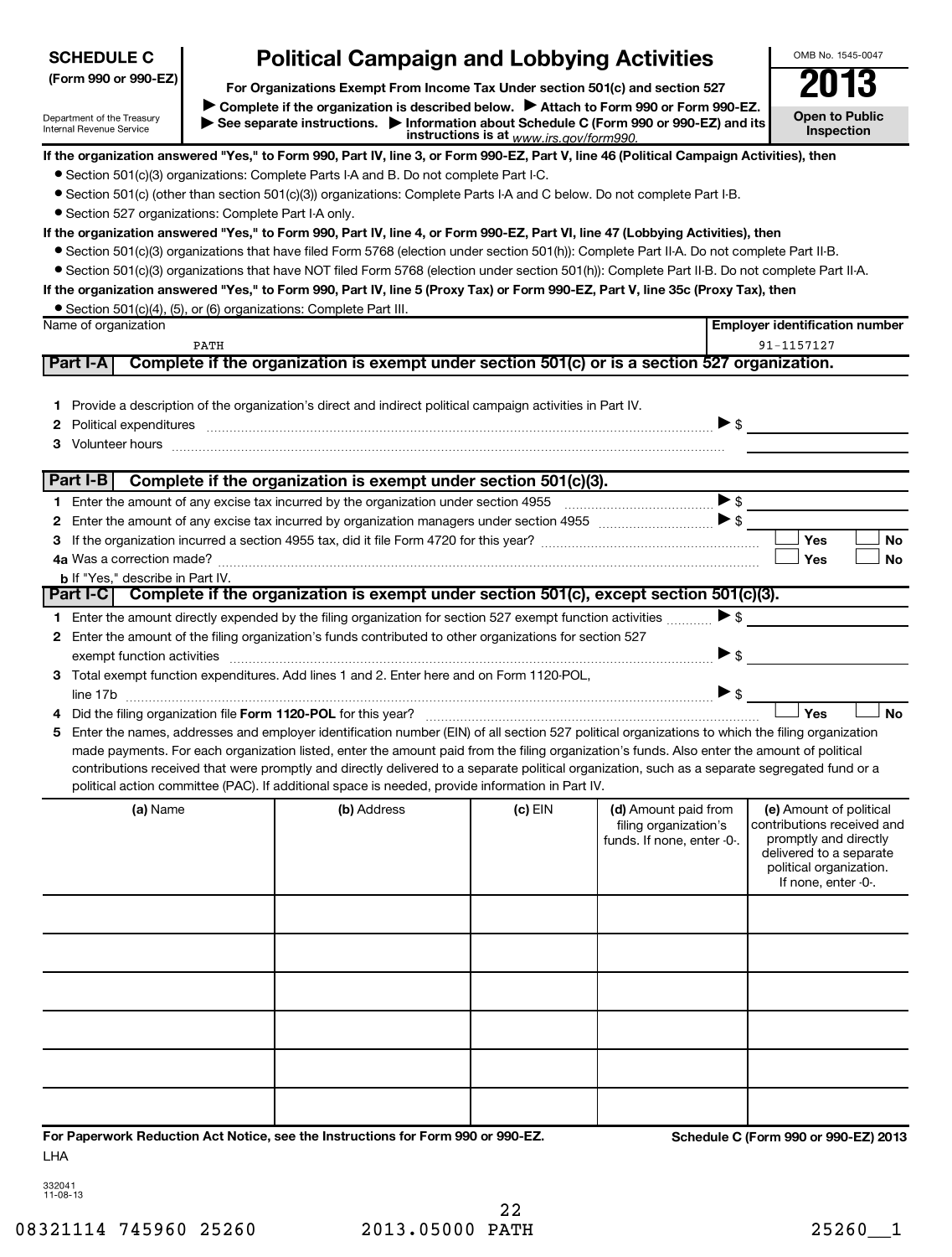**SCHEDULE C (Form 990 or 990-EZ)**

Department of the Treasury
Internal Revenue Service

# Political Campaign and Lobbying Activities

**For Organizations Exempt From Income Tax Under section 501(c) and section 527**

▶ **Complete if the organization is described below.** ▶ **Attach to Form 990 or Form 990-EZ.**
▶ **See separate instructions.** ▶ **Information about Schedule C (Form 990 or 990-EZ) and its instructions is at** *www.irs.gov/form990.*

OMB No. 1545-0047

**2013**

**Open to Public Inspection**

**If the organization answered "Yes," to Form 990, Part IV, line 3, or Form 990-EZ, Part V, line 46 (Political Campaign Activities), then**

- Section 501(c)(3) organizations: Complete Parts I-A and B. Do not complete Part I-C.
- Section 501(c) (other than section 501(c)(3)) organizations: Complete Parts I-A and C below. Do not complete Part I-B.
- Section 527 organizations: Complete Part I-A only.

**If the organization answered "Yes," to Form 990, Part IV, line 4, or Form 990-EZ, Part VI, line 47 (Lobbying Activities), then**

- Section 501(c)(3) organizations that have filed Form 5768 (election under section 501(h)): Complete Part II-A. Do not complete Part II-B.
- Section 501(c)(3) organizations that have NOT filed Form 5768 (election under section 501(h)): Complete Part II-B. Do not complete Part II-A.

**If the organization answered "Yes," to Form 990, Part IV, line 5 (Proxy Tax) or Form 990-EZ, Part V, line 35c (Proxy Tax), then**

- Section 501(c)(4), (5), or (6) organizations: Complete Part III.

| Name of organization | Employer identification number |
|---|---|
| PATH | 91-1157127 |

## Part I-A Complete if the organization is exempt under section 501(c) or is a section 527 organization.

1. Provide a description of the organization's direct and indirect political campaign activities in Part IV.
2. Political expenditures ▶ $
3. Volunteer hours

## Part I-B Complete if the organization is exempt under section 501(c)(3).

1. Enter the amount of any excise tax incurred by the organization under section 4955 ▶ $
2. Enter the amount of any excise tax incurred by organization managers under section 4955 ▶ $
3. If the organization incurred a section 4955 tax, did it file Form 4720 for this year? ☐ Yes ☐ No

4a. Was a correction made? ☐ Yes ☐ No

b. If "Yes," describe in Part IV.

## Part I-C Complete if the organization is exempt under section 501(c), except section 501(c)(3).

1. Enter the amount directly expended by the filing organization for section 527 exempt function activities ▶ $
2. Enter the amount of the filing organization's funds contributed to other organizations for section 527 exempt function activities ▶ $
3. Total exempt function expenditures. Add lines 1 and 2. Enter here and on Form 1120-POL, line 17b ▶ $
4. Did the filing organization file **Form 1120-POL** for this year? ☐ Yes ☐ No
5. Enter the names, addresses and employer identification number (EIN) of all section 527 political organizations to which the filing organization made payments. For each organization listed, enter the amount paid from the filing organization's funds. Also enter the amount of political contributions received that were promptly and directly delivered to a separate political organization, such as a separate segregated fund or a political action committee (PAC). If additional space is needed, provide information in Part IV.

| (a) Name | (b) Address | (c) EIN | (d) Amount paid from filing organization's funds. If none, enter -0-. | (e) Amount of political contributions received and promptly and directly delivered to a separate political organization. If none, enter -0-. |
|---|---|---|---|---|
| | | | | |
| | | | | |
| | | | | |
| | | | | |
| | | | | |
| | | | | |

**For Paperwork Reduction Act Notice, see the Instructions for Form 990 or 990-EZ.** **Schedule C (Form 990 or 990-EZ) 2013**

LHA

332041
11-08-13

08321114 745960 25260 2013.05000 PATH 25260__1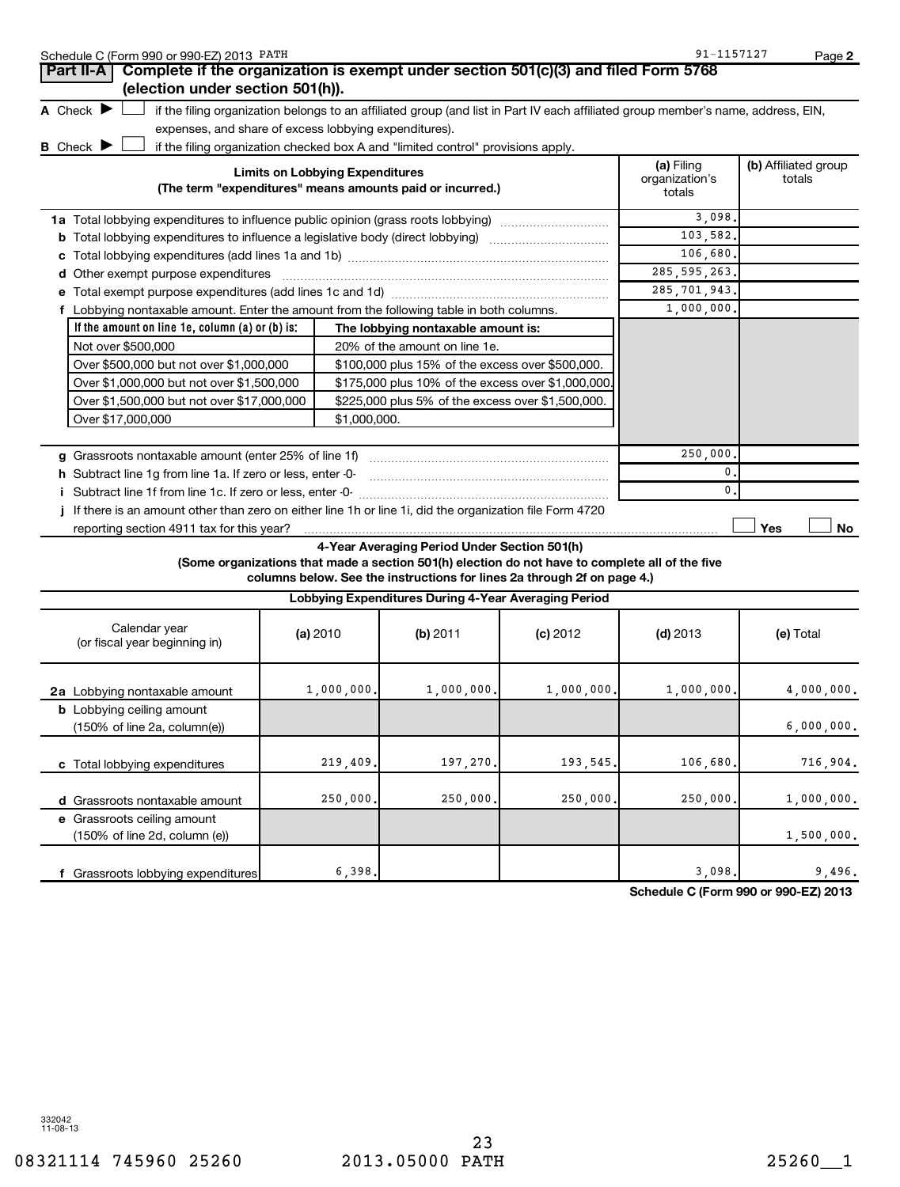## Part II-A Complete if the organization is exempt under section 501(c)(3) and filed Form 5768 (election under section 501(h)).

**A** Check ▶ ☐ if the filing organization belongs to an affiliated group (and list in Part IV each affiliated group member's name, address, EIN, expenses, and share of excess lobbying expenditures).

**B** Check ▶ ☐ if the filing organization checked box A and "limited control" provisions apply.

| Limits on Lobbying Expenditures (The term "expenditures" means amounts paid or incurred.) | (a) Filing organization's totals | (b) Affiliated group totals |
|---|---|---|
| **1a** Total lobbying expenditures to influence public opinion (grass roots lobbying) | 3,098. | |
| **b** Total lobbying expenditures to influence a legislative body (direct lobbying) | 103,582. | |
| **c** Total lobbying expenditures (add lines 1a and 1b) | 106,680. | |
| **d** Other exempt purpose expenditures | 285,595,263. | |
| **e** Total exempt purpose expenditures (add lines 1c and 1d) | 285,701,943. | |
| **f** Lobbying nontaxable amount. Enter the amount from the following table in both columns. | 1,000,000. | |

| If the amount on line 1e, column (a) or (b) is: | The lobbying nontaxable amount is: |
|---|---|
| Not over $500,000 | 20% of the amount on line 1e. |
| Over $500,000 but not over $1,000,000 | $100,000 plus 15% of the excess over $500,000. |
| Over $1,000,000 but not over $1,500,000 | $175,000 plus 10% of the excess over $1,000,000. |
| Over $1,500,000 but not over $17,000,000 | $225,000 plus 5% of the excess over $1,500,000. |
| Over $17,000,000 | $1,000,000. |

| | (a) Filing organization's totals | (b) Affiliated group totals |
|---|---|---|
| **g** Grassroots nontaxable amount (enter 25% of line 1f) | 250,000. | |
| **h** Subtract line 1g from line 1a. If zero or less, enter -0- | 0. | |
| **i** Subtract line 1f from line 1c. If zero or less, enter -0- | 0. | |

**j** If there is an amount other than zero on either line 1h or line 1i, did the organization file Form 4720 reporting section 4911 tax for this year? ☐ Yes ☐ No

### 4-Year Averaging Period Under Section 501(h)

**(Some organizations that made a section 501(h) election do not have to complete all of the five columns below. See the instructions for lines 2a through 2f on page 4.)**

**Lobbying Expenditures During 4-Year Averaging Period**

| Calendar year (or fiscal year beginning in) | (a) 2010 | (b) 2011 | (c) 2012 | (d) 2013 | (e) Total |
|---|---|---|---|---|---|
| **2a** Lobbying nontaxable amount | 1,000,000. | 1,000,000. | 1,000,000. | 1,000,000. | 4,000,000. |
| **b** Lobbying ceiling amount (150% of line 2a, column(e)) | | | | | 6,000,000. |
| **c** Total lobbying expenditures | 219,409. | 197,270. | 193,545. | 106,680. | 716,904. |
| **d** Grassroots nontaxable amount | 250,000. | 250,000. | 250,000. | 250,000. | 1,000,000. |
| **e** Grassroots ceiling amount (150% of line 2d, column (e)) | | | | | 1,500,000. |
| **f** Grassroots lobbying expenditures | 6,398. | | | 3,098. | 9,496. |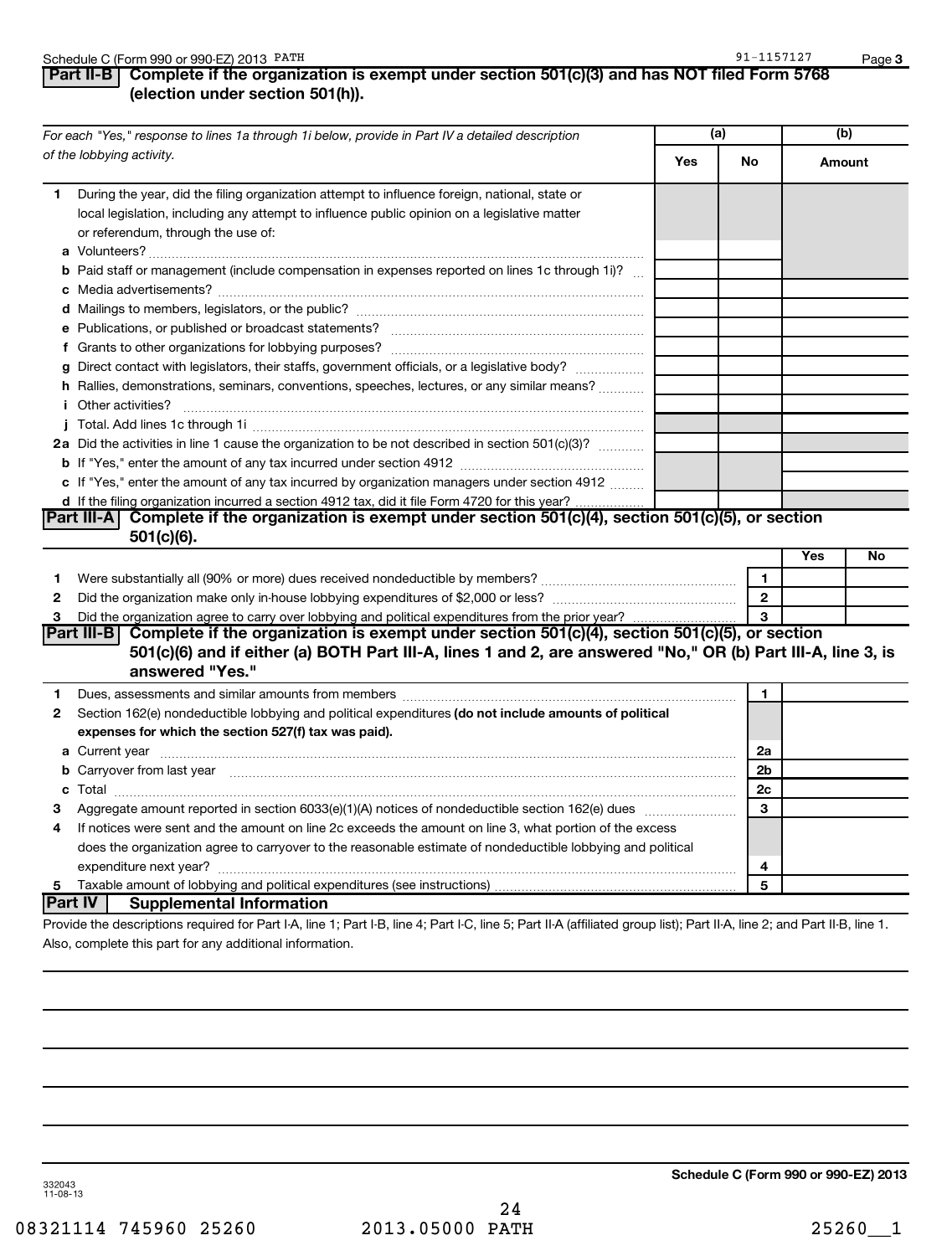Schedule C (Form 990 or 990-EZ) 2013 PATH 91-1157127

## Part II-B Complete if the organization is exempt under section 501(c)(3) and has NOT filed Form 5768 (election under section 501(h)).

| *For each "Yes," response to lines 1a through 1i below, provide in Part IV a detailed description of the lobbying activity.* | (a) Yes | (a) No | (b) Amount |
|---|---|---|---|
| **1** During the year, did the filing organization attempt to influence foreign, national, state or local legislation, including any attempt to influence public opinion on a legislative matter or referendum, through the use of: | | | |
| **a** Volunteers? | | | |
| **b** Paid staff or management (include compensation in expenses reported on lines 1c through 1i)? | | | |
| **c** Media advertisements? | | | |
| **d** Mailings to members, legislators, or the public? | | | |
| **e** Publications, or published or broadcast statements? | | | |
| **f** Grants to other organizations for lobbying purposes? | | | |
| **g** Direct contact with legislators, their staffs, government officials, or a legislative body? | | | |
| **h** Rallies, demonstrations, seminars, conventions, speeches, lectures, or any similar means? | | | |
| **i** Other activities? | | | |
| **j** Total. Add lines 1c through 1i | | | |
| **2a** Did the activities in line 1 cause the organization to be not described in section 501(c)(3)? | | | |
| **b** If "Yes," enter the amount of any tax incurred under section 4912 | | | |
| **c** If "Yes," enter the amount of any tax incurred by organization managers under section 4912 | | | |
| **d** If the filing organization incurred a section 4912 tax, did it file Form 4720 for this year? | | | |

## Part III-A Complete if the organization is exempt under section 501(c)(4), section 501(c)(5), or section 501(c)(6).

| | | | Yes | No |
|---|---|---|---|---|
| **1** | Were substantially all (90% or more) dues received nondeductible by members? | 1 | | |
| **2** | Did the organization make only in-house lobbying expenditures of $2,000 or less? | 2 | | |
| **3** | Did the organization agree to carry over lobbying and political expenditures from the prior year? | 3 | | |

## Part III-B Complete if the organization is exempt under section 501(c)(4), section 501(c)(5), or section 501(c)(6) and if either (a) BOTH Part III-A, lines 1 and 2, are answered "No," OR (b) Part III-A, line 3, is answered "Yes."

| | | | |
|---|---|---|---|
| **1** | Dues, assessments and similar amounts from members | 1 | |
| **2** | Section 162(e) nondeductible lobbying and political expenditures **(do not include amounts of political expenses for which the section 527(f) tax was paid).** | | |
| **a** | Current year | 2a | |
| **b** | Carryover from last year | 2b | |
| **c** | Total | 2c | |
| **3** | Aggregate amount reported in section 6033(e)(1)(A) notices of nondeductible section 162(e) dues | 3 | |
| **4** | If notices were sent and the amount on line 2c exceeds the amount on line 3, what portion of the excess does the organization agree to carryover to the reasonable estimate of nondeductible lobbying and political expenditure next year? | 4 | |
| **5** | Taxable amount of lobbying and political expenditures (see instructions) | 5 | |

## Part IV Supplemental Information

Provide the descriptions required for Part I-A, line 1; Part I-B, line 4; Part I-C, line 5; Part II-A (affiliated group list); Part II-A, line 2; and Part II-B, line 1. Also, complete this part for any additional information.

**Schedule C (Form 990 or 990-EZ) 2013**

332043
11-08-13

08321114 745960 25260 2013.05000 PATH 25260__1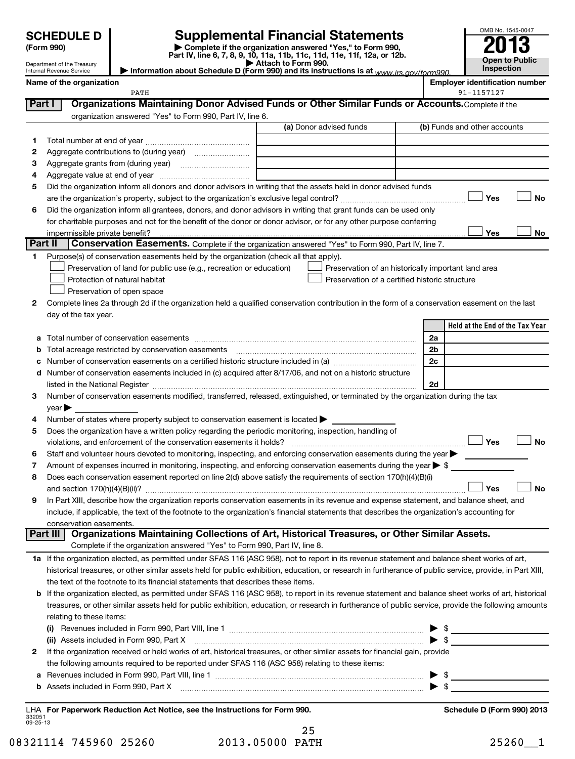# SCHEDULE D (Form 990)

Department of the Treasury
Internal Revenue Service

# Supplemental Financial Statements

▶ Complete if the organization answered "Yes," to Form 990, Part IV, line 6, 7, 8, 9, 10, 11a, 11b, 11c, 11d, 11e, 11f, 12a, or 12b.
▶ Attach to Form 990.
▶ Information about Schedule D (Form 990) and its instructions is at www.irs.gov/form990.

OMB No. 1545-0047
**2013**
**Open to Public Inspection**

**Name of the organization:** PATH
**Employer identification number:** 91-1157127

## Part I — Organizations Maintaining Donor Advised Funds or Other Similar Funds or Accounts. Complete if the organization answered "Yes" to Form 990, Part IV, line 6.

| | | (a) Donor advised funds | (b) Funds and other accounts |
|---|---|---|---|
| 1 | Total number at end of year | | |
| 2 | Aggregate contributions to (during year) | | |
| 3 | Aggregate grants from (during year) | | |
| 4 | Aggregate value at end of year | | |

5 Did the organization inform all donors and donor advisors in writing that the assets held in donor advised funds are the organization's property, subject to the organization's exclusive legal control? ☐ Yes ☐ No

6 Did the organization inform all grantees, donors, and donor advisors in writing that grant funds can be used only for charitable purposes and not for the benefit of the donor or donor advisor, or for any other purpose conferring impermissible private benefit? ☐ Yes ☐ No

## Part II — Conservation Easements. Complete if the organization answered "Yes" to Form 990, Part IV, line 7.

1 Purpose(s) of conservation easements held by the organization (check all that apply).
- ☐ Preservation of land for public use (e.g., recreation or education)
- ☐ Protection of natural habitat
- ☐ Preservation of open space
- ☐ Preservation of an historically important land area
- ☐ Preservation of a certified historic structure

2 Complete lines 2a through 2d if the organization held a qualified conservation contribution in the form of a conservation easement on the last day of the tax year.

| | | | Held at the End of the Tax Year |
|---|---|---|---|
| a | Total number of conservation easements | 2a | |
| b | Total acreage restricted by conservation easements | 2b | |
| c | Number of conservation easements on a certified historic structure included in (a) | 2c | |
| d | Number of conservation easements included in (c) acquired after 8/17/06, and not on a historic structure listed in the National Register | 2d | |

3 Number of conservation easements modified, transferred, released, extinguished, or terminated by the organization during the tax year ▶

4 Number of states where property subject to conservation easement is located ▶

5 Does the organization have a written policy regarding the periodic monitoring, inspection, handling of violations, and enforcement of the conservation easements it holds? ☐ Yes ☐ No

6 Staff and volunteer hours devoted to monitoring, inspecting, and enforcing conservation easements during the year ▶

7 Amount of expenses incurred in monitoring, inspecting, and enforcing conservation easements during the year ▶ $

8 Does each conservation easement reported on line 2(d) above satisfy the requirements of section 170(h)(4)(B)(i) and section 170(h)(4)(B)(ii)? ☐ Yes ☐ No

9 In Part XIII, describe how the organization reports conservation easements in its revenue and expense statement, and balance sheet, and include, if applicable, the text of the footnote to the organization's financial statements that describes the organization's accounting for conservation easements.

## Part III — Organizations Maintaining Collections of Art, Historical Treasures, or Other Similar Assets.

Complete if the organization answered "Yes" to Form 990, Part IV, line 8.

1a If the organization elected, as permitted under SFAS 116 (ASC 958), not to report in its revenue statement and balance sheet works of art, historical treasures, or other similar assets held for public exhibition, education, or research in furtherance of public service, provide, in Part XIII, the text of the footnote to its financial statements that describes these items.

b If the organization elected, as permitted under SFAS 116 (ASC 958), to report in its revenue statement and balance sheet works of art, historical treasures, or other similar assets held for public exhibition, education, or research in furtherance of public service, provide the following amounts relating to these items:

(i) Revenues included in Form 990, Part VIII, line 1 ▶ $

(ii) Assets included in Form 990, Part X ▶ $

2 If the organization received or held works of art, historical treasures, or other similar assets for financial gain, provide the following amounts required to be reported under SFAS 116 (ASC 958) relating to these items:

a Revenues included in Form 990, Part VIII, line 1 ▶ $

b Assets included in Form 990, Part X ▶ $

LHA For Paperwork Reduction Act Notice, see the Instructions for Form 990.

Schedule D (Form 990) 2013

332051
09-25-13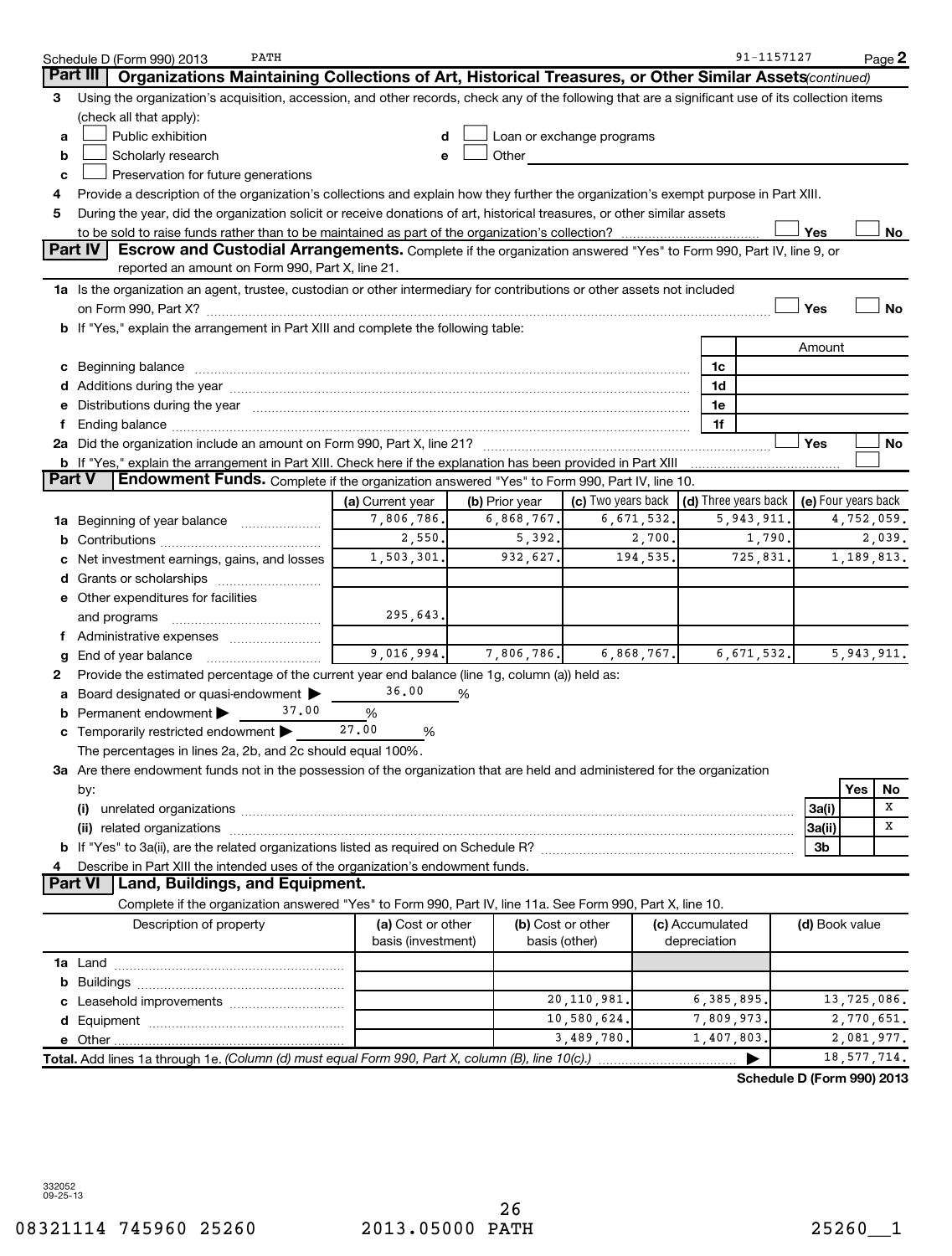Schedule D (Form 990) 2013 PATH 91-1157127 Page **2**

## Part III Organizations Maintaining Collections of Art, Historical Treasures, or Other Similar Assets *(continued)*

**3** Using the organization's acquisition, accession, and other records, check any of the following that are a significant use of its collection items (check all that apply):

- **a** ☐ Public exhibition
- **b** ☐ Scholarly research
- **c** ☐ Preservation for future generations
- **d** ☐ Loan or exchange programs
- **e** ☐ Other

**4** Provide a description of the organization's collections and explain how they further the organization's exempt purpose in Part XIII.

**5** During the year, did the organization solicit or receive donations of art, historical treasures, or other similar assets to be sold to raise funds rather than to be maintained as part of the organization's collection? ☐ Yes ☐ No

## Part IV Escrow and Custodial Arrangements.

Complete if the organization answered "Yes" to Form 990, Part IV, line 9, or reported an amount on Form 990, Part X, line 21.

**1a** Is the organization an agent, trustee, custodian or other intermediary for contributions or other assets not included on Form 990, Part X? ☐ Yes ☐ No

**b** If "Yes," explain the arrangement in Part XIII and complete the following table:

| | | Amount |
|---|---|---|
| **c** Beginning balance | 1c | |
| **d** Additions during the year | 1d | |
| **e** Distributions during the year | 1e | |
| **f** Ending balance | 1f | |

**2a** Did the organization include an amount on Form 990, Part X, line 21? ☐ Yes ☐ No

**b** If "Yes," explain the arrangement in Part XIII. Check here if the explanation has been provided in Part XIII ☐

## Part V Endowment Funds.

Complete if the organization answered "Yes" to Form 990, Part IV, line 10.

| | (a) Current year | (b) Prior year | (c) Two years back | (d) Three years back | (e) Four years back |
|---|---|---|---|---|---|
| **1a** Beginning of year balance | 7,806,786. | 6,868,767. | 6,671,532. | 5,943,911. | 4,752,059. |
| **b** Contributions | 2,550. | 5,392. | 2,700. | 1,790. | 2,039. |
| **c** Net investment earnings, gains, and losses | 1,503,301. | 932,627. | 194,535. | 725,831. | 1,189,813. |
| **d** Grants or scholarships | | | | | |
| **e** Other expenditures for facilities and programs | 295,643. | | | | |
| **f** Administrative expenses | | | | | |
| **g** End of year balance | 9,016,994. | 7,806,786. | 6,868,767. | 6,671,532. | 5,943,911. |

**2** Provide the estimated percentage of the current year end balance (line 1g, column (a)) held as:

- **a** Board designated or quasi-endowment ▶ 36.00 %
- **b** Permanent endowment ▶ 37.00 %
- **c** Temporarily restricted endowment ▶ 27.00 %

The percentages in lines 2a, 2b, and 2c should equal 100%.

**3a** Are there endowment funds not in the possession of the organization that are held and administered for the organization by:

| | | Yes | No |
|---|---|---|---|
| **(i)** unrelated organizations | 3a(i) | | X |
| **(ii)** related organizations | 3a(ii) | | X |
| **b** If "Yes" to 3a(ii), are the related organizations listed as required on Schedule R? | 3b | | |

**4** Describe in Part XIII the intended uses of the organization's endowment funds.

## Part VI Land, Buildings, and Equipment.

Complete if the organization answered "Yes" to Form 990, Part IV, line 11a. See Form 990, Part X, line 10.

| Description of property | (a) Cost or other basis (investment) | (b) Cost or other basis (other) | (c) Accumulated depreciation | (d) Book value |
|---|---|---|---|---|
| **1a** Land | | | | |
| **b** Buildings | | | | |
| **c** Leasehold improvements | | 20,110,981. | 6,385,895. | 13,725,086. |
| **d** Equipment | | 10,580,624. | 7,809,973. | 2,770,651. |
| **e** Other | | 3,489,780. | 1,407,803. | 2,081,977. |
| **Total.** Add lines 1a through 1e. *(Column (d) must equal Form 990, Part X, column (B), line 10(c).)* | | | ▶ | 18,577,714. |

**Schedule D (Form 990) 2013**

332052 09-25-13

08321114 745960 25260 2013.05000 PATH 25260__1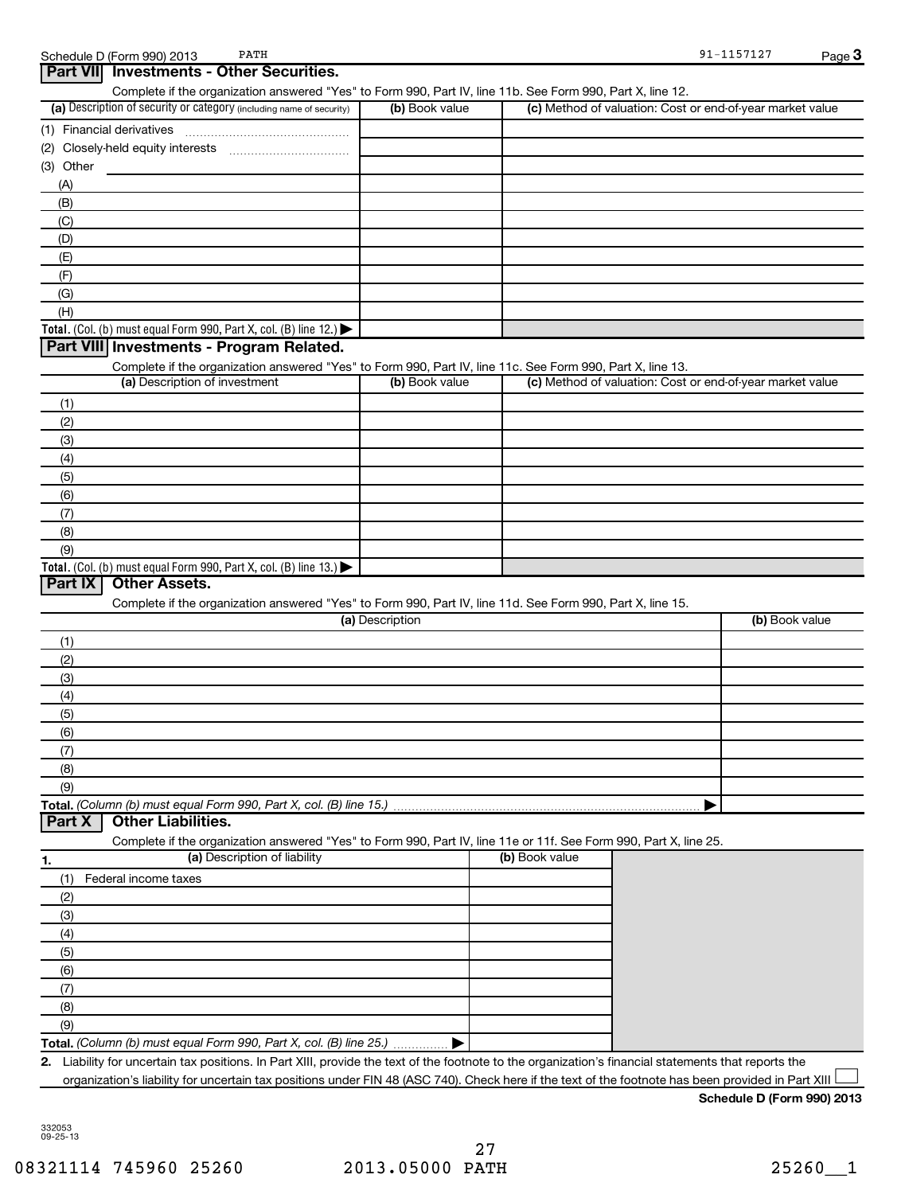Schedule D (Form 990) 2013 PATH 91-1157127

## Part VII Investments - Other Securities.

Complete if the organization answered "Yes" to Form 990, Part IV, line 11b. See Form 990, Part X, line 12.

| (a) Description of security or category (including name of security) | (b) Book value | (c) Method of valuation: Cost or end-of-year market value |
|---|---|---|
| (1) Financial derivatives | | |
| (2) Closely-held equity interests | | |
| (3) Other | | |
| (A) | | |
| (B) | | |
| (C) | | |
| (D) | | |
| (E) | | |
| (F) | | |
| (G) | | |
| (H) | | |
| **Total.** (Col. (b) must equal Form 990, Part X, col. (B) line 12.) ▶ | | |

## Part VIII Investments - Program Related.

Complete if the organization answered "Yes" to Form 990, Part IV, line 11c. See Form 990, Part X, line 13.

| (a) Description of investment | (b) Book value | (c) Method of valuation: Cost or end-of-year market value |
|---|---|---|
| (1) | | |
| (2) | | |
| (3) | | |
| (4) | | |
| (5) | | |
| (6) | | |
| (7) | | |
| (8) | | |
| (9) | | |
| **Total.** (Col. (b) must equal Form 990, Part X, col. (B) line 13.) ▶ | | |

## Part IX Other Assets.

Complete if the organization answered "Yes" to Form 990, Part IV, line 11d. See Form 990, Part X, line 15.

| (a) Description | (b) Book value |
|---|---|
| (1) | |
| (2) | |
| (3) | |
| (4) | |
| (5) | |
| (6) | |
| (7) | |
| (8) | |
| (9) | |
| **Total.** *(Column (b) must equal Form 990, Part X, col. (B) line 15.)* ▶ | |

## Part X Other Liabilities.

Complete if the organization answered "Yes" to Form 990, Part IV, line 11e or 11f. See Form 990, Part X, line 25.

| 1. (a) Description of liability | (b) Book value |
|---|---|
| (1) Federal income taxes | |
| (2) | |
| (3) | |
| (4) | |
| (5) | |
| (6) | |
| (7) | |
| (8) | |
| (9) | |
| **Total.** *(Column (b) must equal Form 990, Part X, col. (B) line 25.)* ▶ | |

**2.** Liability for uncertain tax positions. In Part XIII, provide the text of the footnote to the organization's financial statements that reports the organization's liability for uncertain tax positions under FIN 48 (ASC 740). Check here if the text of the footnote has been provided in Part XIII ☐

**Schedule D (Form 990) 2013**

332053 09-25-13

08321114 745960 25260 2013.05000 PATH 25260__1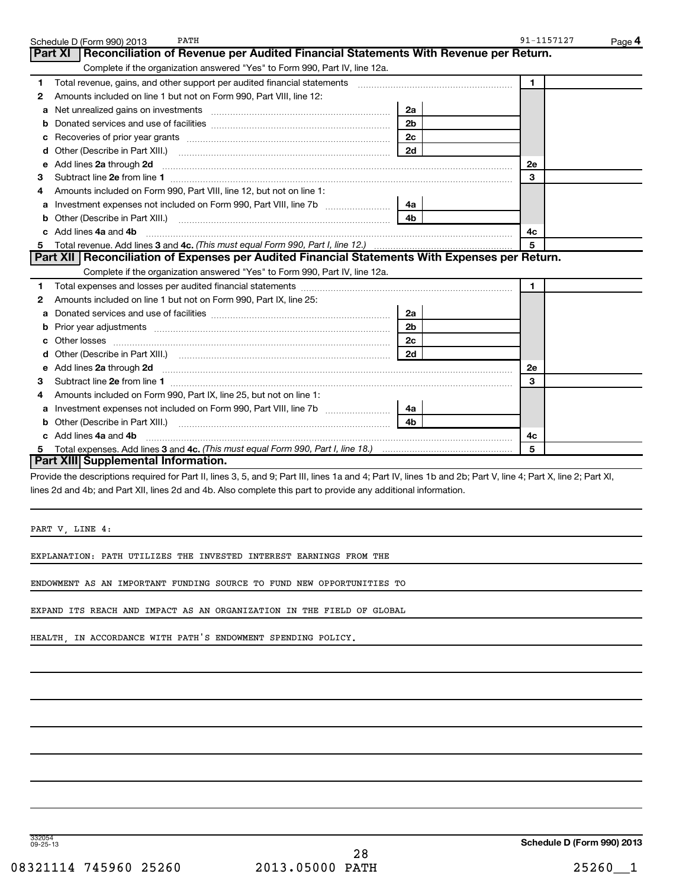Schedule D (Form 990) 2013 PATH 91-1157127 Page 4

## Part XI Reconciliation of Revenue per Audited Financial Statements With Revenue per Return.

Complete if the organization answered "Yes" to Form 990, Part IV, line 12a.

| | | | | | |
|---|---|---|---|---|---|
| 1 | Total revenue, gains, and other support per audited financial statements | | | 1 | |
| 2 | Amounts included on line 1 but not on Form 990, Part VIII, line 12: | | | | |
| a | Net unrealized gains on investments | 2a | | | |
| b | Donated services and use of facilities | 2b | | | |
| c | Recoveries of prior year grants | 2c | | | |
| d | Other (Describe in Part XIII.) | 2d | | | |
| e | Add lines 2a through 2d | | | 2e | |
| 3 | Subtract line 2e from line 1 | | | 3 | |
| 4 | Amounts included on Form 990, Part VIII, line 12, but not on line 1: | | | | |
| a | Investment expenses not included on Form 990, Part VIII, line 7b | 4a | | | |
| b | Other (Describe in Part XIII.) | 4b | | | |
| c | Add lines 4a and 4b | | | 4c | |
| 5 | Total revenue. Add lines 3 and 4c. *(This must equal Form 990, Part I, line 12.)* | | | 5 | |

## Part XII Reconciliation of Expenses per Audited Financial Statements With Expenses per Return.

Complete if the organization answered "Yes" to Form 990, Part IV, line 12a.

| | | | | | |
|---|---|---|---|---|---|
| 1 | Total expenses and losses per audited financial statements | | | 1 | |
| 2 | Amounts included on line 1 but not on Form 990, Part IX, line 25: | | | | |
| a | Donated services and use of facilities | 2a | | | |
| b | Prior year adjustments | 2b | | | |
| c | Other losses | 2c | | | |
| d | Other (Describe in Part XIII.) | 2d | | | |
| e | Add lines 2a through 2d | | | 2e | |
| 3 | Subtract line 2e from line 1 | | | 3 | |
| 4 | Amounts included on Form 990, Part IX, line 25, but not on line 1: | | | | |
| a | Investment expenses not included on Form 990, Part VIII, line 7b | 4a | | | |
| b | Other (Describe in Part XIII.) | 4b | | | |
| c | Add lines 4a and 4b | | | 4c | |
| 5 | Total expenses. Add lines 3 and 4c. *(This must equal Form 990, Part I, line 18.)* | | | 5 | |

## Part XIII Supplemental Information.

Provide the descriptions required for Part II, lines 3, 5, and 9; Part III, lines 1a and 4; Part IV, lines 1b and 2b; Part V, line 4; Part X, line 2; Part XI, lines 2d and 4b; and Part XII, lines 2d and 4b. Also complete this part to provide any additional information.

PART V, LINE 4:

EXPLANATION: PATH UTILIZES THE INVESTED INTEREST EARNINGS FROM THE ENDOWMENT AS AN IMPORTANT FUNDING SOURCE TO FUND NEW OPPORTUNITIES TO EXPAND ITS REACH AND IMPACT AS AN ORGANIZATION IN THE FIELD OF GLOBAL HEALTH, IN ACCORDANCE WITH PATH'S ENDOWMENT SPENDING POLICY.

332054 09-25-13 Schedule D (Form 990) 2013

08321114 745960 25260 2013.05000 PATH 25260__1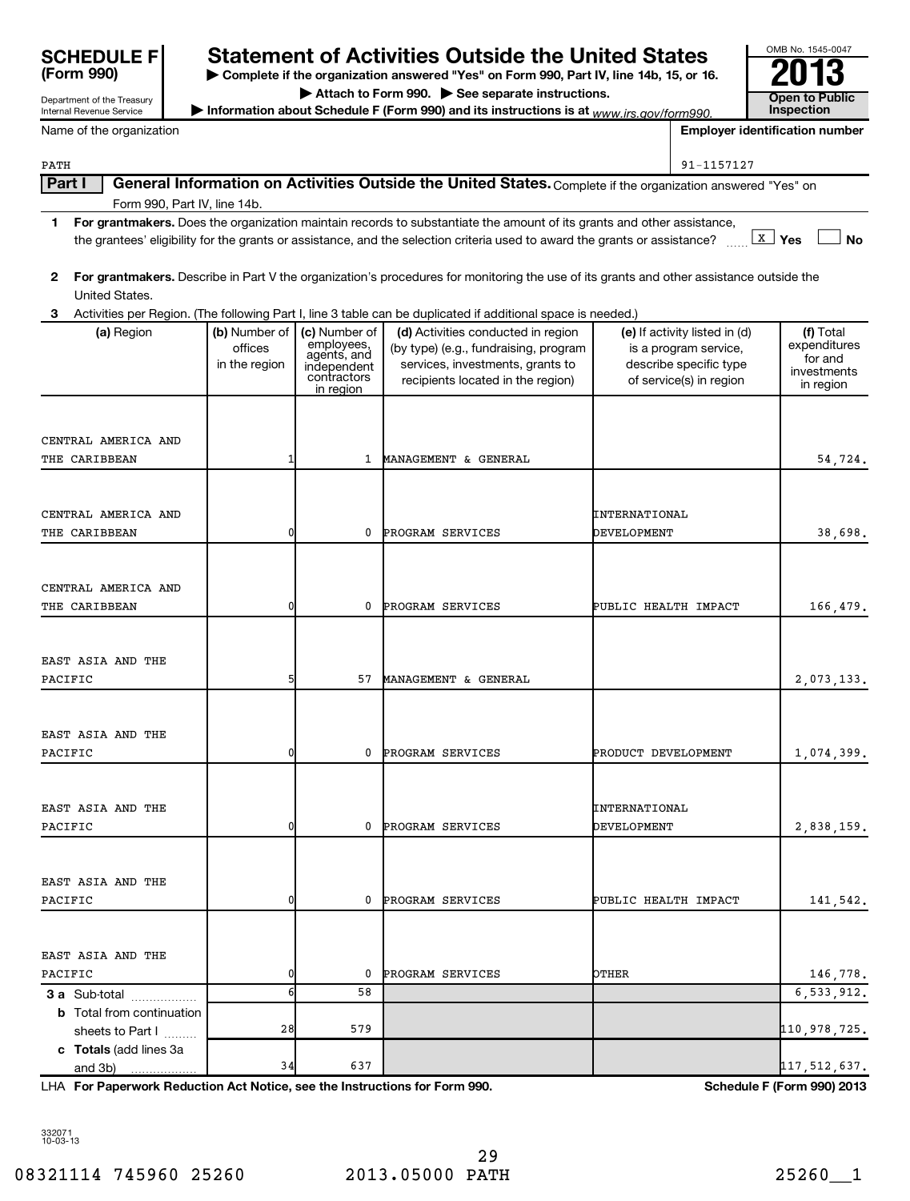# SCHEDULE F (Form 990)

Department of the Treasury
Internal Revenue Service

## Statement of Activities Outside the United States

▶ Complete if the organization answered "Yes" on Form 990, Part IV, line 14b, 15, or 16.

▶ Attach to Form 990. ▶ See separate instructions.

▶ Information about Schedule F (Form 990) and its instructions is at www.irs.gov/form990.

OMB No. 1545-0047

**2013**

**Open to Public Inspection**

Name of the organization: PATH

Employer identification number: 91-1157127

**Part I** **General Information on Activities Outside the United States.** Complete if the organization answered "Yes" on Form 990, Part IV, line 14b.

**1** **For grantmakers.** Does the organization maintain records to substantiate the amount of its grants and other assistance, the grantees' eligibility for the grants or assistance, and the selection criteria used to award the grants or assistance? [X] Yes [ ] No

**2** **For grantmakers.** Describe in Part V the organization's procedures for monitoring the use of its grants and other assistance outside the United States.

**3** Activities per Region. (The following Part I, line 3 table can be duplicated if additional space is needed.)

| (a) Region | (b) Number of offices in the region | (c) Number of employees, agents, and independent contractors in region | (d) Activities conducted in region (by type) (e.g., fundraising, program services, investments, grants to recipients located in the region) | (e) If activity listed in (d) is a program service, describe specific type of service(s) in region | (f) Total expenditures for and investments in region |
|---|---|---|---|---|---|
| CENTRAL AMERICA AND THE CARIBBEAN | 1 | 1 | MANAGEMENT & GENERAL | | 54,724. |
| CENTRAL AMERICA AND THE CARIBBEAN | 0 | 0 | PROGRAM SERVICES | INTERNATIONAL DEVELOPMENT | 38,698. |
| CENTRAL AMERICA AND THE CARIBBEAN | 0 | 0 | PROGRAM SERVICES | PUBLIC HEALTH IMPACT | 166,479. |
| EAST ASIA AND THE PACIFIC | 5 | 57 | MANAGEMENT & GENERAL | | 2,073,133. |
| EAST ASIA AND THE PACIFIC | 0 | 0 | PROGRAM SERVICES | PRODUCT DEVELOPMENT | 1,074,399. |
| EAST ASIA AND THE PACIFIC | 0 | 0 | PROGRAM SERVICES | INTERNATIONAL DEVELOPMENT | 2,838,159. |
| EAST ASIA AND THE PACIFIC | 0 | 0 | PROGRAM SERVICES | PUBLIC HEALTH IMPACT | 141,542. |
| EAST ASIA AND THE PACIFIC | 0 | 0 | PROGRAM SERVICES | OTHER | 146,778. |
| **3 a** Sub-total | 6 | 58 | | | 6,533,912. |
| **b** Total from continuation sheets to Part I | 28 | 579 | | | 110,978,725. |
| **c Totals** (add lines 3a and 3b) | 34 | 637 | | | 117,512,637. |

LHA **For Paperwork Reduction Act Notice, see the Instructions for Form 990.** **Schedule F (Form 990) 2013**

332071 10-03-13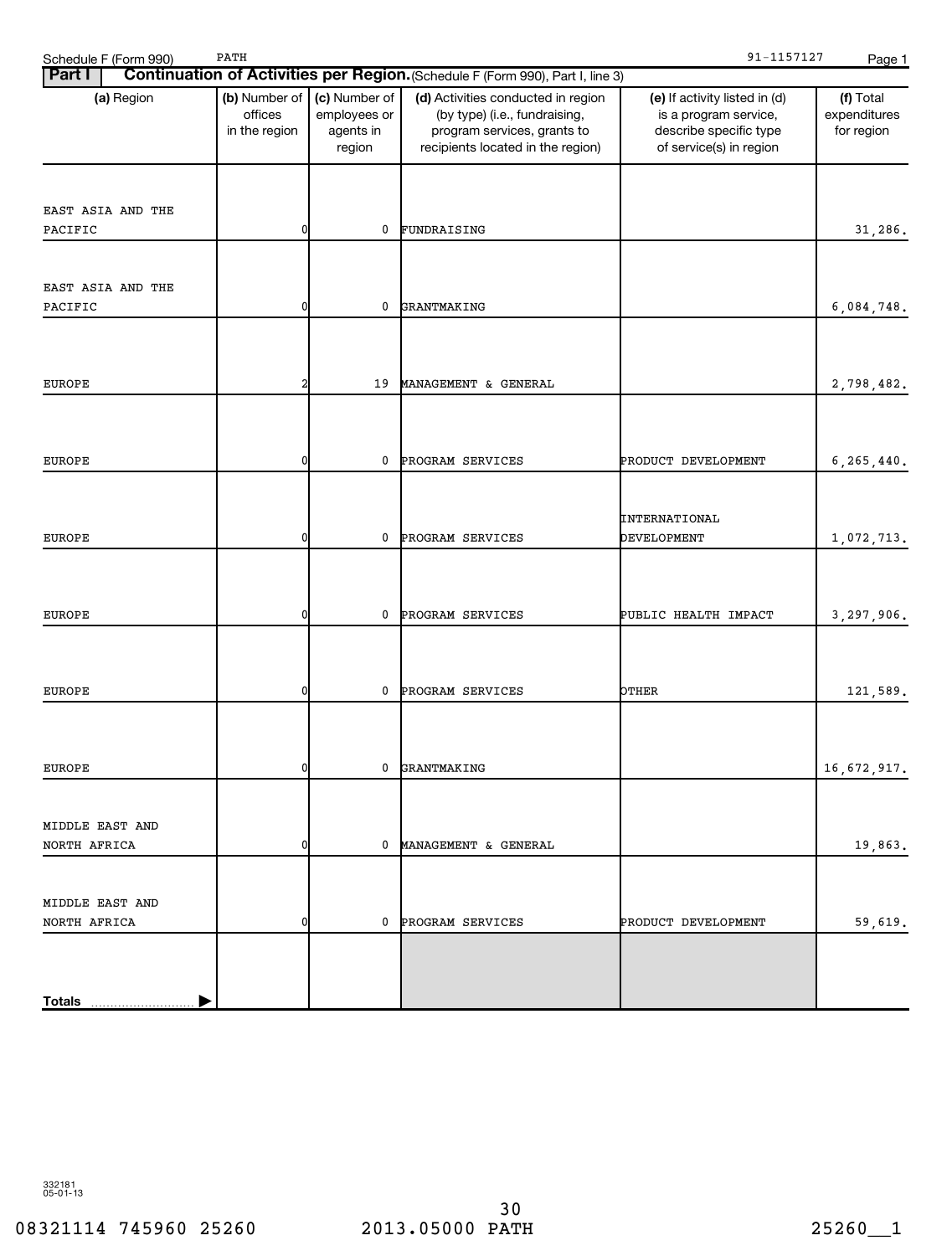Schedule F (Form 990) PATH 91-1157127

## Part I Continuation of Activities per Region. (Schedule F (Form 990), Part I, line 3)

| (a) Region | (b) Number of offices in the region | (c) Number of employees or agents in region | (d) Activities conducted in region (by type) (i.e., fundraising, program services, grants to recipients located in the region) | (e) If activity listed in (d) is a program service, describe specific type of service(s) in region | (f) Total expenditures for region |
|---|---|---|---|---|---|
| EAST ASIA AND THE PACIFIC | 0 | 0 | FUNDRAISING | | 31,286. |
| EAST ASIA AND THE PACIFIC | 0 | 0 | GRANTMAKING | | 6,084,748. |
| EUROPE | 2 | 19 | MANAGEMENT & GENERAL | | 2,798,482. |
| EUROPE | 0 | 0 | PROGRAM SERVICES | PRODUCT DEVELOPMENT | 6,265,440. |
| EUROPE | 0 | 0 | PROGRAM SERVICES | INTERNATIONAL DEVELOPMENT | 1,072,713. |
| EUROPE | 0 | 0 | PROGRAM SERVICES | PUBLIC HEALTH IMPACT | 3,297,906. |
| EUROPE | 0 | 0 | PROGRAM SERVICES | OTHER | 121,589. |
| EUROPE | 0 | 0 | GRANTMAKING | | 16,672,917. |
| MIDDLE EAST AND NORTH AFRICA | 0 | 0 | MANAGEMENT & GENERAL | | 19,863. |
| MIDDLE EAST AND NORTH AFRICA | 0 | 0 | PROGRAM SERVICES | PRODUCT DEVELOPMENT | 59,619. |
| **Totals** | | | | | |

332181 05-01-13

08321114 745960 25260 2013.05000 PATH 25260__1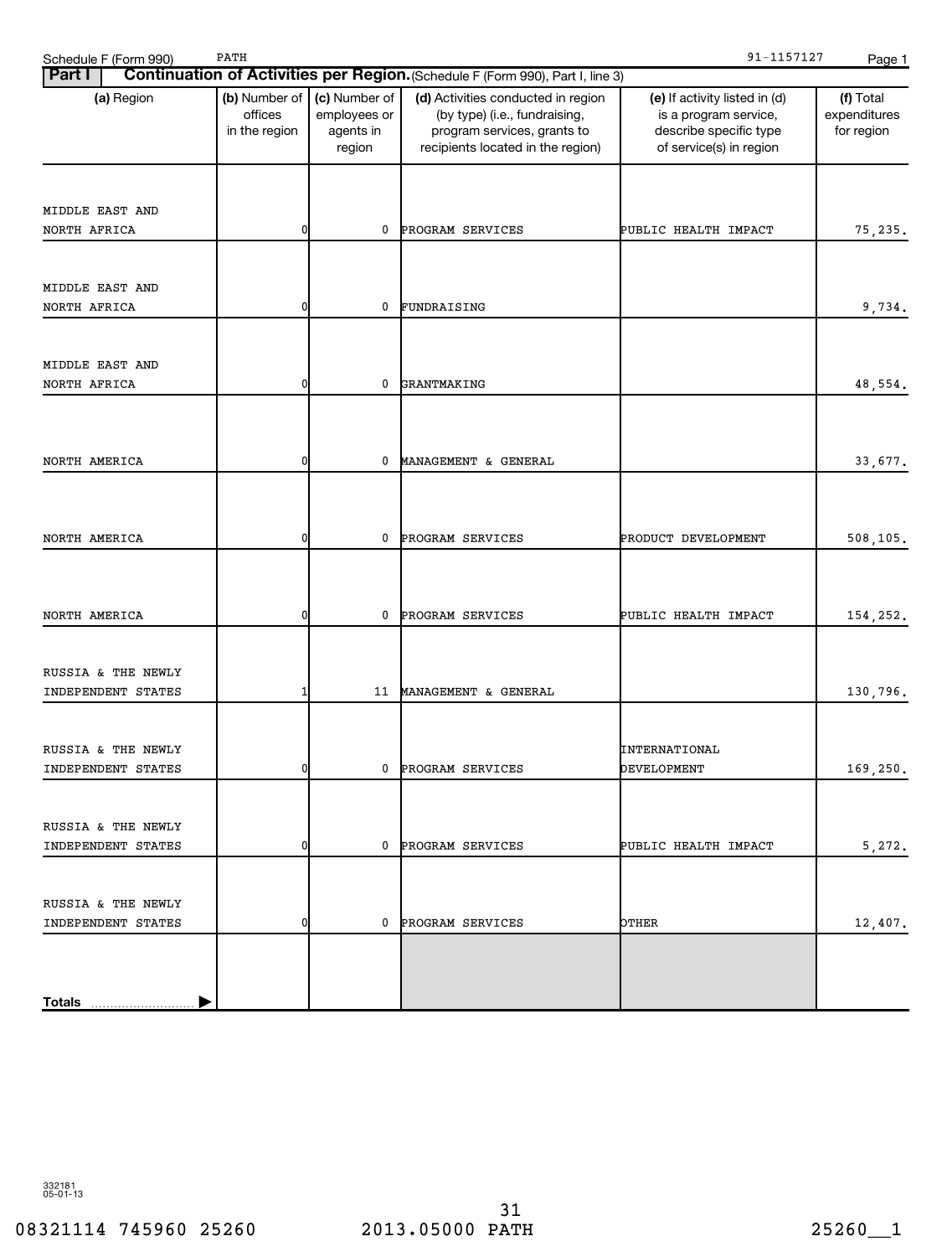Schedule F (Form 990) PATH 91-1157127

**Part I Continuation of Activities per Region.** (Schedule F (Form 990), Part I, line 3)

| (a) Region | (b) Number of offices in the region | (c) Number of employees or agents in region | (d) Activities conducted in region (by type) (i.e., fundraising, program services, grants to recipients located in the region) | (e) If activity listed in (d) is a program service, describe specific type of service(s) in region | (f) Total expenditures for region |
|---|---|---|---|---|---|
| MIDDLE EAST AND NORTH AFRICA | 0 | 0 | PROGRAM SERVICES | PUBLIC HEALTH IMPACT | 75,235. |
| MIDDLE EAST AND NORTH AFRICA | 0 | 0 | FUNDRAISING | | 9,734. |
| MIDDLE EAST AND NORTH AFRICA | 0 | 0 | GRANTMAKING | | 48,554. |
| NORTH AMERICA | 0 | 0 | MANAGEMENT & GENERAL | | 33,677. |
| NORTH AMERICA | 0 | 0 | PROGRAM SERVICES | PRODUCT DEVELOPMENT | 508,105. |
| NORTH AMERICA | 0 | 0 | PROGRAM SERVICES | PUBLIC HEALTH IMPACT | 154,252. |
| RUSSIA & THE NEWLY INDEPENDENT STATES | 1 | 11 | MANAGEMENT & GENERAL | | 130,796. |
| RUSSIA & THE NEWLY INDEPENDENT STATES | 0 | 0 | PROGRAM SERVICES | INTERNATIONAL DEVELOPMENT | 169,250. |
| RUSSIA & THE NEWLY INDEPENDENT STATES | 0 | 0 | PROGRAM SERVICES | PUBLIC HEALTH IMPACT | 5,272. |
| RUSSIA & THE NEWLY INDEPENDENT STATES | 0 | 0 | PROGRAM SERVICES | OTHER | 12,407. |
| **Totals** | | | | | |

332181 05-01-13

08321114 745960 25260 2013.05000 PATH 25260__1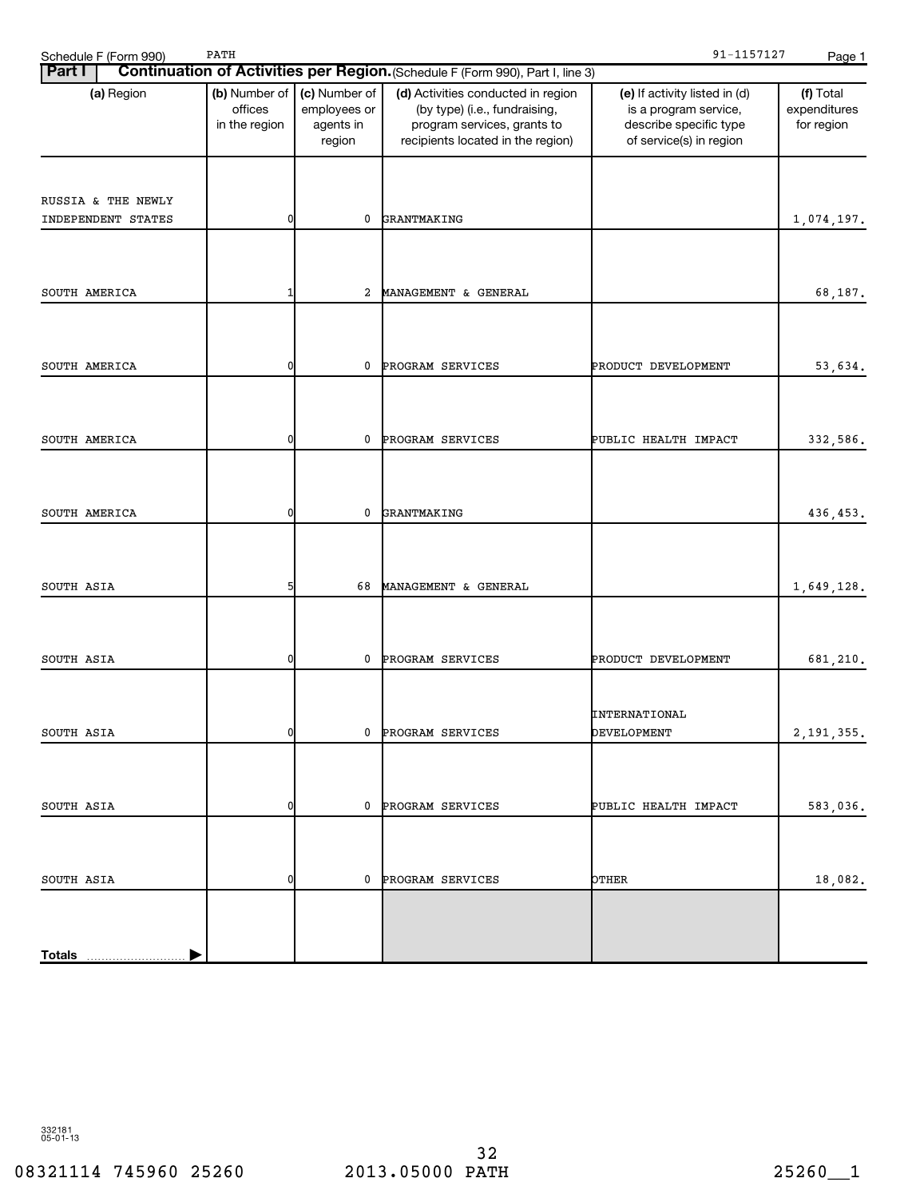Schedule F (Form 990) PATH 91-1157127

**Part I — Continuation of Activities per Region.** (Schedule F (Form 990), Part I, line 3)

| (a) Region | (b) Number of offices in the region | (c) Number of employees or agents in region | (d) Activities conducted in region (by type) (i.e., fundraising, program services, grants to recipients located in the region) | (e) If activity listed in (d) is a program service, describe specific type of service(s) in region | (f) Total expenditures for region |
|---|---|---|---|---|---|
| RUSSIA & THE NEWLY INDEPENDENT STATES | 0 | 0 | GRANTMAKING | | 1,074,197. |
| SOUTH AMERICA | 1 | 2 | MANAGEMENT & GENERAL | | 68,187. |
| SOUTH AMERICA | 0 | 0 | PROGRAM SERVICES | PRODUCT DEVELOPMENT | 53,634. |
| SOUTH AMERICA | 0 | 0 | PROGRAM SERVICES | PUBLIC HEALTH IMPACT | 332,586. |
| SOUTH AMERICA | 0 | 0 | GRANTMAKING | | 436,453. |
| SOUTH ASIA | 5 | 68 | MANAGEMENT & GENERAL | | 1,649,128. |
| SOUTH ASIA | 0 | 0 | PROGRAM SERVICES | PRODUCT DEVELOPMENT | 681,210. |
| SOUTH ASIA | 0 | 0 | PROGRAM SERVICES | INTERNATIONAL DEVELOPMENT | 2,191,355. |
| SOUTH ASIA | 0 | 0 | PROGRAM SERVICES | PUBLIC HEALTH IMPACT | 583,036. |
| SOUTH ASIA | 0 | 0 | PROGRAM SERVICES | OTHER | 18,082. |
| **Totals** | | | | | |

332181 05-01-13

08321114 745960 25260 2013.05000 PATH 25260__1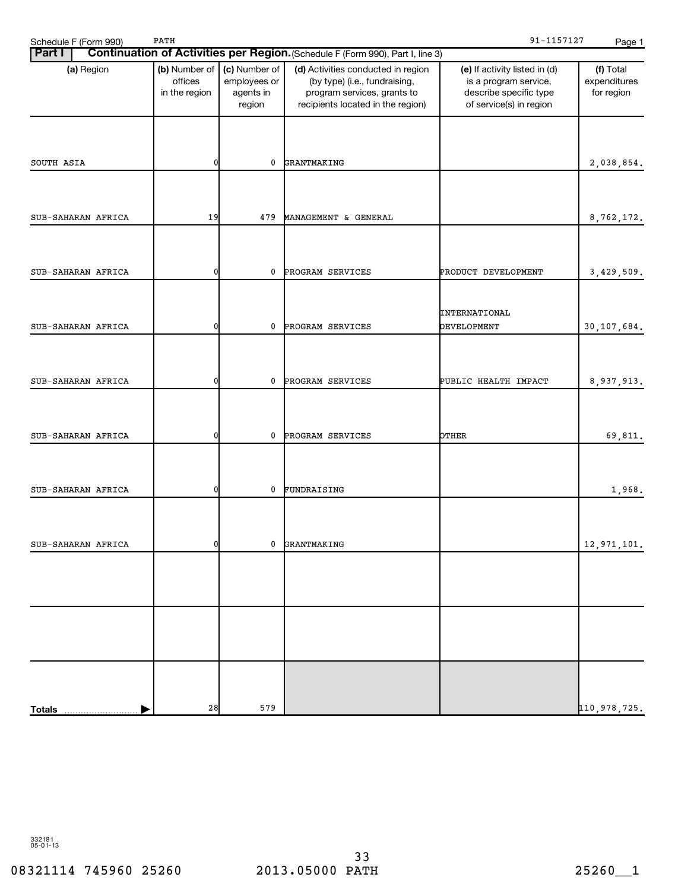Schedule F (Form 990) PATH 91-1157127

**Part I** **Continuation of Activities per Region.** (Schedule F (Form 990), Part I, line 3)

| (a) Region | (b) Number of offices in the region | (c) Number of employees or agents in region | (d) Activities conducted in region (by type) (i.e., fundraising, program services, grants to recipients located in the region) | (e) If activity listed in (d) is a program service, describe specific type of service(s) in region | (f) Total expenditures for region |
|---|---|---|---|---|---|
| SOUTH ASIA | 0 | 0 | GRANTMAKING | | 2,038,854. |
| SUB-SAHARAN AFRICA | 19 | 479 | MANAGEMENT & GENERAL | | 8,762,172. |
| SUB-SAHARAN AFRICA | 0 | 0 | PROGRAM SERVICES | PRODUCT DEVELOPMENT | 3,429,509. |
| SUB-SAHARAN AFRICA | 0 | 0 | PROGRAM SERVICES | INTERNATIONAL DEVELOPMENT | 30,107,684. |
| SUB-SAHARAN AFRICA | 0 | 0 | PROGRAM SERVICES | PUBLIC HEALTH IMPACT | 8,937,913. |
| SUB-SAHARAN AFRICA | 0 | 0 | PROGRAM SERVICES | OTHER | 69,811. |
| SUB-SAHARAN AFRICA | 0 | 0 | FUNDRAISING | | 1,968. |
| SUB-SAHARAN AFRICA | 0 | 0 | GRANTMAKING | | 12,971,101. |
| | | | | | |
| | | | | | |
| **Totals** | 28 | 579 | | | 110,978,725. |

332181
05-01-13

08321114 745960 25260 2013.05000 PATH 25260__1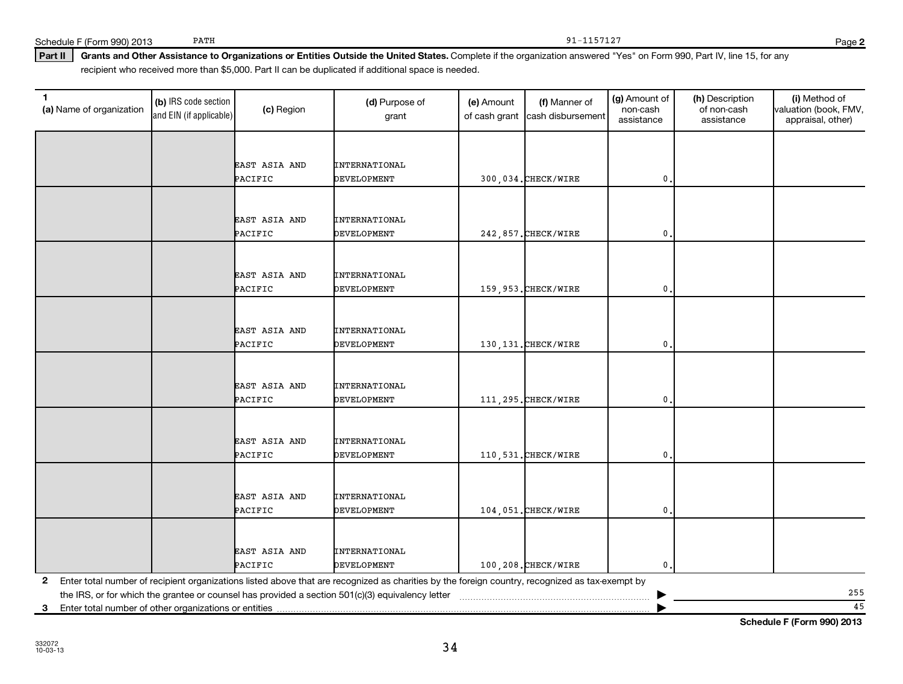Schedule F (Form 990) 2013 PATH 91-1157127

**Part II** **Grants and Other Assistance to Organizations or Entities Outside the United States.** Complete if the organization answered "Yes" on Form 990, Part IV, line 15, for any recipient who received more than $5,000. Part II can be duplicated if additional space is needed.

| 1 (a) Name of organization | (b) IRS code section and EIN (if applicable) | (c) Region | (d) Purpose of grant | (e) Amount of cash grant | (f) Manner of cash disbursement | (g) Amount of non-cash assistance | (h) Description of non-cash assistance | (i) Method of valuation (book, FMV, appraisal, other) |
|---|---|---|---|---|---|---|---|---|
| | | EAST ASIA AND PACIFIC | INTERNATIONAL DEVELOPMENT | 300,034. | CHECK/WIRE | 0. | | |
| | | EAST ASIA AND PACIFIC | INTERNATIONAL DEVELOPMENT | 242,857. | CHECK/WIRE | 0. | | |
| | | EAST ASIA AND PACIFIC | INTERNATIONAL DEVELOPMENT | 159,953. | CHECK/WIRE | 0. | | |
| | | EAST ASIA AND PACIFIC | INTERNATIONAL DEVELOPMENT | 130,131. | CHECK/WIRE | 0. | | |
| | | EAST ASIA AND PACIFIC | INTERNATIONAL DEVELOPMENT | 111,295. | CHECK/WIRE | 0. | | |
| | | EAST ASIA AND PACIFIC | INTERNATIONAL DEVELOPMENT | 110,531. | CHECK/WIRE | 0. | | |
| | | EAST ASIA AND PACIFIC | INTERNATIONAL DEVELOPMENT | 104,051. | CHECK/WIRE | 0. | | |
| | | EAST ASIA AND PACIFIC | INTERNATIONAL DEVELOPMENT | 100,208. | CHECK/WIRE | 0. | | |

**2** Enter total number of recipient organizations listed above that are recognized as charities by the foreign country, recognized as tax-exempt by the IRS, or for which the grantee or counsel has provided a section 501(c)(3) equivalency letter ▶ 255

**3** Enter total number of other organizations or entities ▶ 45

**Schedule F (Form 990) 2013**

332072 10-03-13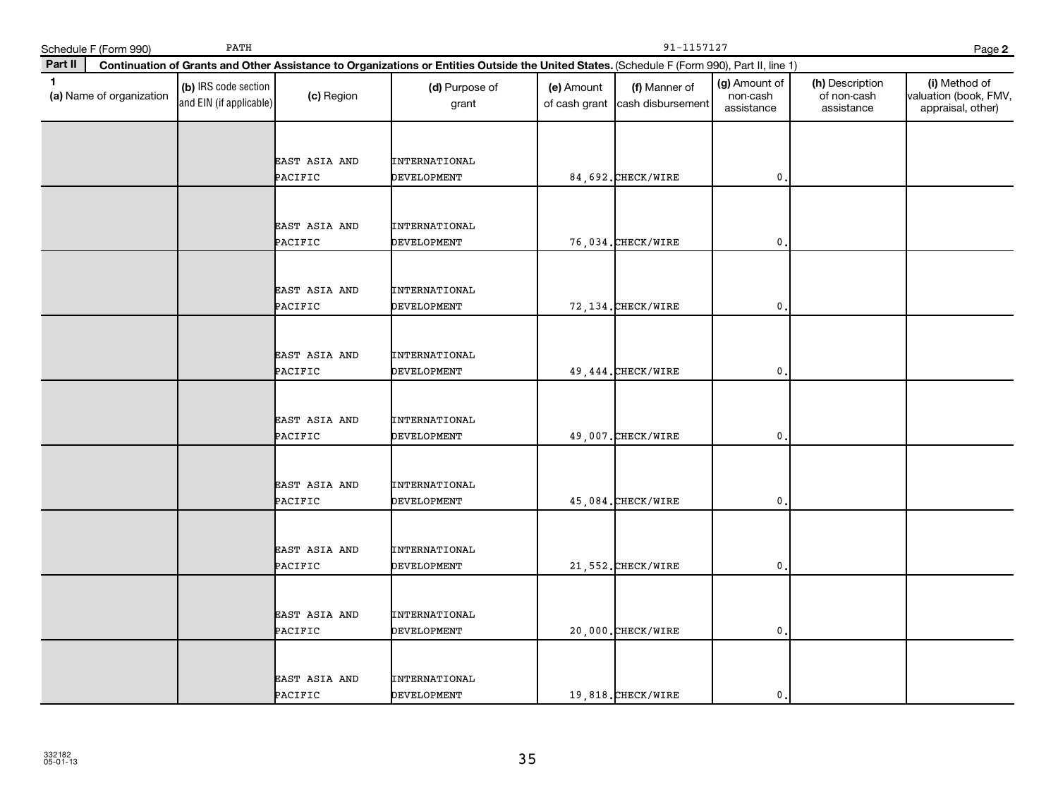Schedule F (Form 990) PATH 91-1157127 Page **2**

**Part II** **Continuation of Grants and Other Assistance to Organizations or Entities Outside the United States.** (Schedule F (Form 990), Part II, line 1)

| 1 (a) Name of organization | (b) IRS code section and EIN (if applicable) | (c) Region | (d) Purpose of grant | (e) Amount of cash grant | (f) Manner of cash disbursement | (g) Amount of non-cash assistance | (h) Description of non-cash assistance | (i) Method of valuation (book, FMV, appraisal, other) |
|---|---|---|---|---|---|---|---|---|
| | | EAST ASIA AND PACIFIC | INTERNATIONAL DEVELOPMENT | 84,692. | CHECK/WIRE | 0. | | |
| | | EAST ASIA AND PACIFIC | INTERNATIONAL DEVELOPMENT | 76,034. | CHECK/WIRE | 0. | | |
| | | EAST ASIA AND PACIFIC | INTERNATIONAL DEVELOPMENT | 72,134. | CHECK/WIRE | 0. | | |
| | | EAST ASIA AND PACIFIC | INTERNATIONAL DEVELOPMENT | 49,444. | CHECK/WIRE | 0. | | |
| | | EAST ASIA AND PACIFIC | INTERNATIONAL DEVELOPMENT | 49,007. | CHECK/WIRE | 0. | | |
| | | EAST ASIA AND PACIFIC | INTERNATIONAL DEVELOPMENT | 45,084. | CHECK/WIRE | 0. | | |
| | | EAST ASIA AND PACIFIC | INTERNATIONAL DEVELOPMENT | 21,552. | CHECK/WIRE | 0. | | |
| | | EAST ASIA AND PACIFIC | INTERNATIONAL DEVELOPMENT | 20,000. | CHECK/WIRE | 0. | | |
| | | EAST ASIA AND PACIFIC | INTERNATIONAL DEVELOPMENT | 19,818. | CHECK/WIRE | 0. | | |

332182
05-01-13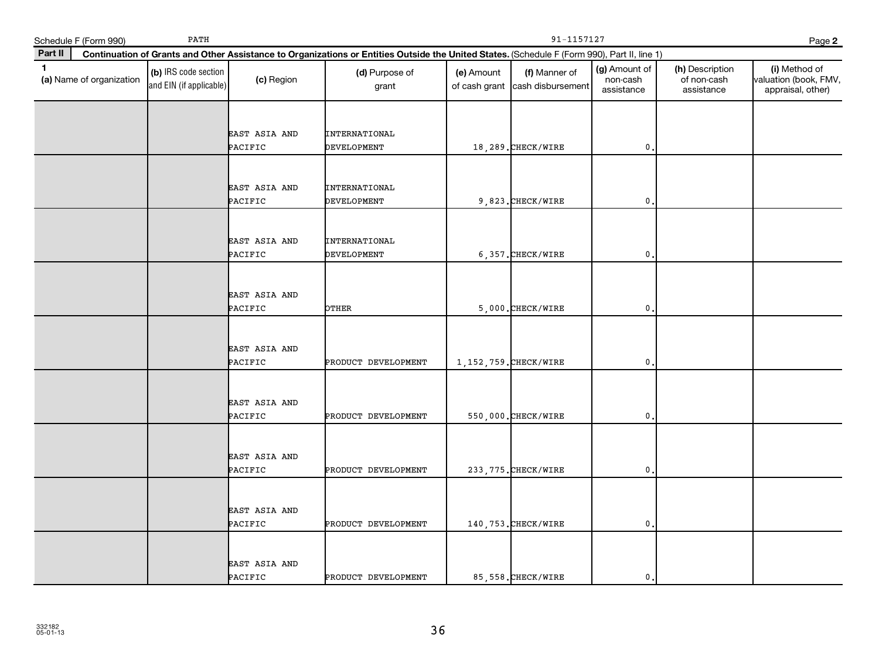Schedule F (Form 990) PATH 91-1157127 Page **2**

**Part II** **Continuation of Grants and Other Assistance to Organizations or Entities Outside the United States.** (Schedule F (Form 990), Part II, line 1)

| 1 (a) Name of organization | (b) IRS code section and EIN (if applicable) | (c) Region | (d) Purpose of grant | (e) Amount of cash grant | (f) Manner of cash disbursement | (g) Amount of non-cash assistance | (h) Description of non-cash assistance | (i) Method of valuation (book, FMV, appraisal, other) |
|---|---|---|---|---|---|---|---|---|
| | | EAST ASIA AND PACIFIC | INTERNATIONAL DEVELOPMENT | 18,289. | CHECK/WIRE | 0. | | |
| | | EAST ASIA AND PACIFIC | INTERNATIONAL DEVELOPMENT | 9,823. | CHECK/WIRE | 0. | | |
| | | EAST ASIA AND PACIFIC | INTERNATIONAL DEVELOPMENT | 6,357. | CHECK/WIRE | 0. | | |
| | | EAST ASIA AND PACIFIC | OTHER | 5,000. | CHECK/WIRE | 0. | | |
| | | EAST ASIA AND PACIFIC | PRODUCT DEVELOPMENT | 1,152,759. | CHECK/WIRE | 0. | | |
| | | EAST ASIA AND PACIFIC | PRODUCT DEVELOPMENT | 550,000. | CHECK/WIRE | 0. | | |
| | | EAST ASIA AND PACIFIC | PRODUCT DEVELOPMENT | 233,775. | CHECK/WIRE | 0. | | |
| | | EAST ASIA AND PACIFIC | PRODUCT DEVELOPMENT | 140,753. | CHECK/WIRE | 0. | | |
| | | EAST ASIA AND PACIFIC | PRODUCT DEVELOPMENT | 85,558. | CHECK/WIRE | 0. | | |

332182
05-01-13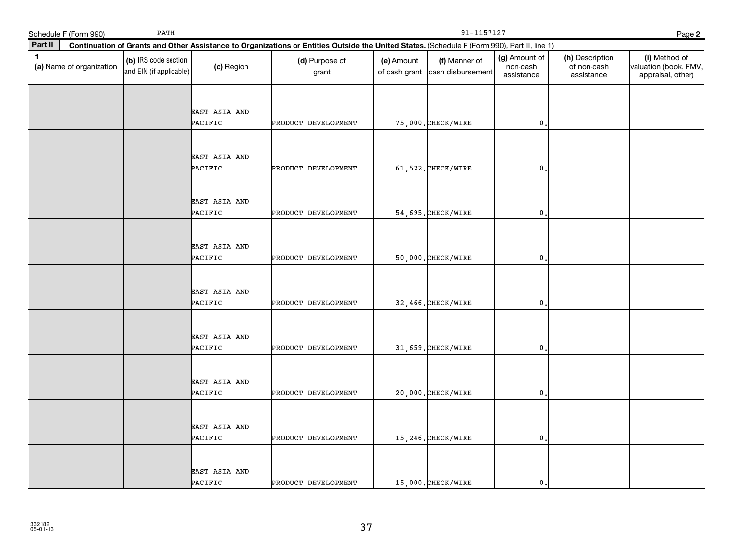Schedule F (Form 990) PATH 91-1157127 Page **2**

**Part II** **Continuation of Grants and Other Assistance to Organizations or Entities Outside the United States.** (Schedule F (Form 990), Part II, line 1)

| 1 (a) Name of organization | (b) IRS code section and EIN (if applicable) | (c) Region | (d) Purpose of grant | (e) Amount of cash grant | (f) Manner of cash disbursement | (g) Amount of non-cash assistance | (h) Description of non-cash assistance | (i) Method of valuation (book, FMV, appraisal, other) |
|---|---|---|---|---|---|---|---|---|
| | | EAST ASIA AND PACIFIC | PRODUCT DEVELOPMENT | 75,000. | CHECK/WIRE | 0. | | |
| | | EAST ASIA AND PACIFIC | PRODUCT DEVELOPMENT | 61,522. | CHECK/WIRE | 0. | | |
| | | EAST ASIA AND PACIFIC | PRODUCT DEVELOPMENT | 54,695. | CHECK/WIRE | 0. | | |
| | | EAST ASIA AND PACIFIC | PRODUCT DEVELOPMENT | 50,000. | CHECK/WIRE | 0. | | |
| | | EAST ASIA AND PACIFIC | PRODUCT DEVELOPMENT | 32,466. | CHECK/WIRE | 0. | | |
| | | EAST ASIA AND PACIFIC | PRODUCT DEVELOPMENT | 31,659. | CHECK/WIRE | 0. | | |
| | | EAST ASIA AND PACIFIC | PRODUCT DEVELOPMENT | 20,000. | CHECK/WIRE | 0. | | |
| | | EAST ASIA AND PACIFIC | PRODUCT DEVELOPMENT | 15,246. | CHECK/WIRE | 0. | | |
| | | EAST ASIA AND PACIFIC | PRODUCT DEVELOPMENT | 15,000. | CHECK/WIRE | 0. | | |

332182
05-01-13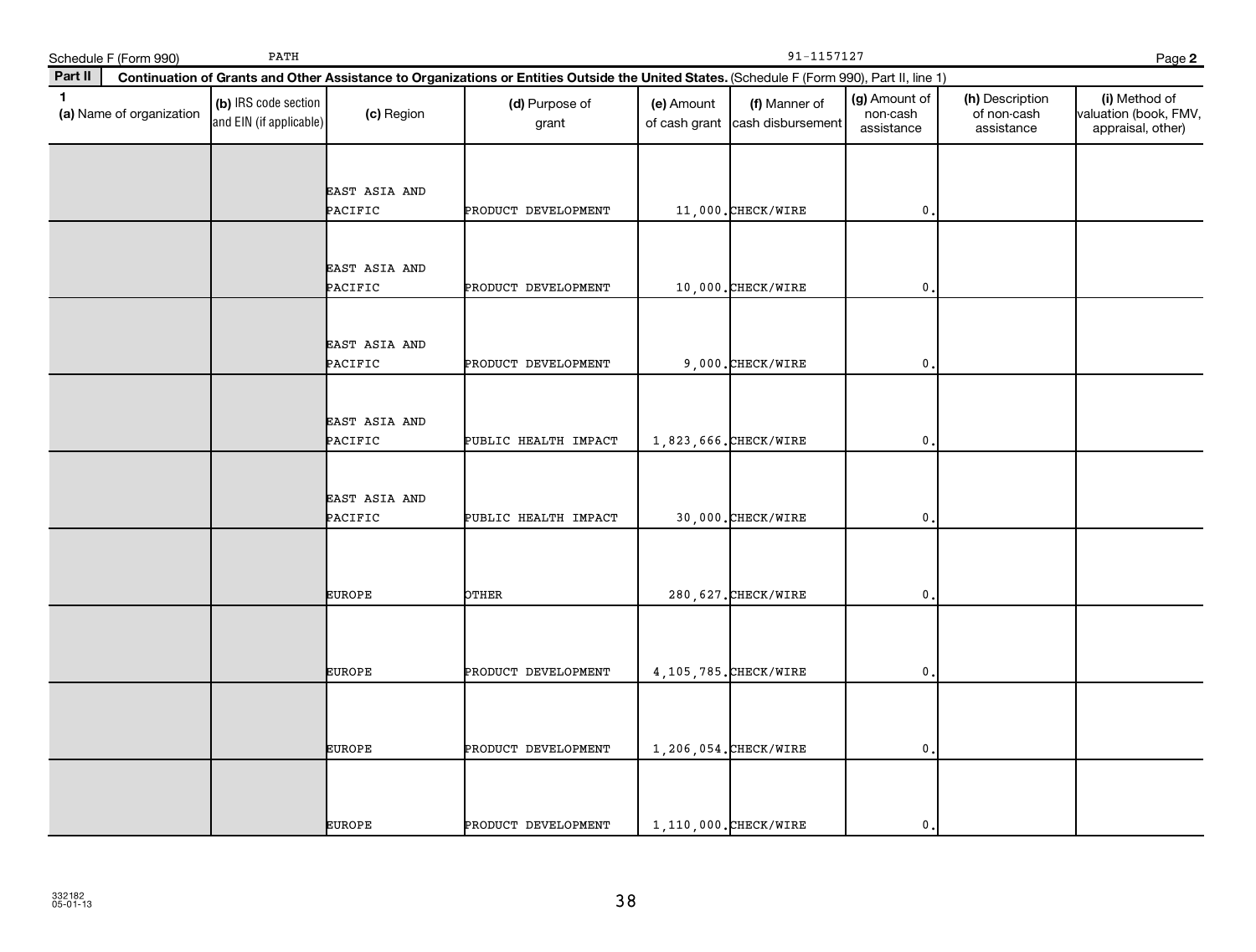Schedule F (Form 990) PATH 91-1157127 Page **2**

**Part II** **Continuation of Grants and Other Assistance to Organizations or Entities Outside the United States.** (Schedule F (Form 990), Part II, line 1)

| 1 (a) Name of organization | (b) IRS code section and EIN (if applicable) | (c) Region | (d) Purpose of grant | (e) Amount of cash grant | (f) Manner of cash disbursement | (g) Amount of non-cash assistance | (h) Description of non-cash assistance | (i) Method of valuation (book, FMV, appraisal, other) |
|---|---|---|---|---|---|---|---|---|
| | | EAST ASIA AND PACIFIC | PRODUCT DEVELOPMENT | 11,000. | CHECK/WIRE | 0. | | |
| | | EAST ASIA AND PACIFIC | PRODUCT DEVELOPMENT | 10,000. | CHECK/WIRE | 0. | | |
| | | EAST ASIA AND PACIFIC | PRODUCT DEVELOPMENT | 9,000. | CHECK/WIRE | 0. | | |
| | | EAST ASIA AND PACIFIC | PUBLIC HEALTH IMPACT | 1,823,666. | CHECK/WIRE | 0. | | |
| | | EAST ASIA AND PACIFIC | PUBLIC HEALTH IMPACT | 30,000. | CHECK/WIRE | 0. | | |
| | | EUROPE | OTHER | 280,627. | CHECK/WIRE | 0. | | |
| | | EUROPE | PRODUCT DEVELOPMENT | 4,105,785. | CHECK/WIRE | 0. | | |
| | | EUROPE | PRODUCT DEVELOPMENT | 1,206,054. | CHECK/WIRE | 0. | | |
| | | EUROPE | PRODUCT DEVELOPMENT | 1,110,000. | CHECK/WIRE | 0. | | |

332182
05-01-13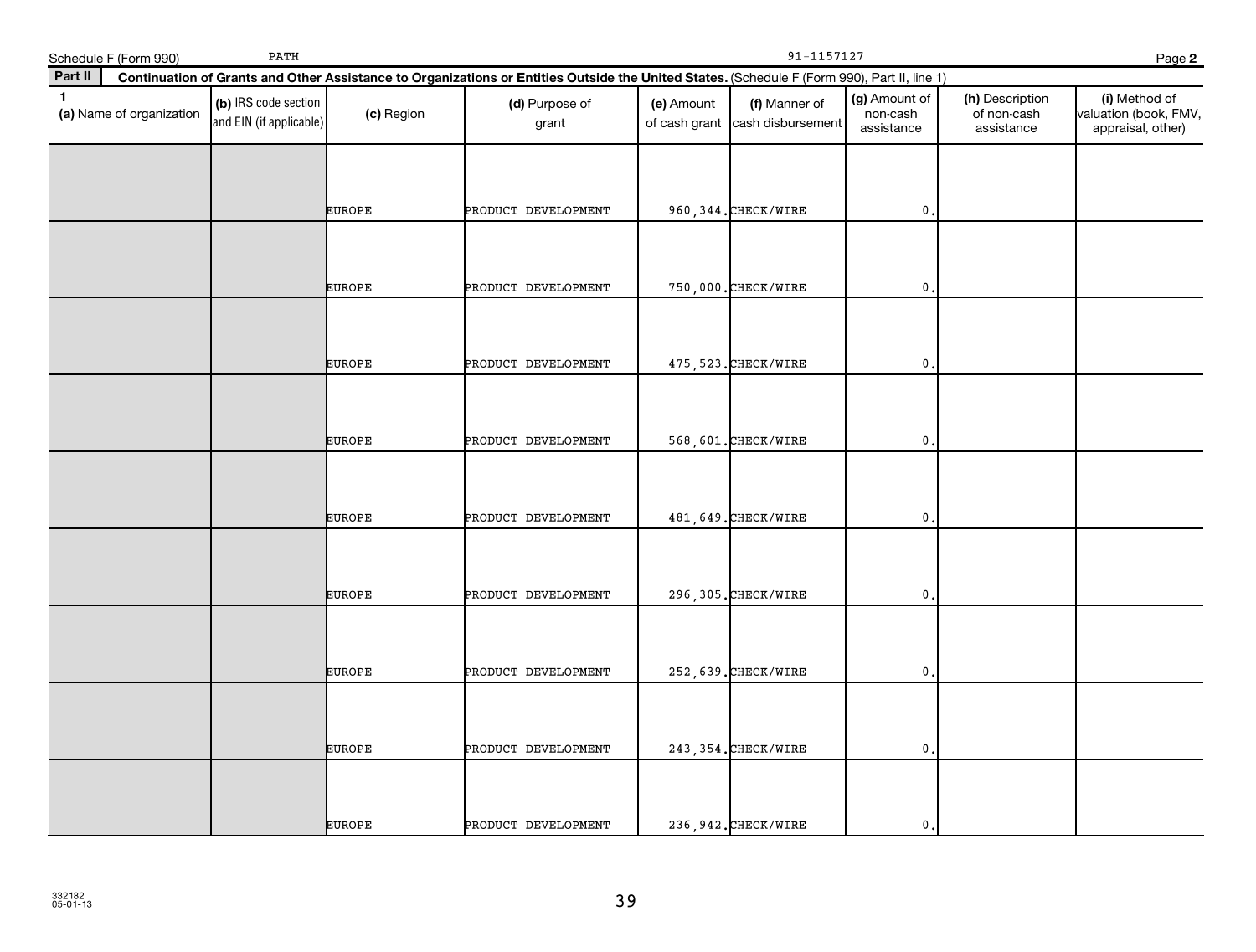Schedule F (Form 990) PATH 91-1157127 Page **2**

**Part II** **Continuation of Grants and Other Assistance to Organizations or Entities Outside the United States.** (Schedule F (Form 990), Part II, line 1)

| 1 (a) Name of organization | (b) IRS code section and EIN (if applicable) | (c) Region | (d) Purpose of grant | (e) Amount of cash grant | (f) Manner of cash disbursement | (g) Amount of non-cash assistance | (h) Description of non-cash assistance | (i) Method of valuation (book, FMV, appraisal, other) |
|---|---|---|---|---|---|---|---|---|
| | | EUROPE | PRODUCT DEVELOPMENT | 960,344. | CHECK/WIRE | 0. | | |
| | | EUROPE | PRODUCT DEVELOPMENT | 750,000. | CHECK/WIRE | 0. | | |
| | | EUROPE | PRODUCT DEVELOPMENT | 475,523. | CHECK/WIRE | 0. | | |
| | | EUROPE | PRODUCT DEVELOPMENT | 568,601. | CHECK/WIRE | 0. | | |
| | | EUROPE | PRODUCT DEVELOPMENT | 481,649. | CHECK/WIRE | 0. | | |
| | | EUROPE | PRODUCT DEVELOPMENT | 296,305. | CHECK/WIRE | 0. | | |
| | | EUROPE | PRODUCT DEVELOPMENT | 252,639. | CHECK/WIRE | 0. | | |
| | | EUROPE | PRODUCT DEVELOPMENT | 243,354. | CHECK/WIRE | 0. | | |
| | | EUROPE | PRODUCT DEVELOPMENT | 236,942. | CHECK/WIRE | 0. | | |

332182
05-01-13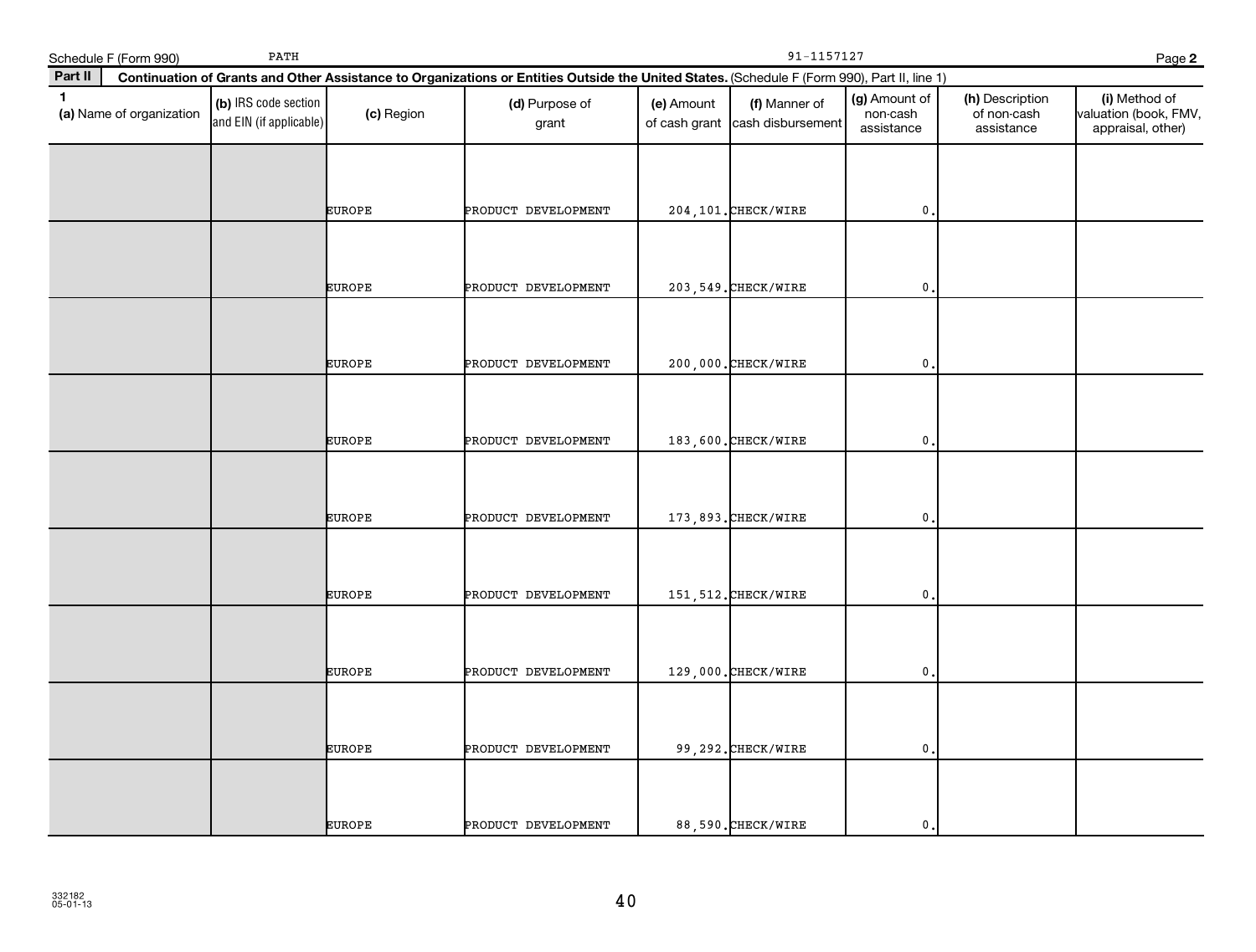Schedule F (Form 990) PATH 91-1157127 Page **2**

**Part II** **Continuation of Grants and Other Assistance to Organizations or Entities Outside the United States.** (Schedule F (Form 990), Part II, line 1)

| 1 (a) Name of organization | (b) IRS code section and EIN (if applicable) | (c) Region | (d) Purpose of grant | (e) Amount of cash grant | (f) Manner of cash disbursement | (g) Amount of non-cash assistance | (h) Description of non-cash assistance | (i) Method of valuation (book, FMV, appraisal, other) |
|---|---|---|---|---|---|---|---|---|
| | | EUROPE | PRODUCT DEVELOPMENT | 204,101. | CHECK/WIRE | 0. | | |
| | | EUROPE | PRODUCT DEVELOPMENT | 203,549. | CHECK/WIRE | 0. | | |
| | | EUROPE | PRODUCT DEVELOPMENT | 200,000. | CHECK/WIRE | 0. | | |
| | | EUROPE | PRODUCT DEVELOPMENT | 183,600. | CHECK/WIRE | 0. | | |
| | | EUROPE | PRODUCT DEVELOPMENT | 173,893. | CHECK/WIRE | 0. | | |
| | | EUROPE | PRODUCT DEVELOPMENT | 151,512. | CHECK/WIRE | 0. | | |
| | | EUROPE | PRODUCT DEVELOPMENT | 129,000. | CHECK/WIRE | 0. | | |
| | | EUROPE | PRODUCT DEVELOPMENT | 99,292. | CHECK/WIRE | 0. | | |
| | | EUROPE | PRODUCT DEVELOPMENT | 88,590. | CHECK/WIRE | 0. | | |

332182
05-01-13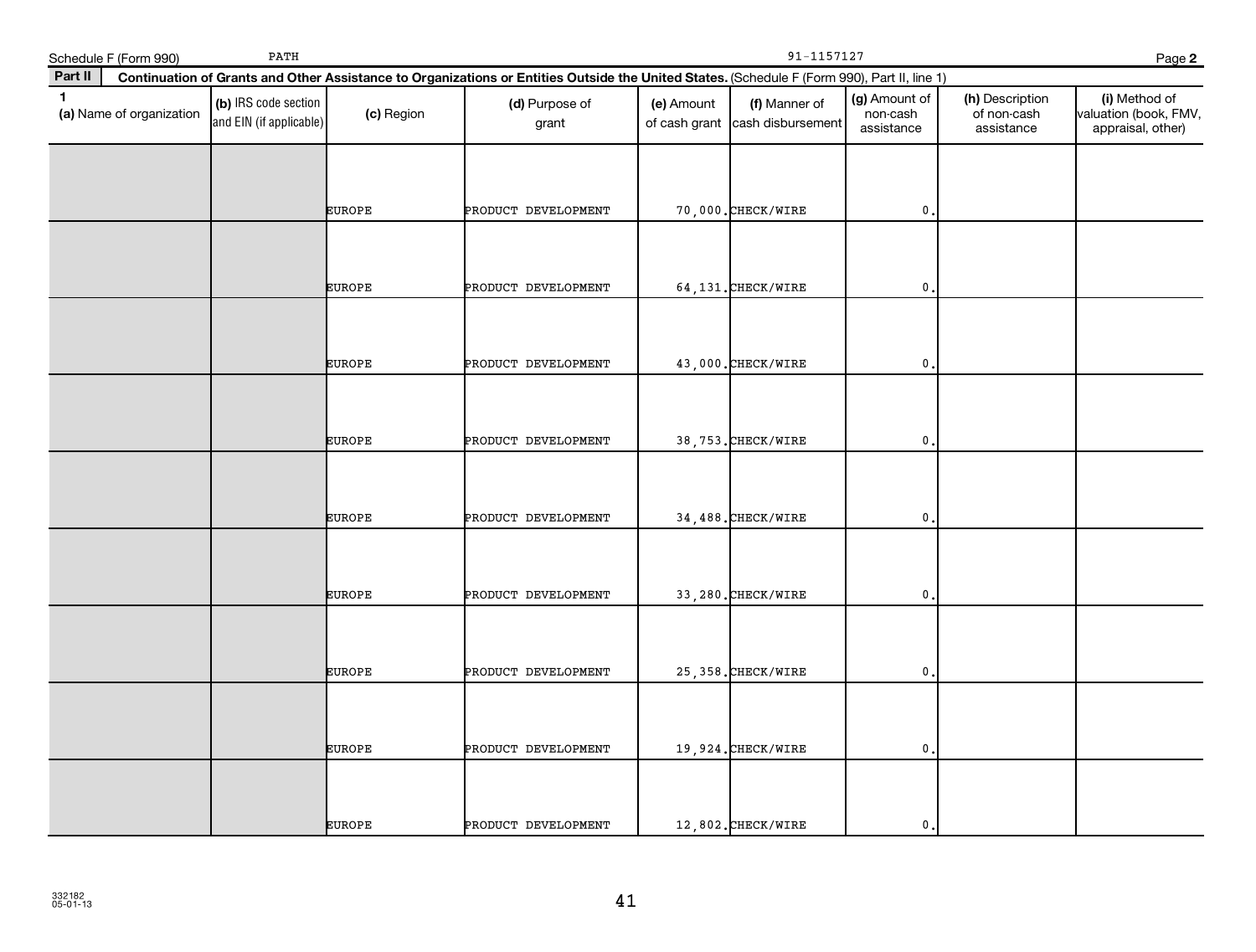Schedule F (Form 990) PATH 91-1157127 Page **2**

**Part II** **Continuation of Grants and Other Assistance to Organizations or Entities Outside the United States.** (Schedule F (Form 990), Part II, line 1)

| 1 (a) Name of organization | (b) IRS code section and EIN (if applicable) | (c) Region | (d) Purpose of grant | (e) Amount of cash grant | (f) Manner of cash disbursement | (g) Amount of non-cash assistance | (h) Description of non-cash assistance | (i) Method of valuation (book, FMV, appraisal, other) |
|---|---|---|---|---|---|---|---|---|
| | | EUROPE | PRODUCT DEVELOPMENT | 70,000. | CHECK/WIRE | 0. | | |
| | | EUROPE | PRODUCT DEVELOPMENT | 64,131. | CHECK/WIRE | 0. | | |
| | | EUROPE | PRODUCT DEVELOPMENT | 43,000. | CHECK/WIRE | 0. | | |
| | | EUROPE | PRODUCT DEVELOPMENT | 38,753. | CHECK/WIRE | 0. | | |
| | | EUROPE | PRODUCT DEVELOPMENT | 34,488. | CHECK/WIRE | 0. | | |
| | | EUROPE | PRODUCT DEVELOPMENT | 33,280. | CHECK/WIRE | 0. | | |
| | | EUROPE | PRODUCT DEVELOPMENT | 25,358. | CHECK/WIRE | 0. | | |
| | | EUROPE | PRODUCT DEVELOPMENT | 19,924. | CHECK/WIRE | 0. | | |
| | | EUROPE | PRODUCT DEVELOPMENT | 12,802. | CHECK/WIRE | 0. | | |

332182
05-01-13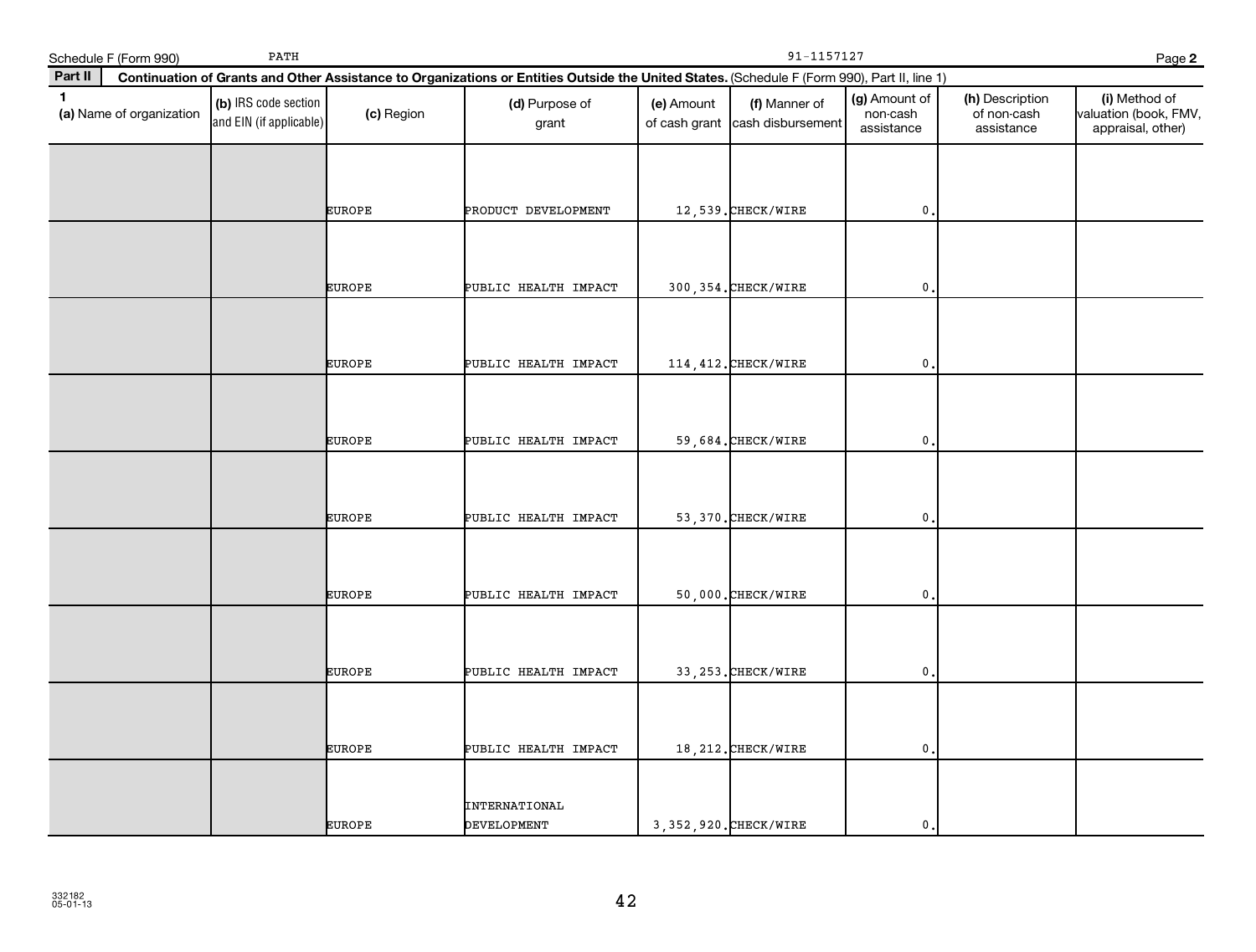Schedule F (Form 990) PATH 91-1157127 Page 2

**Part II** **Continuation of Grants and Other Assistance to Organizations or Entities Outside the United States.** (Schedule F (Form 990), Part II, line 1)

| 1 (a) Name of organization | (b) IRS code section and EIN (if applicable) | (c) Region | (d) Purpose of grant | (e) Amount of cash grant | (f) Manner of cash disbursement | (g) Amount of non-cash assistance | (h) Description of non-cash assistance | (i) Method of valuation (book, FMV, appraisal, other) |
|---|---|---|---|---|---|---|---|---|
| | | EUROPE | PRODUCT DEVELOPMENT | 12,539. | CHECK/WIRE | 0. | | |
| | | EUROPE | PUBLIC HEALTH IMPACT | 300,354. | CHECK/WIRE | 0. | | |
| | | EUROPE | PUBLIC HEALTH IMPACT | 114,412. | CHECK/WIRE | 0. | | |
| | | EUROPE | PUBLIC HEALTH IMPACT | 59,684. | CHECK/WIRE | 0. | | |
| | | EUROPE | PUBLIC HEALTH IMPACT | 53,370. | CHECK/WIRE | 0. | | |
| | | EUROPE | PUBLIC HEALTH IMPACT | 50,000. | CHECK/WIRE | 0. | | |
| | | EUROPE | PUBLIC HEALTH IMPACT | 33,253. | CHECK/WIRE | 0. | | |
| | | EUROPE | PUBLIC HEALTH IMPACT | 18,212. | CHECK/WIRE | 0. | | |
| | | EUROPE | INTERNATIONAL DEVELOPMENT | 3,352,920. | CHECK/WIRE | 0. | | |

332182
05-01-13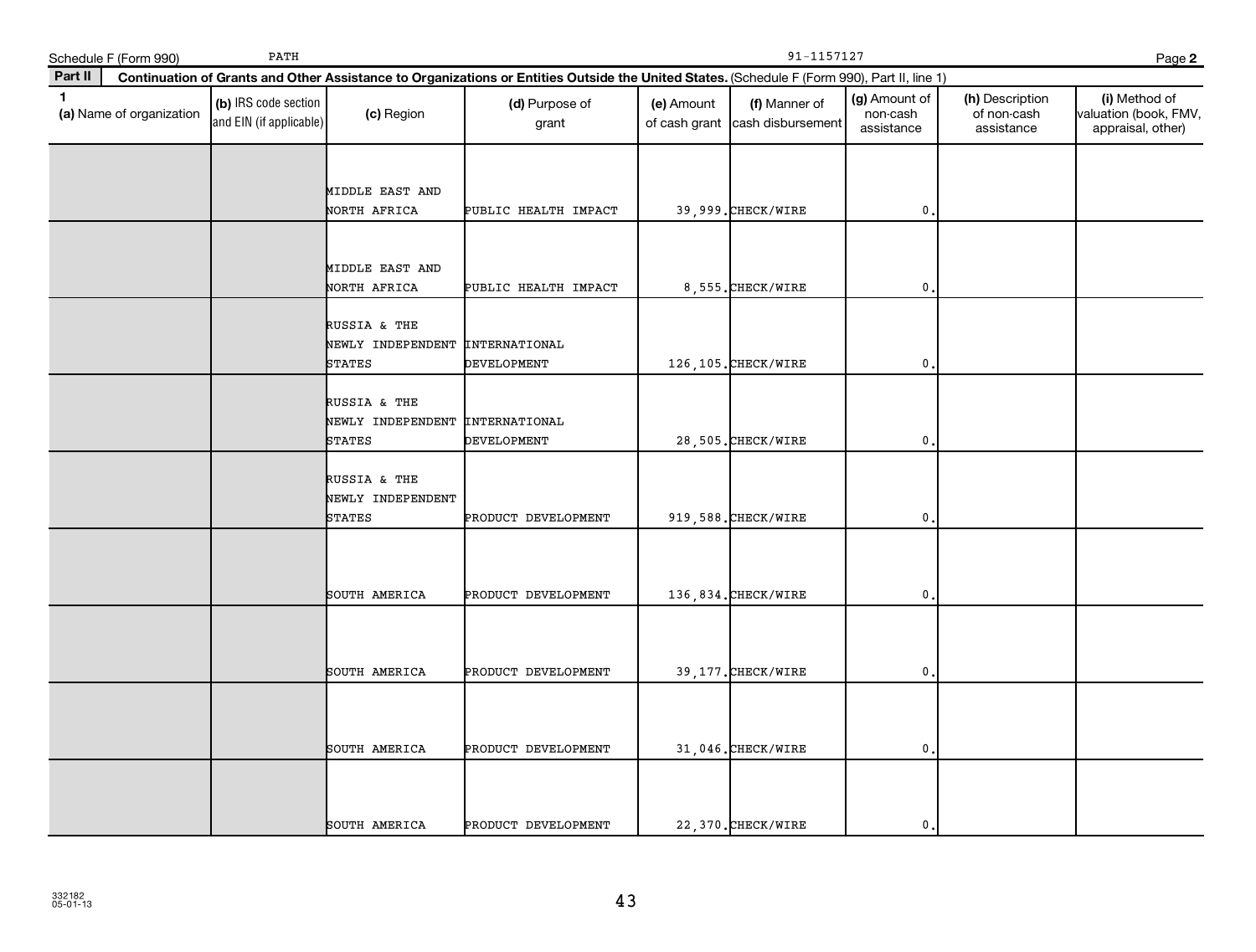Schedule F (Form 990) PATH 91-1157127

**Part II** **Continuation of Grants and Other Assistance to Organizations or Entities Outside the United States.** (Schedule F (Form 990), Part II, line 1)

| 1 (a) Name of organization | (b) IRS code section and EIN (if applicable) | (c) Region | (d) Purpose of grant | (e) Amount of cash grant | (f) Manner of cash disbursement | (g) Amount of non-cash assistance | (h) Description of non-cash assistance | (i) Method of valuation (book, FMV, appraisal, other) |
|---|---|---|---|---|---|---|---|---|
| | | MIDDLE EAST AND NORTH AFRICA | PUBLIC HEALTH IMPACT | 39,999. | CHECK/WIRE | 0. | | |
| | | MIDDLE EAST AND NORTH AFRICA | PUBLIC HEALTH IMPACT | 8,555. | CHECK/WIRE | 0. | | |
| | | RUSSIA & THE NEWLY INDEPENDENT STATES | INTERNATIONAL DEVELOPMENT | 126,105. | CHECK/WIRE | 0. | | |
| | | RUSSIA & THE NEWLY INDEPENDENT STATES | INTERNATIONAL DEVELOPMENT | 28,505. | CHECK/WIRE | 0. | | |
| | | RUSSIA & THE NEWLY INDEPENDENT STATES | PRODUCT DEVELOPMENT | 919,588. | CHECK/WIRE | 0. | | |
| | | SOUTH AMERICA | PRODUCT DEVELOPMENT | 136,834. | CHECK/WIRE | 0. | | |
| | | SOUTH AMERICA | PRODUCT DEVELOPMENT | 39,177. | CHECK/WIRE | 0. | | |
| | | SOUTH AMERICA | PRODUCT DEVELOPMENT | 31,046. | CHECK/WIRE | 0. | | |
| | | SOUTH AMERICA | PRODUCT DEVELOPMENT | 22,370. | CHECK/WIRE | 0. | | |

332182 05-01-13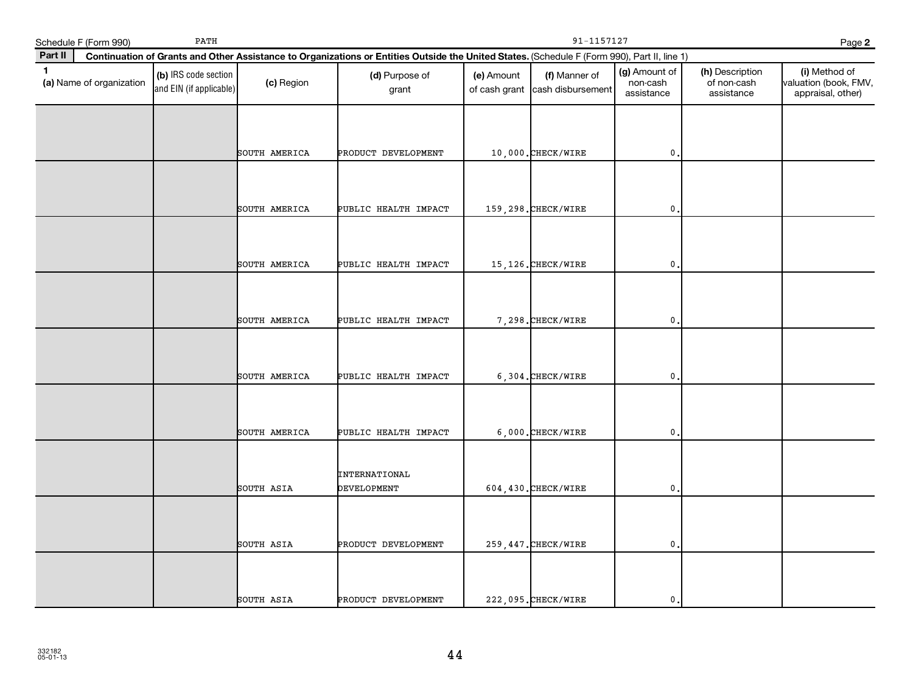Schedule F (Form 990) PATH 91-1157127 Page **2**

**Part II** **Continuation of Grants and Other Assistance to Organizations or Entities Outside the United States.** (Schedule F (Form 990), Part II, line 1)

| 1 (a) Name of organization | (b) IRS code section and EIN (if applicable) | (c) Region | (d) Purpose of grant | (e) Amount of cash grant | (f) Manner of cash disbursement | (g) Amount of non-cash assistance | (h) Description of non-cash assistance | (i) Method of valuation (book, FMV, appraisal, other) |
|---|---|---|---|---|---|---|---|---|
| | | SOUTH AMERICA | PRODUCT DEVELOPMENT | 10,000. | CHECK/WIRE | 0. | | |
| | | SOUTH AMERICA | PUBLIC HEALTH IMPACT | 159,298. | CHECK/WIRE | 0. | | |
| | | SOUTH AMERICA | PUBLIC HEALTH IMPACT | 15,126. | CHECK/WIRE | 0. | | |
| | | SOUTH AMERICA | PUBLIC HEALTH IMPACT | 7,298. | CHECK/WIRE | 0. | | |
| | | SOUTH AMERICA | PUBLIC HEALTH IMPACT | 6,304. | CHECK/WIRE | 0. | | |
| | | SOUTH AMERICA | PUBLIC HEALTH IMPACT | 6,000. | CHECK/WIRE | 0. | | |
| | | SOUTH ASIA | INTERNATIONAL DEVELOPMENT | 604,430. | CHECK/WIRE | 0. | | |
| | | SOUTH ASIA | PRODUCT DEVELOPMENT | 259,447. | CHECK/WIRE | 0. | | |
| | | SOUTH ASIA | PRODUCT DEVELOPMENT | 222,095. | CHECK/WIRE | 0. | | |

332182
05-01-13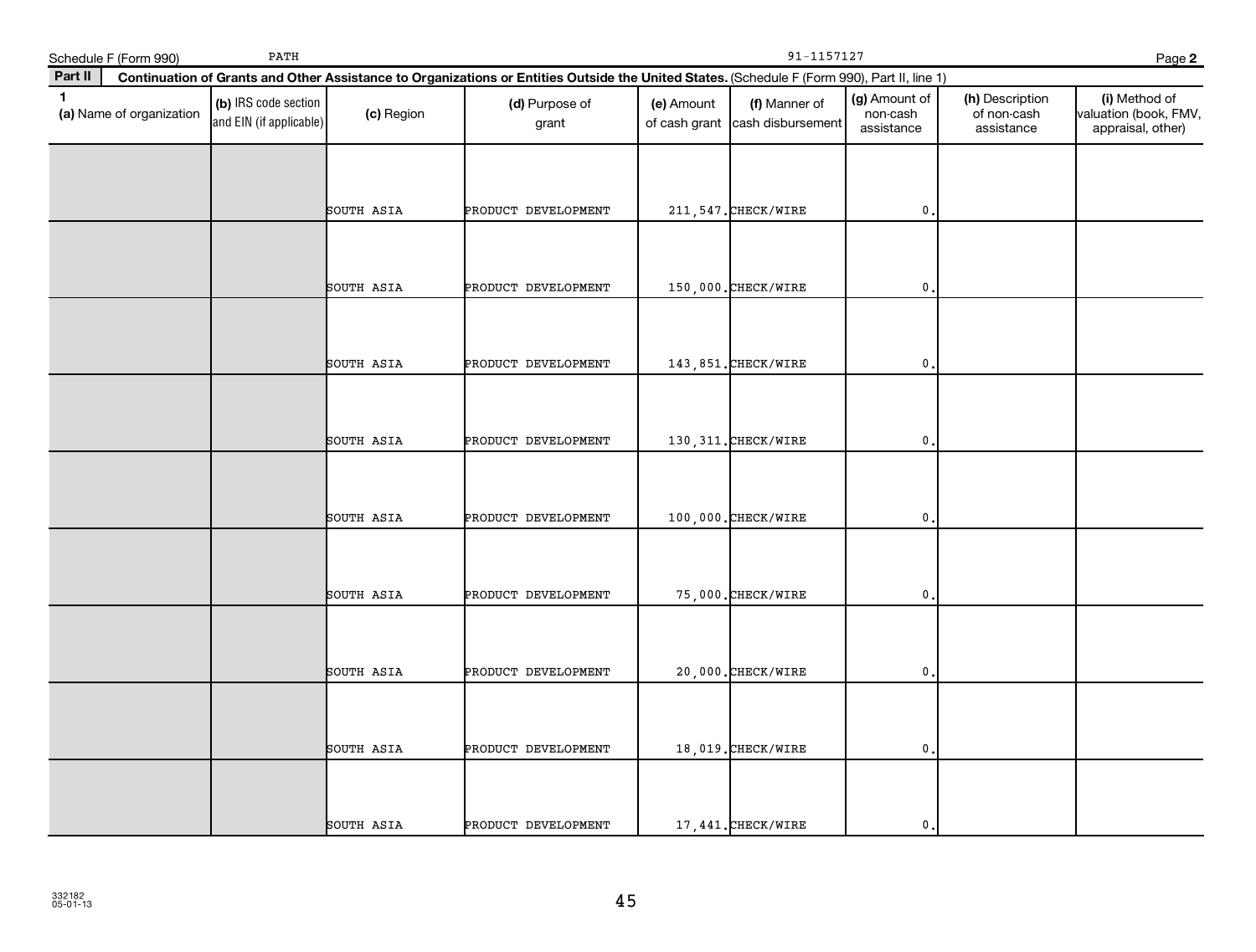Schedule F (Form 990) PATH 91-1157127 Page 2

**Part II** **Continuation of Grants and Other Assistance to Organizations or Entities Outside the United States.** (Schedule F (Form 990), Part II, line 1)

| 1 (a) Name of organization | (b) IRS code section and EIN (if applicable) | (c) Region | (d) Purpose of grant | (e) Amount of cash grant | (f) Manner of cash disbursement | (g) Amount of non-cash assistance | (h) Description of non-cash assistance | (i) Method of valuation (book, FMV, appraisal, other) |
|---|---|---|---|---|---|---|---|---|
| | | SOUTH ASIA | PRODUCT DEVELOPMENT | 211,547. | CHECK/WIRE | 0. | | |
| | | SOUTH ASIA | PRODUCT DEVELOPMENT | 150,000. | CHECK/WIRE | 0. | | |
| | | SOUTH ASIA | PRODUCT DEVELOPMENT | 143,851. | CHECK/WIRE | 0. | | |
| | | SOUTH ASIA | PRODUCT DEVELOPMENT | 130,311. | CHECK/WIRE | 0. | | |
| | | SOUTH ASIA | PRODUCT DEVELOPMENT | 100,000. | CHECK/WIRE | 0. | | |
| | | SOUTH ASIA | PRODUCT DEVELOPMENT | 75,000. | CHECK/WIRE | 0. | | |
| | | SOUTH ASIA | PRODUCT DEVELOPMENT | 20,000. | CHECK/WIRE | 0. | | |
| | | SOUTH ASIA | PRODUCT DEVELOPMENT | 18,019. | CHECK/WIRE | 0. | | |
| | | SOUTH ASIA | PRODUCT DEVELOPMENT | 17,441. | CHECK/WIRE | 0. | | |

332182
05-01-13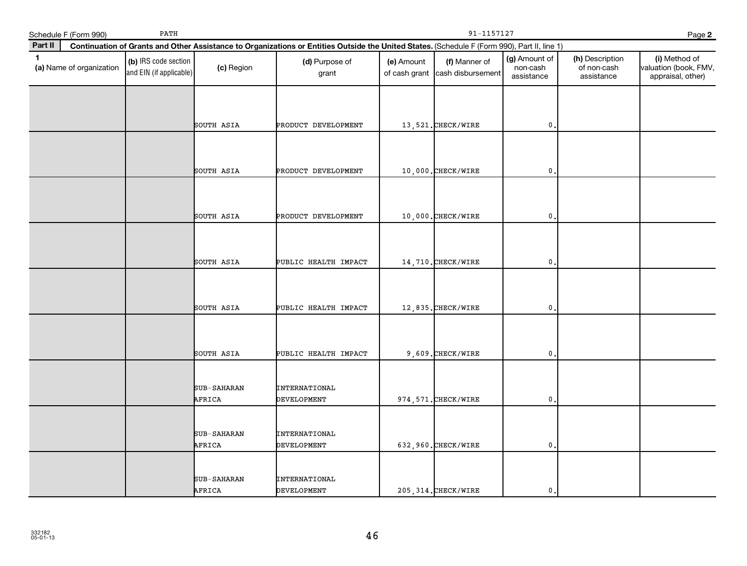Schedule F (Form 990) PATH 91-1157127 Page 2

**Part II Continuation of Grants and Other Assistance to Organizations or Entities Outside the United States.** (Schedule F (Form 990), Part II, line 1)

| 1 (a) Name of organization | (b) IRS code section and EIN (if applicable) | (c) Region | (d) Purpose of grant | (e) Amount of cash grant | (f) Manner of cash disbursement | (g) Amount of non-cash assistance | (h) Description of non-cash assistance | (i) Method of valuation (book, FMV, appraisal, other) |
|---|---|---|---|---|---|---|---|---|
| | | SOUTH ASIA | PRODUCT DEVELOPMENT | 13,521. | CHECK/WIRE | 0. | | |
| | | SOUTH ASIA | PRODUCT DEVELOPMENT | 10,000. | CHECK/WIRE | 0. | | |
| | | SOUTH ASIA | PRODUCT DEVELOPMENT | 10,000. | CHECK/WIRE | 0. | | |
| | | SOUTH ASIA | PUBLIC HEALTH IMPACT | 14,710. | CHECK/WIRE | 0. | | |
| | | SOUTH ASIA | PUBLIC HEALTH IMPACT | 12,835. | CHECK/WIRE | 0. | | |
| | | SOUTH ASIA | PUBLIC HEALTH IMPACT | 9,609. | CHECK/WIRE | 0. | | |
| | | SUB-SAHARAN AFRICA | INTERNATIONAL DEVELOPMENT | 974,571. | CHECK/WIRE | 0. | | |
| | | SUB-SAHARAN AFRICA | INTERNATIONAL DEVELOPMENT | 632,960. | CHECK/WIRE | 0. | | |
| | | SUB-SAHARAN AFRICA | INTERNATIONAL DEVELOPMENT | 205,314. | CHECK/WIRE | 0. | | |

332182
05-01-13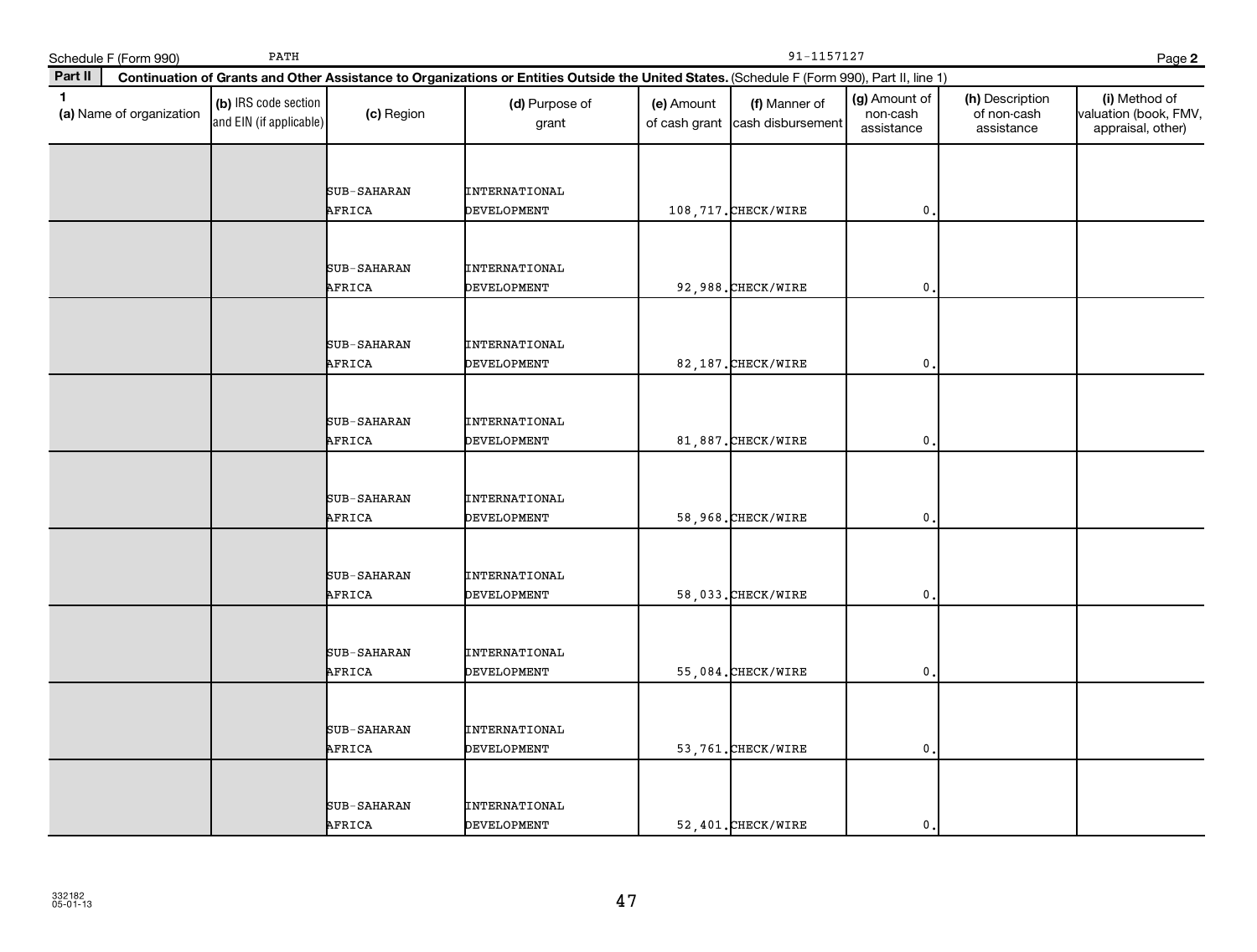Schedule F (Form 990) PATH 91-1157127 Page **2**

**Part II** **Continuation of Grants and Other Assistance to Organizations or Entities Outside the United States.** (Schedule F (Form 990), Part II, line 1)

| 1 (a) Name of organization | (b) IRS code section and EIN (if applicable) | (c) Region | (d) Purpose of grant | (e) Amount of cash grant | (f) Manner of cash disbursement | (g) Amount of non-cash assistance | (h) Description of non-cash assistance | (i) Method of valuation (book, FMV, appraisal, other) |
|---|---|---|---|---|---|---|---|---|
| | | SUB-SAHARAN AFRICA | INTERNATIONAL DEVELOPMENT | 108,717. | CHECK/WIRE | 0. | | |
| | | SUB-SAHARAN AFRICA | INTERNATIONAL DEVELOPMENT | 92,988. | CHECK/WIRE | 0. | | |
| | | SUB-SAHARAN AFRICA | INTERNATIONAL DEVELOPMENT | 82,187. | CHECK/WIRE | 0. | | |
| | | SUB-SAHARAN AFRICA | INTERNATIONAL DEVELOPMENT | 81,887. | CHECK/WIRE | 0. | | |
| | | SUB-SAHARAN AFRICA | INTERNATIONAL DEVELOPMENT | 58,968. | CHECK/WIRE | 0. | | |
| | | SUB-SAHARAN AFRICA | INTERNATIONAL DEVELOPMENT | 58,033. | CHECK/WIRE | 0. | | |
| | | SUB-SAHARAN AFRICA | INTERNATIONAL DEVELOPMENT | 55,084. | CHECK/WIRE | 0. | | |
| | | SUB-SAHARAN AFRICA | INTERNATIONAL DEVELOPMENT | 53,761. | CHECK/WIRE | 0. | | |
| | | SUB-SAHARAN AFRICA | INTERNATIONAL DEVELOPMENT | 52,401. | CHECK/WIRE | 0. | | |

332182
05-01-13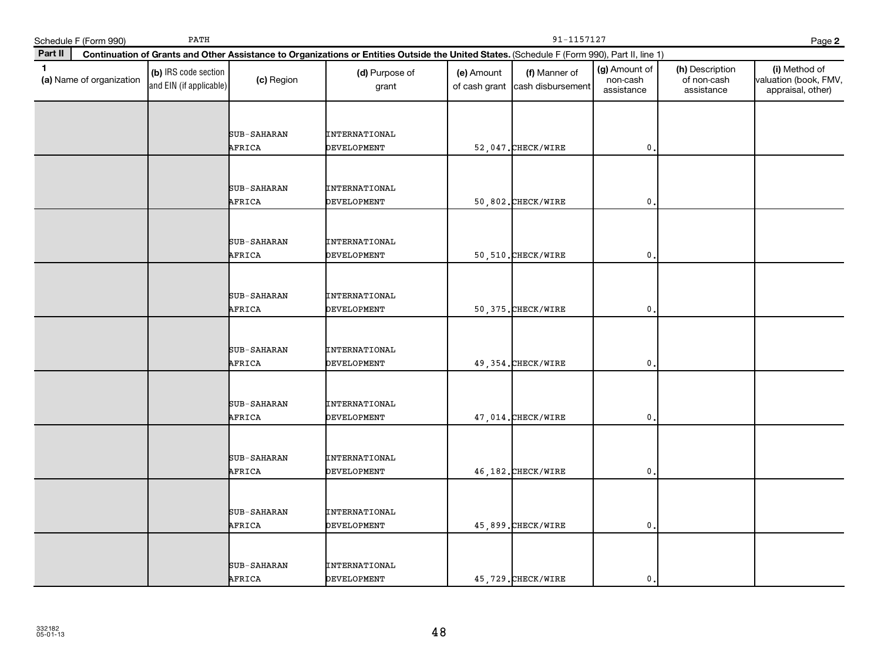Schedule F (Form 990) PATH 91-1157127 Page 2

**Part II** **Continuation of Grants and Other Assistance to Organizations or Entities Outside the United States.** (Schedule F (Form 990), Part II, line 1)

| 1 (a) Name of organization | (b) IRS code section and EIN (if applicable) | (c) Region | (d) Purpose of grant | (e) Amount of cash grant | (f) Manner of cash disbursement | (g) Amount of non-cash assistance | (h) Description of non-cash assistance | (i) Method of valuation (book, FMV, appraisal, other) |
|---|---|---|---|---|---|---|---|---|
| | | SUB-SAHARAN AFRICA | INTERNATIONAL DEVELOPMENT | 52,047. | CHECK/WIRE | 0. | | |
| | | SUB-SAHARAN AFRICA | INTERNATIONAL DEVELOPMENT | 50,802. | CHECK/WIRE | 0. | | |
| | | SUB-SAHARAN AFRICA | INTERNATIONAL DEVELOPMENT | 50,510. | CHECK/WIRE | 0. | | |
| | | SUB-SAHARAN AFRICA | INTERNATIONAL DEVELOPMENT | 50,375. | CHECK/WIRE | 0. | | |
| | | SUB-SAHARAN AFRICA | INTERNATIONAL DEVELOPMENT | 49,354. | CHECK/WIRE | 0. | | |
| | | SUB-SAHARAN AFRICA | INTERNATIONAL DEVELOPMENT | 47,014. | CHECK/WIRE | 0. | | |
| | | SUB-SAHARAN AFRICA | INTERNATIONAL DEVELOPMENT | 46,182. | CHECK/WIRE | 0. | | |
| | | SUB-SAHARAN AFRICA | INTERNATIONAL DEVELOPMENT | 45,899. | CHECK/WIRE | 0. | | |
| | | SUB-SAHARAN AFRICA | INTERNATIONAL DEVELOPMENT | 45,729. | CHECK/WIRE | 0. | | |

332182 05-01-13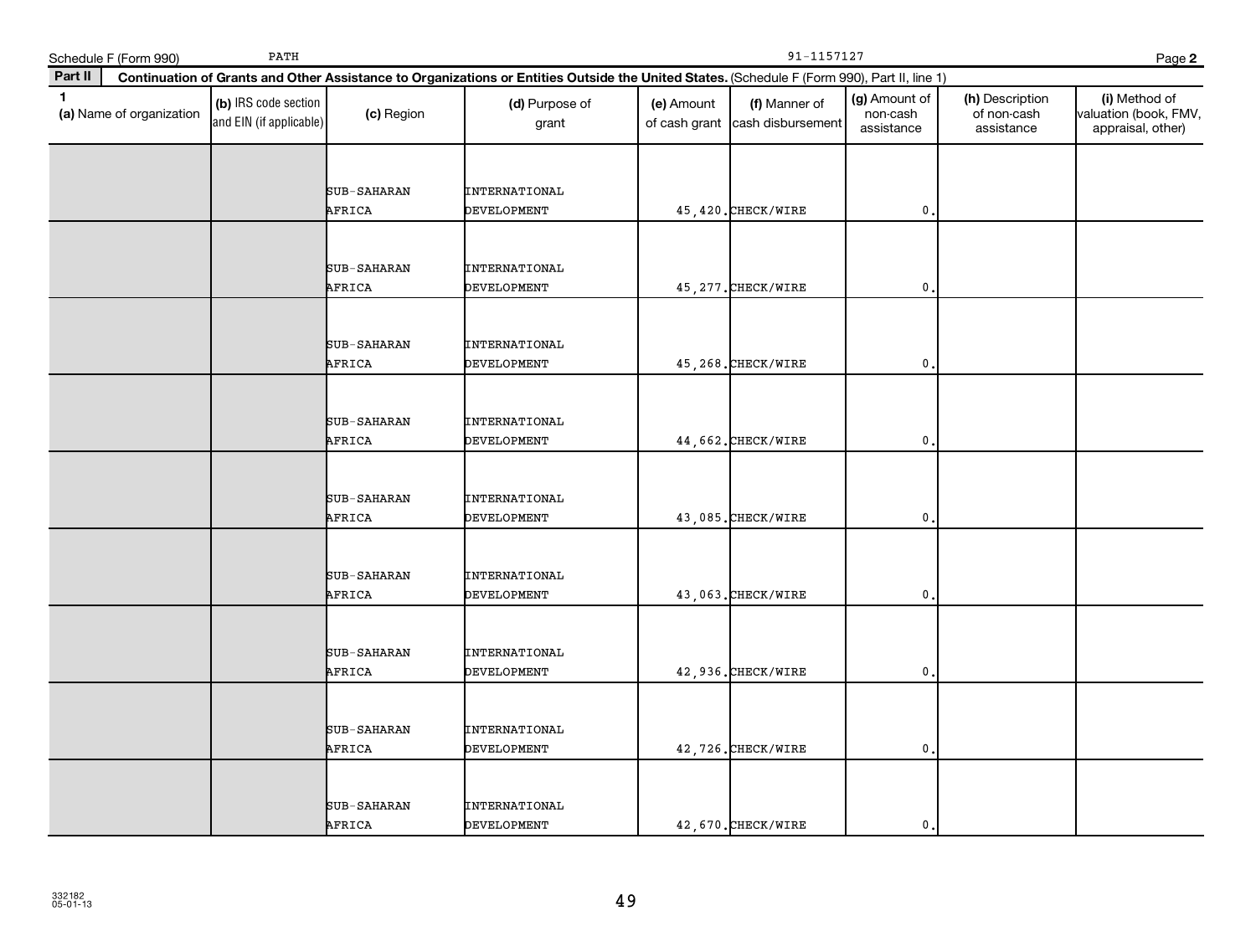Schedule F (Form 990) PATH 91-1157127 Page **2**

**Part II** **Continuation of Grants and Other Assistance to Organizations or Entities Outside the United States.** (Schedule F (Form 990), Part II, line 1)

| 1 (a) Name of organization | (b) IRS code section and EIN (if applicable) | (c) Region | (d) Purpose of grant | (e) Amount of cash grant | (f) Manner of cash disbursement | (g) Amount of non-cash assistance | (h) Description of non-cash assistance | (i) Method of valuation (book, FMV, appraisal, other) |
|---|---|---|---|---|---|---|---|---|
| | | SUB-SAHARAN AFRICA | INTERNATIONAL DEVELOPMENT | 45,420. | CHECK/WIRE | 0. | | |
| | | SUB-SAHARAN AFRICA | INTERNATIONAL DEVELOPMENT | 45,277. | CHECK/WIRE | 0. | | |
| | | SUB-SAHARAN AFRICA | INTERNATIONAL DEVELOPMENT | 45,268. | CHECK/WIRE | 0. | | |
| | | SUB-SAHARAN AFRICA | INTERNATIONAL DEVELOPMENT | 44,662. | CHECK/WIRE | 0. | | |
| | | SUB-SAHARAN AFRICA | INTERNATIONAL DEVELOPMENT | 43,085. | CHECK/WIRE | 0. | | |
| | | SUB-SAHARAN AFRICA | INTERNATIONAL DEVELOPMENT | 43,063. | CHECK/WIRE | 0. | | |
| | | SUB-SAHARAN AFRICA | INTERNATIONAL DEVELOPMENT | 42,936. | CHECK/WIRE | 0. | | |
| | | SUB-SAHARAN AFRICA | INTERNATIONAL DEVELOPMENT | 42,726. | CHECK/WIRE | 0. | | |
| | | SUB-SAHARAN AFRICA | INTERNATIONAL DEVELOPMENT | 42,670. | CHECK/WIRE | 0. | | |

332182
05-01-13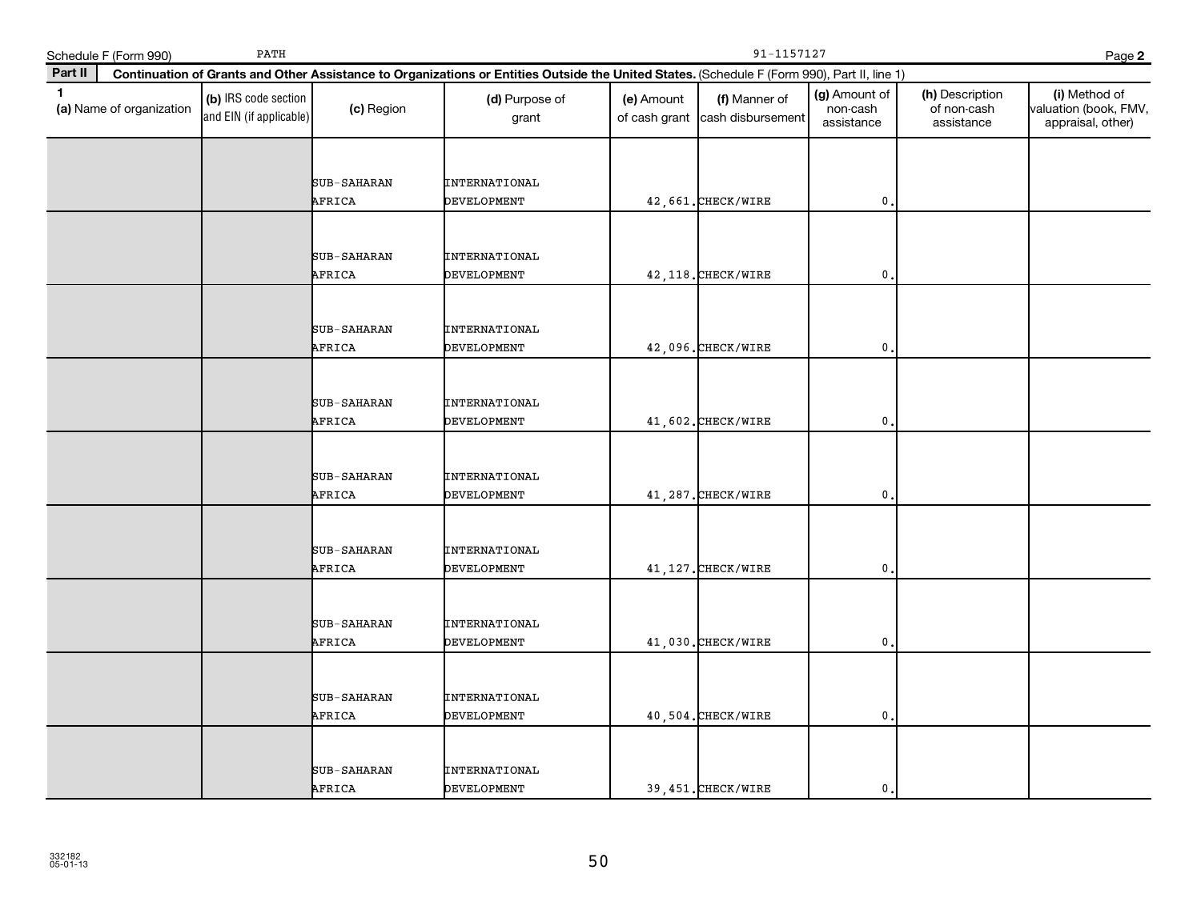Schedule F (Form 990) PATH 91-1157127 Page **2**

**Part II** **Continuation of Grants and Other Assistance to Organizations or Entities Outside the United States.** (Schedule F (Form 990), Part II, line 1)

| 1 (a) Name of organization | (b) IRS code section and EIN (if applicable) | (c) Region | (d) Purpose of grant | (e) Amount of cash grant | (f) Manner of cash disbursement | (g) Amount of non-cash assistance | (h) Description of non-cash assistance | (i) Method of valuation (book, FMV, appraisal, other) |
|---|---|---|---|---|---|---|---|---|
| | | SUB-SAHARAN AFRICA | INTERNATIONAL DEVELOPMENT | 42,661. | CHECK/WIRE | 0. | | |
| | | SUB-SAHARAN AFRICA | INTERNATIONAL DEVELOPMENT | 42,118. | CHECK/WIRE | 0. | | |
| | | SUB-SAHARAN AFRICA | INTERNATIONAL DEVELOPMENT | 42,096. | CHECK/WIRE | 0. | | |
| | | SUB-SAHARAN AFRICA | INTERNATIONAL DEVELOPMENT | 41,602. | CHECK/WIRE | 0. | | |
| | | SUB-SAHARAN AFRICA | INTERNATIONAL DEVELOPMENT | 41,287. | CHECK/WIRE | 0. | | |
| | | SUB-SAHARAN AFRICA | INTERNATIONAL DEVELOPMENT | 41,127. | CHECK/WIRE | 0. | | |
| | | SUB-SAHARAN AFRICA | INTERNATIONAL DEVELOPMENT | 41,030. | CHECK/WIRE | 0. | | |
| | | SUB-SAHARAN AFRICA | INTERNATIONAL DEVELOPMENT | 40,504. | CHECK/WIRE | 0. | | |
| | | SUB-SAHARAN AFRICA | INTERNATIONAL DEVELOPMENT | 39,451. | CHECK/WIRE | 0. | | |

332182
05-01-13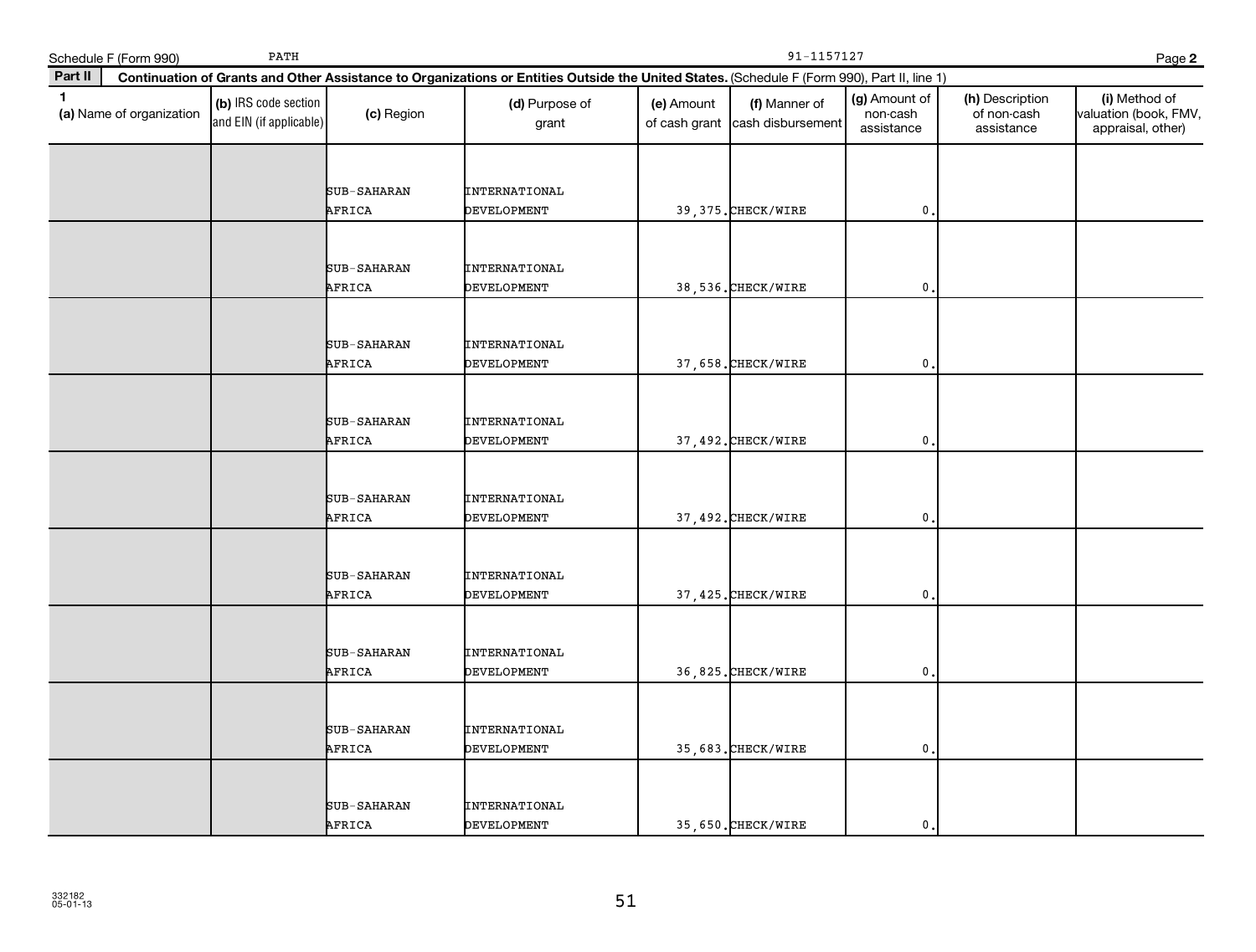Schedule F (Form 990) PATH 91-1157127 Page 2

**Part II** **Continuation of Grants and Other Assistance to Organizations or Entities Outside the United States.** (Schedule F (Form 990), Part II, line 1)

| 1 (a) Name of organization | (b) IRS code section and EIN (if applicable) | (c) Region | (d) Purpose of grant | (e) Amount of cash grant | (f) Manner of cash disbursement | (g) Amount of non-cash assistance | (h) Description of non-cash assistance | (i) Method of valuation (book, FMV, appraisal, other) |
|---|---|---|---|---|---|---|---|---|
| | | SUB-SAHARAN AFRICA | INTERNATIONAL DEVELOPMENT | 39,375. | CHECK/WIRE | 0. | | |
| | | SUB-SAHARAN AFRICA | INTERNATIONAL DEVELOPMENT | 38,536. | CHECK/WIRE | 0. | | |
| | | SUB-SAHARAN AFRICA | INTERNATIONAL DEVELOPMENT | 37,658. | CHECK/WIRE | 0. | | |
| | | SUB-SAHARAN AFRICA | INTERNATIONAL DEVELOPMENT | 37,492. | CHECK/WIRE | 0. | | |
| | | SUB-SAHARAN AFRICA | INTERNATIONAL DEVELOPMENT | 37,492. | CHECK/WIRE | 0. | | |
| | | SUB-SAHARAN AFRICA | INTERNATIONAL DEVELOPMENT | 37,425. | CHECK/WIRE | 0. | | |
| | | SUB-SAHARAN AFRICA | INTERNATIONAL DEVELOPMENT | 36,825. | CHECK/WIRE | 0. | | |
| | | SUB-SAHARAN AFRICA | INTERNATIONAL DEVELOPMENT | 35,683. | CHECK/WIRE | 0. | | |
| | | SUB-SAHARAN AFRICA | INTERNATIONAL DEVELOPMENT | 35,650. | CHECK/WIRE | 0. | | |

332182 05-01-13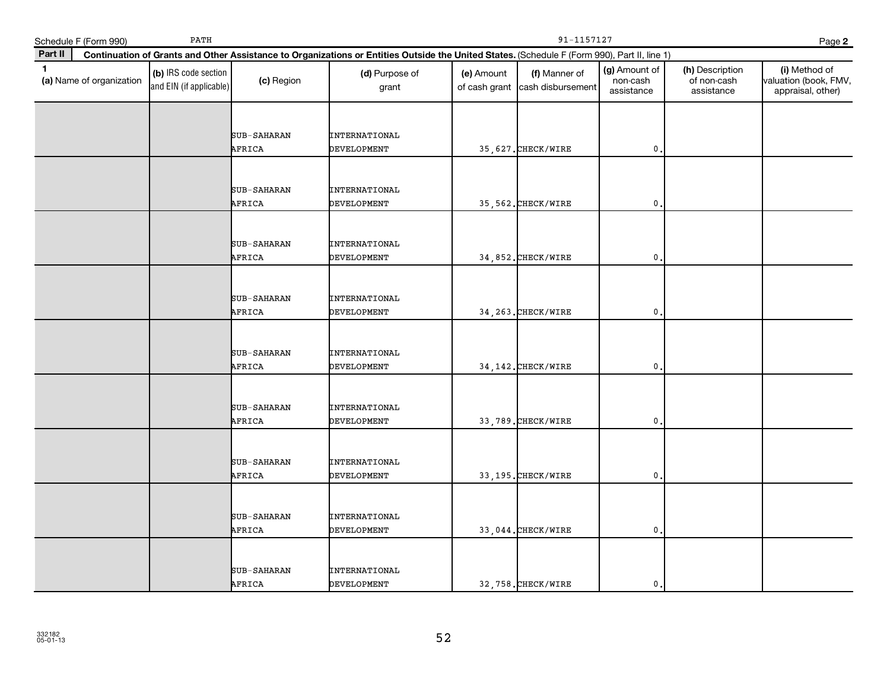Schedule F (Form 990) PATH 91-1157127 Page 2

**Part II Continuation of Grants and Other Assistance to Organizations or Entities Outside the United States.** (Schedule F (Form 990), Part II, line 1)

| 1 (a) Name of organization | (b) IRS code section and EIN (if applicable) | (c) Region | (d) Purpose of grant | (e) Amount of cash grant | (f) Manner of cash disbursement | (g) Amount of non-cash assistance | (h) Description of non-cash assistance | (i) Method of valuation (book, FMV, appraisal, other) |
|---|---|---|---|---|---|---|---|---|
| | | SUB-SAHARAN AFRICA | INTERNATIONAL DEVELOPMENT | 35,627. | CHECK/WIRE | 0. | | |
| | | SUB-SAHARAN AFRICA | INTERNATIONAL DEVELOPMENT | 35,562. | CHECK/WIRE | 0. | | |
| | | SUB-SAHARAN AFRICA | INTERNATIONAL DEVELOPMENT | 34,852. | CHECK/WIRE | 0. | | |
| | | SUB-SAHARAN AFRICA | INTERNATIONAL DEVELOPMENT | 34,263. | CHECK/WIRE | 0. | | |
| | | SUB-SAHARAN AFRICA | INTERNATIONAL DEVELOPMENT | 34,142. | CHECK/WIRE | 0. | | |
| | | SUB-SAHARAN AFRICA | INTERNATIONAL DEVELOPMENT | 33,789. | CHECK/WIRE | 0. | | |
| | | SUB-SAHARAN AFRICA | INTERNATIONAL DEVELOPMENT | 33,195. | CHECK/WIRE | 0. | | |
| | | SUB-SAHARAN AFRICA | INTERNATIONAL DEVELOPMENT | 33,044. | CHECK/WIRE | 0. | | |
| | | SUB-SAHARAN AFRICA | INTERNATIONAL DEVELOPMENT | 32,758. | CHECK/WIRE | 0. | | |

332182
05-01-13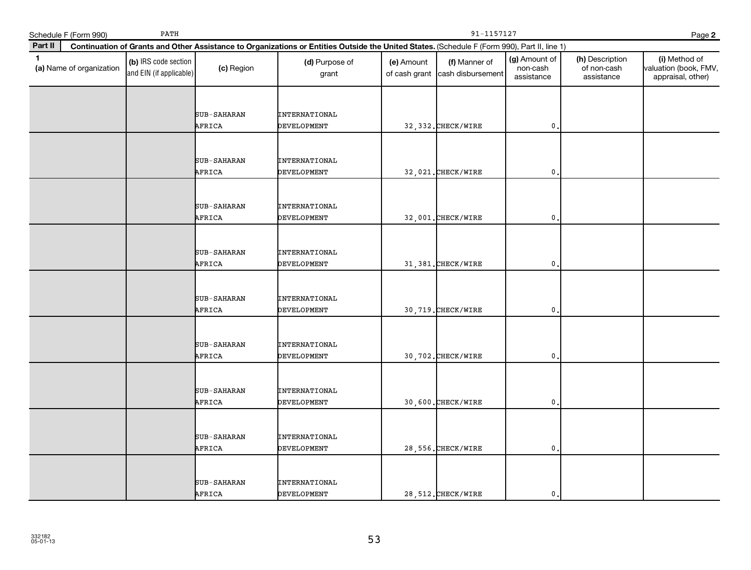Schedule F (Form 990) PATH 91-1157127 Page 2

**Part II** **Continuation of Grants and Other Assistance to Organizations or Entities Outside the United States.** (Schedule F (Form 990), Part II, line 1)

| 1 (a) Name of organization | (b) IRS code section and EIN (if applicable) | (c) Region | (d) Purpose of grant | (e) Amount of cash grant | (f) Manner of cash disbursement | (g) Amount of non-cash assistance | (h) Description of non-cash assistance | (i) Method of valuation (book, FMV, appraisal, other) |
|---|---|---|---|---|---|---|---|---|
| | | SUB-SAHARAN AFRICA | INTERNATIONAL DEVELOPMENT | 32,332. | CHECK/WIRE | 0. | | |
| | | SUB-SAHARAN AFRICA | INTERNATIONAL DEVELOPMENT | 32,021. | CHECK/WIRE | 0. | | |
| | | SUB-SAHARAN AFRICA | INTERNATIONAL DEVELOPMENT | 32,001. | CHECK/WIRE | 0. | | |
| | | SUB-SAHARAN AFRICA | INTERNATIONAL DEVELOPMENT | 31,381. | CHECK/WIRE | 0. | | |
| | | SUB-SAHARAN AFRICA | INTERNATIONAL DEVELOPMENT | 30,719. | CHECK/WIRE | 0. | | |
| | | SUB-SAHARAN AFRICA | INTERNATIONAL DEVELOPMENT | 30,702. | CHECK/WIRE | 0. | | |
| | | SUB-SAHARAN AFRICA | INTERNATIONAL DEVELOPMENT | 30,600. | CHECK/WIRE | 0. | | |
| | | SUB-SAHARAN AFRICA | INTERNATIONAL DEVELOPMENT | 28,556. | CHECK/WIRE | 0. | | |
| | | SUB-SAHARAN AFRICA | INTERNATIONAL DEVELOPMENT | 28,512. | CHECK/WIRE | 0. | | |

332182
05-01-13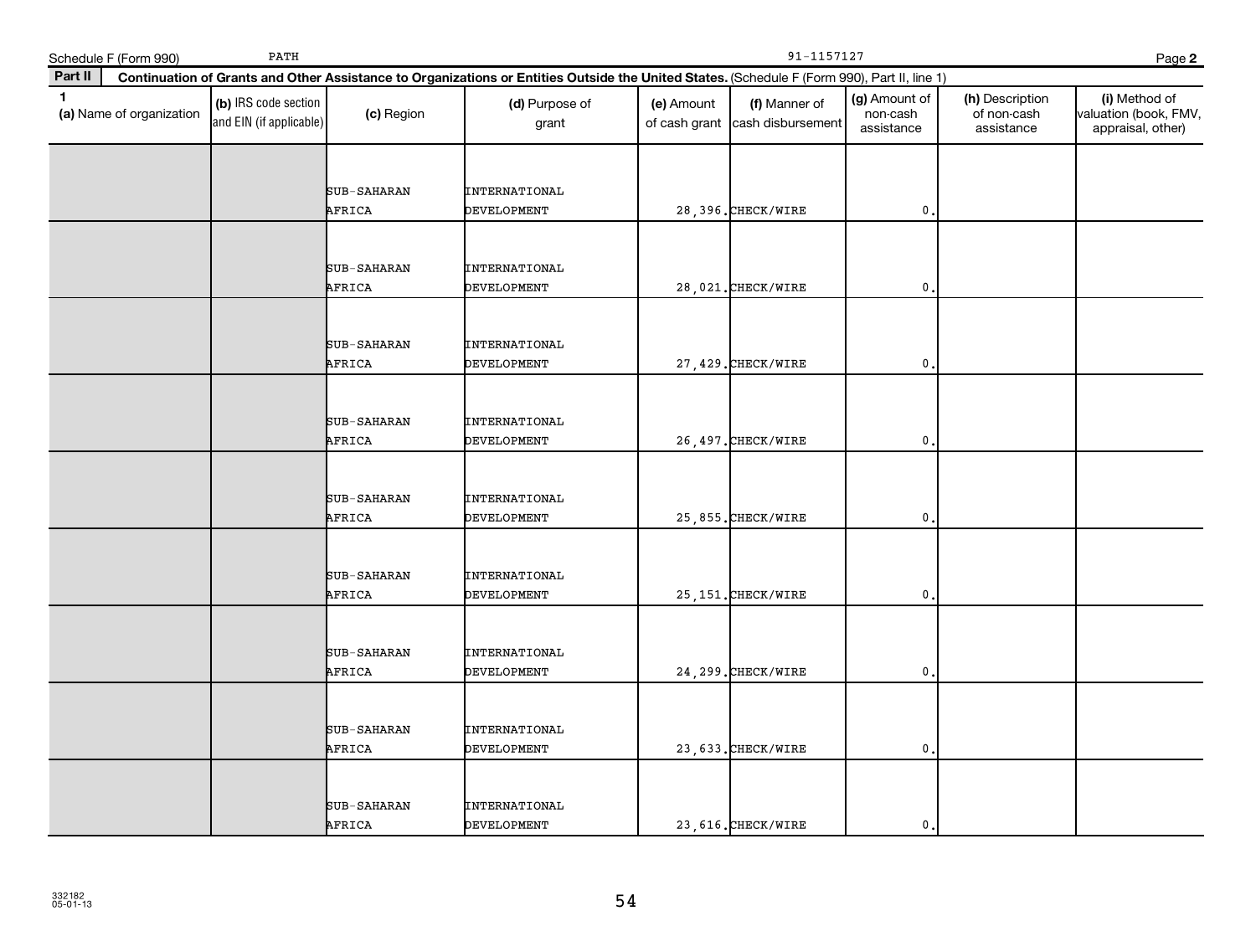Schedule F (Form 990) PATH 91-1157127 Page 2

**Part II** **Continuation of Grants and Other Assistance to Organizations or Entities Outside the United States.** (Schedule F (Form 990), Part II, line 1)

| 1 (a) Name of organization | (b) IRS code section and EIN (if applicable) | (c) Region | (d) Purpose of grant | (e) Amount of cash grant | (f) Manner of cash disbursement | (g) Amount of non-cash assistance | (h) Description of non-cash assistance | (i) Method of valuation (book, FMV, appraisal, other) |
|---|---|---|---|---|---|---|---|---|
| | | SUB-SAHARAN AFRICA | INTERNATIONAL DEVELOPMENT | 28,396. | CHECK/WIRE | 0. | | |
| | | SUB-SAHARAN AFRICA | INTERNATIONAL DEVELOPMENT | 28,021. | CHECK/WIRE | 0. | | |
| | | SUB-SAHARAN AFRICA | INTERNATIONAL DEVELOPMENT | 27,429. | CHECK/WIRE | 0. | | |
| | | SUB-SAHARAN AFRICA | INTERNATIONAL DEVELOPMENT | 26,497. | CHECK/WIRE | 0. | | |
| | | SUB-SAHARAN AFRICA | INTERNATIONAL DEVELOPMENT | 25,855. | CHECK/WIRE | 0. | | |
| | | SUB-SAHARAN AFRICA | INTERNATIONAL DEVELOPMENT | 25,151. | CHECK/WIRE | 0. | | |
| | | SUB-SAHARAN AFRICA | INTERNATIONAL DEVELOPMENT | 24,299. | CHECK/WIRE | 0. | | |
| | | SUB-SAHARAN AFRICA | INTERNATIONAL DEVELOPMENT | 23,633. | CHECK/WIRE | 0. | | |
| | | SUB-SAHARAN AFRICA | INTERNATIONAL DEVELOPMENT | 23,616. | CHECK/WIRE | 0. | | |

332182 05-01-13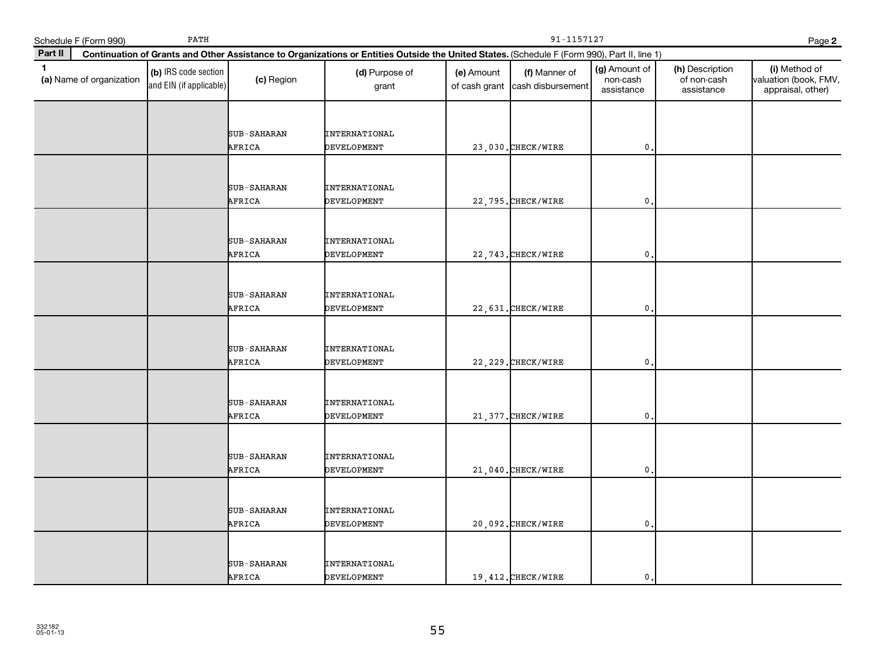Schedule F (Form 990) PATH 91-1157127

**Part II** **Continuation of Grants and Other Assistance to Organizations or Entities Outside the United States.** (Schedule F (Form 990), Part II, line 1)

| 1 (a) Name of organization | (b) IRS code section and EIN (if applicable) | (c) Region | (d) Purpose of grant | (e) Amount of cash grant | (f) Manner of cash disbursement | (g) Amount of non-cash assistance | (h) Description of non-cash assistance | (i) Method of valuation (book, FMV, appraisal, other) |
|---|---|---|---|---|---|---|---|---|
| | | SUB-SAHARAN AFRICA | INTERNATIONAL DEVELOPMENT | 23,030. | CHECK/WIRE | 0. | | |
| | | SUB-SAHARAN AFRICA | INTERNATIONAL DEVELOPMENT | 22,795. | CHECK/WIRE | 0. | | |
| | | SUB-SAHARAN AFRICA | INTERNATIONAL DEVELOPMENT | 22,743. | CHECK/WIRE | 0. | | |
| | | SUB-SAHARAN AFRICA | INTERNATIONAL DEVELOPMENT | 22,631. | CHECK/WIRE | 0. | | |
| | | SUB-SAHARAN AFRICA | INTERNATIONAL DEVELOPMENT | 22,229. | CHECK/WIRE | 0. | | |
| | | SUB-SAHARAN AFRICA | INTERNATIONAL DEVELOPMENT | 21,377. | CHECK/WIRE | 0. | | |
| | | SUB-SAHARAN AFRICA | INTERNATIONAL DEVELOPMENT | 21,040. | CHECK/WIRE | 0. | | |
| | | SUB-SAHARAN AFRICA | INTERNATIONAL DEVELOPMENT | 20,092. | CHECK/WIRE | 0. | | |
| | | SUB-SAHARAN AFRICA | INTERNATIONAL DEVELOPMENT | 19,412. | CHECK/WIRE | 0. | | |

332182 05-01-13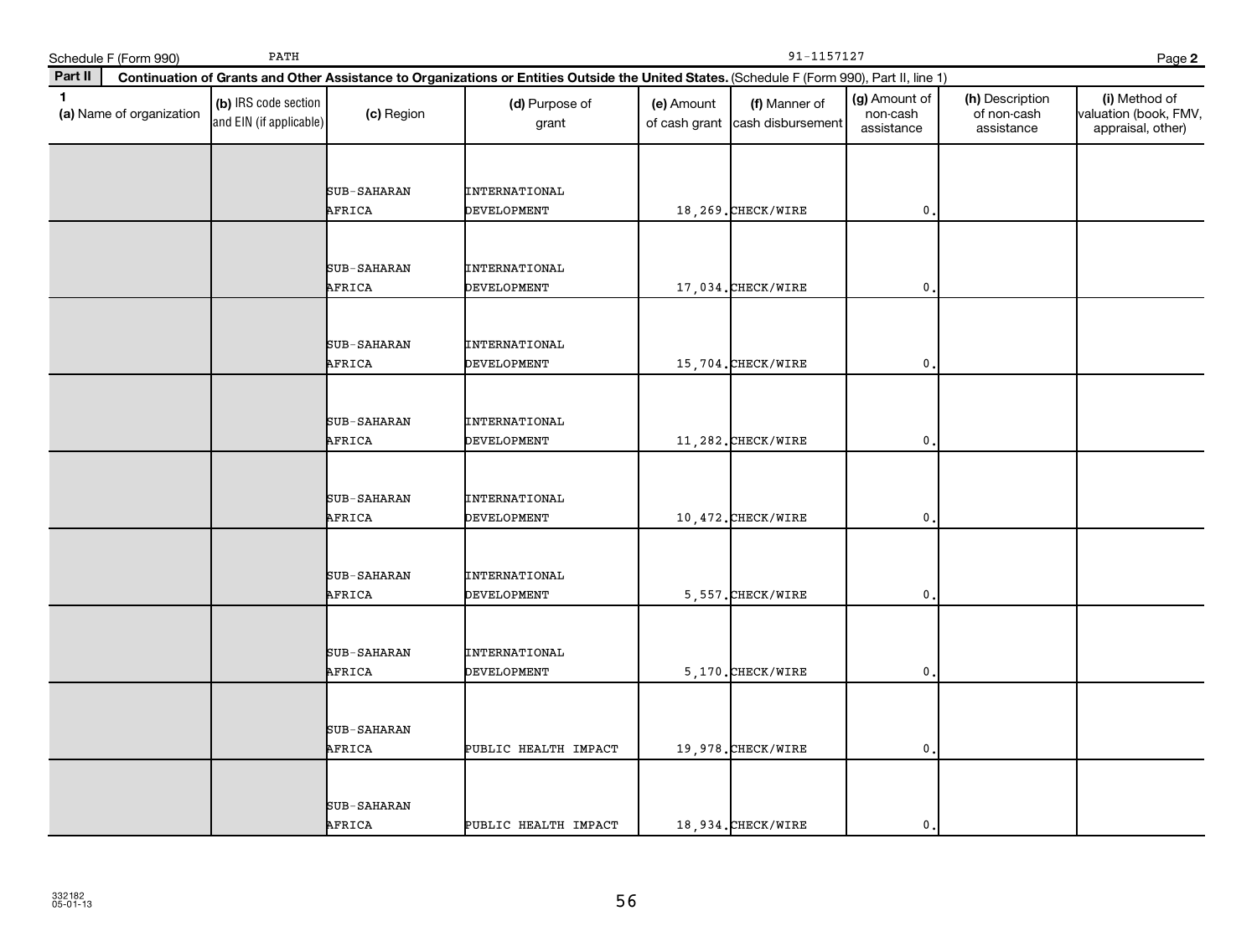Schedule F (Form 990) PATH 91-1157127 Page 2

**Part II** **Continuation of Grants and Other Assistance to Organizations or Entities Outside the United States.** (Schedule F (Form 990), Part II, line 1)

| 1 (a) Name of organization | (b) IRS code section and EIN (if applicable) | (c) Region | (d) Purpose of grant | (e) Amount of cash grant | (f) Manner of cash disbursement | (g) Amount of non-cash assistance | (h) Description of non-cash assistance | (i) Method of valuation (book, FMV, appraisal, other) |
|---|---|---|---|---|---|---|---|---|
| | | SUB-SAHARAN AFRICA | INTERNATIONAL DEVELOPMENT | 18,269. | CHECK/WIRE | 0. | | |
| | | SUB-SAHARAN AFRICA | INTERNATIONAL DEVELOPMENT | 17,034. | CHECK/WIRE | 0. | | |
| | | SUB-SAHARAN AFRICA | INTERNATIONAL DEVELOPMENT | 15,704. | CHECK/WIRE | 0. | | |
| | | SUB-SAHARAN AFRICA | INTERNATIONAL DEVELOPMENT | 11,282. | CHECK/WIRE | 0. | | |
| | | SUB-SAHARAN AFRICA | INTERNATIONAL DEVELOPMENT | 10,472. | CHECK/WIRE | 0. | | |
| | | SUB-SAHARAN AFRICA | INTERNATIONAL DEVELOPMENT | 5,557. | CHECK/WIRE | 0. | | |
| | | SUB-SAHARAN AFRICA | INTERNATIONAL DEVELOPMENT | 5,170. | CHECK/WIRE | 0. | | |
| | | SUB-SAHARAN AFRICA | PUBLIC HEALTH IMPACT | 19,978. | CHECK/WIRE | 0. | | |
| | | SUB-SAHARAN AFRICA | PUBLIC HEALTH IMPACT | 18,934. | CHECK/WIRE | 0. | | |

332182
05-01-13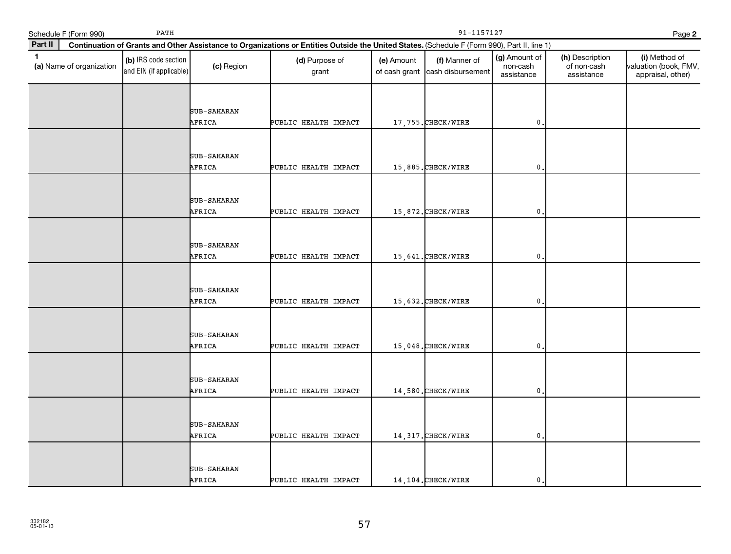Schedule F (Form 990) PATH 91-1157127 Page 2

**Part II** **Continuation of Grants and Other Assistance to Organizations or Entities Outside the United States.** (Schedule F (Form 990), Part II, line 1)

| 1 (a) Name of organization | (b) IRS code section and EIN (if applicable) | (c) Region | (d) Purpose of grant | (e) Amount of cash grant | (f) Manner of cash disbursement | (g) Amount of non-cash assistance | (h) Description of non-cash assistance | (i) Method of valuation (book, FMV, appraisal, other) |
|---|---|---|---|---|---|---|---|---|
| | | SUB-SAHARAN AFRICA | PUBLIC HEALTH IMPACT | 17,755. | CHECK/WIRE | 0. | | |
| | | SUB-SAHARAN AFRICA | PUBLIC HEALTH IMPACT | 15,885. | CHECK/WIRE | 0. | | |
| | | SUB-SAHARAN AFRICA | PUBLIC HEALTH IMPACT | 15,872. | CHECK/WIRE | 0. | | |
| | | SUB-SAHARAN AFRICA | PUBLIC HEALTH IMPACT | 15,641. | CHECK/WIRE | 0. | | |
| | | SUB-SAHARAN AFRICA | PUBLIC HEALTH IMPACT | 15,632. | CHECK/WIRE | 0. | | |
| | | SUB-SAHARAN AFRICA | PUBLIC HEALTH IMPACT | 15,048. | CHECK/WIRE | 0. | | |
| | | SUB-SAHARAN AFRICA | PUBLIC HEALTH IMPACT | 14,580. | CHECK/WIRE | 0. | | |
| | | SUB-SAHARAN AFRICA | PUBLIC HEALTH IMPACT | 14,317. | CHECK/WIRE | 0. | | |
| | | SUB-SAHARAN AFRICA | PUBLIC HEALTH IMPACT | 14,104. | CHECK/WIRE | 0. | | |

332182
05-01-13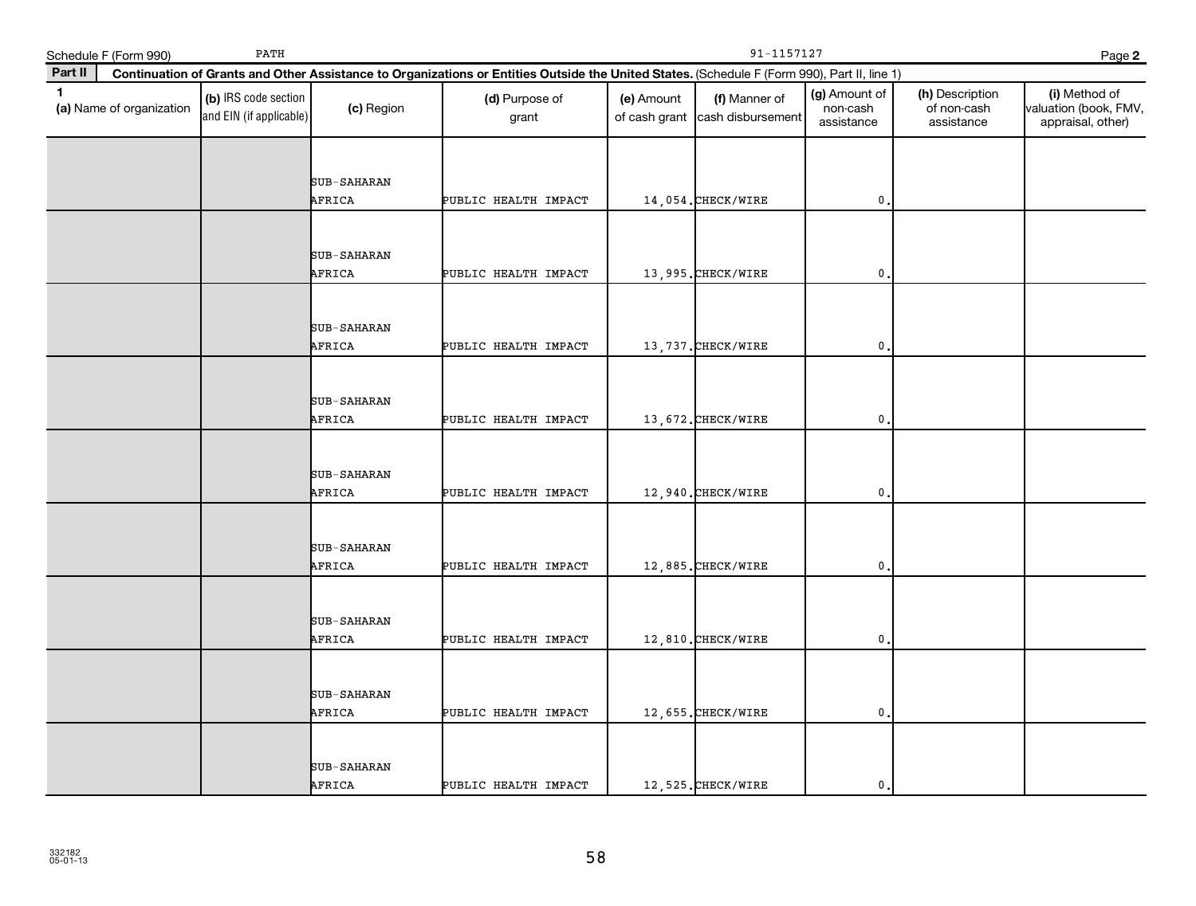Schedule F (Form 990) PATH 91-1157127

**Part II** **Continuation of Grants and Other Assistance to Organizations or Entities Outside the United States.** (Schedule F (Form 990), Part II, line 1)

| 1 (a) Name of organization | (b) IRS code section and EIN (if applicable) | (c) Region | (d) Purpose of grant | (e) Amount of cash grant | (f) Manner of cash disbursement | (g) Amount of non-cash assistance | (h) Description of non-cash assistance | (i) Method of valuation (book, FMV, appraisal, other) |
|---|---|---|---|---|---|---|---|---|
| | | SUB-SAHARAN AFRICA | PUBLIC HEALTH IMPACT | 14,054. | CHECK/WIRE | 0. | | |
| | | SUB-SAHARAN AFRICA | PUBLIC HEALTH IMPACT | 13,995. | CHECK/WIRE | 0. | | |
| | | SUB-SAHARAN AFRICA | PUBLIC HEALTH IMPACT | 13,737. | CHECK/WIRE | 0. | | |
| | | SUB-SAHARAN AFRICA | PUBLIC HEALTH IMPACT | 13,672. | CHECK/WIRE | 0. | | |
| | | SUB-SAHARAN AFRICA | PUBLIC HEALTH IMPACT | 12,940. | CHECK/WIRE | 0. | | |
| | | SUB-SAHARAN AFRICA | PUBLIC HEALTH IMPACT | 12,885. | CHECK/WIRE | 0. | | |
| | | SUB-SAHARAN AFRICA | PUBLIC HEALTH IMPACT | 12,810. | CHECK/WIRE | 0. | | |
| | | SUB-SAHARAN AFRICA | PUBLIC HEALTH IMPACT | 12,655. | CHECK/WIRE | 0. | | |
| | | SUB-SAHARAN AFRICA | PUBLIC HEALTH IMPACT | 12,525. | CHECK/WIRE | 0. | | |

332182
05-01-13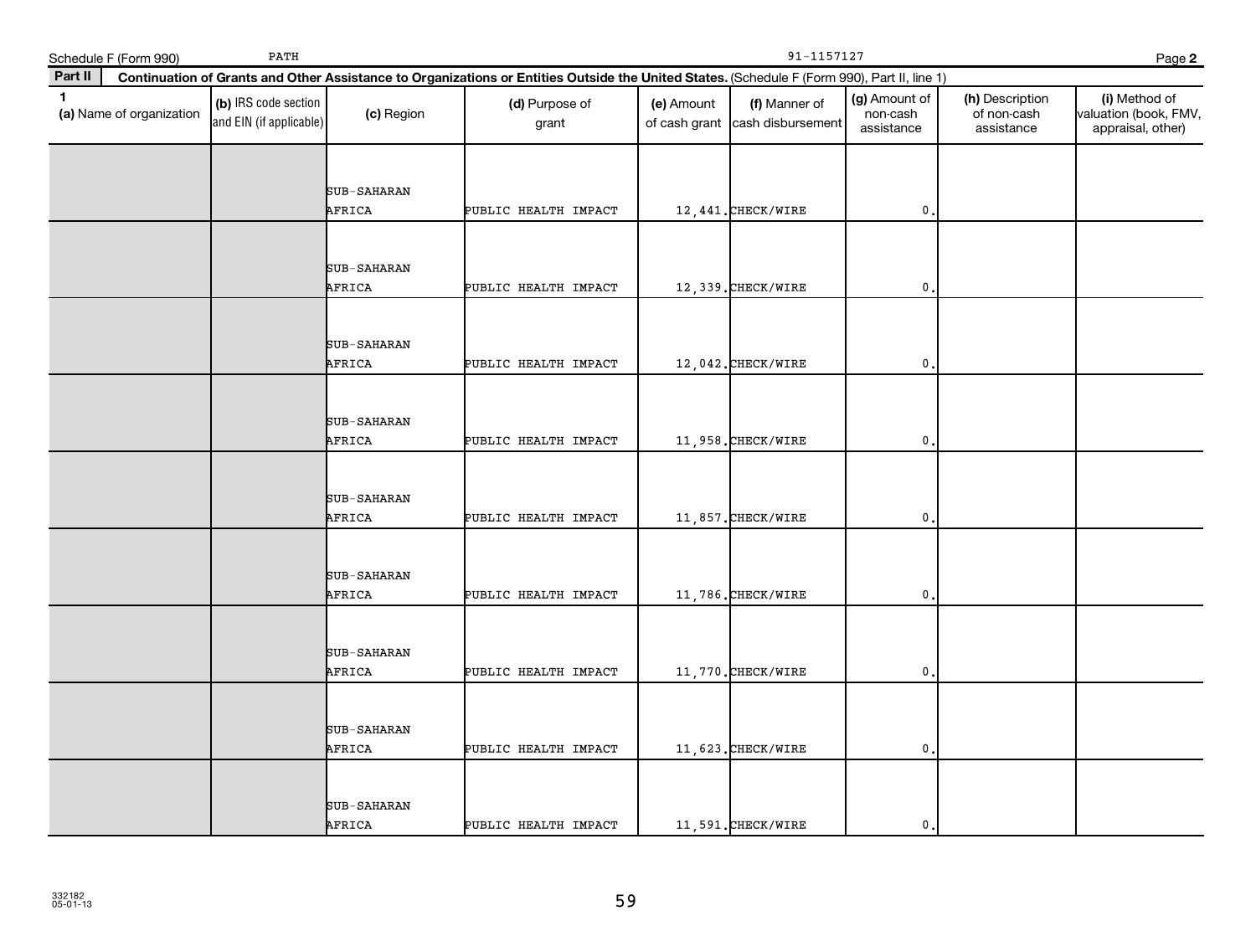Schedule F (Form 990) PATH 91-1157127 Page 2

**Part II** **Continuation of Grants and Other Assistance to Organizations or Entities Outside the United States.** (Schedule F (Form 990), Part II, line 1)

| 1 (a) Name of organization | (b) IRS code section and EIN (if applicable) | (c) Region | (d) Purpose of grant | (e) Amount of cash grant | (f) Manner of cash disbursement | (g) Amount of non-cash assistance | (h) Description of non-cash assistance | (i) Method of valuation (book, FMV, appraisal, other) |
|---|---|---|---|---|---|---|---|---|
| | | SUB-SAHARAN AFRICA | PUBLIC HEALTH IMPACT | 12,441. | CHECK/WIRE | 0. | | |
| | | SUB-SAHARAN AFRICA | PUBLIC HEALTH IMPACT | 12,339. | CHECK/WIRE | 0. | | |
| | | SUB-SAHARAN AFRICA | PUBLIC HEALTH IMPACT | 12,042. | CHECK/WIRE | 0. | | |
| | | SUB-SAHARAN AFRICA | PUBLIC HEALTH IMPACT | 11,958. | CHECK/WIRE | 0. | | |
| | | SUB-SAHARAN AFRICA | PUBLIC HEALTH IMPACT | 11,857. | CHECK/WIRE | 0. | | |
| | | SUB-SAHARAN AFRICA | PUBLIC HEALTH IMPACT | 11,786. | CHECK/WIRE | 0. | | |
| | | SUB-SAHARAN AFRICA | PUBLIC HEALTH IMPACT | 11,770. | CHECK/WIRE | 0. | | |
| | | SUB-SAHARAN AFRICA | PUBLIC HEALTH IMPACT | 11,623. | CHECK/WIRE | 0. | | |
| | | SUB-SAHARAN AFRICA | PUBLIC HEALTH IMPACT | 11,591. | CHECK/WIRE | 0. | | |

332182
05-01-13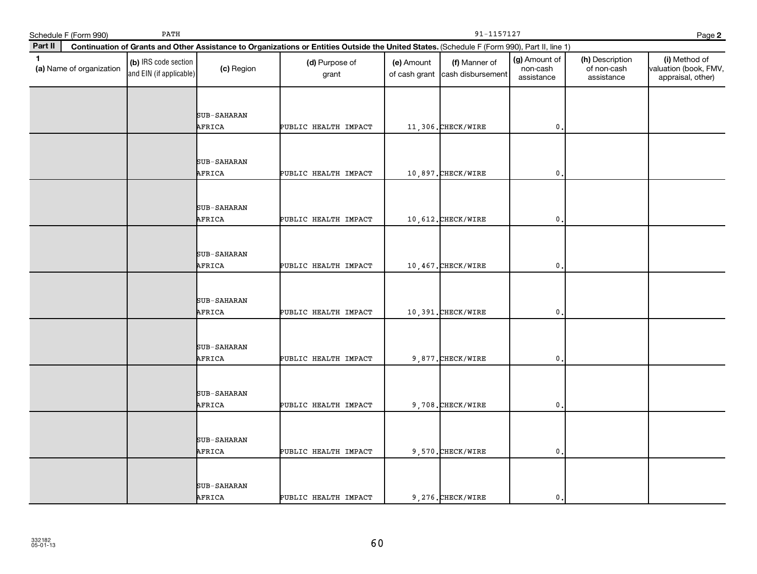Schedule F (Form 990) PATH 91-1157127 Page **2**

**Part II** **Continuation of Grants and Other Assistance to Organizations or Entities Outside the United States.** (Schedule F (Form 990), Part II, line 1)

| 1 (a) Name of organization | (b) IRS code section and EIN (if applicable) | (c) Region | (d) Purpose of grant | (e) Amount of cash grant | (f) Manner of cash disbursement | (g) Amount of non-cash assistance | (h) Description of non-cash assistance | (i) Method of valuation (book, FMV, appraisal, other) |
|---|---|---|---|---|---|---|---|---|
| | | SUB-SAHARAN AFRICA | PUBLIC HEALTH IMPACT | 11,306. | CHECK/WIRE | 0. | | |
| | | SUB-SAHARAN AFRICA | PUBLIC HEALTH IMPACT | 10,897. | CHECK/WIRE | 0. | | |
| | | SUB-SAHARAN AFRICA | PUBLIC HEALTH IMPACT | 10,612. | CHECK/WIRE | 0. | | |
| | | SUB-SAHARAN AFRICA | PUBLIC HEALTH IMPACT | 10,467. | CHECK/WIRE | 0. | | |
| | | SUB-SAHARAN AFRICA | PUBLIC HEALTH IMPACT | 10,391. | CHECK/WIRE | 0. | | |
| | | SUB-SAHARAN AFRICA | PUBLIC HEALTH IMPACT | 9,877. | CHECK/WIRE | 0. | | |
| | | SUB-SAHARAN AFRICA | PUBLIC HEALTH IMPACT | 9,708. | CHECK/WIRE | 0. | | |
| | | SUB-SAHARAN AFRICA | PUBLIC HEALTH IMPACT | 9,570. | CHECK/WIRE | 0. | | |
| | | SUB-SAHARAN AFRICA | PUBLIC HEALTH IMPACT | 9,276. | CHECK/WIRE | 0. | | |

332182
05-01-13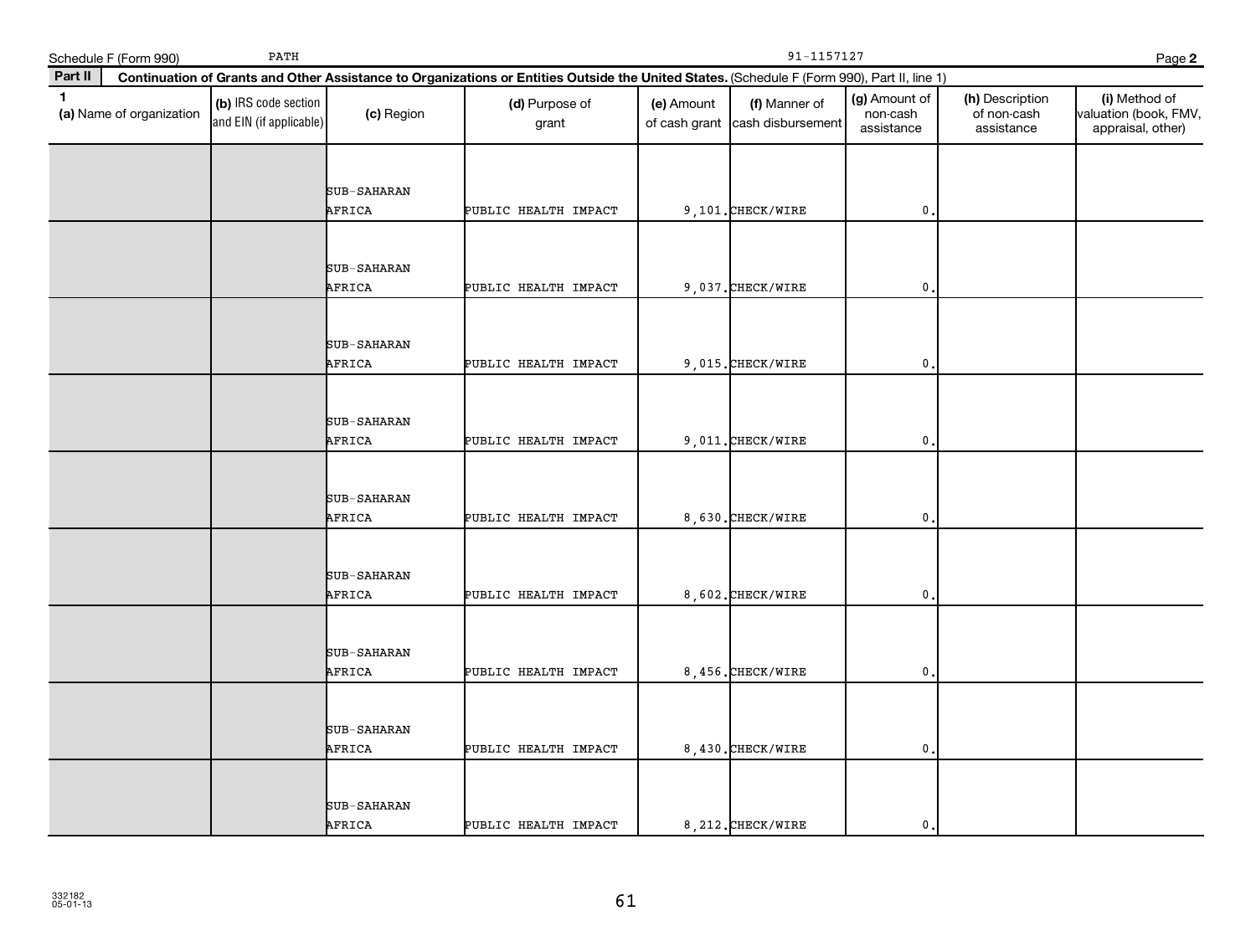Schedule F (Form 990) PATH 91-1157127 Page **2**

**Part II** **Continuation of Grants and Other Assistance to Organizations or Entities Outside the United States.** (Schedule F (Form 990), Part II, line 1)

| 1 (a) Name of organization | (b) IRS code section and EIN (if applicable) | (c) Region | (d) Purpose of grant | (e) Amount of cash grant | (f) Manner of cash disbursement | (g) Amount of non-cash assistance | (h) Description of non-cash assistance | (i) Method of valuation (book, FMV, appraisal, other) |
|---|---|---|---|---|---|---|---|---|
| | | SUB-SAHARAN AFRICA | PUBLIC HEALTH IMPACT | 9,101. | CHECK/WIRE | 0. | | |
| | | SUB-SAHARAN AFRICA | PUBLIC HEALTH IMPACT | 9,037. | CHECK/WIRE | 0. | | |
| | | SUB-SAHARAN AFRICA | PUBLIC HEALTH IMPACT | 9,015. | CHECK/WIRE | 0. | | |
| | | SUB-SAHARAN AFRICA | PUBLIC HEALTH IMPACT | 9,011. | CHECK/WIRE | 0. | | |
| | | SUB-SAHARAN AFRICA | PUBLIC HEALTH IMPACT | 8,630. | CHECK/WIRE | 0. | | |
| | | SUB-SAHARAN AFRICA | PUBLIC HEALTH IMPACT | 8,602. | CHECK/WIRE | 0. | | |
| | | SUB-SAHARAN AFRICA | PUBLIC HEALTH IMPACT | 8,456. | CHECK/WIRE | 0. | | |
| | | SUB-SAHARAN AFRICA | PUBLIC HEALTH IMPACT | 8,430. | CHECK/WIRE | 0. | | |
| | | SUB-SAHARAN AFRICA | PUBLIC HEALTH IMPACT | 8,212. | CHECK/WIRE | 0. | | |

332182
05-01-13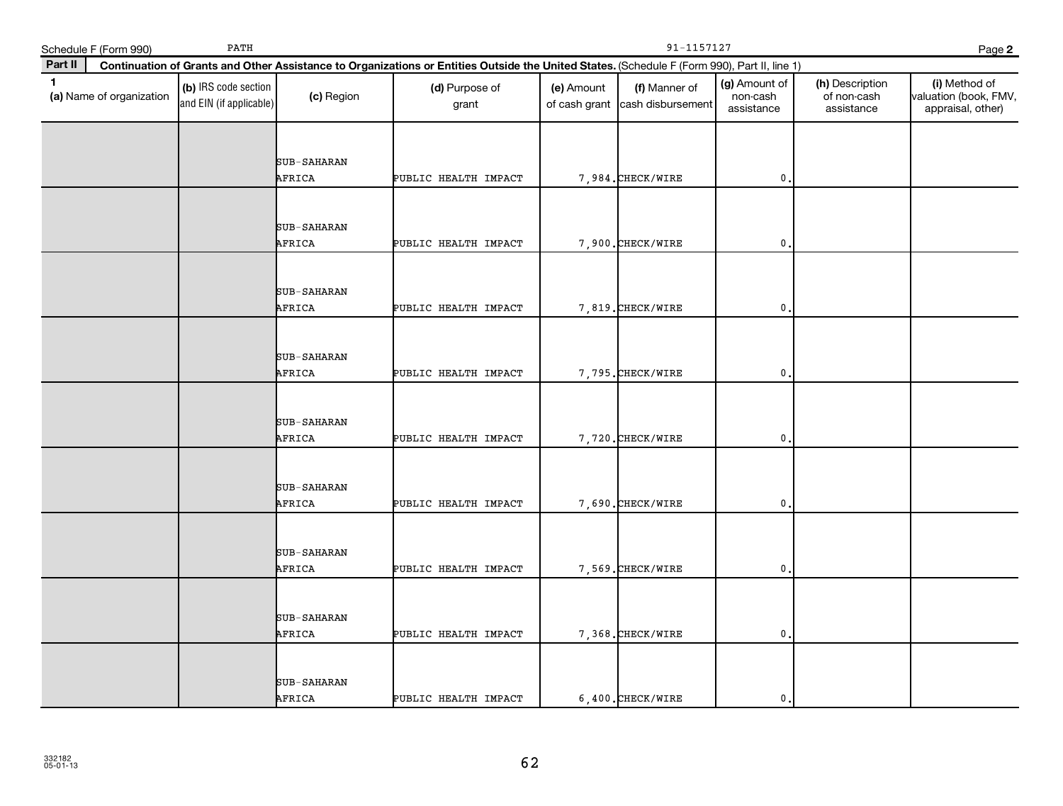Schedule F (Form 990) PATH 91-1157127 Page **2**

**Part II** **Continuation of Grants and Other Assistance to Organizations or Entities Outside the United States.** (Schedule F (Form 990), Part II, line 1)

| 1 (a) Name of organization | (b) IRS code section and EIN (if applicable) | (c) Region | (d) Purpose of grant | (e) Amount of cash grant | (f) Manner of cash disbursement | (g) Amount of non-cash assistance | (h) Description of non-cash assistance | (i) Method of valuation (book, FMV, appraisal, other) |
|---|---|---|---|---|---|---|---|---|
| | | SUB-SAHARAN AFRICA | PUBLIC HEALTH IMPACT | 7,984. | CHECK/WIRE | 0. | | |
| | | SUB-SAHARAN AFRICA | PUBLIC HEALTH IMPACT | 7,900. | CHECK/WIRE | 0. | | |
| | | SUB-SAHARAN AFRICA | PUBLIC HEALTH IMPACT | 7,819. | CHECK/WIRE | 0. | | |
| | | SUB-SAHARAN AFRICA | PUBLIC HEALTH IMPACT | 7,795. | CHECK/WIRE | 0. | | |
| | | SUB-SAHARAN AFRICA | PUBLIC HEALTH IMPACT | 7,720. | CHECK/WIRE | 0. | | |
| | | SUB-SAHARAN AFRICA | PUBLIC HEALTH IMPACT | 7,690. | CHECK/WIRE | 0. | | |
| | | SUB-SAHARAN AFRICA | PUBLIC HEALTH IMPACT | 7,569. | CHECK/WIRE | 0. | | |
| | | SUB-SAHARAN AFRICA | PUBLIC HEALTH IMPACT | 7,368. | CHECK/WIRE | 0. | | |
| | | SUB-SAHARAN AFRICA | PUBLIC HEALTH IMPACT | 6,400. | CHECK/WIRE | 0. | | |

332182
05-01-13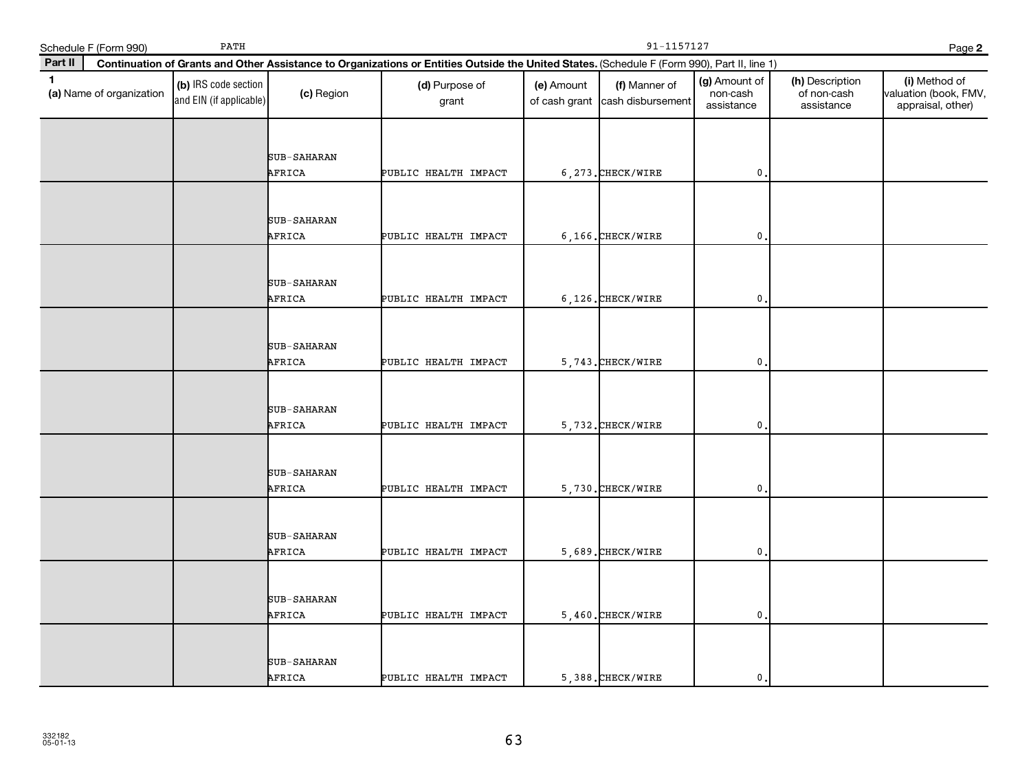Schedule F (Form 990) PATH 91-1157127 Page **2**

**Part II** **Continuation of Grants and Other Assistance to Organizations or Entities Outside the United States.** (Schedule F (Form 990), Part II, line 1)

| 1 (a) Name of organization | (b) IRS code section and EIN (if applicable) | (c) Region | (d) Purpose of grant | (e) Amount of cash grant | (f) Manner of cash disbursement | (g) Amount of non-cash assistance | (h) Description of non-cash assistance | (i) Method of valuation (book, FMV, appraisal, other) |
|---|---|---|---|---|---|---|---|---|
| | | SUB-SAHARAN AFRICA | PUBLIC HEALTH IMPACT | 6,273. | CHECK/WIRE | 0. | | |
| | | SUB-SAHARAN AFRICA | PUBLIC HEALTH IMPACT | 6,166. | CHECK/WIRE | 0. | | |
| | | SUB-SAHARAN AFRICA | PUBLIC HEALTH IMPACT | 6,126. | CHECK/WIRE | 0. | | |
| | | SUB-SAHARAN AFRICA | PUBLIC HEALTH IMPACT | 5,743. | CHECK/WIRE | 0. | | |
| | | SUB-SAHARAN AFRICA | PUBLIC HEALTH IMPACT | 5,732. | CHECK/WIRE | 0. | | |
| | | SUB-SAHARAN AFRICA | PUBLIC HEALTH IMPACT | 5,730. | CHECK/WIRE | 0. | | |
| | | SUB-SAHARAN AFRICA | PUBLIC HEALTH IMPACT | 5,689. | CHECK/WIRE | 0. | | |
| | | SUB-SAHARAN AFRICA | PUBLIC HEALTH IMPACT | 5,460. | CHECK/WIRE | 0. | | |
| | | SUB-SAHARAN AFRICA | PUBLIC HEALTH IMPACT | 5,388. | CHECK/WIRE | 0. | | |

332182
05-01-13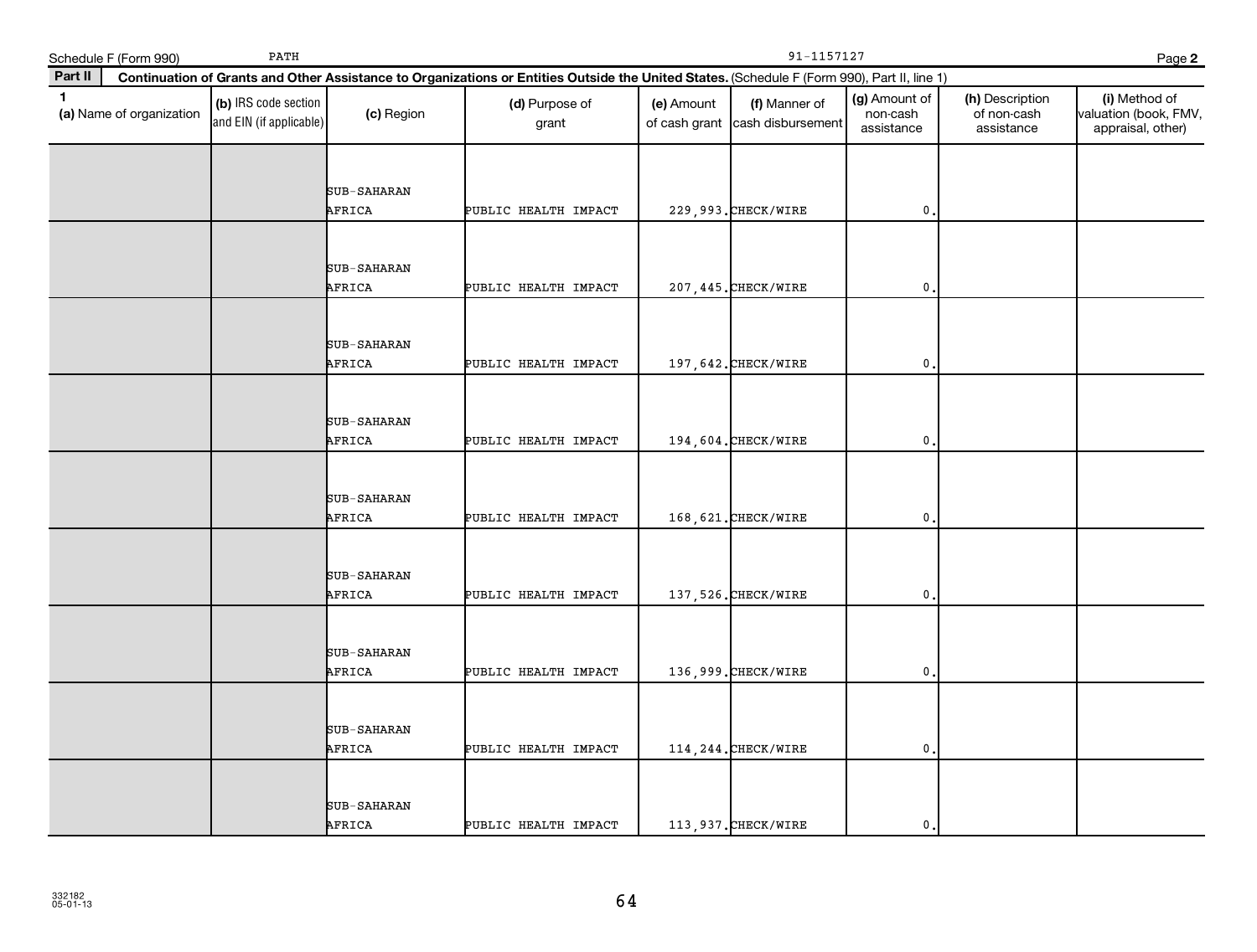Schedule F (Form 990) PATH 91-1157127 Page 2

**Part II** **Continuation of Grants and Other Assistance to Organizations or Entities Outside the United States.** (Schedule F (Form 990), Part II, line 1)

| 1 (a) Name of organization | (b) IRS code section and EIN (if applicable) | (c) Region | (d) Purpose of grant | (e) Amount of cash grant | (f) Manner of cash disbursement | (g) Amount of non-cash assistance | (h) Description of non-cash assistance | (i) Method of valuation (book, FMV, appraisal, other) |
|---|---|---|---|---|---|---|---|---|
| | | SUB-SAHARAN AFRICA | PUBLIC HEALTH IMPACT | 229,993. | CHECK/WIRE | 0. | | |
| | | SUB-SAHARAN AFRICA | PUBLIC HEALTH IMPACT | 207,445. | CHECK/WIRE | 0. | | |
| | | SUB-SAHARAN AFRICA | PUBLIC HEALTH IMPACT | 197,642. | CHECK/WIRE | 0. | | |
| | | SUB-SAHARAN AFRICA | PUBLIC HEALTH IMPACT | 194,604. | CHECK/WIRE | 0. | | |
| | | SUB-SAHARAN AFRICA | PUBLIC HEALTH IMPACT | 168,621. | CHECK/WIRE | 0. | | |
| | | SUB-SAHARAN AFRICA | PUBLIC HEALTH IMPACT | 137,526. | CHECK/WIRE | 0. | | |
| | | SUB-SAHARAN AFRICA | PUBLIC HEALTH IMPACT | 136,999. | CHECK/WIRE | 0. | | |
| | | SUB-SAHARAN AFRICA | PUBLIC HEALTH IMPACT | 114,244. | CHECK/WIRE | 0. | | |
| | | SUB-SAHARAN AFRICA | PUBLIC HEALTH IMPACT | 113,937. | CHECK/WIRE | 0. | | |

332182 05-01-13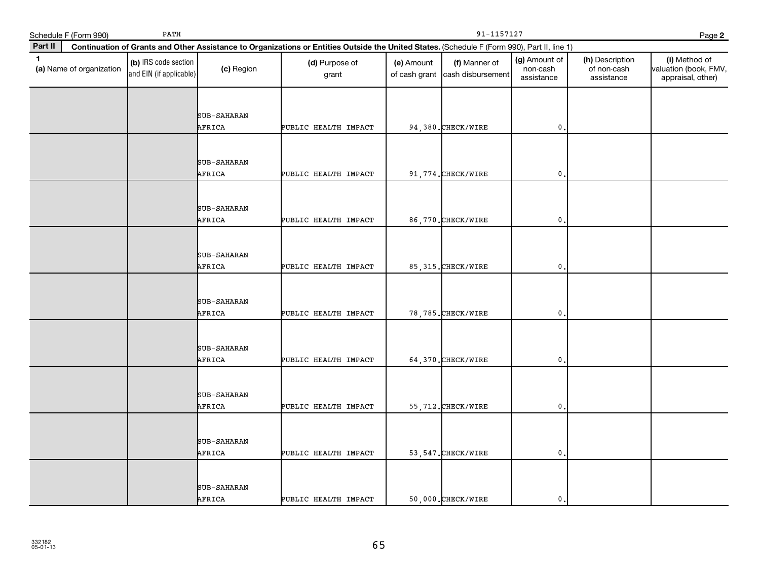Schedule F (Form 990) PATH 91-1157127 Page 2

**Part II** **Continuation of Grants and Other Assistance to Organizations or Entities Outside the United States.** (Schedule F (Form 990), Part II, line 1)

| 1 (a) Name of organization | (b) IRS code section and EIN (if applicable) | (c) Region | (d) Purpose of grant | (e) Amount of cash grant | (f) Manner of cash disbursement | (g) Amount of non-cash assistance | (h) Description of non-cash assistance | (i) Method of valuation (book, FMV, appraisal, other) |
|---|---|---|---|---|---|---|---|---|
| | | SUB-SAHARAN AFRICA | PUBLIC HEALTH IMPACT | 94,380. | CHECK/WIRE | 0. | | |
| | | SUB-SAHARAN AFRICA | PUBLIC HEALTH IMPACT | 91,774. | CHECK/WIRE | 0. | | |
| | | SUB-SAHARAN AFRICA | PUBLIC HEALTH IMPACT | 86,770. | CHECK/WIRE | 0. | | |
| | | SUB-SAHARAN AFRICA | PUBLIC HEALTH IMPACT | 85,315. | CHECK/WIRE | 0. | | |
| | | SUB-SAHARAN AFRICA | PUBLIC HEALTH IMPACT | 78,785. | CHECK/WIRE | 0. | | |
| | | SUB-SAHARAN AFRICA | PUBLIC HEALTH IMPACT | 64,370. | CHECK/WIRE | 0. | | |
| | | SUB-SAHARAN AFRICA | PUBLIC HEALTH IMPACT | 55,712. | CHECK/WIRE | 0. | | |
| | | SUB-SAHARAN AFRICA | PUBLIC HEALTH IMPACT | 53,547. | CHECK/WIRE | 0. | | |
| | | SUB-SAHARAN AFRICA | PUBLIC HEALTH IMPACT | 50,000. | CHECK/WIRE | 0. | | |

332182
05-01-13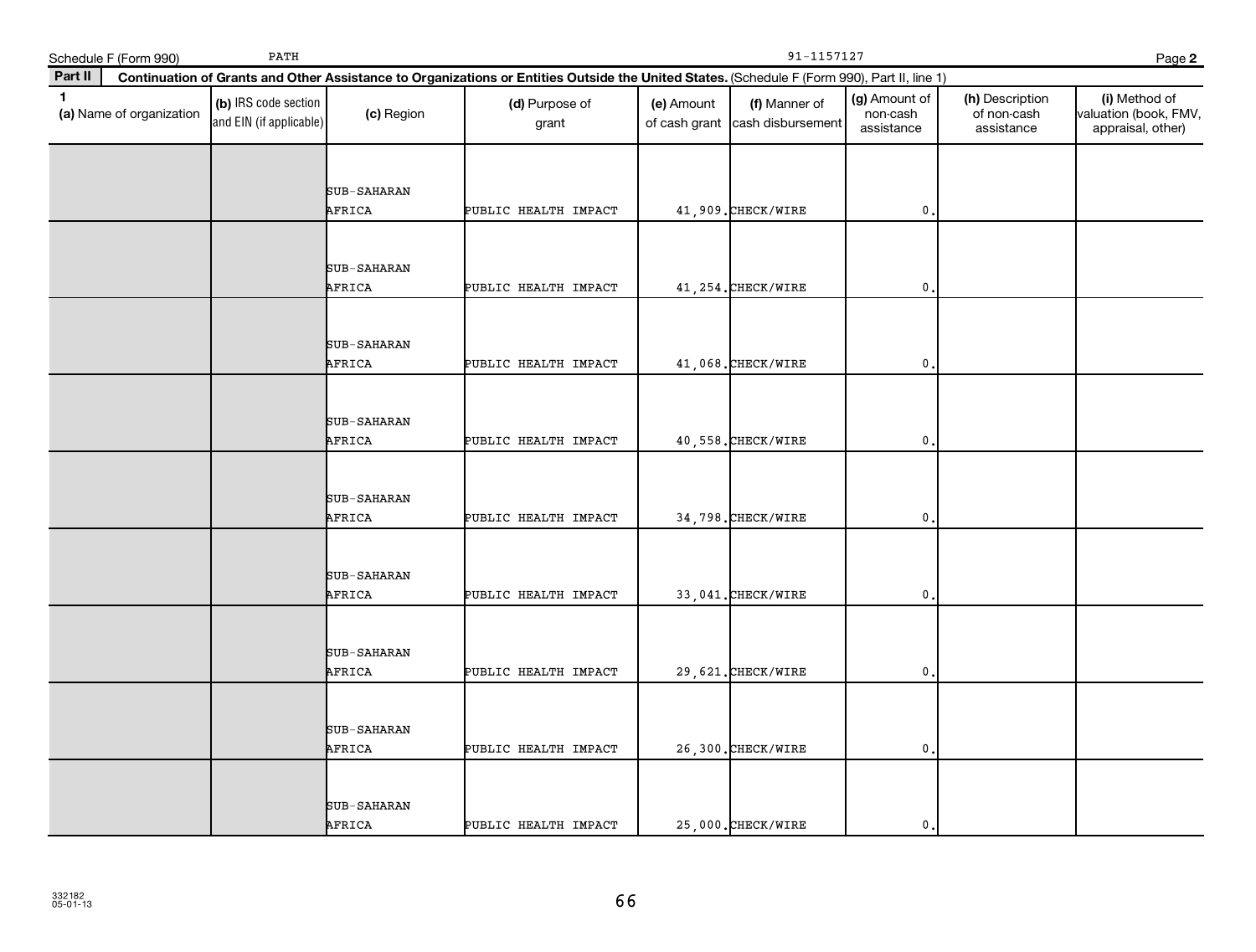Schedule F (Form 990) PATH 91-1157127 Page **2**

**Part II** **Continuation of Grants and Other Assistance to Organizations or Entities Outside the United States.** (Schedule F (Form 990), Part II, line 1)

| 1 (a) Name of organization | (b) IRS code section and EIN (if applicable) | (c) Region | (d) Purpose of grant | (e) Amount of cash grant | (f) Manner of cash disbursement | (g) Amount of non-cash assistance | (h) Description of non-cash assistance | (i) Method of valuation (book, FMV, appraisal, other) |
|---|---|---|---|---|---|---|---|---|
| | | SUB-SAHARAN AFRICA | PUBLIC HEALTH IMPACT | 41,909. | CHECK/WIRE | 0. | | |
| | | SUB-SAHARAN AFRICA | PUBLIC HEALTH IMPACT | 41,254. | CHECK/WIRE | 0. | | |
| | | SUB-SAHARAN AFRICA | PUBLIC HEALTH IMPACT | 41,068. | CHECK/WIRE | 0. | | |
| | | SUB-SAHARAN AFRICA | PUBLIC HEALTH IMPACT | 40,558. | CHECK/WIRE | 0. | | |
| | | SUB-SAHARAN AFRICA | PUBLIC HEALTH IMPACT | 34,798. | CHECK/WIRE | 0. | | |
| | | SUB-SAHARAN AFRICA | PUBLIC HEALTH IMPACT | 33,041. | CHECK/WIRE | 0. | | |
| | | SUB-SAHARAN AFRICA | PUBLIC HEALTH IMPACT | 29,621. | CHECK/WIRE | 0. | | |
| | | SUB-SAHARAN AFRICA | PUBLIC HEALTH IMPACT | 26,300. | CHECK/WIRE | 0. | | |
| | | SUB-SAHARAN AFRICA | PUBLIC HEALTH IMPACT | 25,000. | CHECK/WIRE | 0. | | |

332182
05-01-13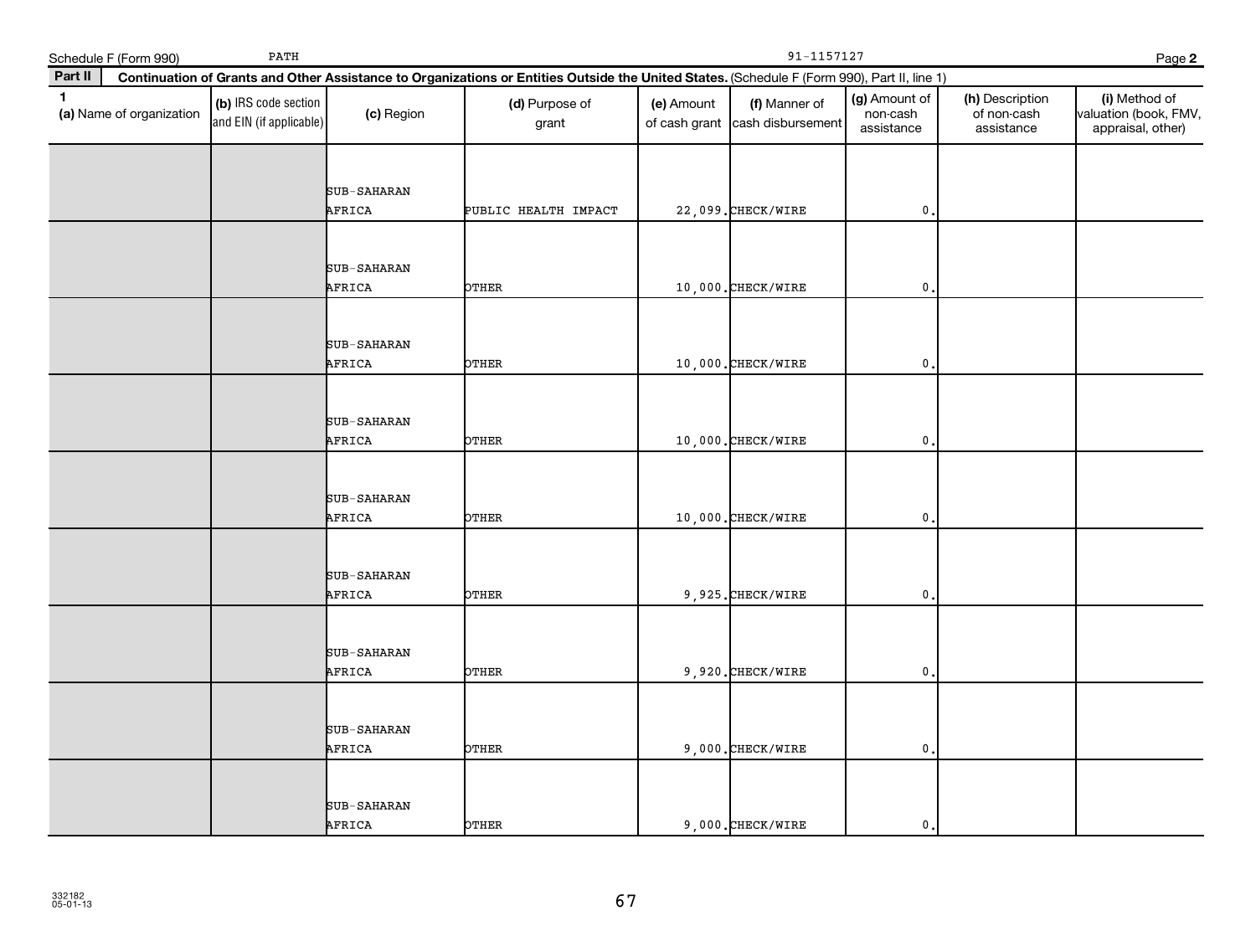Schedule F (Form 990) PATH 91-1157127 Page **2**

**Part II** **Continuation of Grants and Other Assistance to Organizations or Entities Outside the United States.** (Schedule F (Form 990), Part II, line 1)

| 1 (a) Name of organization | (b) IRS code section and EIN (if applicable) | (c) Region | (d) Purpose of grant | (e) Amount of cash grant | (f) Manner of cash disbursement | (g) Amount of non-cash assistance | (h) Description of non-cash assistance | (i) Method of valuation (book, FMV, appraisal, other) |
|---|---|---|---|---|---|---|---|---|
| | | SUB-SAHARAN AFRICA | PUBLIC HEALTH IMPACT | 22,099. | CHECK/WIRE | 0. | | |
| | | SUB-SAHARAN AFRICA | OTHER | 10,000. | CHECK/WIRE | 0. | | |
| | | SUB-SAHARAN AFRICA | OTHER | 10,000. | CHECK/WIRE | 0. | | |
| | | SUB-SAHARAN AFRICA | OTHER | 10,000. | CHECK/WIRE | 0. | | |
| | | SUB-SAHARAN AFRICA | OTHER | 10,000. | CHECK/WIRE | 0. | | |
| | | SUB-SAHARAN AFRICA | OTHER | 9,925. | CHECK/WIRE | 0. | | |
| | | SUB-SAHARAN AFRICA | OTHER | 9,920. | CHECK/WIRE | 0. | | |
| | | SUB-SAHARAN AFRICA | OTHER | 9,000. | CHECK/WIRE | 0. | | |
| | | SUB-SAHARAN AFRICA | OTHER | 9,000. | CHECK/WIRE | 0. | | |

332182
05-01-13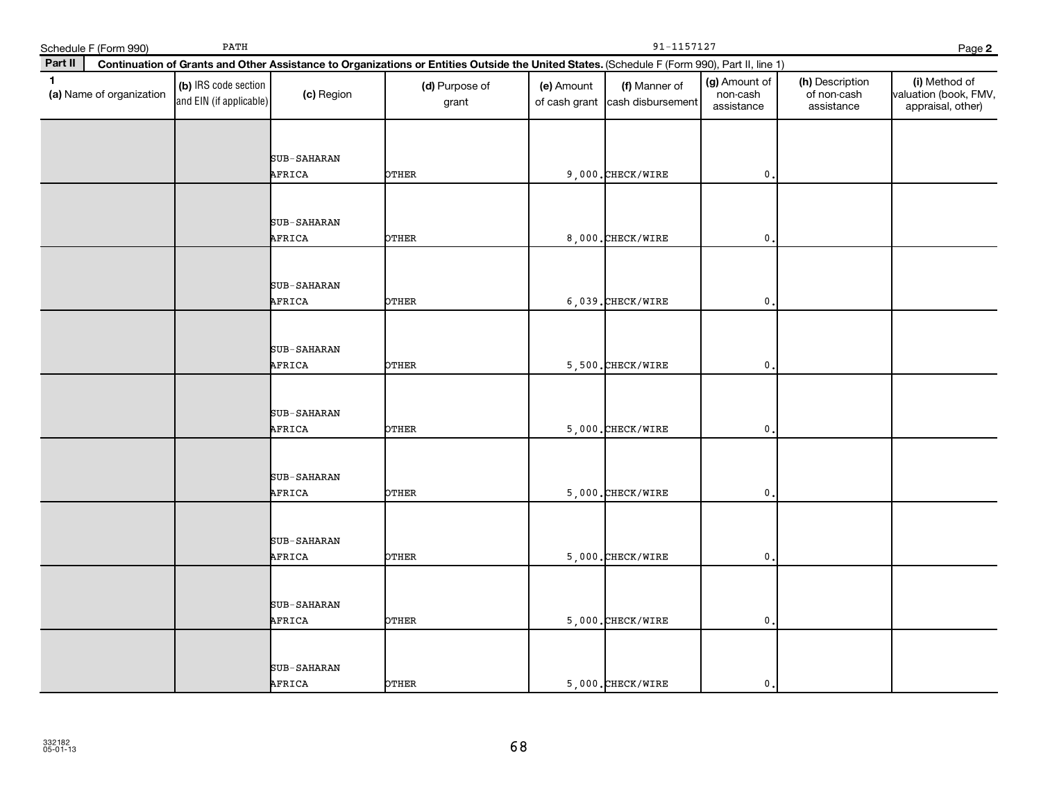Schedule F (Form 990) PATH 91-1157127 Page 2

**Part II** **Continuation of Grants and Other Assistance to Organizations or Entities Outside the United States.** (Schedule F (Form 990), Part II, line 1)

| 1 (a) Name of organization | (b) IRS code section and EIN (if applicable) | (c) Region | (d) Purpose of grant | (e) Amount of cash grant | (f) Manner of cash disbursement | (g) Amount of non-cash assistance | (h) Description of non-cash assistance | (i) Method of valuation (book, FMV, appraisal, other) |
|---|---|---|---|---|---|---|---|---|
| | | SUB-SAHARAN AFRICA | OTHER | 9,000. | CHECK/WIRE | 0. | | |
| | | SUB-SAHARAN AFRICA | OTHER | 8,000. | CHECK/WIRE | 0. | | |
| | | SUB-SAHARAN AFRICA | OTHER | 6,039. | CHECK/WIRE | 0. | | |
| | | SUB-SAHARAN AFRICA | OTHER | 5,500. | CHECK/WIRE | 0. | | |
| | | SUB-SAHARAN AFRICA | OTHER | 5,000. | CHECK/WIRE | 0. | | |
| | | SUB-SAHARAN AFRICA | OTHER | 5,000. | CHECK/WIRE | 0. | | |
| | | SUB-SAHARAN AFRICA | OTHER | 5,000. | CHECK/WIRE | 0. | | |
| | | SUB-SAHARAN AFRICA | OTHER | 5,000. | CHECK/WIRE | 0. | | |
| | | SUB-SAHARAN AFRICA | OTHER | 5,000. | CHECK/WIRE | 0. | | |

332182
05-01-13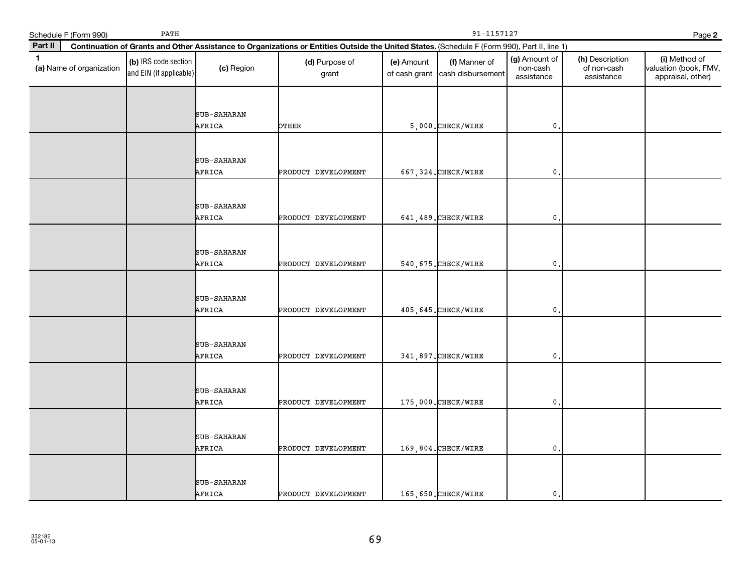Schedule F (Form 990) PATH 91-1157127 Page **2**

**Part II** **Continuation of Grants and Other Assistance to Organizations or Entities Outside the United States.** (Schedule F (Form 990), Part II, line 1)

| 1 (a) Name of organization | (b) IRS code section and EIN (if applicable) | (c) Region | (d) Purpose of grant | (e) Amount of cash grant | (f) Manner of cash disbursement | (g) Amount of non-cash assistance | (h) Description of non-cash assistance | (i) Method of valuation (book, FMV, appraisal, other) |
|---|---|---|---|---|---|---|---|---|
| | | SUB-SAHARAN AFRICA | OTHER | 5,000. | CHECK/WIRE | 0. | | |
| | | SUB-SAHARAN AFRICA | PRODUCT DEVELOPMENT | 667,324. | CHECK/WIRE | 0. | | |
| | | SUB-SAHARAN AFRICA | PRODUCT DEVELOPMENT | 641,489. | CHECK/WIRE | 0. | | |
| | | SUB-SAHARAN AFRICA | PRODUCT DEVELOPMENT | 540,675. | CHECK/WIRE | 0. | | |
| | | SUB-SAHARAN AFRICA | PRODUCT DEVELOPMENT | 405,645. | CHECK/WIRE | 0. | | |
| | | SUB-SAHARAN AFRICA | PRODUCT DEVELOPMENT | 341,897. | CHECK/WIRE | 0. | | |
| | | SUB-SAHARAN AFRICA | PRODUCT DEVELOPMENT | 175,000. | CHECK/WIRE | 0. | | |
| | | SUB-SAHARAN AFRICA | PRODUCT DEVELOPMENT | 169,804. | CHECK/WIRE | 0. | | |
| | | SUB-SAHARAN AFRICA | PRODUCT DEVELOPMENT | 165,650. | CHECK/WIRE | 0. | | |

332182
05-01-13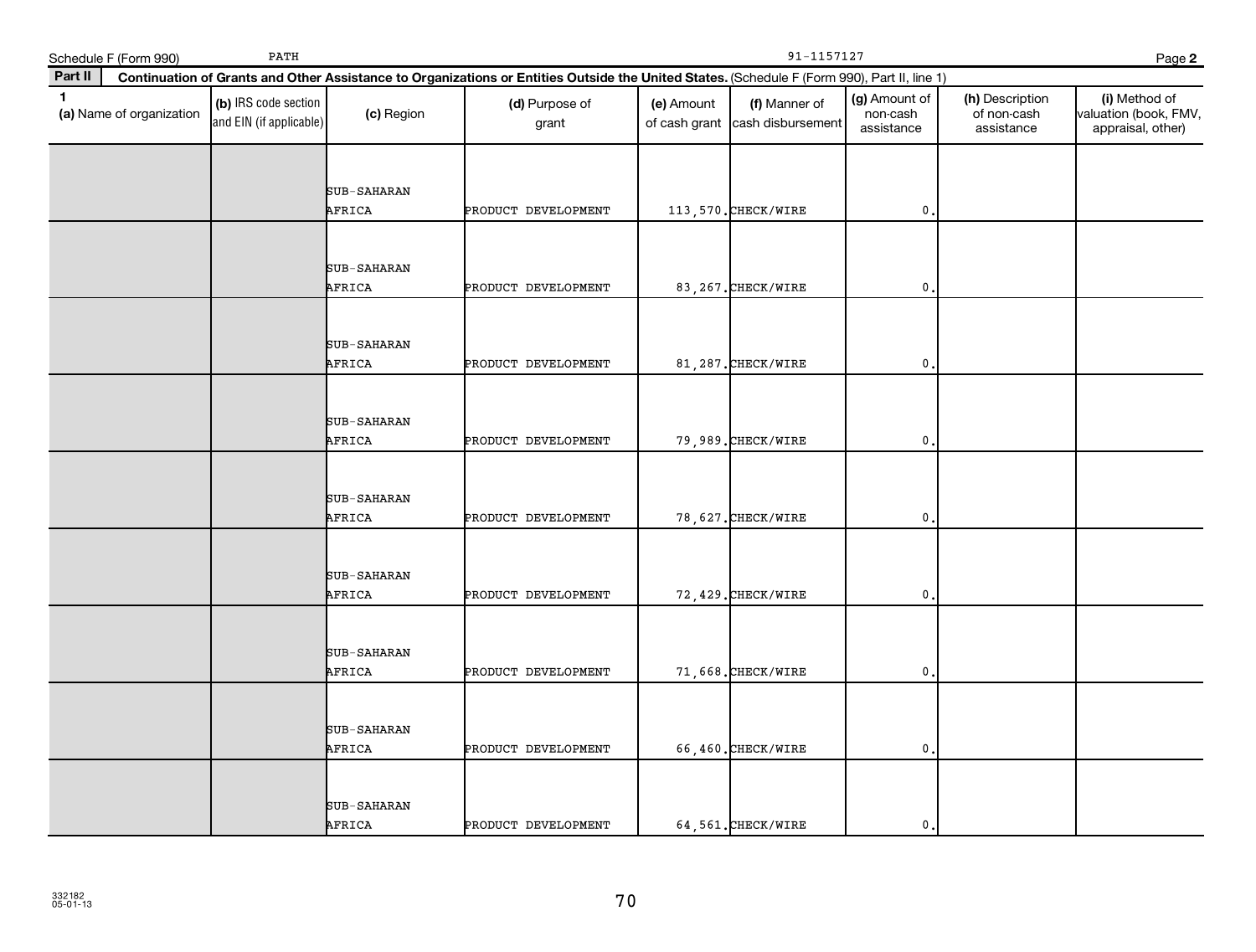Schedule F (Form 990) PATH 91-1157127 Page **2**

**Part II** **Continuation of Grants and Other Assistance to Organizations or Entities Outside the United States.** (Schedule F (Form 990), Part II, line 1)

| 1 (a) Name of organization | (b) IRS code section and EIN (if applicable) | (c) Region | (d) Purpose of grant | (e) Amount of cash grant | (f) Manner of cash disbursement | (g) Amount of non-cash assistance | (h) Description of non-cash assistance | (i) Method of valuation (book, FMV, appraisal, other) |
|---|---|---|---|---|---|---|---|---|
| | | SUB-SAHARAN AFRICA | PRODUCT DEVELOPMENT | 113,570. | CHECK/WIRE | 0. | | |
| | | SUB-SAHARAN AFRICA | PRODUCT DEVELOPMENT | 83,267. | CHECK/WIRE | 0. | | |
| | | SUB-SAHARAN AFRICA | PRODUCT DEVELOPMENT | 81,287. | CHECK/WIRE | 0. | | |
| | | SUB-SAHARAN AFRICA | PRODUCT DEVELOPMENT | 79,989. | CHECK/WIRE | 0. | | |
| | | SUB-SAHARAN AFRICA | PRODUCT DEVELOPMENT | 78,627. | CHECK/WIRE | 0. | | |
| | | SUB-SAHARAN AFRICA | PRODUCT DEVELOPMENT | 72,429. | CHECK/WIRE | 0. | | |
| | | SUB-SAHARAN AFRICA | PRODUCT DEVELOPMENT | 71,668. | CHECK/WIRE | 0. | | |
| | | SUB-SAHARAN AFRICA | PRODUCT DEVELOPMENT | 66,460. | CHECK/WIRE | 0. | | |
| | | SUB-SAHARAN AFRICA | PRODUCT DEVELOPMENT | 64,561. | CHECK/WIRE | 0. | | |

332182
05-01-13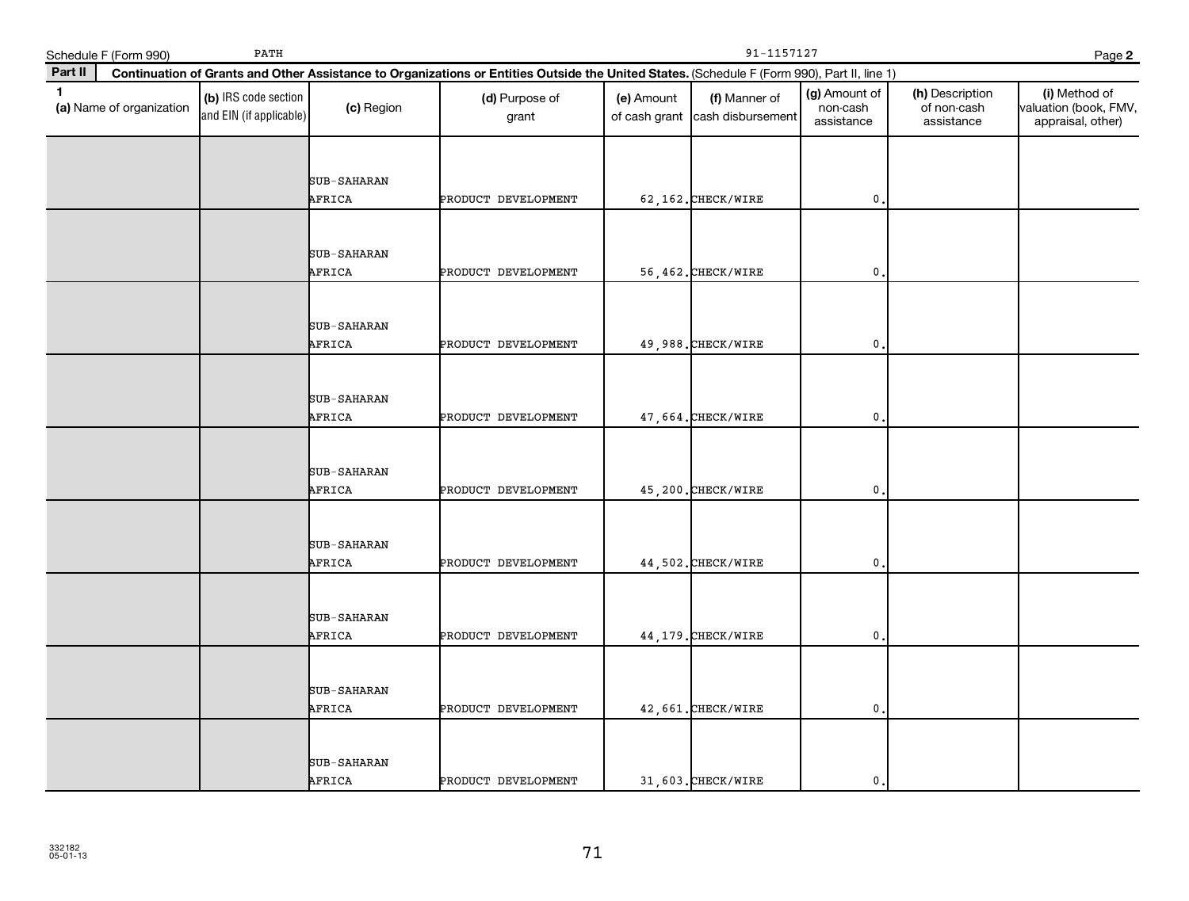Schedule F (Form 990) PATH 91-1157127 Page 2

**Part II Continuation of Grants and Other Assistance to Organizations or Entities Outside the United States.** (Schedule F (Form 990), Part II, line 1)

| 1 (a) Name of organization | (b) IRS code section and EIN (if applicable) | (c) Region | (d) Purpose of grant | (e) Amount of cash grant | (f) Manner of cash disbursement | (g) Amount of non-cash assistance | (h) Description of non-cash assistance | (i) Method of valuation (book, FMV, appraisal, other) |
|---|---|---|---|---|---|---|---|---|
| | | SUB-SAHARAN AFRICA | PRODUCT DEVELOPMENT | 62,162. | CHECK/WIRE | 0. | | |
| | | SUB-SAHARAN AFRICA | PRODUCT DEVELOPMENT | 56,462. | CHECK/WIRE | 0. | | |
| | | SUB-SAHARAN AFRICA | PRODUCT DEVELOPMENT | 49,988. | CHECK/WIRE | 0. | | |
| | | SUB-SAHARAN AFRICA | PRODUCT DEVELOPMENT | 47,664. | CHECK/WIRE | 0. | | |
| | | SUB-SAHARAN AFRICA | PRODUCT DEVELOPMENT | 45,200. | CHECK/WIRE | 0. | | |
| | | SUB-SAHARAN AFRICA | PRODUCT DEVELOPMENT | 44,502. | CHECK/WIRE | 0. | | |
| | | SUB-SAHARAN AFRICA | PRODUCT DEVELOPMENT | 44,179. | CHECK/WIRE | 0. | | |
| | | SUB-SAHARAN AFRICA | PRODUCT DEVELOPMENT | 42,661. | CHECK/WIRE | 0. | | |
| | | SUB-SAHARAN AFRICA | PRODUCT DEVELOPMENT | 31,603. | CHECK/WIRE | 0. | | |

332182
05-01-13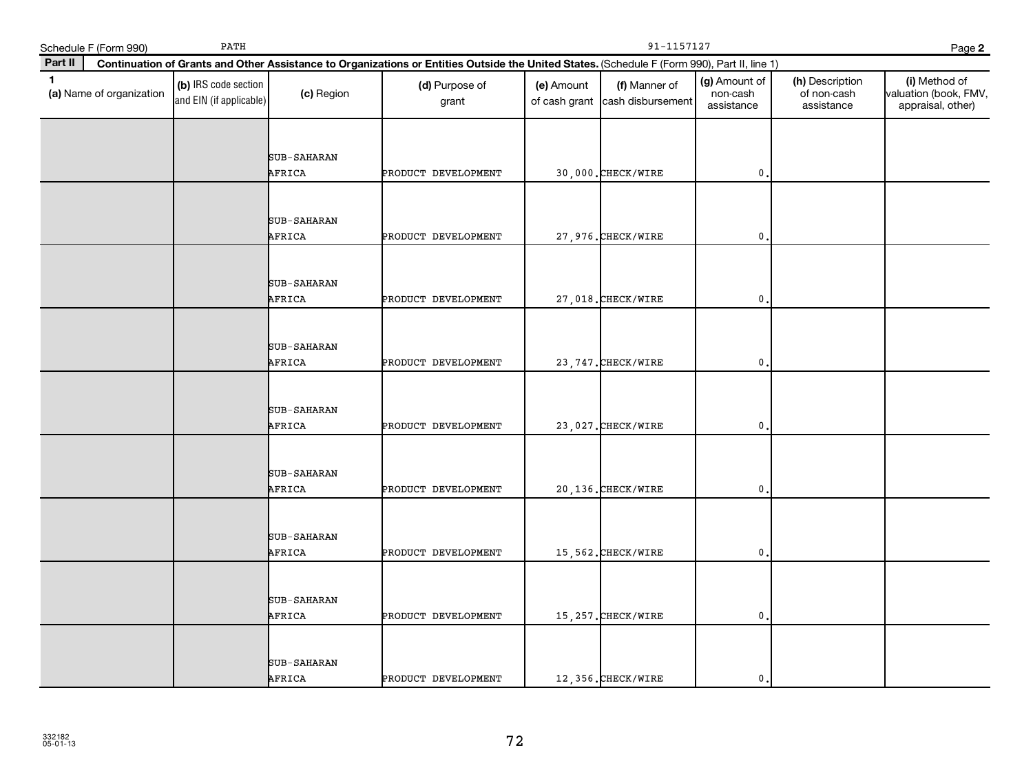Schedule F (Form 990) PATH 91-1157127 Page **2**

**Part II** **Continuation of Grants and Other Assistance to Organizations or Entities Outside the United States.** (Schedule F (Form 990), Part II, line 1)

| **1** **(a)** Name of organization | **(b)** IRS code section and EIN (if applicable) | **(c)** Region | **(d)** Purpose of grant | **(e)** Amount of cash grant | **(f)** Manner of cash disbursement | **(g)** Amount of non-cash assistance | **(h)** Description of non-cash assistance | **(i)** Method of valuation (book, FMV, appraisal, other) |
|---|---|---|---|---|---|---|---|---|
| | | SUB-SAHARAN AFRICA | PRODUCT DEVELOPMENT | 30,000. | CHECK/WIRE | 0. | | |
| | | SUB-SAHARAN AFRICA | PRODUCT DEVELOPMENT | 27,976. | CHECK/WIRE | 0. | | |
| | | SUB-SAHARAN AFRICA | PRODUCT DEVELOPMENT | 27,018. | CHECK/WIRE | 0. | | |
| | | SUB-SAHARAN AFRICA | PRODUCT DEVELOPMENT | 23,747. | CHECK/WIRE | 0. | | |
| | | SUB-SAHARAN AFRICA | PRODUCT DEVELOPMENT | 23,027. | CHECK/WIRE | 0. | | |
| | | SUB-SAHARAN AFRICA | PRODUCT DEVELOPMENT | 20,136. | CHECK/WIRE | 0. | | |
| | | SUB-SAHARAN AFRICA | PRODUCT DEVELOPMENT | 15,562. | CHECK/WIRE | 0. | | |
| | | SUB-SAHARAN AFRICA | PRODUCT DEVELOPMENT | 15,257. | CHECK/WIRE | 0. | | |
| | | SUB-SAHARAN AFRICA | PRODUCT DEVELOPMENT | 12,356. | CHECK/WIRE | 0. | | |

332182
05-01-13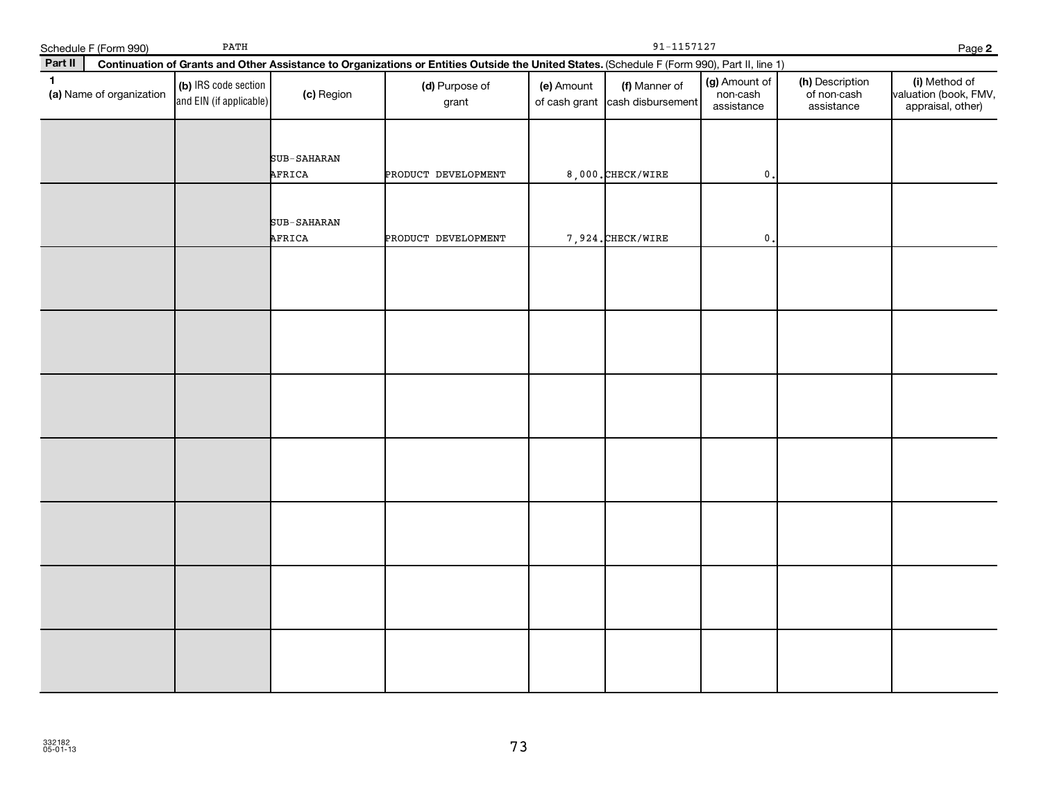Schedule F (Form 990) PATH 91-1157127 Page 2

**Part II Continuation of Grants and Other Assistance to Organizations or Entities Outside the United States.** (Schedule F (Form 990), Part II, line 1)

| 1 (a) Name of organization | (b) IRS code section and EIN (if applicable) | (c) Region | (d) Purpose of grant | (e) Amount of cash grant | (f) Manner of cash disbursement | (g) Amount of non-cash assistance | (h) Description of non-cash assistance | (i) Method of valuation (book, FMV, appraisal, other) |
|---|---|---|---|---|---|---|---|---|
| | | SUB-SAHARAN AFRICA | PRODUCT DEVELOPMENT | 8,000. | CHECK/WIRE | 0. | | |
| | | SUB-SAHARAN AFRICA | PRODUCT DEVELOPMENT | 7,924. | CHECK/WIRE | 0. | | |
| | | | | | | | | |
| | | | | | | | | |
| | | | | | | | | |
| | | | | | | | | |
| | | | | | | | | |
| | | | | | | | | |
| | | | | | | | | |

332182
05-01-13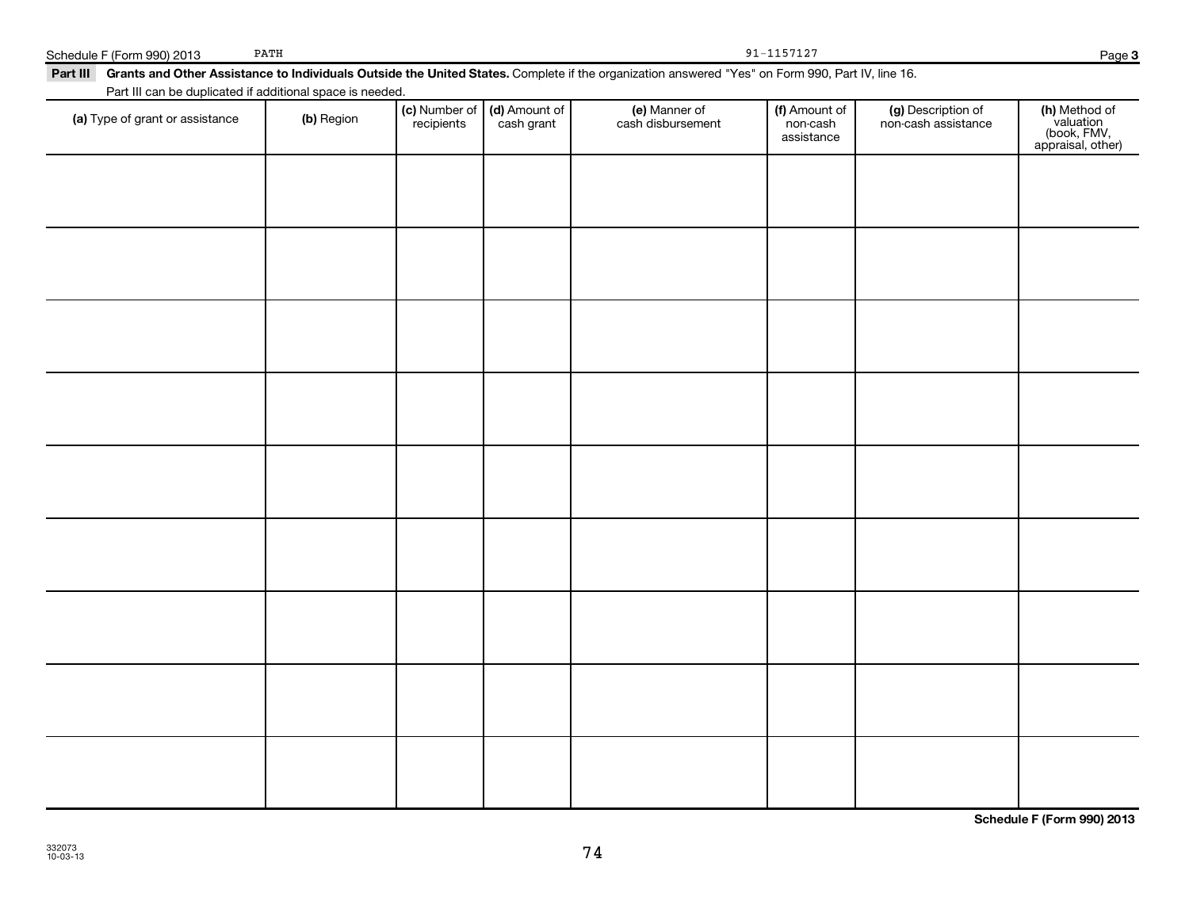Schedule F (Form 990) 2013 PATH 91-1157127

**Part III Grants and Other Assistance to Individuals Outside the United States.** Complete if the organization answered "Yes" on Form 990, Part IV, line 16.

Part III can be duplicated if additional space is needed.

| (a) Type of grant or assistance | (b) Region | (c) Number of recipients | (d) Amount of cash grant | (e) Manner of cash disbursement | (f) Amount of non-cash assistance | (g) Description of non-cash assistance | (h) Method of valuation (book, FMV, appraisal, other) |
|---|---|---|---|---|---|---|---|
| | | | | | | | |
| | | | | | | | |
| | | | | | | | |
| | | | | | | | |
| | | | | | | | |
| | | | | | | | |
| | | | | | | | |
| | | | | | | | |
| | | | | | | | |

**Schedule F (Form 990) 2013**

332073
10-03-13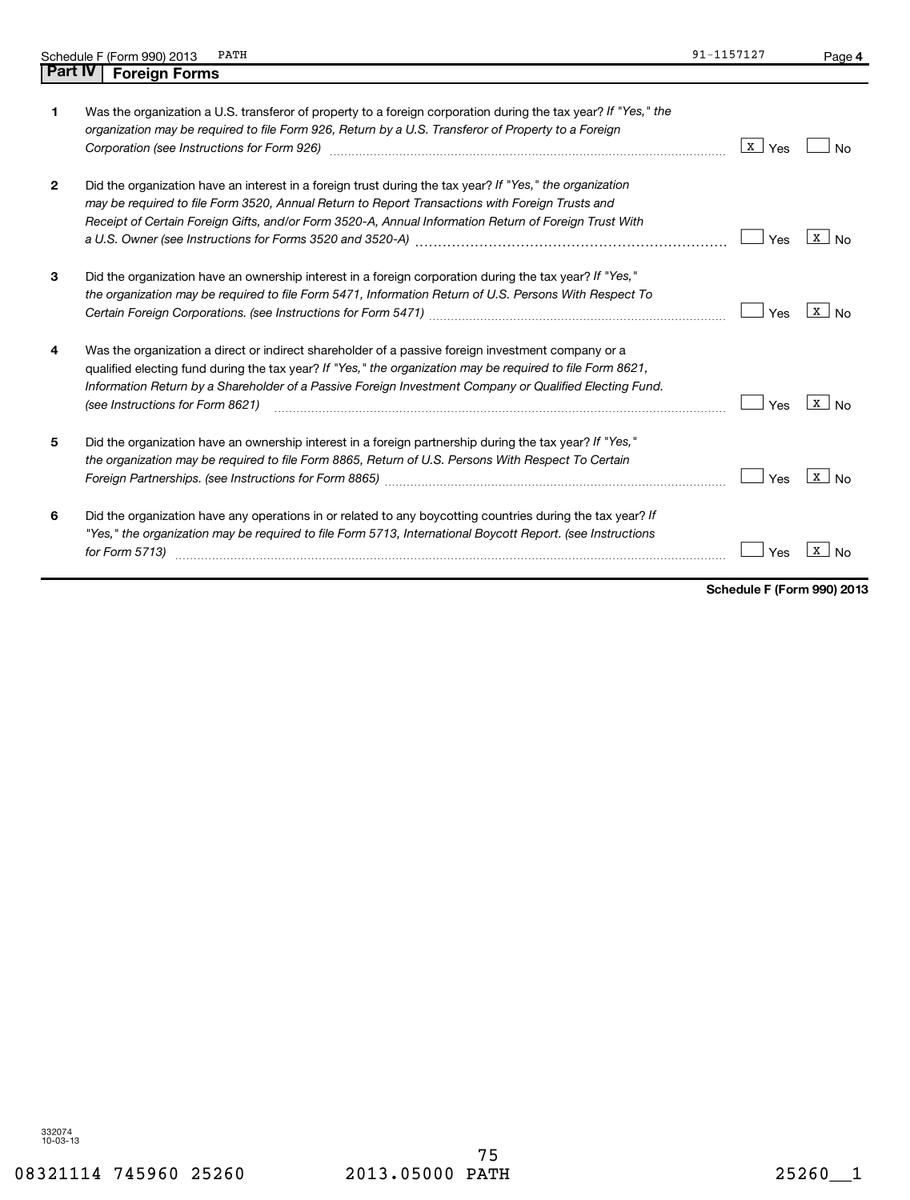## Part IV | Foreign Forms

| | | Yes | No |
|---|---|---|---|
| **1** | Was the organization a U.S. transferor of property to a foreign corporation during the tax year? *If "Yes," the organization may be required to file Form 926, Return by a U.S. Transferor of Property to a Foreign Corporation (see Instructions for Form 926)* | X | |
| **2** | Did the organization have an interest in a foreign trust during the tax year? *If "Yes," the organization may be required to file Form 3520, Annual Return to Report Transactions with Foreign Trusts and Receipt of Certain Foreign Gifts, and/or Form 3520-A, Annual Information Return of Foreign Trust With a U.S. Owner (see Instructions for Forms 3520 and 3520-A)* | | X |
| **3** | Did the organization have an ownership interest in a foreign corporation during the tax year? *If "Yes," the organization may be required to file Form 5471, Information Return of U.S. Persons With Respect To Certain Foreign Corporations. (see Instructions for Form 5471)* | | X |
| **4** | Was the organization a direct or indirect shareholder of a passive foreign investment company or a qualified electing fund during the tax year? *If "Yes," the organization may be required to file Form 8621, Information Return by a Shareholder of a Passive Foreign Investment Company or Qualified Electing Fund. (see Instructions for Form 8621)* | | X |
| **5** | Did the organization have an ownership interest in a foreign partnership during the tax year? *If "Yes," the organization may be required to file Form 8865, Return of U.S. Persons With Respect To Certain Foreign Partnerships. (see Instructions for Form 8865)* | | X |
| **6** | Did the organization have any operations in or related to any boycotting countries during the tax year? *If "Yes," the organization may be required to file Form 5713, International Boycott Report. (see Instructions for Form 5713)* | | X |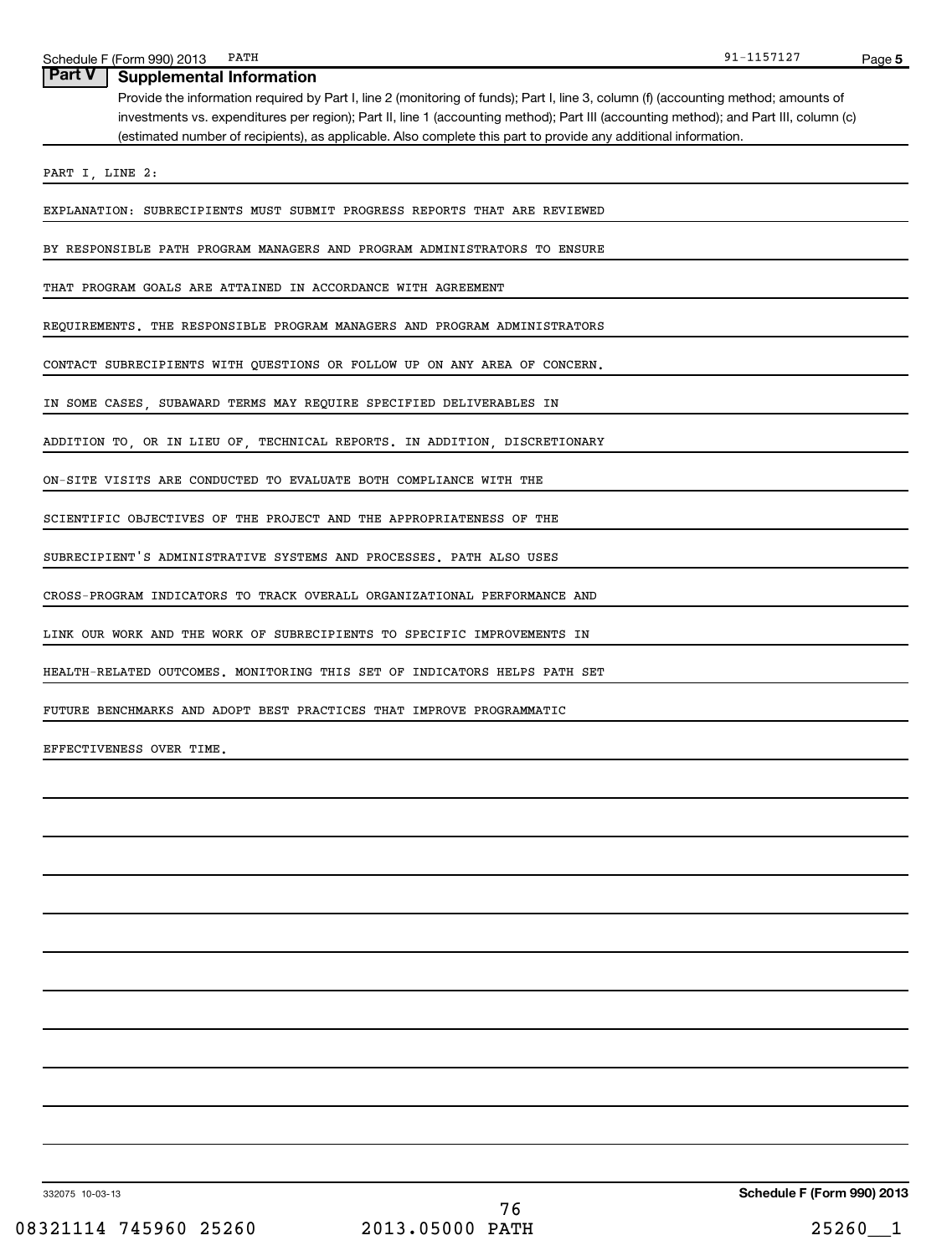## Part V Supplemental Information

Provide the information required by Part I, line 2 (monitoring of funds); Part I, line 3, column (f) (accounting method; amounts of investments vs. expenditures per region); Part II, line 1 (accounting method); Part III (accounting method); and Part III, column (c) (estimated number of recipients), as applicable. Also complete this part to provide any additional information.

PART I, LINE 2:

EXPLANATION: SUBRECIPIENTS MUST SUBMIT PROGRESS REPORTS THAT ARE REVIEWED BY RESPONSIBLE PATH PROGRAM MANAGERS AND PROGRAM ADMINISTRATORS TO ENSURE THAT PROGRAM GOALS ARE ATTAINED IN ACCORDANCE WITH AGREEMENT REQUIREMENTS. THE RESPONSIBLE PROGRAM MANAGERS AND PROGRAM ADMINISTRATORS CONTACT SUBRECIPIENTS WITH QUESTIONS OR FOLLOW UP ON ANY AREA OF CONCERN. IN SOME CASES, SUBAWARD TERMS MAY REQUIRE SPECIFIED DELIVERABLES IN ADDITION TO, OR IN LIEU OF, TECHNICAL REPORTS. IN ADDITION, DISCRETIONARY ON-SITE VISITS ARE CONDUCTED TO EVALUATE BOTH COMPLIANCE WITH THE SCIENTIFIC OBJECTIVES OF THE PROJECT AND THE APPROPRIATENESS OF THE SUBRECIPIENT'S ADMINISTRATIVE SYSTEMS AND PROCESSES. PATH ALSO USES CROSS-PROGRAM INDICATORS TO TRACK OVERALL ORGANIZATIONAL PERFORMANCE AND LINK OUR WORK AND THE WORK OF SUBRECIPIENTS TO SPECIFIC IMPROVEMENTS IN HEALTH-RELATED OUTCOMES. MONITORING THIS SET OF INDICATORS HELPS PATH SET FUTURE BENCHMARKS AND ADOPT BEST PRACTICES THAT IMPROVE PROGRAMMATIC EFFECTIVENESS OVER TIME.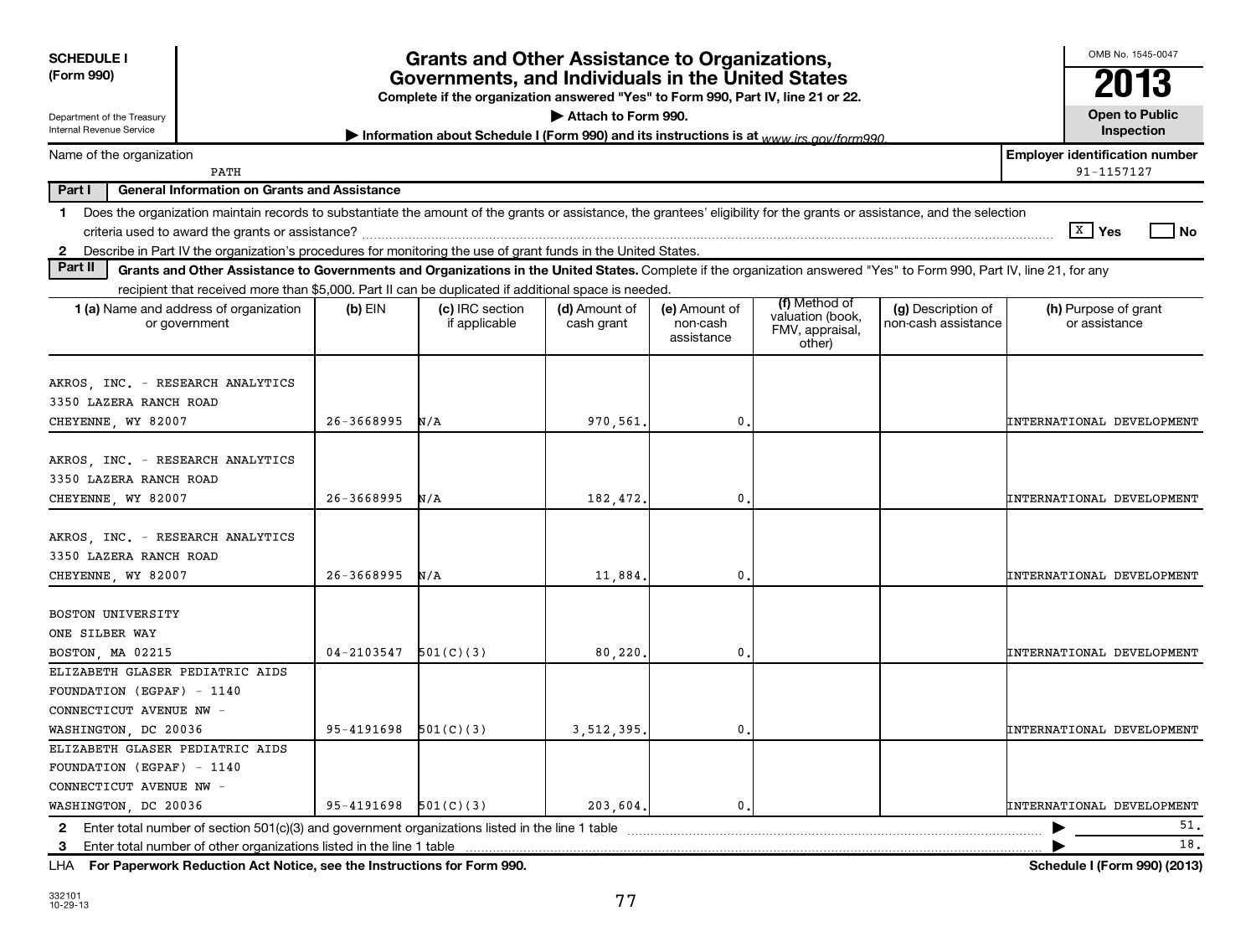**SCHEDULE I (Form 990)**

Department of the Treasury
Internal Revenue Service

# Grants and Other Assistance to Organizations, Governments, and Individuals in the United States

**Complete if the organization answered "Yes" to Form 990, Part IV, line 21 or 22.**

**▶ Attach to Form 990.**

**▶ Information about Schedule I (Form 990) and its instructions is at** *www.irs.gov/form990.*

OMB No. 1545-0047

**2013**

**Open to Public Inspection**

Name of the organization: PATH

**Employer identification number:** 91-1157127

**Part I — General Information on Grants and Assistance**

1 Does the organization maintain records to substantiate the amount of the grants or assistance, the grantees' eligibility for the grants or assistance, and the selection criteria used to award the grants or assistance? [X] Yes [ ] No

2 Describe in Part IV the organization's procedures for monitoring the use of grant funds in the United States.

**Part II — Grants and Other Assistance to Governments and Organizations in the United States.** Complete if the organization answered "Yes" to Form 990, Part IV, line 21, for any recipient that received more than $5,000. Part II can be duplicated if additional space is needed.

| 1 (a) Name and address of organization or government | (b) EIN | (c) IRC section if applicable | (d) Amount of cash grant | (e) Amount of non-cash assistance | (f) Method of valuation (book, FMV, appraisal, other) | (g) Description of non-cash assistance | (h) Purpose of grant or assistance |
|---|---|---|---|---|---|---|---|
| AKROS, INC. - RESEARCH ANALYTICS 3350 LAZERA RANCH ROAD CHEYENNE, WY 82007 | 26-3668995 | N/A | 970,561. | 0. | | | INTERNATIONAL DEVELOPMENT |
| AKROS, INC. - RESEARCH ANALYTICS 3350 LAZERA RANCH ROAD CHEYENNE, WY 82007 | 26-3668995 | N/A | 182,472. | 0. | | | INTERNATIONAL DEVELOPMENT |
| AKROS, INC. - RESEARCH ANALYTICS 3350 LAZERA RANCH ROAD CHEYENNE, WY 82007 | 26-3668995 | N/A | 11,884. | 0. | | | INTERNATIONAL DEVELOPMENT |
| BOSTON UNIVERSITY ONE SILBER WAY BOSTON, MA 02215 | 04-2103547 | 501(C)(3) | 80,220. | 0. | | | INTERNATIONAL DEVELOPMENT |
| ELIZABETH GLASER PEDIATRIC AIDS FOUNDATION (EGPAF) - 1140 CONNECTICUT AVENUE NW - WASHINGTON, DC 20036 | 95-4191698 | 501(C)(3) | 3,512,395. | 0. | | | INTERNATIONAL DEVELOPMENT |
| ELIZABETH GLASER PEDIATRIC AIDS FOUNDATION (EGPAF) - 1140 CONNECTICUT AVENUE NW - WASHINGTON, DC 20036 | 95-4191698 | 501(C)(3) | 203,604. | 0. | | | INTERNATIONAL DEVELOPMENT |

2 Enter total number of section 501(c)(3) and government organizations listed in the line 1 table ▶ 51.

3 Enter total number of other organizations listed in the line 1 table ▶ 18.

LHA **For Paperwork Reduction Act Notice, see the Instructions for Form 990.** **Schedule I (Form 990) (2013)**

332101 10-29-13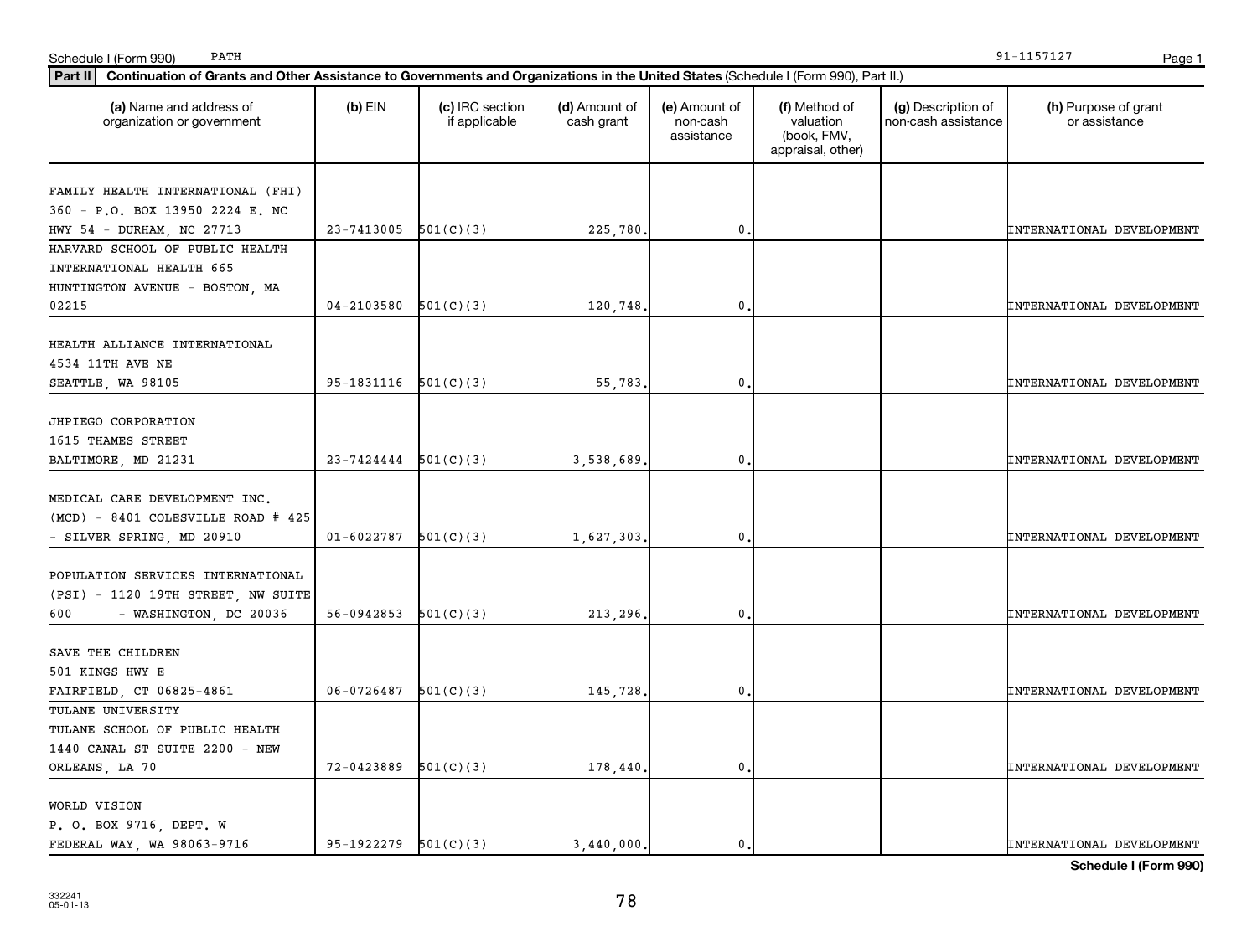Schedule I (Form 990) PATH 91-1157127

**Part II** **Continuation of Grants and Other Assistance to Governments and Organizations in the United States** (Schedule I (Form 990), Part II.)

| (a) Name and address of organization or government | (b) EIN | (c) IRC section if applicable | (d) Amount of cash grant | (e) Amount of non-cash assistance | (f) Method of valuation (book, FMV, appraisal, other) | (g) Description of non-cash assistance | (h) Purpose of grant or assistance |
|---|---|---|---|---|---|---|---|
| FAMILY HEALTH INTERNATIONAL (FHI) 360 - P.O. BOX 13950 2224 E. NC HWY 54 - DURHAM, NC 27713 | 23-7413005 | 501(C)(3) | 225,780. | 0. | | | INTERNATIONAL DEVELOPMENT |
| HARVARD SCHOOL OF PUBLIC HEALTH INTERNATIONAL HEALTH 665 HUNTINGTON AVENUE - BOSTON, MA 02215 | 04-2103580 | 501(C)(3) | 120,748. | 0. | | | INTERNATIONAL DEVELOPMENT |
| HEALTH ALLIANCE INTERNATIONAL 4534 11TH AVE NE SEATTLE, WA 98105 | 95-1831116 | 501(C)(3) | 55,783. | 0. | | | INTERNATIONAL DEVELOPMENT |
| JHPIEGO CORPORATION 1615 THAMES STREET BALTIMORE, MD 21231 | 23-7424444 | 501(C)(3) | 3,538,689. | 0. | | | INTERNATIONAL DEVELOPMENT |
| MEDICAL CARE DEVELOPMENT INC. (MCD) - 8401 COLESVILLE ROAD # 425 - SILVER SPRING, MD 20910 | 01-6022787 | 501(C)(3) | 1,627,303. | 0. | | | INTERNATIONAL DEVELOPMENT |
| POPULATION SERVICES INTERNATIONAL (PSI) - 1120 19TH STREET, NW SUITE 600 - WASHINGTON, DC 20036 | 56-0942853 | 501(C)(3) | 213,296. | 0. | | | INTERNATIONAL DEVELOPMENT |
| SAVE THE CHILDREN 501 KINGS HWY E FAIRFIELD, CT 06825-4861 | 06-0726487 | 501(C)(3) | 145,728. | 0. | | | INTERNATIONAL DEVELOPMENT |
| TULANE UNIVERSITY TULANE SCHOOL OF PUBLIC HEALTH 1440 CANAL ST SUITE 2200 - NEW ORLEANS, LA 70 | 72-0423889 | 501(C)(3) | 178,440. | 0. | | | INTERNATIONAL DEVELOPMENT |
| WORLD VISION P. O. BOX 9716, DEPT. W FEDERAL WAY, WA 98063-9716 | 95-1922279 | 501(C)(3) | 3,440,000. | 0. | | | INTERNATIONAL DEVELOPMENT |

**Schedule I (Form 990)**

332241 05-01-13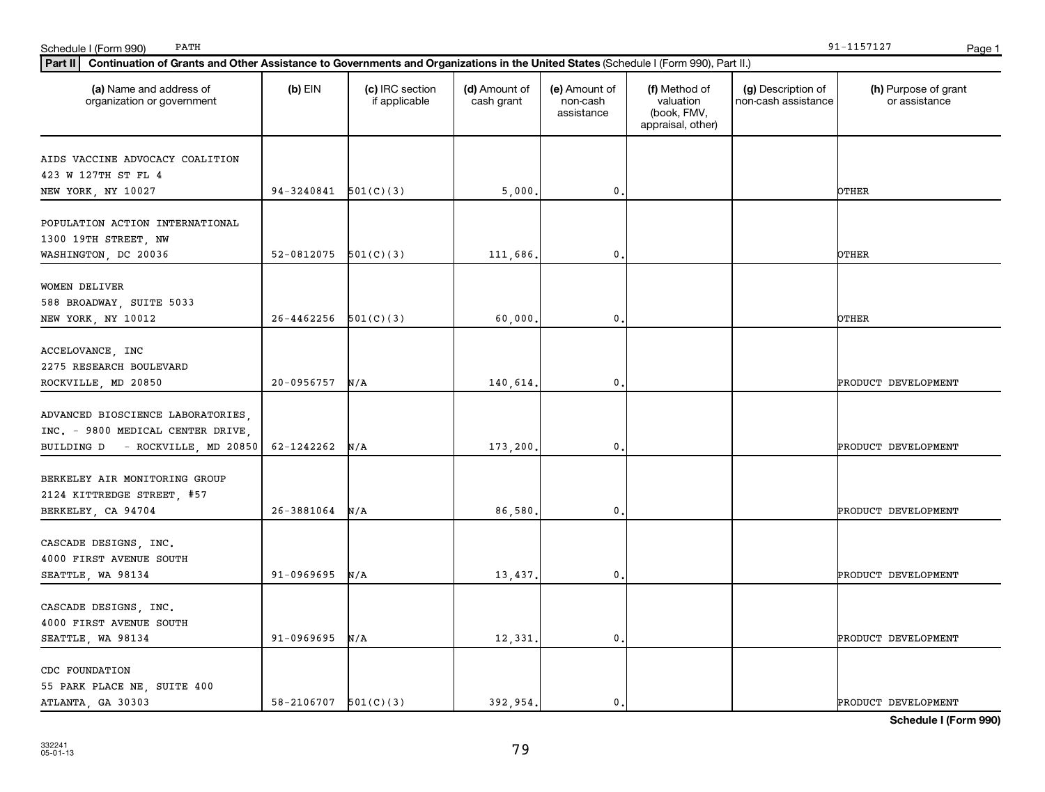Schedule I (Form 990) PATH 91-1157127

**Part II** **Continuation of Grants and Other Assistance to Governments and Organizations in the United States** (Schedule I (Form 990), Part II.)

| (a) Name and address of organization or government | (b) EIN | (c) IRC section if applicable | (d) Amount of cash grant | (e) Amount of non-cash assistance | (f) Method of valuation (book, FMV, appraisal, other) | (g) Description of non-cash assistance | (h) Purpose of grant or assistance |
|---|---|---|---|---|---|---|---|
| AIDS VACCINE ADVOCACY COALITION 423 W 127TH ST FL 4 NEW YORK, NY 10027 | 94-3240841 | 501(C)(3) | 5,000. | 0. | | | OTHER |
| POPULATION ACTION INTERNATIONAL 1300 19TH STREET, NW WASHINGTON, DC 20036 | 52-0812075 | 501(C)(3) | 111,686. | 0. | | | OTHER |
| WOMEN DELIVER 588 BROADWAY, SUITE 5033 NEW YORK, NY 10012 | 26-4462256 | 501(C)(3) | 60,000. | 0. | | | OTHER |
| ACCELOVANCE, INC 2275 RESEARCH BOULEVARD ROCKVILLE, MD 20850 | 20-0956757 | N/A | 140,614. | 0. | | | PRODUCT DEVELOPMENT |
| ADVANCED BIOSCIENCE LABORATORIES, INC. - 9800 MEDICAL CENTER DRIVE, BUILDING D - ROCKVILLE, MD 20850 | 62-1242262 | N/A | 173,200. | 0. | | | PRODUCT DEVELOPMENT |
| BERKELEY AIR MONITORING GROUP 2124 KITTREDGE STREET, #57 BERKELEY, CA 94704 | 26-3881064 | N/A | 86,580. | 0. | | | PRODUCT DEVELOPMENT |
| CASCADE DESIGNS, INC. 4000 FIRST AVENUE SOUTH SEATTLE, WA 98134 | 91-0969695 | N/A | 13,437. | 0. | | | PRODUCT DEVELOPMENT |
| CASCADE DESIGNS, INC. 4000 FIRST AVENUE SOUTH SEATTLE, WA 98134 | 91-0969695 | N/A | 12,331. | 0. | | | PRODUCT DEVELOPMENT |
| CDC FOUNDATION 55 PARK PLACE NE, SUITE 400 ATLANTA, GA 30303 | 58-2106707 | 501(C)(3) | 392,954. | 0. | | | PRODUCT DEVELOPMENT |

**Schedule I (Form 990)**

332241 05-01-13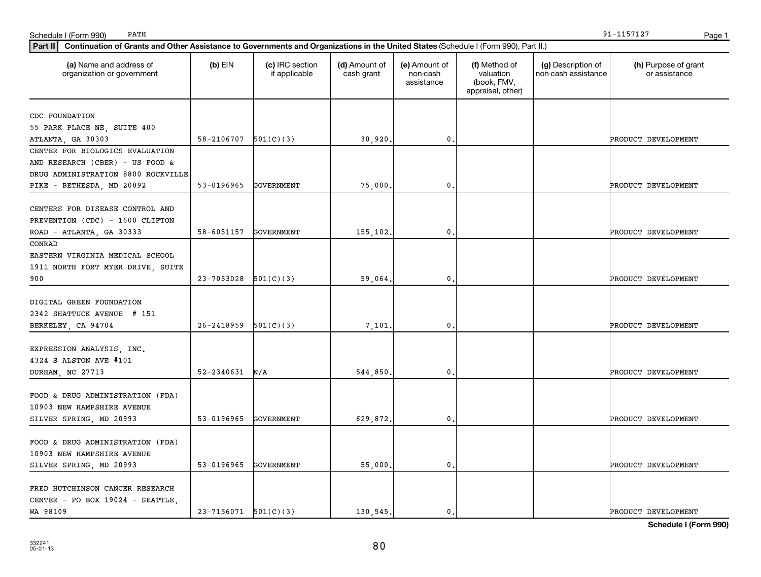Schedule I (Form 990) PATH 91-1157127

**Part II** **Continuation of Grants and Other Assistance to Governments and Organizations in the United States** (Schedule I (Form 990), Part II.)

| (a) Name and address of organization or government | (b) EIN | (c) IRC section if applicable | (d) Amount of cash grant | (e) Amount of non-cash assistance | (f) Method of valuation (book, FMV, appraisal, other) | (g) Description of non-cash assistance | (h) Purpose of grant or assistance |
|---|---|---|---|---|---|---|---|
| CDC FOUNDATION<br>55 PARK PLACE NE, SUITE 400<br>ATLANTA, GA 30303 | 58-2106707 | 501(C)(3) | 30,920. | 0. | | | PRODUCT DEVELOPMENT |
| CENTER FOR BIOLOGICS EVALUATION AND RESEARCH (CBER) - US FOOD & DRUG ADMINISTRATION 8800 ROCKVILLE PIKE - BETHESDA, MD 20892 | 53-0196965 | GOVERNMENT | 75,000. | 0. | | | PRODUCT DEVELOPMENT |
| CENTERS FOR DISEASE CONTROL AND PREVENTION (CDC) - 1600 CLIFTON ROAD - ATLANTA, GA 30333 | 58-6051157 | GOVERNMENT | 155,102. | 0. | | | PRODUCT DEVELOPMENT |
| CONRAD<br>EASTERN VIRGINIA MEDICAL SCHOOL<br>1911 NORTH FORT MYER DRIVE, SUITE 900 | 23-7053028 | 501(C)(3) | 59,064. | 0. | | | PRODUCT DEVELOPMENT |
| DIGITAL GREEN FOUNDATION<br>2342 SHATTUCK AVENUE # 151<br>BERKELEY, CA 94704 | 26-2418959 | 501(C)(3) | 7,101. | 0. | | | PRODUCT DEVELOPMENT |
| EXPRESSION ANALYSIS, INC.<br>4324 S ALSTON AVE #101<br>DURHAM, NC 27713 | 52-2340631 | N/A | 544,850. | 0. | | | PRODUCT DEVELOPMENT |
| FOOD & DRUG ADMINISTRATION (FDA)<br>10903 NEW HAMPSHIRE AVENUE<br>SILVER SPRING, MD 20993 | 53-0196965 | GOVERNMENT | 629,872. | 0. | | | PRODUCT DEVELOPMENT |
| FOOD & DRUG ADMINISTRATION (FDA)<br>10903 NEW HAMPSHIRE AVENUE<br>SILVER SPRING, MD 20993 | 53-0196965 | GOVERNMENT | 55,000. | 0. | | | PRODUCT DEVELOPMENT |
| FRED HUTCHINSON CANCER RESEARCH CENTER - PO BOX 19024 - SEATTLE, WA 98109 | 23-7156071 | 501(C)(3) | 130,545. | 0. | | | PRODUCT DEVELOPMENT |

**Schedule I (Form 990)**

332241
05-01-13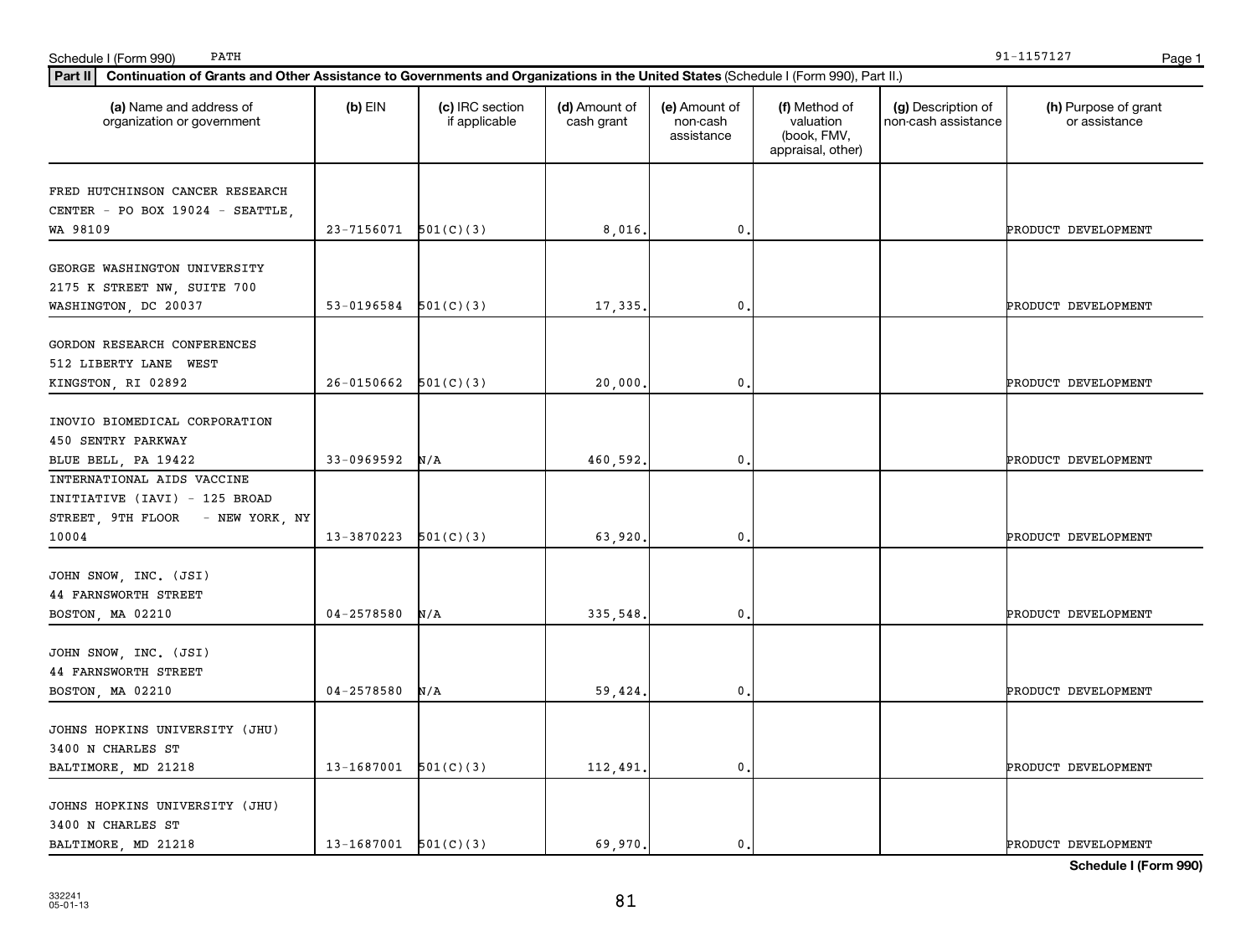Schedule I (Form 990) PATH 91-1157127

**Part II** **Continuation of Grants and Other Assistance to Governments and Organizations in the United States** (Schedule I (Form 990), Part II.)

| (a) Name and address of organization or government | (b) EIN | (c) IRC section if applicable | (d) Amount of cash grant | (e) Amount of non-cash assistance | (f) Method of valuation (book, FMV, appraisal, other) | (g) Description of non-cash assistance | (h) Purpose of grant or assistance |
|---|---|---|---|---|---|---|---|
| FRED HUTCHINSON CANCER RESEARCH CENTER - PO BOX 19024 - SEATTLE, WA 98109 | 23-7156071 | 501(C)(3) | 8,016. | 0. | | | PRODUCT DEVELOPMENT |
| GEORGE WASHINGTON UNIVERSITY 2175 K STREET NW, SUITE 700 WASHINGTON, DC 20037 | 53-0196584 | 501(C)(3) | 17,335. | 0. | | | PRODUCT DEVELOPMENT |
| GORDON RESEARCH CONFERENCES 512 LIBERTY LANE WEST KINGSTON, RI 02892 | 26-0150662 | 501(C)(3) | 20,000. | 0. | | | PRODUCT DEVELOPMENT |
| INOVIO BIOMEDICAL CORPORATION 450 SENTRY PARKWAY BLUE BELL, PA 19422 | 33-0969592 | N/A | 460,592. | 0. | | | PRODUCT DEVELOPMENT |
| INTERNATIONAL AIDS VACCINE INITIATIVE (IAVI) - 125 BROAD STREET, 9TH FLOOR - NEW YORK, NY 10004 | 13-3870223 | 501(C)(3) | 63,920. | 0. | | | PRODUCT DEVELOPMENT |
| JOHN SNOW, INC. (JSI) 44 FARNSWORTH STREET BOSTON, MA 02210 | 04-2578580 | N/A | 335,548. | 0. | | | PRODUCT DEVELOPMENT |
| JOHN SNOW, INC. (JSI) 44 FARNSWORTH STREET BOSTON, MA 02210 | 04-2578580 | N/A | 59,424. | 0. | | | PRODUCT DEVELOPMENT |
| JOHNS HOPKINS UNIVERSITY (JHU) 3400 N CHARLES ST BALTIMORE, MD 21218 | 13-1687001 | 501(C)(3) | 112,491. | 0. | | | PRODUCT DEVELOPMENT |
| JOHNS HOPKINS UNIVERSITY (JHU) 3400 N CHARLES ST BALTIMORE, MD 21218 | 13-1687001 | 501(C)(3) | 69,970. | 0. | | | PRODUCT DEVELOPMENT |

**Schedule I (Form 990)**

332241 05-01-13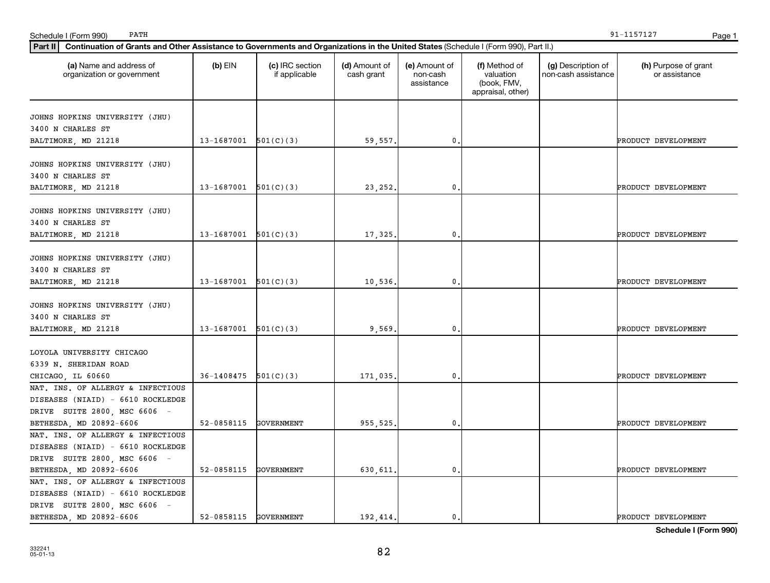Schedule I (Form 990) PATH 91-1157127

**Part II** **Continuation of Grants and Other Assistance to Governments and Organizations in the United States** (Schedule I (Form 990), Part II.)

| (a) Name and address of organization or government | (b) EIN | (c) IRC section if applicable | (d) Amount of cash grant | (e) Amount of non-cash assistance | (f) Method of valuation (book, FMV, appraisal, other) | (g) Description of non-cash assistance | (h) Purpose of grant or assistance |
|---|---|---|---|---|---|---|---|
| JOHNS HOPKINS UNIVERSITY (JHU) 3400 N CHARLES ST BALTIMORE, MD 21218 | 13-1687001 | 501(C)(3) | 59,557. | 0. | | | PRODUCT DEVELOPMENT |
| JOHNS HOPKINS UNIVERSITY (JHU) 3400 N CHARLES ST BALTIMORE, MD 21218 | 13-1687001 | 501(C)(3) | 23,252. | 0. | | | PRODUCT DEVELOPMENT |
| JOHNS HOPKINS UNIVERSITY (JHU) 3400 N CHARLES ST BALTIMORE, MD 21218 | 13-1687001 | 501(C)(3) | 17,325. | 0. | | | PRODUCT DEVELOPMENT |
| JOHNS HOPKINS UNIVERSITY (JHU) 3400 N CHARLES ST BALTIMORE, MD 21218 | 13-1687001 | 501(C)(3) | 10,536. | 0. | | | PRODUCT DEVELOPMENT |
| JOHNS HOPKINS UNIVERSITY (JHU) 3400 N CHARLES ST BALTIMORE, MD 21218 | 13-1687001 | 501(C)(3) | 9,569. | 0. | | | PRODUCT DEVELOPMENT |
| LOYOLA UNIVERSITY CHICAGO 6339 N. SHERIDAN ROAD CHICAGO, IL 60660 | 36-1408475 | 501(C)(3) | 171,035. | 0. | | | PRODUCT DEVELOPMENT |
| NAT. INS. OF ALLERGY & INFECTIOUS DISEASES (NIAID) - 6610 ROCKLEDGE DRIVE SUITE 2800, MSC 6606 - BETHESDA, MD 20892-6606 | 52-0858115 | GOVERNMENT | 955,525. | 0. | | | PRODUCT DEVELOPMENT |
| NAT. INS. OF ALLERGY & INFECTIOUS DISEASES (NIAID) - 6610 ROCKLEDGE DRIVE SUITE 2800, MSC 6606 - BETHESDA, MD 20892-6606 | 52-0858115 | GOVERNMENT | 630,611. | 0. | | | PRODUCT DEVELOPMENT |
| NAT. INS. OF ALLERGY & INFECTIOUS DISEASES (NIAID) - 6610 ROCKLEDGE DRIVE SUITE 2800, MSC 6606 - BETHESDA, MD 20892-6606 | 52-0858115 | GOVERNMENT | 192,414. | 0. | | | PRODUCT DEVELOPMENT |

**Schedule I (Form 990)**

332241
05-01-13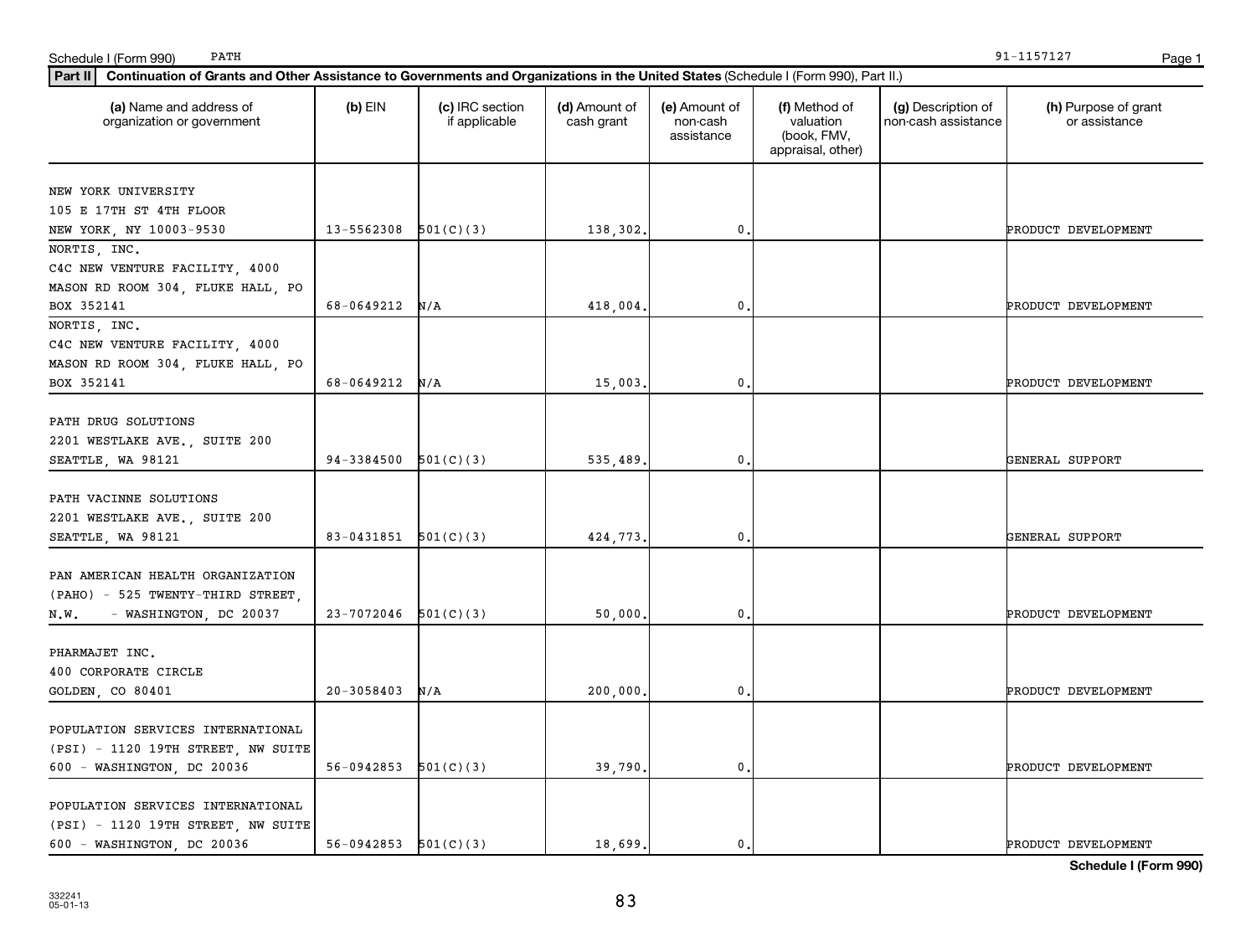Schedule I (Form 990) PATH 91-1157127

**Part II** **Continuation of Grants and Other Assistance to Governments and Organizations in the United States** (Schedule I (Form 990), Part II.)

| (a) Name and address of organization or government | (b) EIN | (c) IRC section if applicable | (d) Amount of cash grant | (e) Amount of non-cash assistance | (f) Method of valuation (book, FMV, appraisal, other) | (g) Description of non-cash assistance | (h) Purpose of grant or assistance |
|---|---|---|---|---|---|---|---|
| NEW YORK UNIVERSITY 105 E 17TH ST 4TH FLOOR NEW YORK, NY 10003-9530 | 13-5562308 | 501(C)(3) | 138,302. | 0. | | | PRODUCT DEVELOPMENT |
| NORTIS, INC. C4C NEW VENTURE FACILITY, 4000 MASON RD ROOM 304, FLUKE HALL, PO BOX 352141 | 68-0649212 | N/A | 418,004. | 0. | | | PRODUCT DEVELOPMENT |
| NORTIS, INC. C4C NEW VENTURE FACILITY, 4000 MASON RD ROOM 304, FLUKE HALL, PO BOX 352141 | 68-0649212 | N/A | 15,003. | 0. | | | PRODUCT DEVELOPMENT |
| PATH DRUG SOLUTIONS 2201 WESTLAKE AVE., SUITE 200 SEATTLE, WA 98121 | 94-3384500 | 501(C)(3) | 535,489. | 0. | | | GENERAL SUPPORT |
| PATH VACINNE SOLUTIONS 2201 WESTLAKE AVE., SUITE 200 SEATTLE, WA 98121 | 83-0431851 | 501(C)(3) | 424,773. | 0. | | | GENERAL SUPPORT |
| PAN AMERICAN HEALTH ORGANIZATION (PAHO) - 525 TWENTY-THIRD STREET, N.W. - WASHINGTON, DC 20037 | 23-7072046 | 501(C)(3) | 50,000. | 0. | | | PRODUCT DEVELOPMENT |
| PHARMAJET INC. 400 CORPORATE CIRCLE GOLDEN, CO 80401 | 20-3058403 | N/A | 200,000. | 0. | | | PRODUCT DEVELOPMENT |
| POPULATION SERVICES INTERNATIONAL (PSI) - 1120 19TH STREET, NW SUITE 600 - WASHINGTON, DC 20036 | 56-0942853 | 501(C)(3) | 39,790. | 0. | | | PRODUCT DEVELOPMENT |
| POPULATION SERVICES INTERNATIONAL (PSI) - 1120 19TH STREET, NW SUITE 600 - WASHINGTON, DC 20036 | 56-0942853 | 501(C)(3) | 18,699. | 0. | | | PRODUCT DEVELOPMENT |

**Schedule I (Form 990)**

332241
05-01-13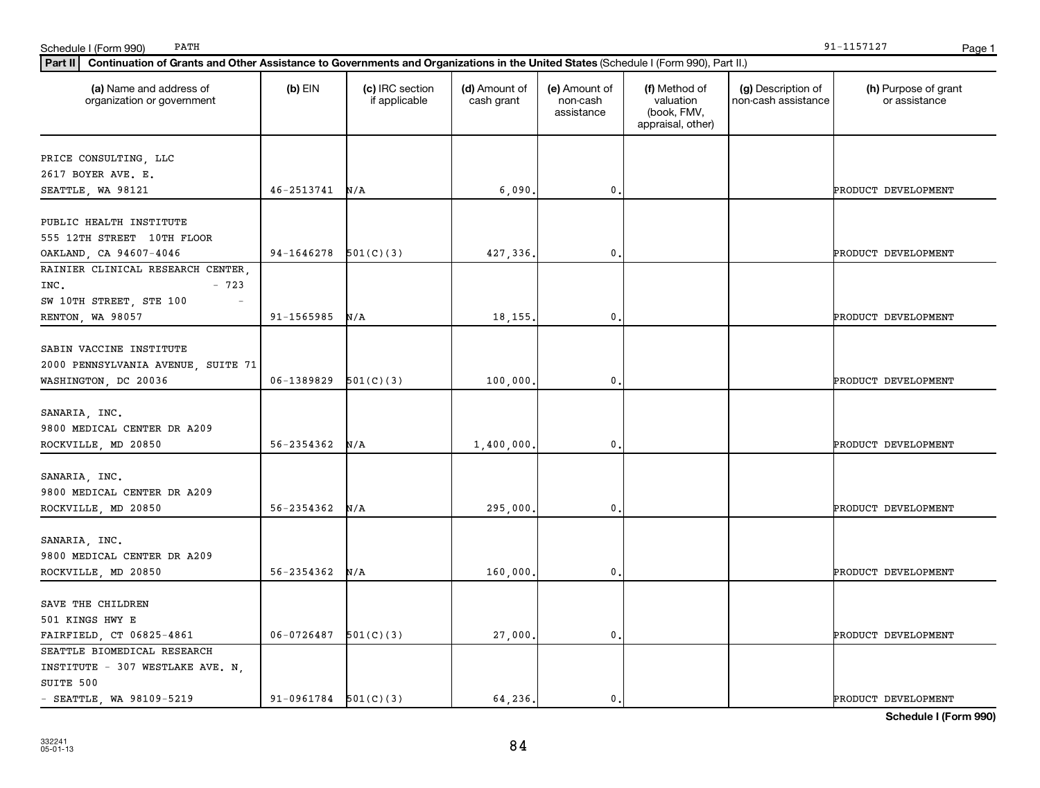Schedule I (Form 990) PATH 91-1157127

**Part II** **Continuation of Grants and Other Assistance to Governments and Organizations in the United States** (Schedule I (Form 990), Part II.)

| (a) Name and address of organization or government | (b) EIN | (c) IRC section if applicable | (d) Amount of cash grant | (e) Amount of non-cash assistance | (f) Method of valuation (book, FMV, appraisal, other) | (g) Description of non-cash assistance | (h) Purpose of grant or assistance |
|---|---|---|---|---|---|---|---|
| PRICE CONSULTING, LLC 2617 BOYER AVE. E. SEATTLE, WA 98121 | 46-2513741 | N/A | 6,090. | 0. | | | PRODUCT DEVELOPMENT |
| PUBLIC HEALTH INSTITUTE 555 12TH STREET 10TH FLOOR OAKLAND, CA 94607-4046 | 94-1646278 | 501(C)(3) | 427,336. | 0. | | | PRODUCT DEVELOPMENT |
| RAINIER CLINICAL RESEARCH CENTER, INC. - 723 SW 10TH STREET, STE 100 - RENTON, WA 98057 | 91-1565985 | N/A | 18,155. | 0. | | | PRODUCT DEVELOPMENT |
| SABIN VACCINE INSTITUTE 2000 PENNSYLVANIA AVENUE, SUITE 71 WASHINGTON, DC 20036 | 06-1389829 | 501(C)(3) | 100,000. | 0. | | | PRODUCT DEVELOPMENT |
| SANARIA, INC. 9800 MEDICAL CENTER DR A209 ROCKVILLE, MD 20850 | 56-2354362 | N/A | 1,400,000. | 0. | | | PRODUCT DEVELOPMENT |
| SANARIA, INC. 9800 MEDICAL CENTER DR A209 ROCKVILLE, MD 20850 | 56-2354362 | N/A | 295,000. | 0. | | | PRODUCT DEVELOPMENT |
| SANARIA, INC. 9800 MEDICAL CENTER DR A209 ROCKVILLE, MD 20850 | 56-2354362 | N/A | 160,000. | 0. | | | PRODUCT DEVELOPMENT |
| SAVE THE CHILDREN 501 KINGS HWY E FAIRFIELD, CT 06825-4861 | 06-0726487 | 501(C)(3) | 27,000. | 0. | | | PRODUCT DEVELOPMENT |
| SEATTLE BIOMEDICAL RESEARCH INSTITUTE - 307 WESTLAKE AVE. N, SUITE 500 - SEATTLE, WA 98109-5219 | 91-0961784 | 501(C)(3) | 64,236. | 0. | | | PRODUCT DEVELOPMENT |

**Schedule I (Form 990)**

332241
05-01-13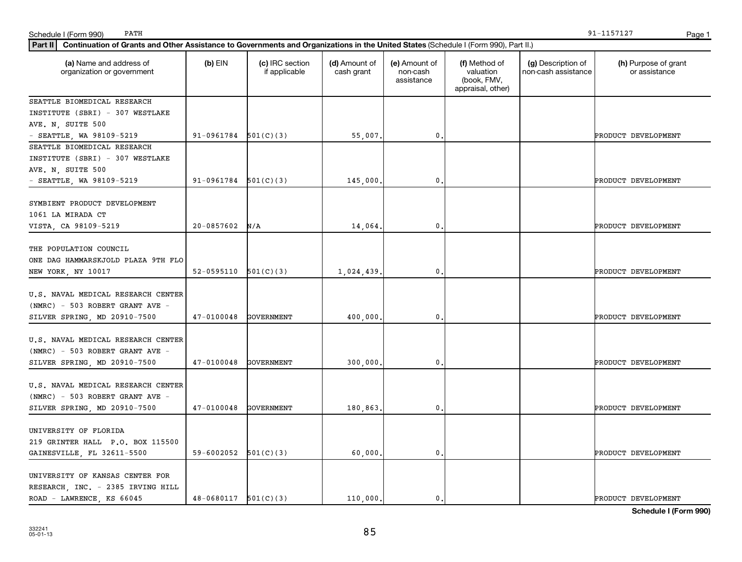Schedule I (Form 990) PATH 91-1157127

**Part II** **Continuation of Grants and Other Assistance to Governments and Organizations in the United States** (Schedule I (Form 990), Part II.)

| (a) Name and address of organization or government | (b) EIN | (c) IRC section if applicable | (d) Amount of cash grant | (e) Amount of non-cash assistance | (f) Method of valuation (book, FMV, appraisal, other) | (g) Description of non-cash assistance | (h) Purpose of grant or assistance |
|---|---|---|---|---|---|---|---|
| SEATTLE BIOMEDICAL RESEARCH INSTITUTE (SBRI) - 307 WESTLAKE AVE. N, SUITE 500 - SEATTLE, WA 98109-5219 | 91-0961784 | 501(C)(3) | 55,007. | 0. | | | PRODUCT DEVELOPMENT |
| SEATTLE BIOMEDICAL RESEARCH INSTITUTE (SBRI) - 307 WESTLAKE AVE. N, SUITE 500 - SEATTLE, WA 98109-5219 | 91-0961784 | 501(C)(3) | 145,000. | 0. | | | PRODUCT DEVELOPMENT |
| SYMBIENT PRODUCT DEVELOPMENT 1061 LA MIRADA CT VISTA, CA 98109-5219 | 20-0857602 | N/A | 14,064. | 0. | | | PRODUCT DEVELOPMENT |
| THE POPULATION COUNCIL ONE DAG HAMMARSKJOLD PLAZA 9TH FLO NEW YORK, NY 10017 | 52-0595110 | 501(C)(3) | 1,024,439. | 0. | | | PRODUCT DEVELOPMENT |
| U.S. NAVAL MEDICAL RESEARCH CENTER (NMRC) - 503 ROBERT GRANT AVE - SILVER SPRING, MD 20910-7500 | 47-0100048 | GOVERNMENT | 400,000. | 0. | | | PRODUCT DEVELOPMENT |
| U.S. NAVAL MEDICAL RESEARCH CENTER (NMRC) - 503 ROBERT GRANT AVE - SILVER SPRING, MD 20910-7500 | 47-0100048 | GOVERNMENT | 300,000. | 0. | | | PRODUCT DEVELOPMENT |
| U.S. NAVAL MEDICAL RESEARCH CENTER (NMRC) - 503 ROBERT GRANT AVE - SILVER SPRING, MD 20910-7500 | 47-0100048 | GOVERNMENT | 180,863. | 0. | | | PRODUCT DEVELOPMENT |
| UNIVERSITY OF FLORIDA 219 GRINTER HALL P.O. BOX 115500 GAINESVILLE, FL 32611-5500 | 59-6002052 | 501(C)(3) | 60,000. | 0. | | | PRODUCT DEVELOPMENT |
| UNIVERSITY OF KANSAS CENTER FOR RESEARCH, INC. - 2385 IRVING HILL ROAD - LAWRENCE, KS 66045 | 48-0680117 | 501(C)(3) | 110,000. | 0. | | | PRODUCT DEVELOPMENT |

**Schedule I (Form 990)**

332241
05-01-13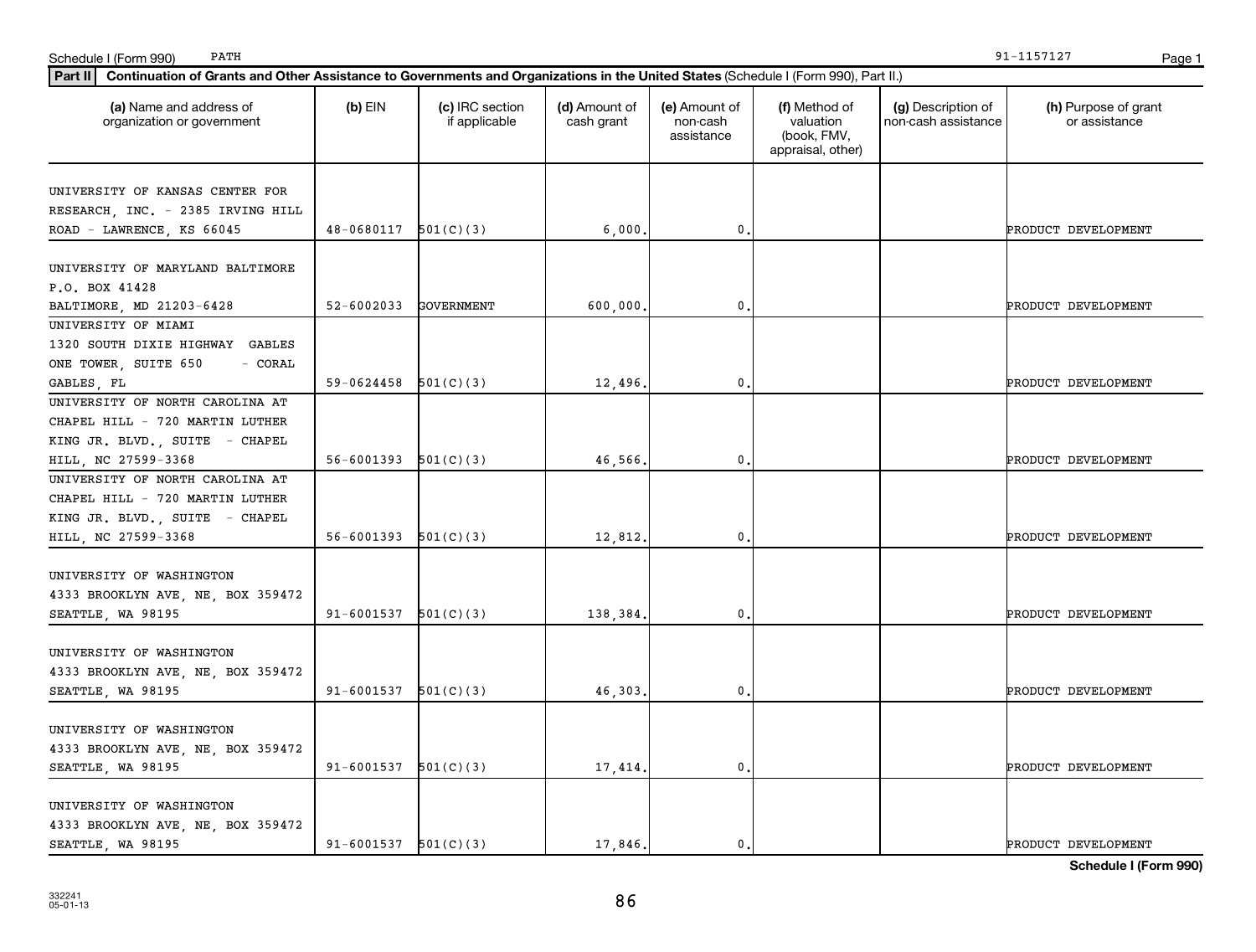Schedule I (Form 990) PATH 91-1157127

**Part II** **Continuation of Grants and Other Assistance to Governments and Organizations in the United States** (Schedule I (Form 990), Part II.)

| (a) Name and address of organization or government | (b) EIN | (c) IRC section if applicable | (d) Amount of cash grant | (e) Amount of non-cash assistance | (f) Method of valuation (book, FMV, appraisal, other) | (g) Description of non-cash assistance | (h) Purpose of grant or assistance |
|---|---|---|---|---|---|---|---|
| UNIVERSITY OF KANSAS CENTER FOR RESEARCH, INC. - 2385 IRVING HILL ROAD - LAWRENCE, KS 66045 | 48-0680117 | 501(C)(3) | 6,000. | 0. | | | PRODUCT DEVELOPMENT |
| UNIVERSITY OF MARYLAND BALTIMORE P.O. BOX 41428 BALTIMORE, MD 21203-6428 | 52-6002033 | GOVERNMENT | 600,000. | 0. | | | PRODUCT DEVELOPMENT |
| UNIVERSITY OF MIAMI 1320 SOUTH DIXIE HIGHWAY GABLES ONE TOWER, SUITE 650 - CORAL GABLES, FL | 59-0624458 | 501(C)(3) | 12,496. | 0. | | | PRODUCT DEVELOPMENT |
| UNIVERSITY OF NORTH CAROLINA AT CHAPEL HILL - 720 MARTIN LUTHER KING JR. BLVD., SUITE - CHAPEL HILL, NC 27599-3368 | 56-6001393 | 501(C)(3) | 46,566. | 0. | | | PRODUCT DEVELOPMENT |
| UNIVERSITY OF NORTH CAROLINA AT CHAPEL HILL - 720 MARTIN LUTHER KING JR. BLVD., SUITE - CHAPEL HILL, NC 27599-3368 | 56-6001393 | 501(C)(3) | 12,812. | 0. | | | PRODUCT DEVELOPMENT |
| UNIVERSITY OF WASHINGTON 4333 BROOKLYN AVE, NE, BOX 359472 SEATTLE, WA 98195 | 91-6001537 | 501(C)(3) | 138,384. | 0. | | | PRODUCT DEVELOPMENT |
| UNIVERSITY OF WASHINGTON 4333 BROOKLYN AVE, NE, BOX 359472 SEATTLE, WA 98195 | 91-6001537 | 501(C)(3) | 46,303. | 0. | | | PRODUCT DEVELOPMENT |
| UNIVERSITY OF WASHINGTON 4333 BROOKLYN AVE, NE, BOX 359472 SEATTLE, WA 98195 | 91-6001537 | 501(C)(3) | 17,414. | 0. | | | PRODUCT DEVELOPMENT |
| UNIVERSITY OF WASHINGTON 4333 BROOKLYN AVE, NE, BOX 359472 SEATTLE, WA 98195 | 91-6001537 | 501(C)(3) | 17,846. | 0. | | | PRODUCT DEVELOPMENT |

**Schedule I (Form 990)**

332241
05-01-13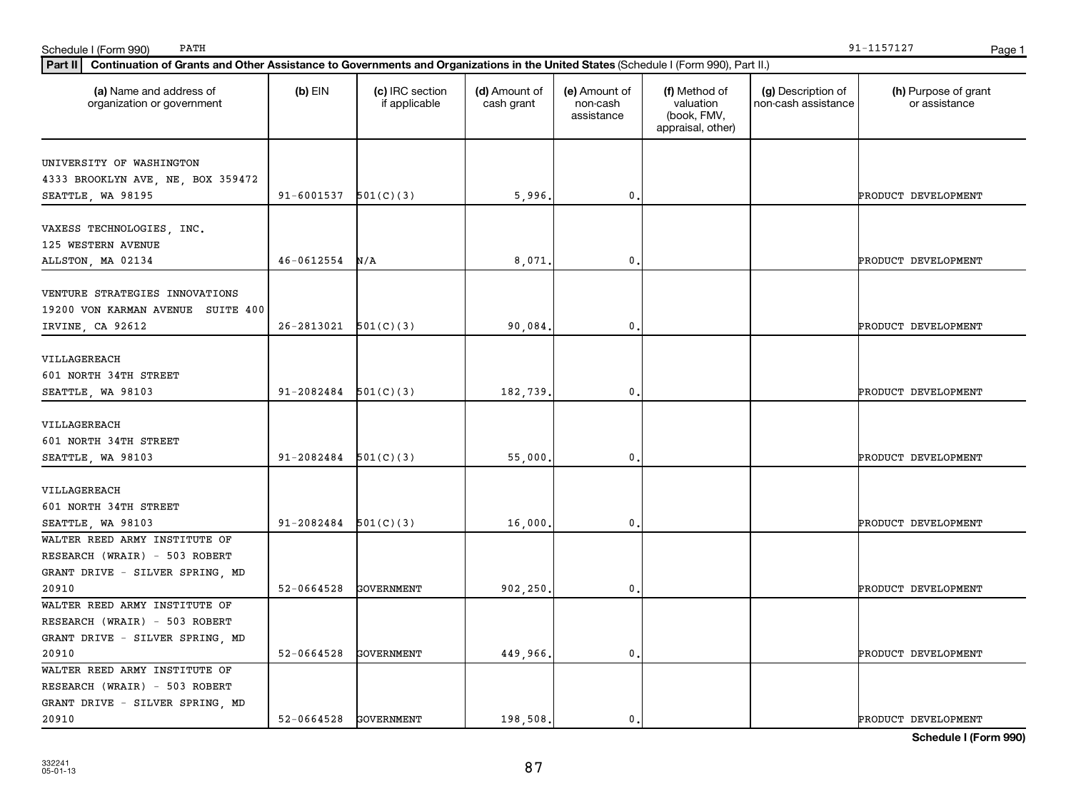Schedule I (Form 990) PATH 91-1157127

**Part II** **Continuation of Grants and Other Assistance to Governments and Organizations in the United States** (Schedule I (Form 990), Part II.)

| (a) Name and address of organization or government | (b) EIN | (c) IRC section if applicable | (d) Amount of cash grant | (e) Amount of non-cash assistance | (f) Method of valuation (book, FMV, appraisal, other) | (g) Description of non-cash assistance | (h) Purpose of grant or assistance |
|---|---|---|---|---|---|---|---|
| UNIVERSITY OF WASHINGTON 4333 BROOKLYN AVE, NE, BOX 359472 SEATTLE, WA 98195 | 91-6001537 | 501(C)(3) | 5,996. | 0. | | | PRODUCT DEVELOPMENT |
| VAXESS TECHNOLOGIES, INC. 125 WESTERN AVENUE ALLSTON, MA 02134 | 46-0612554 | N/A | 8,071. | 0. | | | PRODUCT DEVELOPMENT |
| VENTURE STRATEGIES INNOVATIONS 19200 VON KARMAN AVENUE SUITE 400 IRVINE, CA 92612 | 26-2813021 | 501(C)(3) | 90,084. | 0. | | | PRODUCT DEVELOPMENT |
| VILLAGEREACH 601 NORTH 34TH STREET SEATTLE, WA 98103 | 91-2082484 | 501(C)(3) | 182,739. | 0. | | | PRODUCT DEVELOPMENT |
| VILLAGEREACH 601 NORTH 34TH STREET SEATTLE, WA 98103 | 91-2082484 | 501(C)(3) | 55,000. | 0. | | | PRODUCT DEVELOPMENT |
| VILLAGEREACH 601 NORTH 34TH STREET SEATTLE, WA 98103 | 91-2082484 | 501(C)(3) | 16,000. | 0. | | | PRODUCT DEVELOPMENT |
| WALTER REED ARMY INSTITUTE OF RESEARCH (WRAIR) - 503 ROBERT GRANT DRIVE - SILVER SPRING, MD 20910 | 52-0664528 | GOVERNMENT | 902,250. | 0. | | | PRODUCT DEVELOPMENT |
| WALTER REED ARMY INSTITUTE OF RESEARCH (WRAIR) - 503 ROBERT GRANT DRIVE - SILVER SPRING, MD 20910 | 52-0664528 | GOVERNMENT | 449,966. | 0. | | | PRODUCT DEVELOPMENT |
| WALTER REED ARMY INSTITUTE OF RESEARCH (WRAIR) - 503 ROBERT GRANT DRIVE - SILVER SPRING, MD 20910 | 52-0664528 | GOVERNMENT | 198,508. | 0. | | | PRODUCT DEVELOPMENT |

**Schedule I (Form 990)**

332241
05-01-13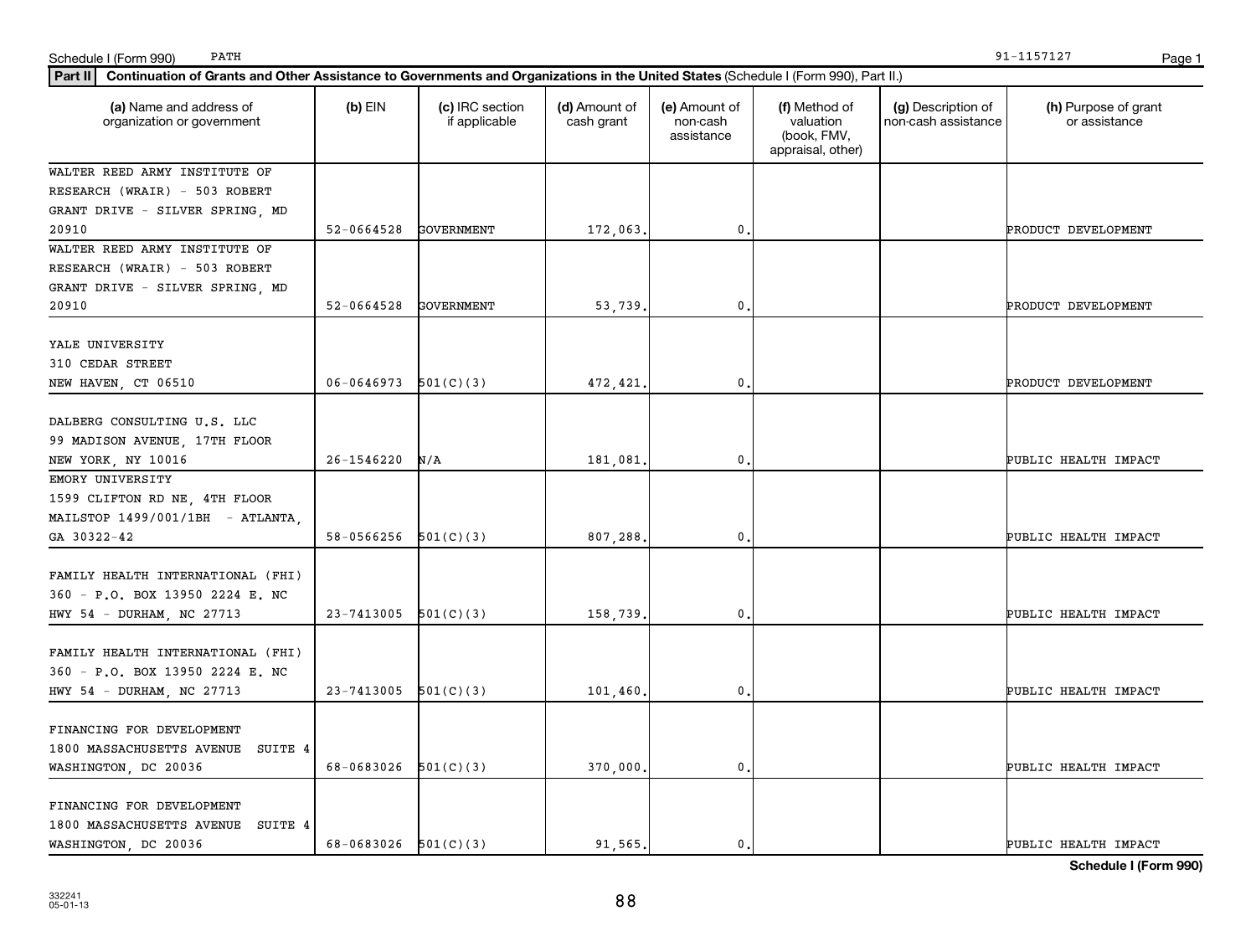Schedule I (Form 990) PATH 91-1157127

**Part II** **Continuation of Grants and Other Assistance to Governments and Organizations in the United States** (Schedule I (Form 990), Part II.)

| (a) Name and address of organization or government | (b) EIN | (c) IRC section if applicable | (d) Amount of cash grant | (e) Amount of non-cash assistance | (f) Method of valuation (book, FMV, appraisal, other) | (g) Description of non-cash assistance | (h) Purpose of grant or assistance |
|---|---|---|---|---|---|---|---|
| WALTER REED ARMY INSTITUTE OF RESEARCH (WRAIR) - 503 ROBERT GRANT DRIVE - SILVER SPRING, MD 20910 | 52-0664528 | GOVERNMENT | 172,063. | 0. | | | PRODUCT DEVELOPMENT |
| WALTER REED ARMY INSTITUTE OF RESEARCH (WRAIR) - 503 ROBERT GRANT DRIVE - SILVER SPRING, MD 20910 | 52-0664528 | GOVERNMENT | 53,739. | 0. | | | PRODUCT DEVELOPMENT |
| YALE UNIVERSITY 310 CEDAR STREET NEW HAVEN, CT 06510 | 06-0646973 | 501(C)(3) | 472,421. | 0. | | | PRODUCT DEVELOPMENT |
| DALBERG CONSULTING U.S. LLC 99 MADISON AVENUE, 17TH FLOOR NEW YORK, NY 10016 | 26-1546220 | N/A | 181,081. | 0. | | | PUBLIC HEALTH IMPACT |
| EMORY UNIVERSITY 1599 CLIFTON RD NE, 4TH FLOOR MAILSTOP 1499/001/1BH - ATLANTA, GA 30322-42 | 58-0566256 | 501(C)(3) | 807,288. | 0. | | | PUBLIC HEALTH IMPACT |
| FAMILY HEALTH INTERNATIONAL (FHI) 360 - P.O. BOX 13950 2224 E. NC HWY 54 - DURHAM, NC 27713 | 23-7413005 | 501(C)(3) | 158,739. | 0. | | | PUBLIC HEALTH IMPACT |
| FAMILY HEALTH INTERNATIONAL (FHI) 360 - P.O. BOX 13950 2224 E. NC HWY 54 - DURHAM, NC 27713 | 23-7413005 | 501(C)(3) | 101,460. | 0. | | | PUBLIC HEALTH IMPACT |
| FINANCING FOR DEVELOPMENT 1800 MASSACHUSETTS AVENUE SUITE 4 WASHINGTON, DC 20036 | 68-0683026 | 501(C)(3) | 370,000. | 0. | | | PUBLIC HEALTH IMPACT |
| FINANCING FOR DEVELOPMENT 1800 MASSACHUSETTS AVENUE SUITE 4 WASHINGTON, DC 20036 | 68-0683026 | 501(C)(3) | 91,565. | 0. | | | PUBLIC HEALTH IMPACT |

**Schedule I (Form 990)**

332241
05-01-13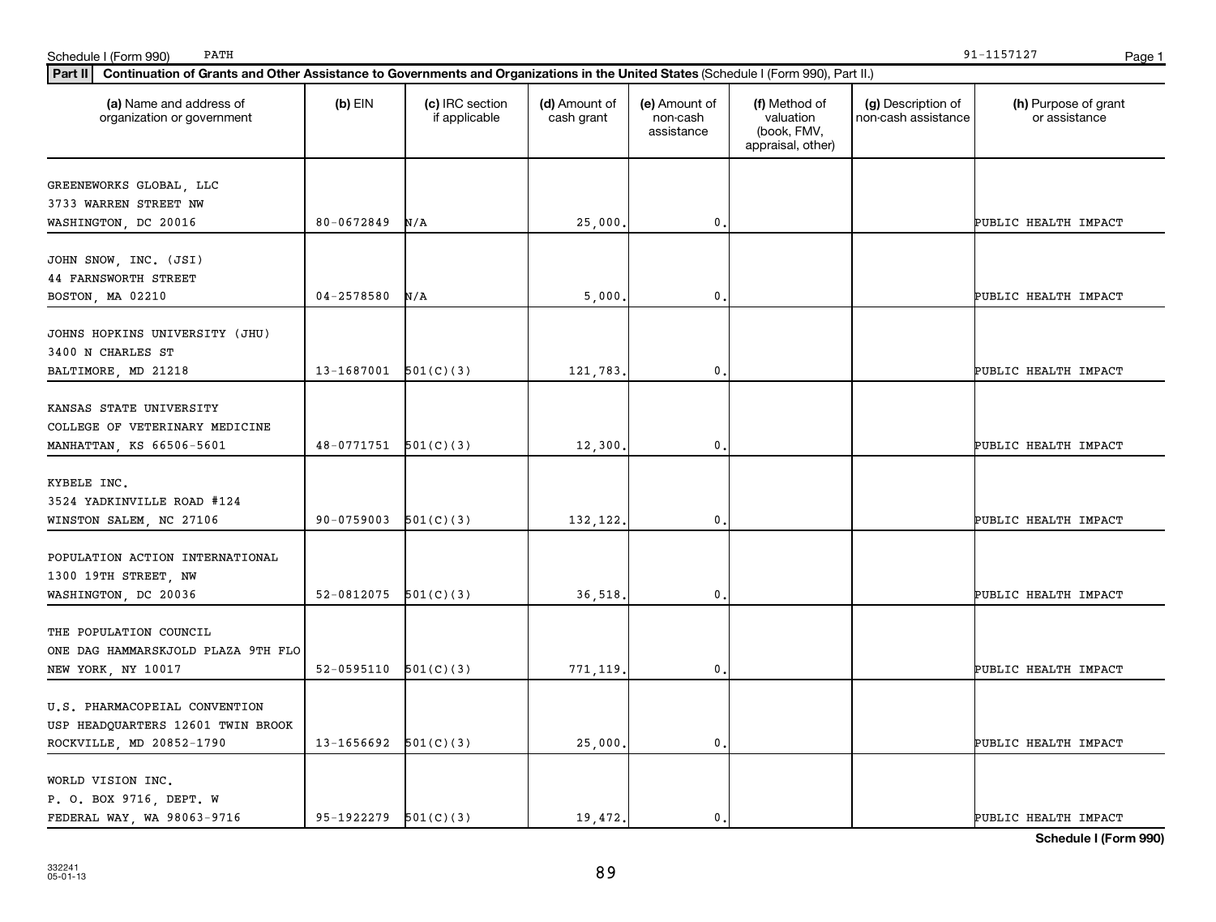Schedule I (Form 990) PATH 91-1157127

**Part II** **Continuation of Grants and Other Assistance to Governments and Organizations in the United States** (Schedule I (Form 990), Part II.)

| (a) Name and address of organization or government | (b) EIN | (c) IRC section if applicable | (d) Amount of cash grant | (e) Amount of non-cash assistance | (f) Method of valuation (book, FMV, appraisal, other) | (g) Description of non-cash assistance | (h) Purpose of grant or assistance |
|---|---|---|---|---|---|---|---|
| GREENEWORKS GLOBAL, LLC<br>3733 WARREN STREET NW<br>WASHINGTON, DC 20016 | 80-0672849 | N/A | 25,000. | 0. | | | PUBLIC HEALTH IMPACT |
| JOHN SNOW, INC. (JSI)<br>44 FARNSWORTH STREET<br>BOSTON, MA 02210 | 04-2578580 | N/A | 5,000. | 0. | | | PUBLIC HEALTH IMPACT |
| JOHNS HOPKINS UNIVERSITY (JHU)<br>3400 N CHARLES ST<br>BALTIMORE, MD 21218 | 13-1687001 | 501(C)(3) | 121,783. | 0. | | | PUBLIC HEALTH IMPACT |
| KANSAS STATE UNIVERSITY<br>COLLEGE OF VETERINARY MEDICINE<br>MANHATTAN, KS 66506-5601 | 48-0771751 | 501(C)(3) | 12,300. | 0. | | | PUBLIC HEALTH IMPACT |
| KYBELE INC.<br>3524 YADKINVILLE ROAD #124<br>WINSTON SALEM, NC 27106 | 90-0759003 | 501(C)(3) | 132,122. | 0. | | | PUBLIC HEALTH IMPACT |
| POPULATION ACTION INTERNATIONAL<br>1300 19TH STREET, NW<br>WASHINGTON, DC 20036 | 52-0812075 | 501(C)(3) | 36,518. | 0. | | | PUBLIC HEALTH IMPACT |
| THE POPULATION COUNCIL<br>ONE DAG HAMMARSKJOLD PLAZA 9TH FLO<br>NEW YORK, NY 10017 | 52-0595110 | 501(C)(3) | 771,119. | 0. | | | PUBLIC HEALTH IMPACT |
| U.S. PHARMACOPEIAL CONVENTION<br>USP HEADQUARTERS 12601 TWIN BROOK<br>ROCKVILLE, MD 20852-1790 | 13-1656692 | 501(C)(3) | 25,000. | 0. | | | PUBLIC HEALTH IMPACT |
| WORLD VISION INC.<br>P. O. BOX 9716, DEPT. W<br>FEDERAL WAY, WA 98063-9716 | 95-1922279 | 501(C)(3) | 19,472. | 0. | | | PUBLIC HEALTH IMPACT |

**Schedule I (Form 990)**

332241
05-01-13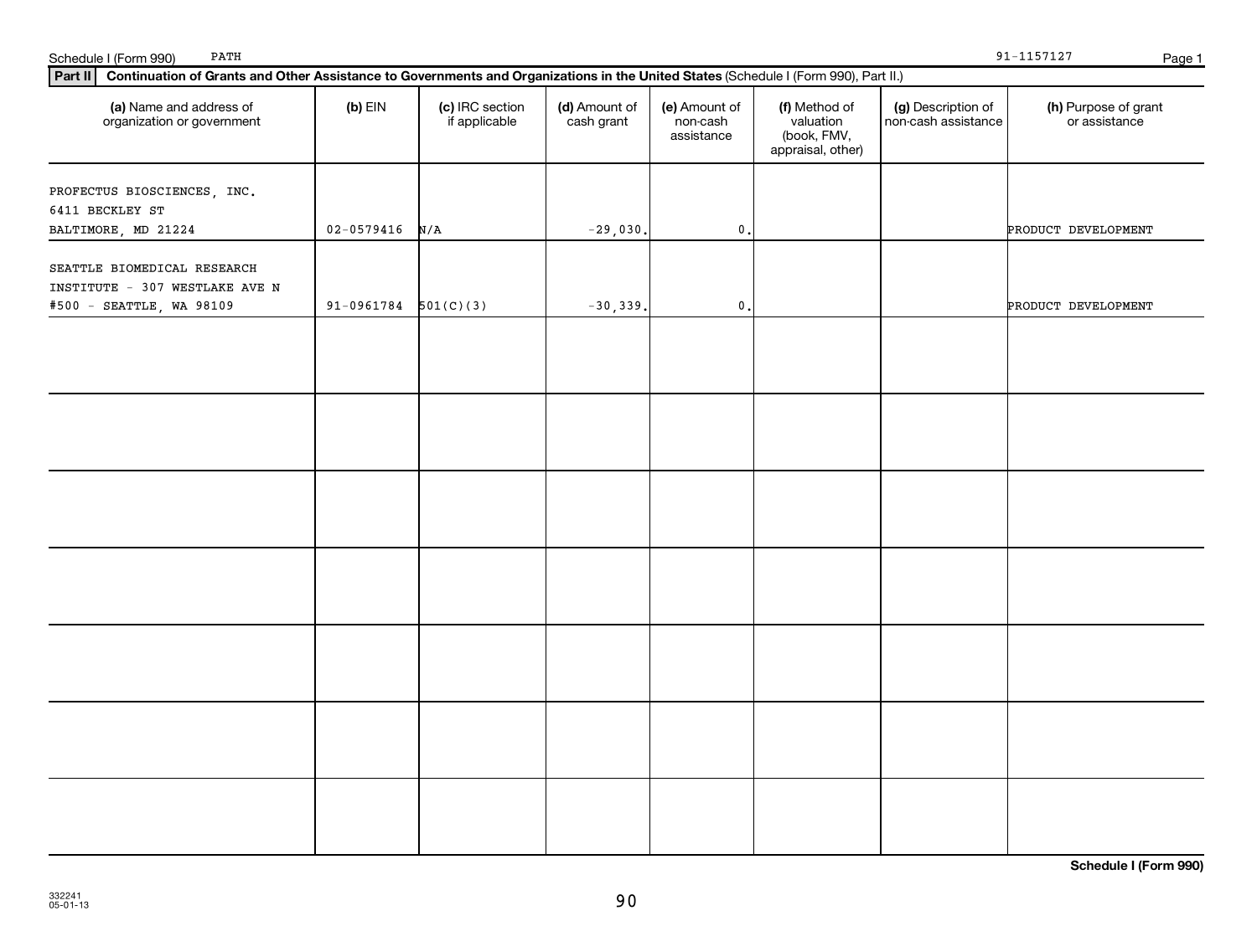Schedule I (Form 990) PATH 91-1157127

**Part II** **Continuation of Grants and Other Assistance to Governments and Organizations in the United States** (Schedule I (Form 990), Part II.)

| (a) Name and address of organization or government | (b) EIN | (c) IRC section if applicable | (d) Amount of cash grant | (e) Amount of non-cash assistance | (f) Method of valuation (book, FMV, appraisal, other) | (g) Description of non-cash assistance | (h) Purpose of grant or assistance |
|---|---|---|---|---|---|---|---|
| PROFECTUS BIOSCIENCES, INC. 6411 BECKLEY ST BALTIMORE, MD 21224 | 02-0579416 | N/A | -29,030. | 0. | | | PRODUCT DEVELOPMENT |
| SEATTLE BIOMEDICAL RESEARCH INSTITUTE - 307 WESTLAKE AVE N #500 - SEATTLE, WA 98109 | 91-0961784 | 501(C)(3) | -30,339. | 0. | | | PRODUCT DEVELOPMENT |
| | | | | | | | |
| | | | | | | | |
| | | | | | | | |
| | | | | | | | |
| | | | | | | | |
| | | | | | | | |
| | | | | | | | |

**Schedule I (Form 990)**

332241
05-01-13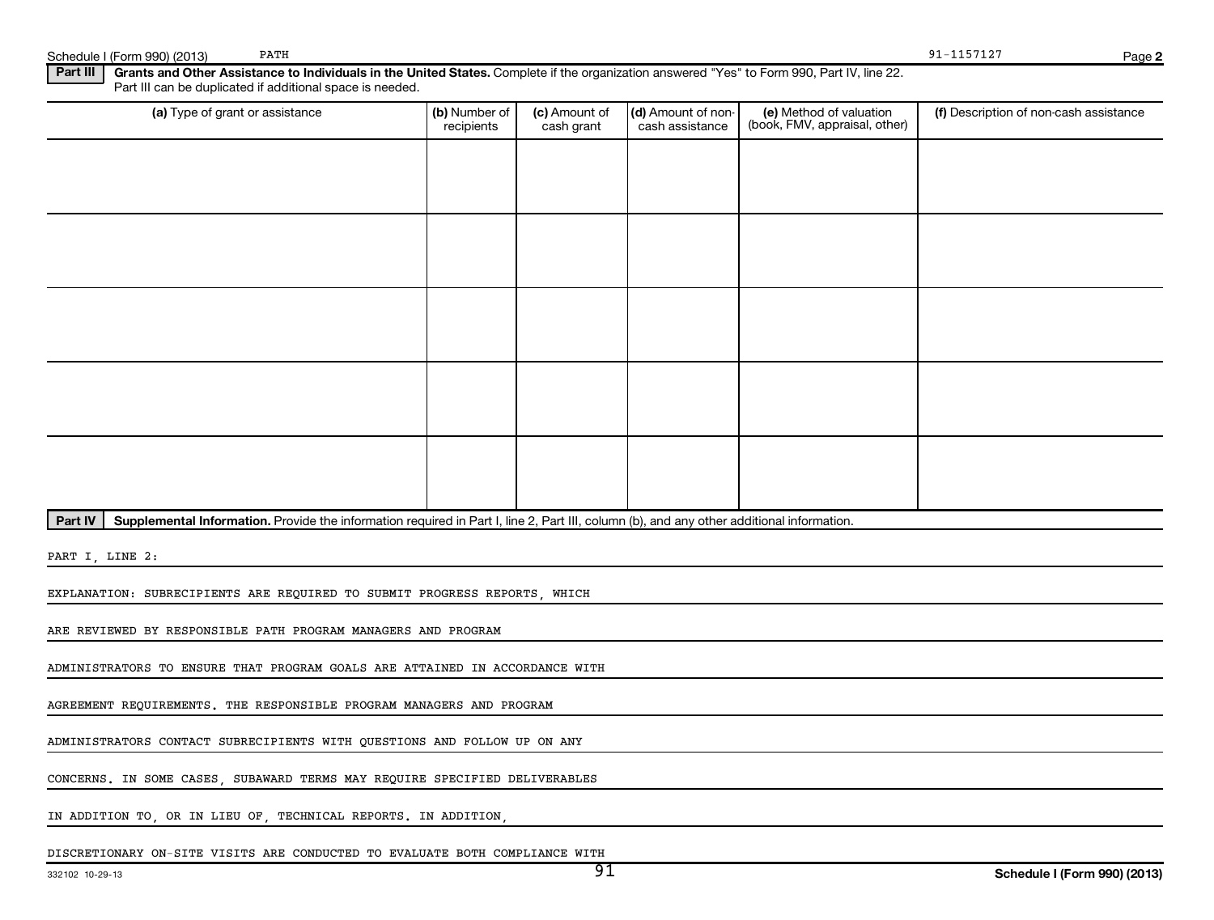Schedule I (Form 990) (2013) PATH 91-1157127 Page 2

**Part III** **Grants and Other Assistance to Individuals in the United States.** Complete if the organization answered "Yes" to Form 990, Part IV, line 22. Part III can be duplicated if additional space is needed.

| (a) Type of grant or assistance | (b) Number of recipients | (c) Amount of cash grant | (d) Amount of non-cash assistance | (e) Method of valuation (book, FMV, appraisal, other) | (f) Description of non-cash assistance |
|---|---|---|---|---|---|
| | | | | | |
| | | | | | |
| | | | | | |
| | | | | | |
| | | | | | |

**Part IV** **Supplemental Information.** Provide the information required in Part I, line 2, Part III, column (b), and any other additional information.

PART I, LINE 2:

EXPLANATION: SUBRECIPIENTS ARE REQUIRED TO SUBMIT PROGRESS REPORTS, WHICH

ARE REVIEWED BY RESPONSIBLE PATH PROGRAM MANAGERS AND PROGRAM

ADMINISTRATORS TO ENSURE THAT PROGRAM GOALS ARE ATTAINED IN ACCORDANCE WITH

AGREEMENT REQUIREMENTS. THE RESPONSIBLE PROGRAM MANAGERS AND PROGRAM

ADMINISTRATORS CONTACT SUBRECIPIENTS WITH QUESTIONS AND FOLLOW UP ON ANY

CONCERNS. IN SOME CASES, SUBAWARD TERMS MAY REQUIRE SPECIFIED DELIVERABLES

IN ADDITION TO, OR IN LIEU OF, TECHNICAL REPORTS. IN ADDITION,

DISCRETIONARY ON-SITE VISITS ARE CONDUCTED TO EVALUATE BOTH COMPLIANCE WITH

332102 10-29-13 **Schedule I (Form 990) (2013)**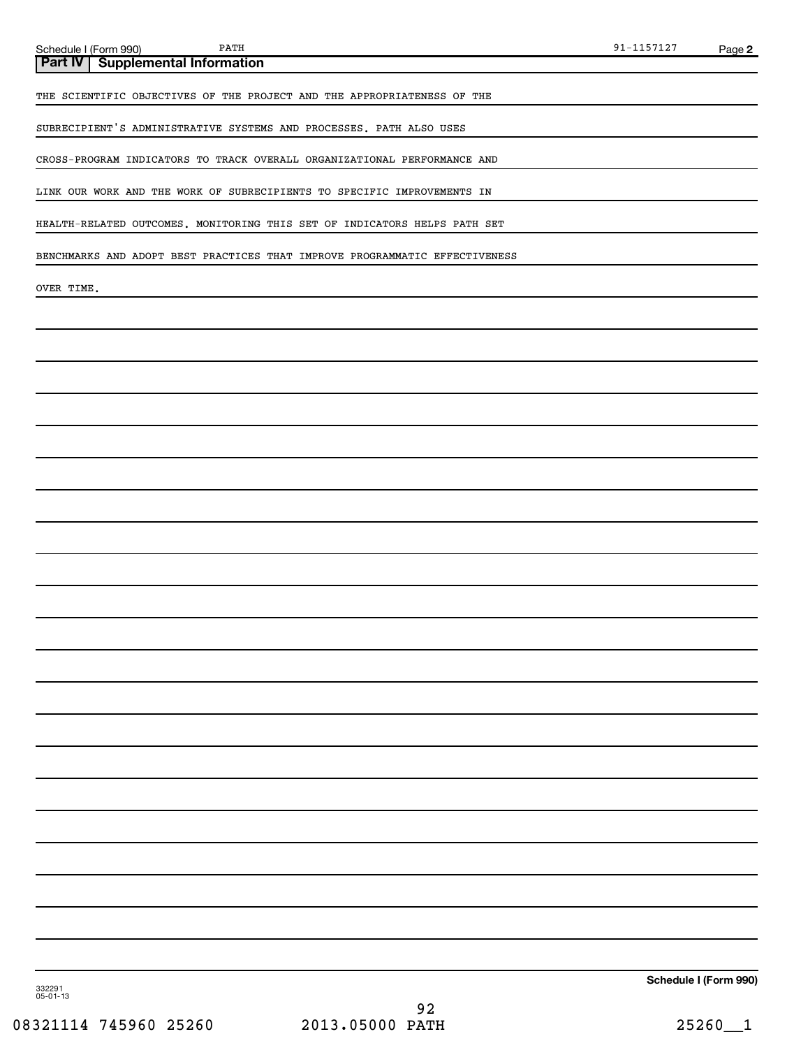## Part IV | Supplemental Information

THE SCIENTIFIC OBJECTIVES OF THE PROJECT AND THE APPROPRIATENESS OF THE SUBRECIPIENT'S ADMINISTRATIVE SYSTEMS AND PROCESSES. PATH ALSO USES CROSS-PROGRAM INDICATORS TO TRACK OVERALL ORGANIZATIONAL PERFORMANCE AND LINK OUR WORK AND THE WORK OF SUBRECIPIENTS TO SPECIFIC IMPROVEMENTS IN HEALTH-RELATED OUTCOMES. MONITORING THIS SET OF INDICATORS HELPS PATH SET BENCHMARKS AND ADOPT BEST PRACTICES THAT IMPROVE PROGRAMMATIC EFFECTIVENESS OVER TIME.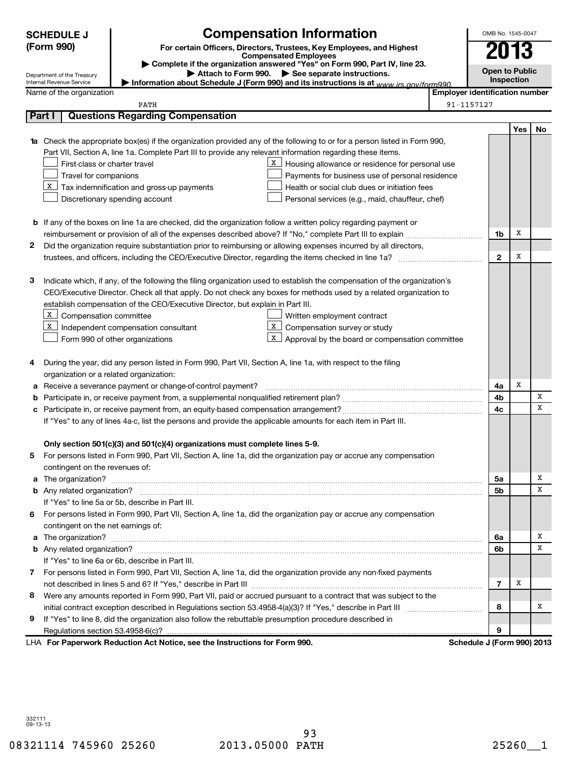# SCHEDULE J (Form 990)

# Compensation Information

**For certain Officers, Directors, Trustees, Key Employees, and Highest Compensated Employees**

▶ Complete if the organization answered "Yes" on Form 990, Part IV, line 23.

▶ Attach to Form 990. ▶ See separate instructions.

▶ Information about Schedule J (Form 990) and its instructions is at www.irs.gov/form990.

Department of the Treasury
Internal Revenue Service

OMB No. 1545-0047

**2013**

**Open to Public Inspection**

| Name of the organization | Employer identification number |
|---|---|
| PATH | 91-1157127 |

## Part I — Questions Regarding Compensation

| | | | Yes | No |
|---|---|---|---|---|
| **1a** | Check the appropriate box(es) if the organization provided any of the following to or for a person listed in Form 990, Part VII, Section A, line 1a. Complete Part III to provide any relevant information regarding these items.<br>☐ First-class or charter travel<br>☐ Travel for companions<br>☒ Tax indemnification and gross-up payments<br>☐ Discretionary spending account<br>☒ Housing allowance or residence for personal use<br>☐ Payments for business use of personal residence<br>☐ Health or social club dues or initiation fees<br>☐ Personal services (e.g., maid, chauffeur, chef) | | | |
| **b** | If any of the boxes on line 1a are checked, did the organization follow a written policy regarding payment or reimbursement or provision of all of the expenses described above? If "No," complete Part III to explain | 1b | X | |
| **2** | Did the organization require substantiation prior to reimbursing or allowing expenses incurred by all directors, trustees, and officers, including the CEO/Executive Director, regarding the items checked in line 1a? | 2 | X | |
| **3** | Indicate which, if any, of the following the filing organization used to establish the compensation of the organization's CEO/Executive Director. Check all that apply. Do not check any boxes for methods used by a related organization to establish compensation of the CEO/Executive Director, but explain in Part III.<br>☒ Compensation committee<br>☒ Independent compensation consultant<br>☐ Form 990 of other organizations<br>☐ Written employment contract<br>☒ Compensation survey or study<br>☒ Approval by the board or compensation committee | | | |
| **4** | During the year, did any person listed in Form 990, Part VII, Section A, line 1a, with respect to the filing organization or a related organization: | | | |
| **a** | Receive a severance payment or change-of-control payment? | 4a | X | |
| **b** | Participate in, or receive payment from, a supplemental nonqualified retirement plan? | 4b | | X |
| **c** | Participate in, or receive payment from, an equity-based compensation arrangement? | 4c | | X |
| | If "Yes" to any of lines 4a-c, list the persons and provide the applicable amounts for each item in Part III. | | | |
| | **Only section 501(c)(3) and 501(c)(4) organizations must complete lines 5-9.** | | | |
| **5** | For persons listed in Form 990, Part VII, Section A, line 1a, did the organization pay or accrue any compensation contingent on the revenues of: | | | |
| **a** | The organization? | 5a | | X |
| **b** | Any related organization? | 5b | | X |
| | If "Yes" to line 5a or 5b, describe in Part III. | | | |
| **6** | For persons listed in Form 990, Part VII, Section A, line 1a, did the organization pay or accrue any compensation contingent on the net earnings of: | | | |
| **a** | The organization? | 6a | | X |
| **b** | Any related organization? | 6b | | X |
| | If "Yes" to line 6a or 6b, describe in Part III. | | | |
| **7** | For persons listed in Form 990, Part VII, Section A, line 1a, did the organization provide any non-fixed payments not described in lines 5 and 6? If "Yes," describe in Part III | 7 | X | |
| **8** | Were any amounts reported in Form 990, Part VII, paid or accrued pursuant to a contract that was subject to the initial contract exception described in Regulations section 53.4958-4(a)(3)? If "Yes," describe in Part III | 8 | | X |
| **9** | If "Yes" to line 8, did the organization also follow the rebuttable presumption procedure described in Regulations section 53.4958-6(c)? | 9 | | |

LHA **For Paperwork Reduction Act Notice, see the Instructions for Form 990.** **Schedule J (Form 990) 2013**

332111
09-13-13

08321114 745960 25260 2013.05000 PATH 25260__1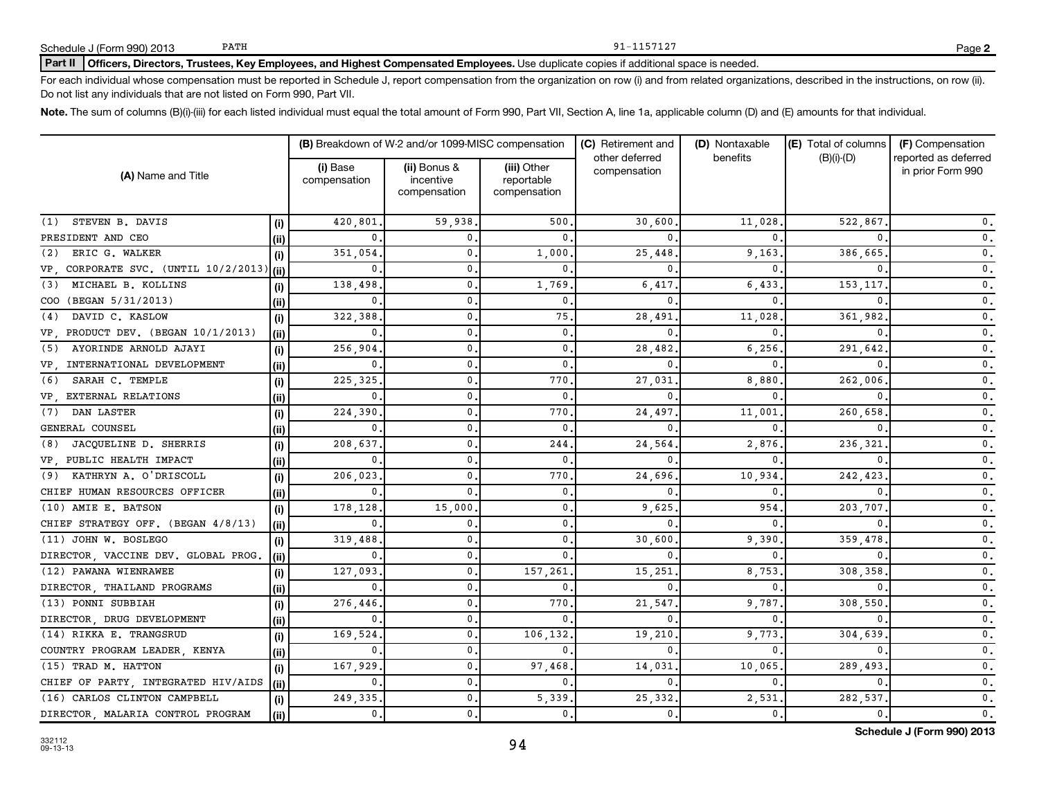Schedule J (Form 990) 2013 PATH 91-1157127 Page **2**

**Part II** **Officers, Directors, Trustees, Key Employees, and Highest Compensated Employees.** Use duplicate copies if additional space is needed.

For each individual whose compensation must be reported in Schedule J, report compensation from the organization on row (i) and from related organizations, described in the instructions, on row (ii). Do not list any individuals that are not listed on Form 990, Part VII.

**Note.** The sum of columns (B)(i)-(iii) for each listed individual must equal the total amount of Form 990, Part VII, Section A, line 1a, applicable column (D) and (E) amounts for that individual.

| (A) Name and Title | | (B) Breakdown of W-2 and/or 1099-MISC compensation | | | (C) Retirement and other deferred compensation | (D) Nontaxable benefits | (E) Total of columns (B)(i)-(D) | (F) Compensation reported as deferred in prior Form 990 |
|---|---|---|---|---|---|---|---|---|
| | | (i) Base compensation | (ii) Bonus & incentive compensation | (iii) Other reportable compensation | | | | |
| (1) STEVEN B. DAVIS | (i) | 420,801. | 59,938. | 500. | 30,600. | 11,028. | 522,867. | 0. |
| PRESIDENT AND CEO | (ii) | 0. | 0. | 0. | 0. | 0. | 0. | 0. |
| (2) ERIC G. WALKER | (i) | 351,054. | 0. | 1,000. | 25,448. | 9,163. | 386,665. | 0. |
| VP, CORPORATE SVC. (UNTIL 10/2/2013) | (ii) | 0. | 0. | 0. | 0. | 0. | 0. | 0. |
| (3) MICHAEL B. KOLLINS | (i) | 138,498. | 0. | 1,769. | 6,417. | 6,433. | 153,117. | 0. |
| COO (BEGAN 5/31/2013) | (ii) | 0. | 0. | 0. | 0. | 0. | 0. | 0. |
| (4) DAVID C. KASLOW | (i) | 322,388. | 0. | 75. | 28,491. | 11,028. | 361,982. | 0. |
| VP, PRODUCT DEV. (BEGAN 10/1/2013) | (ii) | 0. | 0. | 0. | 0. | 0. | 0. | 0. |
| (5) AYORINDE ARNOLD AJAYI | (i) | 256,904. | 0. | 0. | 28,482. | 6,256. | 291,642. | 0. |
| VP, INTERNATIONAL DEVELOPMENT | (ii) | 0. | 0. | 0. | 0. | 0. | 0. | 0. |
| (6) SARAH C. TEMPLE | (i) | 225,325. | 0. | 770. | 27,031. | 8,880. | 262,006. | 0. |
| VP, EXTERNAL RELATIONS | (ii) | 0. | 0. | 0. | 0. | 0. | 0. | 0. |
| (7) DAN LASTER | (i) | 224,390. | 0. | 770. | 24,497. | 11,001. | 260,658. | 0. |
| GENERAL COUNSEL | (ii) | 0. | 0. | 0. | 0. | 0. | 0. | 0. |
| (8) JACQUELINE D. SHERRIS | (i) | 208,637. | 0. | 244. | 24,564. | 2,876. | 236,321. | 0. |
| VP, PUBLIC HEALTH IMPACT | (ii) | 0. | 0. | 0. | 0. | 0. | 0. | 0. |
| (9) KATHRYN A. O'DRISCOLL | (i) | 206,023. | 0. | 770. | 24,696. | 10,934. | 242,423. | 0. |
| CHIEF HUMAN RESOURCES OFFICER | (ii) | 0. | 0. | 0. | 0. | 0. | 0. | 0. |
| (10) AMIE E. BATSON | (i) | 178,128. | 15,000. | 0. | 9,625. | 954. | 203,707. | 0. |
| CHIEF STRATEGY OFF. (BEGAN 4/8/13) | (ii) | 0. | 0. | 0. | 0. | 0. | 0. | 0. |
| (11) JOHN W. BOSLEGO | (i) | 319,488. | 0. | 0. | 30,600. | 9,390. | 359,478. | 0. |
| DIRECTOR, VACCINE DEV. GLOBAL PROG. | (ii) | 0. | 0. | 0. | 0. | 0. | 0. | 0. |
| (12) PAWANA WIENRAWEE | (i) | 127,093. | 0. | 157,261. | 15,251. | 8,753. | 308,358. | 0. |
| DIRECTOR, THAILAND PROGRAMS | (ii) | 0. | 0. | 0. | 0. | 0. | 0. | 0. |
| (13) PONNI SUBBIAH | (i) | 276,446. | 0. | 770. | 21,547. | 9,787. | 308,550. | 0. |
| DIRECTOR, DRUG DEVELOPMENT | (ii) | 0. | 0. | 0. | 0. | 0. | 0. | 0. |
| (14) RIKKA E. TRANGSRUD | (i) | 169,524. | 0. | 106,132. | 19,210. | 9,773. | 304,639. | 0. |
| COUNTRY PROGRAM LEADER, KENYA | (ii) | 0. | 0. | 0. | 0. | 0. | 0. | 0. |
| (15) TRAD M. HATTON | (i) | 167,929. | 0. | 97,468. | 14,031. | 10,065. | 289,493. | 0. |
| CHIEF OF PARTY, INTEGRATED HIV/AIDS | (ii) | 0. | 0. | 0. | 0. | 0. | 0. | 0. |
| (16) CARLOS CLINTON CAMPBELL | (i) | 249,335. | 0. | 5,339. | 25,332. | 2,531. | 282,537. | 0. |
| DIRECTOR, MALARIA CONTROL PROGRAM | (ii) | 0. | 0. | 0. | 0. | 0. | 0. | 0. |

332112 09-13-13

**Schedule J (Form 990) 2013**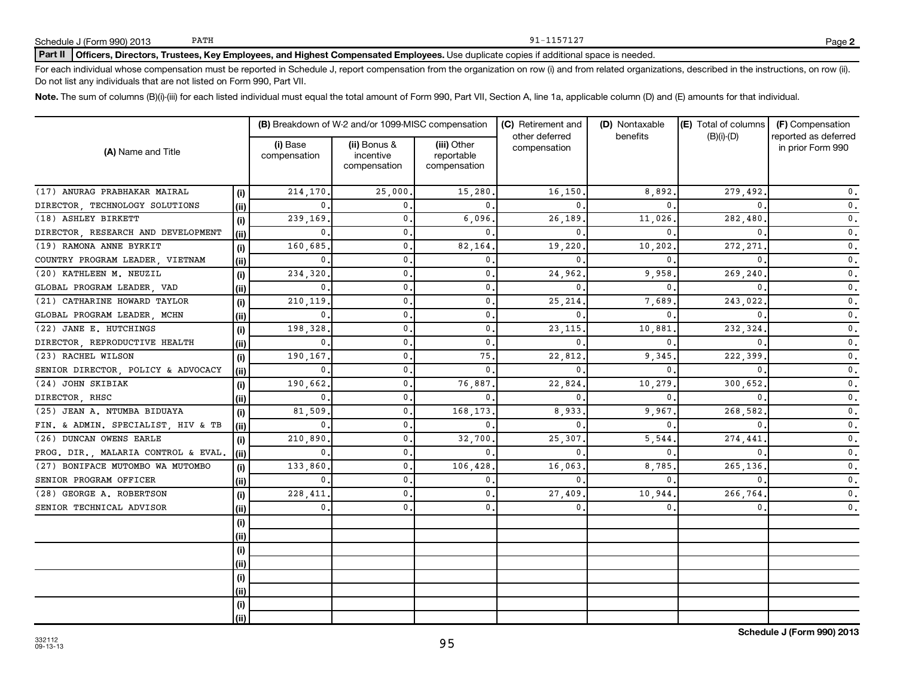Schedule J (Form 990) 2013 PATH 91-1157127 Page 2

**Part II Officers, Directors, Trustees, Key Employees, and Highest Compensated Employees.** Use duplicate copies if additional space is needed.

For each individual whose compensation must be reported in Schedule J, report compensation from the organization on row (i) and from related organizations, described in the instructions, on row (ii). Do not list any individuals that are not listed on Form 990, Part VII.

**Note.** The sum of columns (B)(i)-(iii) for each listed individual must equal the total amount of Form 990, Part VII, Section A, line 1a, applicable column (D) and (E) amounts for that individual.

| (A) Name and Title | | (B) Breakdown of W-2 and/or 1099-MISC compensation | | | (C) Retirement and other deferred compensation | (D) Nontaxable benefits | (E) Total of columns (B)(i)-(D) | (F) Compensation reported as deferred in prior Form 990 |
|---|---|---|---|---|---|---|---|---|
| | | (i) Base compensation | (ii) Bonus & incentive compensation | (iii) Other reportable compensation | | | | |
| (17) ANURAG PRABHAKAR MAIRAL | (i) | 214,170. | 25,000. | 15,280. | 16,150. | 8,892. | 279,492. | 0. |
| DIRECTOR, TECHNOLOGY SOLUTIONS | (ii) | 0. | 0. | 0. | 0. | 0. | 0. | 0. |
| (18) ASHLEY BIRKETT | (i) | 239,169. | 0. | 6,096. | 26,189. | 11,026. | 282,480. | 0. |
| DIRECTOR, RESEARCH AND DEVELOPMENT | (ii) | 0. | 0. | 0. | 0. | 0. | 0. | 0. |
| (19) RAMONA ANNE BYRKIT | (i) | 160,685. | 0. | 82,164. | 19,220. | 10,202. | 272,271. | 0. |
| COUNTRY PROGRAM LEADER, VIETNAM | (ii) | 0. | 0. | 0. | 0. | 0. | 0. | 0. |
| (20) KATHLEEN M. NEUZIL | (i) | 234,320. | 0. | 0. | 24,962. | 9,958. | 269,240. | 0. |
| GLOBAL PROGRAM LEADER, VAD | (ii) | 0. | 0. | 0. | 0. | 0. | 0. | 0. |
| (21) CATHARINE HOWARD TAYLOR | (i) | 210,119. | 0. | 0. | 25,214. | 7,689. | 243,022. | 0. |
| GLOBAL PROGRAM LEADER, MCHN | (ii) | 0. | 0. | 0. | 0. | 0. | 0. | 0. |
| (22) JANE E. HUTCHINGS | (i) | 198,328. | 0. | 0. | 23,115. | 10,881. | 232,324. | 0. |
| DIRECTOR, REPRODUCTIVE HEALTH | (ii) | 0. | 0. | 0. | 0. | 0. | 0. | 0. |
| (23) RACHEL WILSON | (i) | 190,167. | 0. | 75. | 22,812. | 9,345. | 222,399. | 0. |
| SENIOR DIRECTOR, POLICY & ADVOCACY | (ii) | 0. | 0. | 0. | 0. | 0. | 0. | 0. |
| (24) JOHN SKIBIAK | (i) | 190,662. | 0. | 76,887. | 22,824. | 10,279. | 300,652. | 0. |
| DIRECTOR, RHSC | (ii) | 0. | 0. | 0. | 0. | 0. | 0. | 0. |
| (25) JEAN A. NTUMBA BIDUAYA | (i) | 81,509. | 0. | 168,173. | 8,933. | 9,967. | 268,582. | 0. |
| FIN. & ADMIN. SPECIALIST, HIV & TB | (ii) | 0. | 0. | 0. | 0. | 0. | 0. | 0. |
| (26) DUNCAN OWENS EARLE | (i) | 210,890. | 0. | 32,700. | 25,307. | 5,544. | 274,441. | 0. |
| PROG. DIR., MALARIA CONTROL & EVAL. | (ii) | 0. | 0. | 0. | 0. | 0. | 0. | 0. |
| (27) BONIFACE MUTOMBO WA MUTOMBO | (i) | 133,860. | 0. | 106,428. | 16,063. | 8,785. | 265,136. | 0. |
| SENIOR PROGRAM OFFICER | (ii) | 0. | 0. | 0. | 0. | 0. | 0. | 0. |
| (28) GEORGE A. ROBERTSON | (i) | 228,411. | 0. | 0. | 27,409. | 10,944. | 266,764. | 0. |
| SENIOR TECHNICAL ADVISOR | (ii) | 0. | 0. | 0. | 0. | 0. | 0. | 0. |
| | (i) | | | | | | | |
| | (ii) | | | | | | | |
| | (i) | | | | | | | |
| | (ii) | | | | | | | |
| | (i) | | | | | | | |
| | (ii) | | | | | | | |
| | (i) | | | | | | | |
| | (ii) | | | | | | | |

332112 09-13-13

**Schedule J (Form 990) 2013**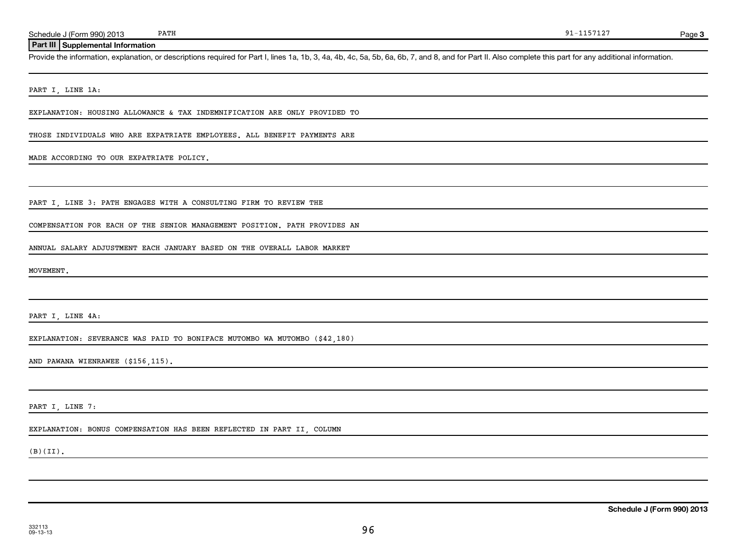## Part III Supplemental Information

Provide the information, explanation, or descriptions required for Part I, lines 1a, 1b, 3, 4a, 4b, 4c, 5a, 5b, 6a, 6b, 7, and 8, and for Part II. Also complete this part for any additional information.

PART I, LINE 1A:

EXPLANATION: HOUSING ALLOWANCE & TAX INDEMNIFICATION ARE ONLY PROVIDED TO THOSE INDIVIDUALS WHO ARE EXPATRIATE EMPLOYEES. ALL BENEFIT PAYMENTS ARE MADE ACCORDING TO OUR EXPATRIATE POLICY.

PART I, LINE 3: PATH ENGAGES WITH A CONSULTING FIRM TO REVIEW THE COMPENSATION FOR EACH OF THE SENIOR MANAGEMENT POSITION. PATH PROVIDES AN ANNUAL SALARY ADJUSTMENT EACH JANUARY BASED ON THE OVERALL LABOR MARKET MOVEMENT.

PART I, LINE 4A:

EXPLANATION: SEVERANCE WAS PAID TO BONIFACE MUTOMBO WA MUTOMBO ($42,180) AND PAWANA WIENRAWEE ($156,115).

PART I, LINE 7:

EXPLANATION: BONUS COMPENSATION HAS BEEN REFLECTED IN PART II, COLUMN (B)(II).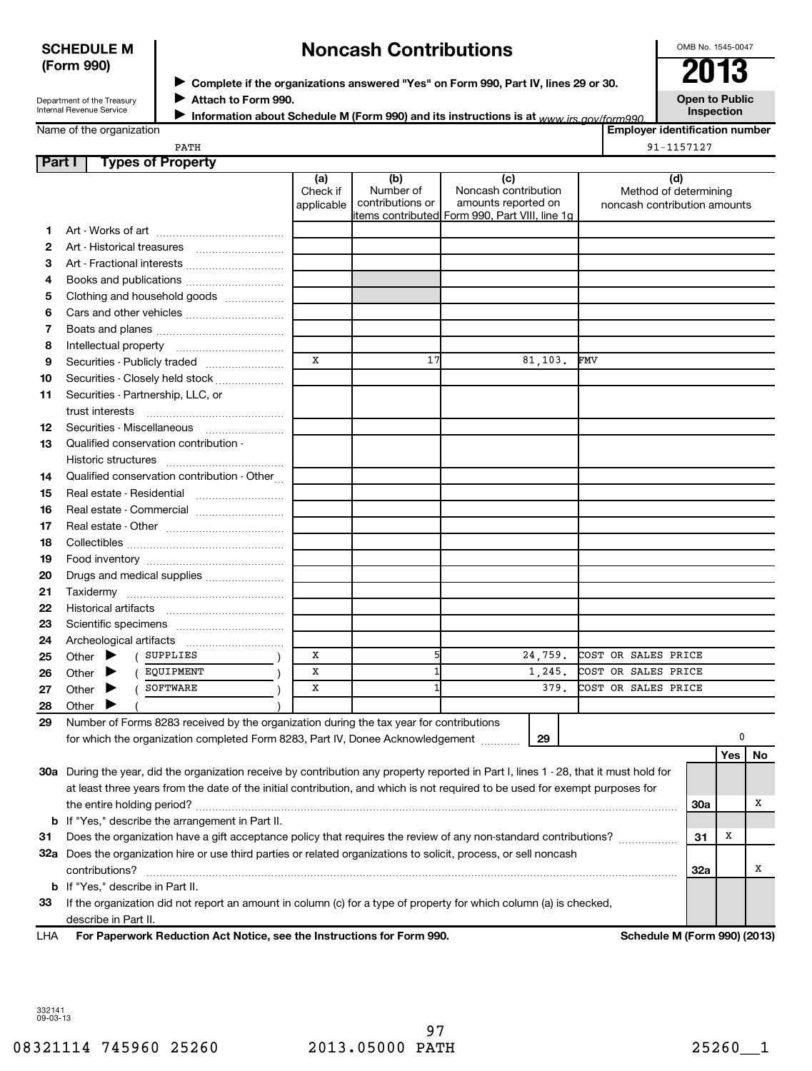**SCHEDULE M (Form 990)**

Department of the Treasury
Internal Revenue Service

# Noncash Contributions

▶ **Complete if the organizations answered "Yes" on Form 990, Part IV, lines 29 or 30.**
▶ **Attach to Form 990.**
▶ **Information about Schedule M (Form 990) and its instructions is at** *www.irs.gov/form990.*

OMB No. 1545-0047

**2013**

**Open to Public Inspection**

Name of the organization: PATH

**Employer identification number:** 91-1157127

## Part I Types of Property

| | | (a) Check if applicable | (b) Number of contributions or items contributed | (c) Noncash contribution amounts reported on Form 990, Part VIII, line 1g | (d) Method of determining noncash contribution amounts |
|---|---|---|---|---|---|
| 1 | Art - Works of art | | | | |
| 2 | Art - Historical treasures | | | | |
| 3 | Art - Fractional interests | | | | |
| 4 | Books and publications | | | | |
| 5 | Clothing and household goods | | | | |
| 6 | Cars and other vehicles | | | | |
| 7 | Boats and planes | | | | |
| 8 | Intellectual property | | | | |
| 9 | Securities - Publicly traded | X | 17 | 81,103. | FMV |
| 10 | Securities - Closely held stock | | | | |
| 11 | Securities - Partnership, LLC, or trust interests | | | | |
| 12 | Securities - Miscellaneous | | | | |
| 13 | Qualified conservation contribution - Historic structures | | | | |
| 14 | Qualified conservation contribution - Other | | | | |
| 15 | Real estate - Residential | | | | |
| 16 | Real estate - Commercial | | | | |
| 17 | Real estate - Other | | | | |
| 18 | Collectibles | | | | |
| 19 | Food inventory | | | | |
| 20 | Drugs and medical supplies | | | | |
| 21 | Taxidermy | | | | |
| 22 | Historical artifacts | | | | |
| 23 | Scientific specimens | | | | |
| 24 | Archeological artifacts | | | | |
| 25 | Other ▶ ( SUPPLIES ) | X | 5 | 24,759. | COST OR SALES PRICE |
| 26 | Other ▶ ( EQUIPMENT ) | X | 1 | 1,245. | COST OR SALES PRICE |
| 27 | Other ▶ ( SOFTWARE ) | X | 1 | 379. | COST OR SALES PRICE |
| 28 | Other ▶ ( ) | | | | |

**29** Number of Forms 8283 received by the organization during the tax year for contributions for which the organization completed Form 8283, Part IV, Donee Acknowledgement ..... **29** 0

| | | | Yes | No |
|---|---|---|---|---|
| **30a** | During the year, did the organization receive by contribution any property reported in Part I, lines 1 - 28, that it must hold for at least three years from the date of the initial contribution, and which is not required to be used for exempt purposes for the entire holding period? | **30a** | | X |
| **b** | If "Yes," describe the arrangement in Part II. | | | |
| **31** | Does the organization have a gift acceptance policy that requires the review of any non-standard contributions? | **31** | X | |
| **32a** | Does the organization hire or use third parties or related organizations to solicit, process, or sell noncash contributions? | **32a** | | X |
| **b** | If "Yes," describe in Part II. | | | |
| **33** | If the organization did not report an amount in column (c) for a type of property for which column (a) is checked, describe in Part II. | | | |

LHA **For Paperwork Reduction Act Notice, see the Instructions for Form 990.** **Schedule M (Form 990) (2013)**

332141
09-03-13

08321114 745960 25260 2013.05000 PATH 25260__1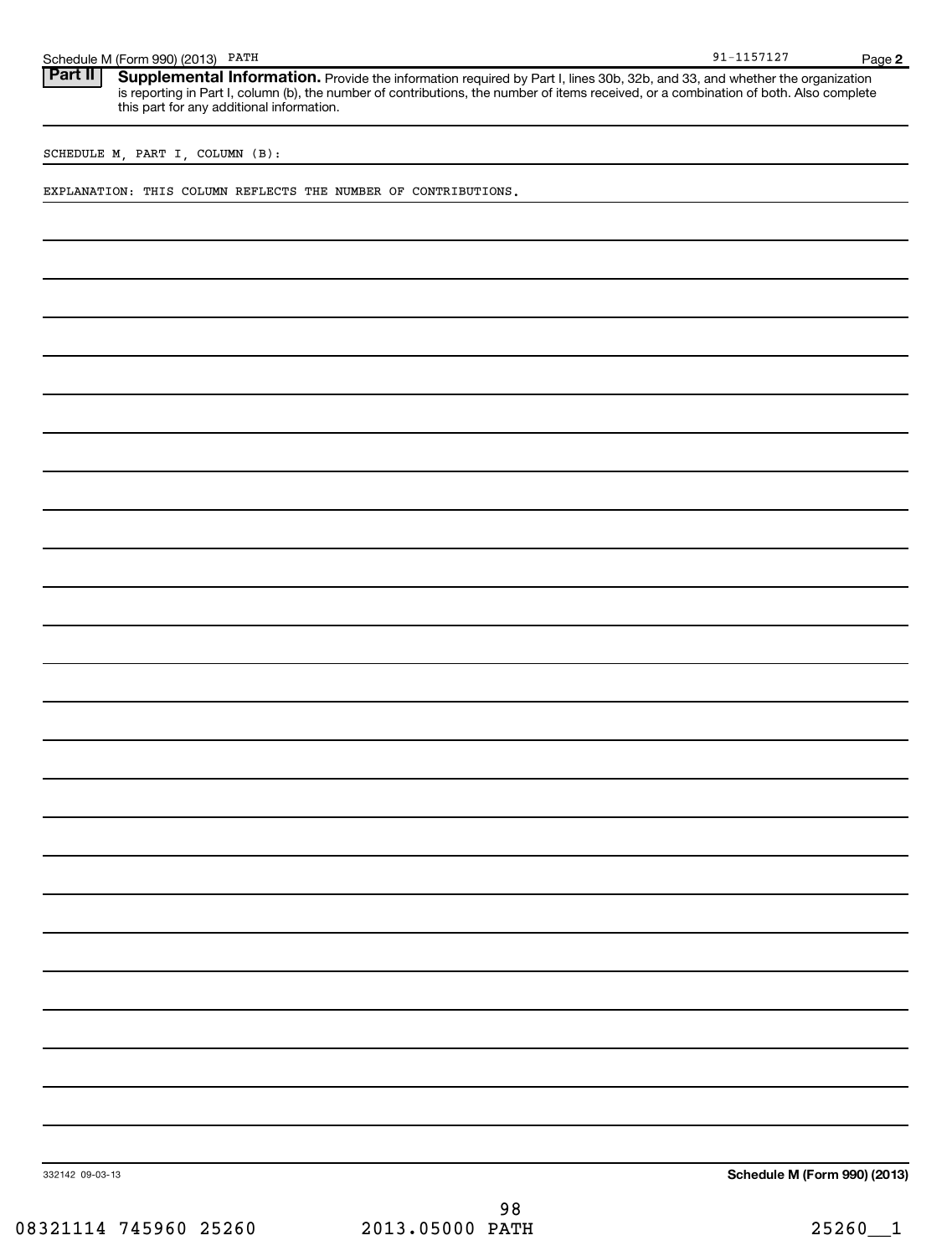Schedule M (Form 990) (2013) PATH 91-1157127

**Part II** **Supplemental Information.** Provide the information required by Part I, lines 30b, 32b, and 33, and whether the organization is reporting in Part I, column (b), the number of contributions, the number of items received, or a combination of both. Also complete this part for any additional information.

SCHEDULE M, PART I, COLUMN (B):

EXPLANATION: THIS COLUMN REFLECTS THE NUMBER OF CONTRIBUTIONS.

332142 09-03-13

**Schedule M (Form 990) (2013)**

08321114 745960 25260 2013.05000 PATH 25260__1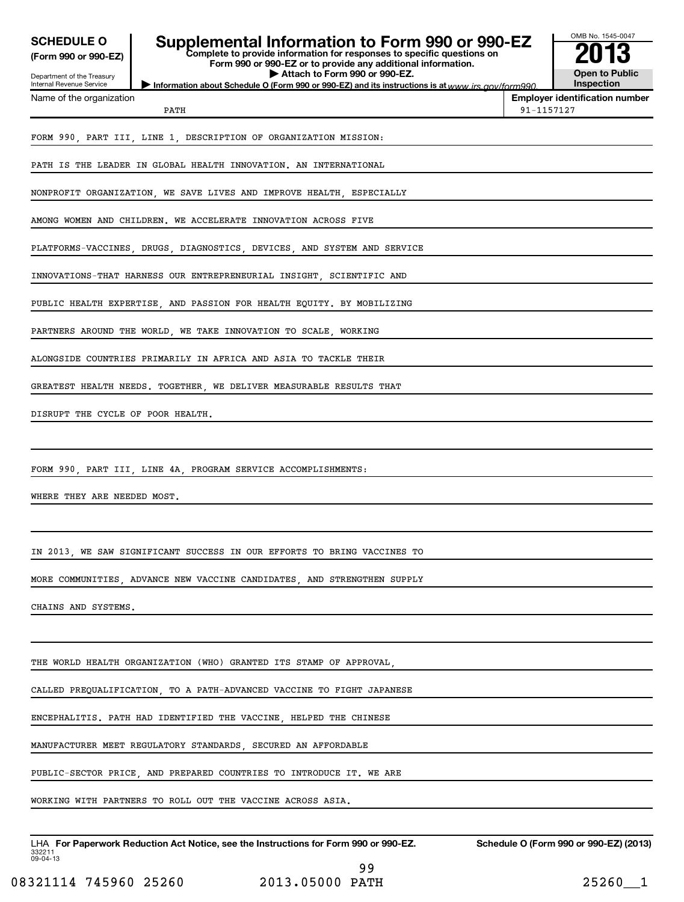**SCHEDULE O (Form 990 or 990-EZ)**

Department of the Treasury
Internal Revenue Service

# Supplemental Information to Form 990 or 990-EZ

**Complete to provide information for responses to specific questions on Form 990 or 990-EZ or to provide any additional information.**
**▶ Attach to Form 990 or 990-EZ.**
**▶ Information about Schedule O (Form 990 or 990-EZ) and its instructions is at** *www.irs.gov/form990.*

OMB No. 1545-0047
**2013**
**Open to Public Inspection**

| Name of the organization | Employer identification number |
|---|---|
| PATH | 91-1157127 |

FORM 990, PART III, LINE 1, DESCRIPTION OF ORGANIZATION MISSION:

PATH IS THE LEADER IN GLOBAL HEALTH INNOVATION. AN INTERNATIONAL NONPROFIT ORGANIZATION, WE SAVE LIVES AND IMPROVE HEALTH, ESPECIALLY AMONG WOMEN AND CHILDREN. WE ACCELERATE INNOVATION ACROSS FIVE PLATFORMS-VACCINES, DRUGS, DIAGNOSTICS, DEVICES, AND SYSTEM AND SERVICE INNOVATIONS-THAT HARNESS OUR ENTREPRENEURIAL INSIGHT, SCIENTIFIC AND PUBLIC HEALTH EXPERTISE, AND PASSION FOR HEALTH EQUITY. BY MOBILIZING PARTNERS AROUND THE WORLD, WE TAKE INNOVATION TO SCALE, WORKING ALONGSIDE COUNTRIES PRIMARILY IN AFRICA AND ASIA TO TACKLE THEIR GREATEST HEALTH NEEDS. TOGETHER, WE DELIVER MEASURABLE RESULTS THAT DISRUPT THE CYCLE OF POOR HEALTH.

FORM 990, PART III, LINE 4A, PROGRAM SERVICE ACCOMPLISHMENTS:

WHERE THEY ARE NEEDED MOST.

IN 2013, WE SAW SIGNIFICANT SUCCESS IN OUR EFFORTS TO BRING VACCINES TO MORE COMMUNITIES, ADVANCE NEW VACCINE CANDIDATES, AND STRENGTHEN SUPPLY CHAINS AND SYSTEMS.

THE WORLD HEALTH ORGANIZATION (WHO) GRANTED ITS STAMP OF APPROVAL, CALLED PREQUALIFICATION, TO A PATH-ADVANCED VACCINE TO FIGHT JAPANESE ENCEPHALITIS. PATH HAD IDENTIFIED THE VACCINE, HELPED THE CHINESE MANUFACTURER MEET REGULATORY STANDARDS, SECURED AN AFFORDABLE PUBLIC-SECTOR PRICE, AND PREPARED COUNTRIES TO INTRODUCE IT. WE ARE WORKING WITH PARTNERS TO ROLL OUT THE VACCINE ACROSS ASIA.

LHA **For Paperwork Reduction Act Notice, see the Instructions for Form 990 or 990-EZ.** **Schedule O (Form 990 or 990-EZ) (2013)**
332211
09-04-13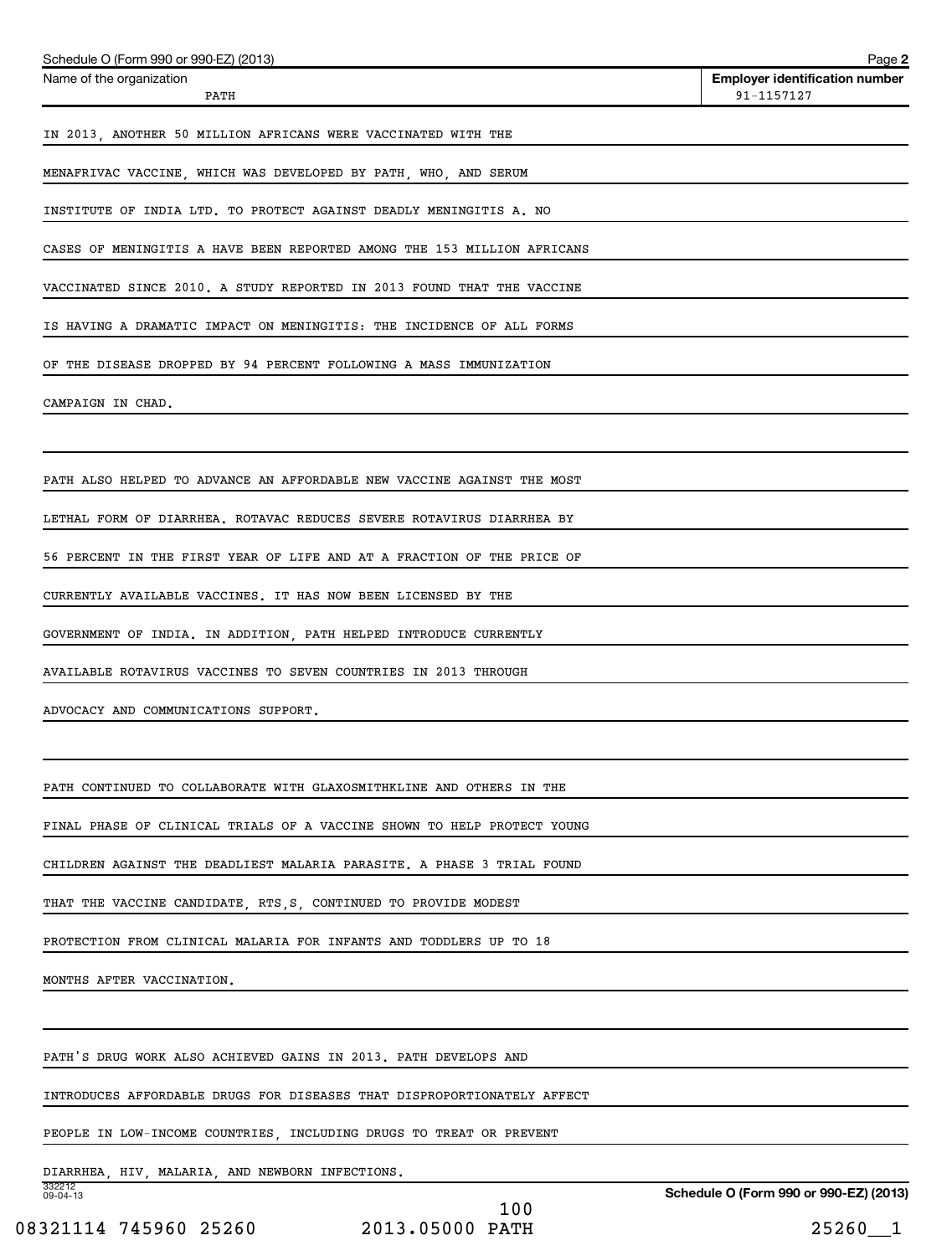Name of the organization: PATH

Employer identification number: 91-1157127

IN 2013, ANOTHER 50 MILLION AFRICANS WERE VACCINATED WITH THE MENAFRIVAC VACCINE, WHICH WAS DEVELOPED BY PATH, WHO, AND SERUM INSTITUTE OF INDIA LTD. TO PROTECT AGAINST DEADLY MENINGITIS A. NO CASES OF MENINGITIS A HAVE BEEN REPORTED AMONG THE 153 MILLION AFRICANS VACCINATED SINCE 2010. A STUDY REPORTED IN 2013 FOUND THAT THE VACCINE IS HAVING A DRAMATIC IMPACT ON MENINGITIS: THE INCIDENCE OF ALL FORMS OF THE DISEASE DROPPED BY 94 PERCENT FOLLOWING A MASS IMMUNIZATION CAMPAIGN IN CHAD.

PATH ALSO HELPED TO ADVANCE AN AFFORDABLE NEW VACCINE AGAINST THE MOST LETHAL FORM OF DIARRHEA. ROTAVAC REDUCES SEVERE ROTAVIRUS DIARRHEA BY 56 PERCENT IN THE FIRST YEAR OF LIFE AND AT A FRACTION OF THE PRICE OF CURRENTLY AVAILABLE VACCINES. IT HAS NOW BEEN LICENSED BY THE GOVERNMENT OF INDIA. IN ADDITION, PATH HELPED INTRODUCE CURRENTLY AVAILABLE ROTAVIRUS VACCINES TO SEVEN COUNTRIES IN 2013 THROUGH ADVOCACY AND COMMUNICATIONS SUPPORT.

PATH CONTINUED TO COLLABORATE WITH GLAXOSMITHKLINE AND OTHERS IN THE FINAL PHASE OF CLINICAL TRIALS OF A VACCINE SHOWN TO HELP PROTECT YOUNG CHILDREN AGAINST THE DEADLIEST MALARIA PARASITE. A PHASE 3 TRIAL FOUND THAT THE VACCINE CANDIDATE, RTS,S, CONTINUED TO PROVIDE MODEST PROTECTION FROM CLINICAL MALARIA FOR INFANTS AND TODDLERS UP TO 18 MONTHS AFTER VACCINATION.

PATH'S DRUG WORK ALSO ACHIEVED GAINS IN 2013. PATH DEVELOPS AND INTRODUCES AFFORDABLE DRUGS FOR DISEASES THAT DISPROPORTIONATELY AFFECT PEOPLE IN LOW-INCOME COUNTRIES, INCLUDING DRUGS TO TREAT OR PREVENT DIARRHEA, HIV, MALARIA, AND NEWBORN INFECTIONS.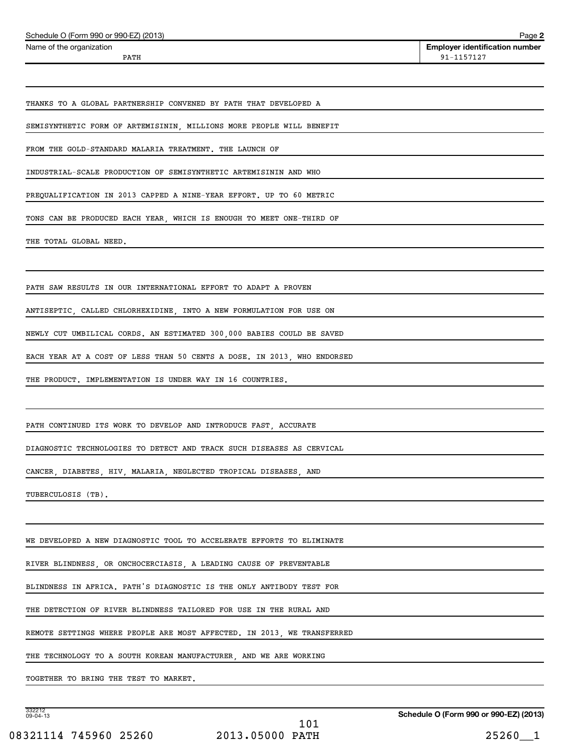Schedule O (Form 990 or 990-EZ) (2013) Page 2

Name of the organization: PATH

Employer identification number: 91-1157127

THANKS TO A GLOBAL PARTNERSHIP CONVENED BY PATH THAT DEVELOPED A SEMISYNTHETIC FORM OF ARTEMISININ, MILLIONS MORE PEOPLE WILL BENEFIT FROM THE GOLD-STANDARD MALARIA TREATMENT. THE LAUNCH OF INDUSTRIAL-SCALE PRODUCTION OF SEMISYNTHETIC ARTEMISININ AND WHO PREQUALIFICATION IN 2013 CAPPED A NINE-YEAR EFFORT. UP TO 60 METRIC TONS CAN BE PRODUCED EACH YEAR, WHICH IS ENOUGH TO MEET ONE-THIRD OF THE TOTAL GLOBAL NEED.

PATH SAW RESULTS IN OUR INTERNATIONAL EFFORT TO ADAPT A PROVEN ANTISEPTIC, CALLED CHLORHEXIDINE, INTO A NEW FORMULATION FOR USE ON NEWLY CUT UMBILICAL CORDS. AN ESTIMATED 300,000 BABIES COULD BE SAVED EACH YEAR AT A COST OF LESS THAN 50 CENTS A DOSE. IN 2013, WHO ENDORSED THE PRODUCT. IMPLEMENTATION IS UNDER WAY IN 16 COUNTRIES.

PATH CONTINUED ITS WORK TO DEVELOP AND INTRODUCE FAST, ACCURATE DIAGNOSTIC TECHNOLOGIES TO DETECT AND TRACK SUCH DISEASES AS CERVICAL CANCER, DIABETES, HIV, MALARIA, NEGLECTED TROPICAL DISEASES, AND TUBERCULOSIS (TB).

WE DEVELOPED A NEW DIAGNOSTIC TOOL TO ACCELERATE EFFORTS TO ELIMINATE RIVER BLINDNESS, OR ONCHOCERCIASIS, A LEADING CAUSE OF PREVENTABLE BLINDNESS IN AFRICA. PATH'S DIAGNOSTIC IS THE ONLY ANTIBODY TEST FOR THE DETECTION OF RIVER BLINDNESS TAILORED FOR USE IN THE RURAL AND REMOTE SETTINGS WHERE PEOPLE ARE MOST AFFECTED. IN 2013, WE TRANSFERRED THE TECHNOLOGY TO A SOUTH KOREAN MANUFACTURER, AND WE ARE WORKING TOGETHER TO BRING THE TEST TO MARKET.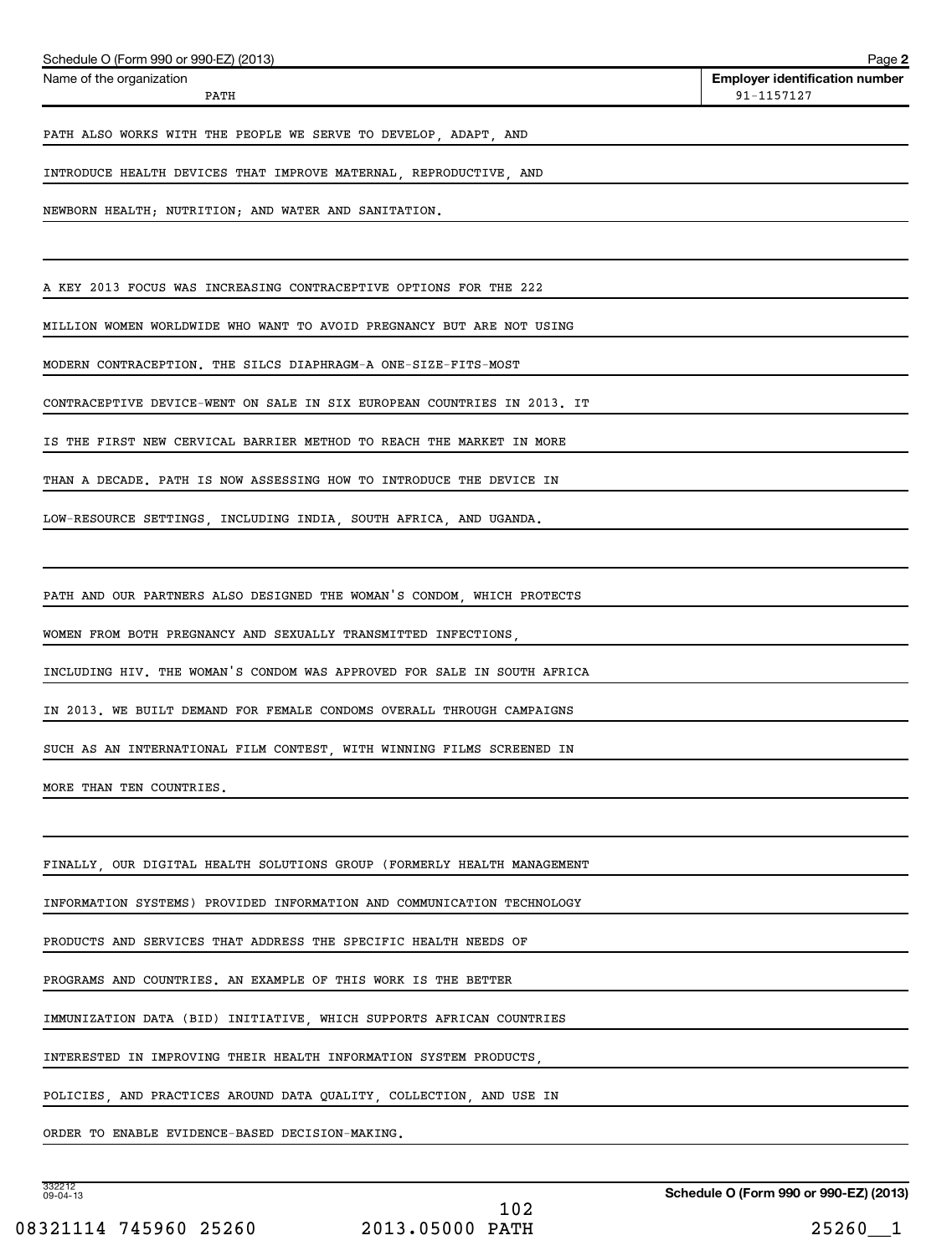Schedule O (Form 990 or 990-EZ) (2013)

Name of the organization: PATH

Employer identification number: 91-1157127

PATH ALSO WORKS WITH THE PEOPLE WE SERVE TO DEVELOP, ADAPT, AND INTRODUCE HEALTH DEVICES THAT IMPROVE MATERNAL, REPRODUCTIVE, AND NEWBORN HEALTH; NUTRITION; AND WATER AND SANITATION.

A KEY 2013 FOCUS WAS INCREASING CONTRACEPTIVE OPTIONS FOR THE 222 MILLION WOMEN WORLDWIDE WHO WANT TO AVOID PREGNANCY BUT ARE NOT USING MODERN CONTRACEPTION. THE SILCS DIAPHRAGM-A ONE-SIZE-FITS-MOST CONTRACEPTIVE DEVICE-WENT ON SALE IN SIX EUROPEAN COUNTRIES IN 2013. IT IS THE FIRST NEW CERVICAL BARRIER METHOD TO REACH THE MARKET IN MORE THAN A DECADE. PATH IS NOW ASSESSING HOW TO INTRODUCE THE DEVICE IN LOW-RESOURCE SETTINGS, INCLUDING INDIA, SOUTH AFRICA, AND UGANDA.

PATH AND OUR PARTNERS ALSO DESIGNED THE WOMAN'S CONDOM, WHICH PROTECTS WOMEN FROM BOTH PREGNANCY AND SEXUALLY TRANSMITTED INFECTIONS, INCLUDING HIV. THE WOMAN'S CONDOM WAS APPROVED FOR SALE IN SOUTH AFRICA IN 2013. WE BUILT DEMAND FOR FEMALE CONDOMS OVERALL THROUGH CAMPAIGNS SUCH AS AN INTERNATIONAL FILM CONTEST, WITH WINNING FILMS SCREENED IN MORE THAN TEN COUNTRIES.

FINALLY, OUR DIGITAL HEALTH SOLUTIONS GROUP (FORMERLY HEALTH MANAGEMENT INFORMATION SYSTEMS) PROVIDED INFORMATION AND COMMUNICATION TECHNOLOGY PRODUCTS AND SERVICES THAT ADDRESS THE SPECIFIC HEALTH NEEDS OF PROGRAMS AND COUNTRIES. AN EXAMPLE OF THIS WORK IS THE BETTER IMMUNIZATION DATA (BID) INITIATIVE, WHICH SUPPORTS AFRICAN COUNTRIES INTERESTED IN IMPROVING THEIR HEALTH INFORMATION SYSTEM PRODUCTS, POLICIES, AND PRACTICES AROUND DATA QUALITY, COLLECTION, AND USE IN ORDER TO ENABLE EVIDENCE-BASED DECISION-MAKING.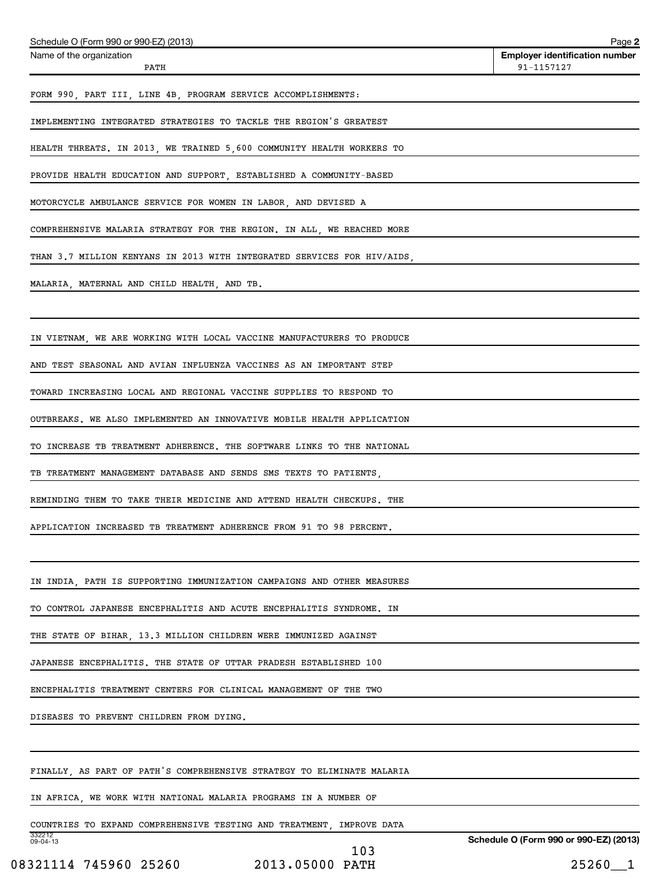Schedule O (Form 990 or 990-EZ) (2013)

| Name of the organization | Employer identification number |
|---|---|
| PATH | 91-1157127 |

FORM 990, PART III, LINE 4B, PROGRAM SERVICE ACCOMPLISHMENTS:

IMPLEMENTING INTEGRATED STRATEGIES TO TACKLE THE REGION'S GREATEST HEALTH THREATS. IN 2013, WE TRAINED 5,600 COMMUNITY HEALTH WORKERS TO PROVIDE HEALTH EDUCATION AND SUPPORT, ESTABLISHED A COMMUNITY-BASED MOTORCYCLE AMBULANCE SERVICE FOR WOMEN IN LABOR, AND DEVISED A COMPREHENSIVE MALARIA STRATEGY FOR THE REGION. IN ALL, WE REACHED MORE THAN 3.7 MILLION KENYANS IN 2013 WITH INTEGRATED SERVICES FOR HIV/AIDS, MALARIA, MATERNAL AND CHILD HEALTH, AND TB.

IN VIETNAM, WE ARE WORKING WITH LOCAL VACCINE MANUFACTURERS TO PRODUCE AND TEST SEASONAL AND AVIAN INFLUENZA VACCINES AS AN IMPORTANT STEP TOWARD INCREASING LOCAL AND REGIONAL VACCINE SUPPLIES TO RESPOND TO OUTBREAKS. WE ALSO IMPLEMENTED AN INNOVATIVE MOBILE HEALTH APPLICATION TO INCREASE TB TREATMENT ADHERENCE. THE SOFTWARE LINKS TO THE NATIONAL TB TREATMENT MANAGEMENT DATABASE AND SENDS SMS TEXTS TO PATIENTS, REMINDING THEM TO TAKE THEIR MEDICINE AND ATTEND HEALTH CHECKUPS. THE APPLICATION INCREASED TB TREATMENT ADHERENCE FROM 91 TO 98 PERCENT.

IN INDIA, PATH IS SUPPORTING IMMUNIZATION CAMPAIGNS AND OTHER MEASURES TO CONTROL JAPANESE ENCEPHALITIS AND ACUTE ENCEPHALITIS SYNDROME. IN THE STATE OF BIHAR, 13.3 MILLION CHILDREN WERE IMMUNIZED AGAINST JAPANESE ENCEPHALITIS. THE STATE OF UTTAR PRADESH ESTABLISHED 100 ENCEPHALITIS TREATMENT CENTERS FOR CLINICAL MANAGEMENT OF THE TWO DISEASES TO PREVENT CHILDREN FROM DYING.

FINALLY, AS PART OF PATH'S COMPREHENSIVE STRATEGY TO ELIMINATE MALARIA IN AFRICA, WE WORK WITH NATIONAL MALARIA PROGRAMS IN A NUMBER OF COUNTRIES TO EXPAND COMPREHENSIVE TESTING AND TREATMENT, IMPROVE DATA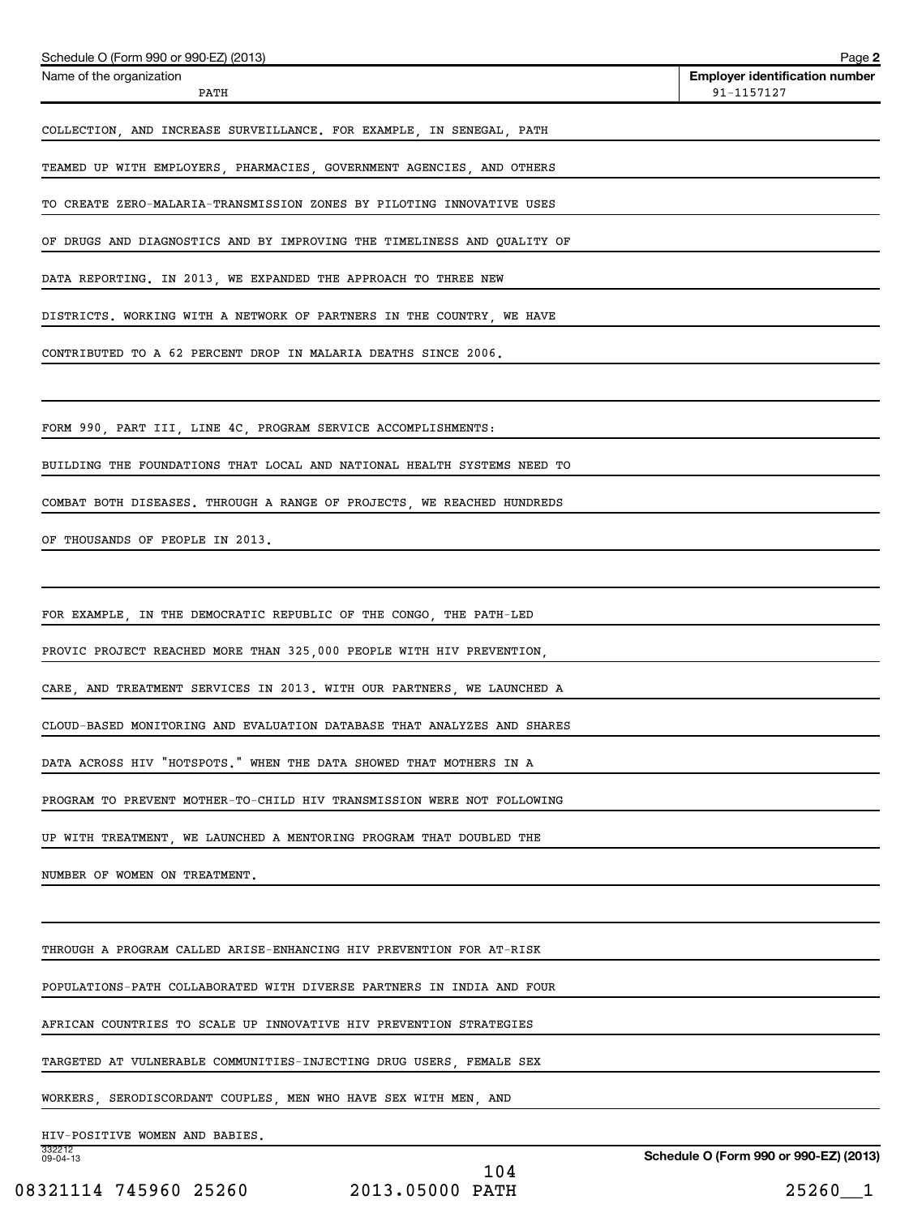Schedule O (Form 990 or 990-EZ) (2013)

| Name of the organization | Employer identification number |
| --- | --- |
| PATH | 91-1157127 |

COLLECTION, AND INCREASE SURVEILLANCE. FOR EXAMPLE, IN SENEGAL, PATH TEAMED UP WITH EMPLOYERS, PHARMACIES, GOVERNMENT AGENCIES, AND OTHERS TO CREATE ZERO-MALARIA-TRANSMISSION ZONES BY PILOTING INNOVATIVE USES OF DRUGS AND DIAGNOSTICS AND BY IMPROVING THE TIMELINESS AND QUALITY OF DATA REPORTING. IN 2013, WE EXPANDED THE APPROACH TO THREE NEW DISTRICTS. WORKING WITH A NETWORK OF PARTNERS IN THE COUNTRY, WE HAVE CONTRIBUTED TO A 62 PERCENT DROP IN MALARIA DEATHS SINCE 2006.

FORM 990, PART III, LINE 4C, PROGRAM SERVICE ACCOMPLISHMENTS:

BUILDING THE FOUNDATIONS THAT LOCAL AND NATIONAL HEALTH SYSTEMS NEED TO COMBAT BOTH DISEASES. THROUGH A RANGE OF PROJECTS, WE REACHED HUNDREDS OF THOUSANDS OF PEOPLE IN 2013.

FOR EXAMPLE, IN THE DEMOCRATIC REPUBLIC OF THE CONGO, THE PATH-LED PROVIC PROJECT REACHED MORE THAN 325,000 PEOPLE WITH HIV PREVENTION, CARE, AND TREATMENT SERVICES IN 2013. WITH OUR PARTNERS, WE LAUNCHED A CLOUD-BASED MONITORING AND EVALUATION DATABASE THAT ANALYZES AND SHARES DATA ACROSS HIV "HOTSPOTS." WHEN THE DATA SHOWED THAT MOTHERS IN A PROGRAM TO PREVENT MOTHER-TO-CHILD HIV TRANSMISSION WERE NOT FOLLOWING UP WITH TREATMENT, WE LAUNCHED A MENTORING PROGRAM THAT DOUBLED THE NUMBER OF WOMEN ON TREATMENT.

THROUGH A PROGRAM CALLED ARISE-ENHANCING HIV PREVENTION FOR AT-RISK POPULATIONS-PATH COLLABORATED WITH DIVERSE PARTNERS IN INDIA AND FOUR AFRICAN COUNTRIES TO SCALE UP INNOVATIVE HIV PREVENTION STRATEGIES TARGETED AT VULNERABLE COMMUNITIES-INJECTING DRUG USERS, FEMALE SEX WORKERS, SERODISCORDANT COUPLES, MEN WHO HAVE SEX WITH MEN, AND HIV-POSITIVE WOMEN AND BABIES.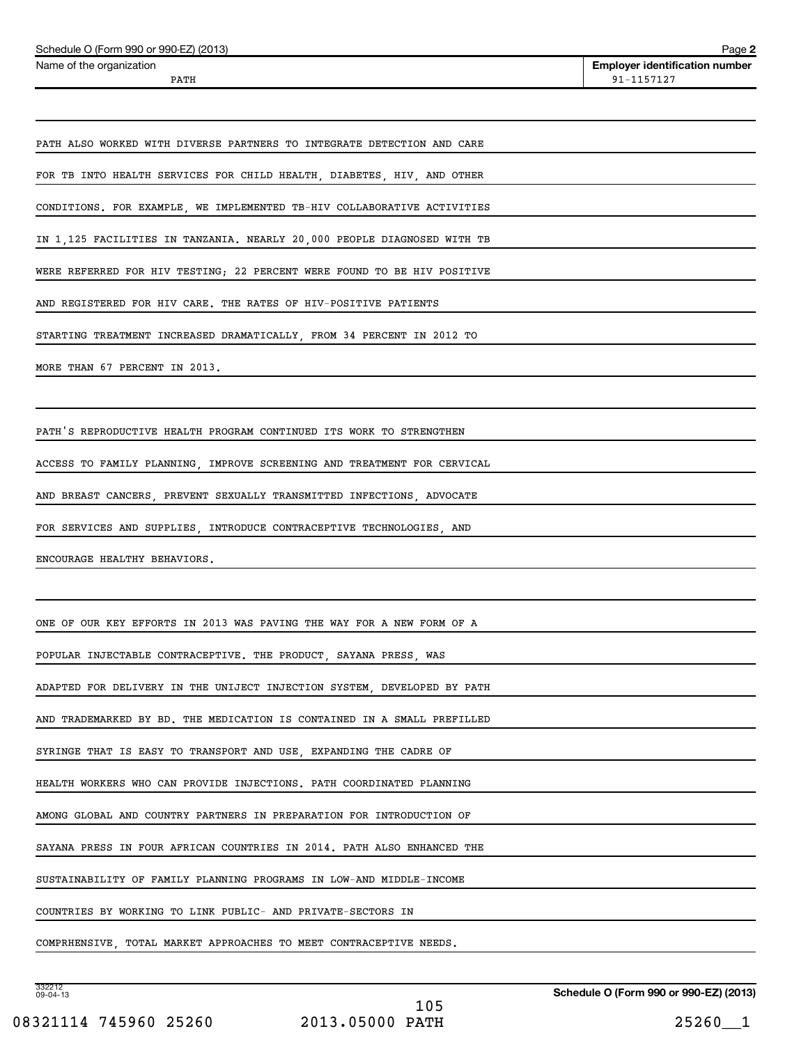Schedule O (Form 990 or 990-EZ) (2013) Page **2**

| Name of the organization | Employer identification number |
|---|---|
| PATH | 91-1157127 |

PATH ALSO WORKED WITH DIVERSE PARTNERS TO INTEGRATE DETECTION AND CARE FOR TB INTO HEALTH SERVICES FOR CHILD HEALTH, DIABETES, HIV, AND OTHER CONDITIONS. FOR EXAMPLE, WE IMPLEMENTED TB-HIV COLLABORATIVE ACTIVITIES IN 1,125 FACILITIES IN TANZANIA. NEARLY 20,000 PEOPLE DIAGNOSED WITH TB WERE REFERRED FOR HIV TESTING; 22 PERCENT WERE FOUND TO BE HIV POSITIVE AND REGISTERED FOR HIV CARE. THE RATES OF HIV-POSITIVE PATIENTS STARTING TREATMENT INCREASED DRAMATICALLY, FROM 34 PERCENT IN 2012 TO MORE THAN 67 PERCENT IN 2013.

PATH'S REPRODUCTIVE HEALTH PROGRAM CONTINUED ITS WORK TO STRENGTHEN ACCESS TO FAMILY PLANNING, IMPROVE SCREENING AND TREATMENT FOR CERVICAL AND BREAST CANCERS, PREVENT SEXUALLY TRANSMITTED INFECTIONS, ADVOCATE FOR SERVICES AND SUPPLIES, INTRODUCE CONTRACEPTIVE TECHNOLOGIES, AND ENCOURAGE HEALTHY BEHAVIORS.

ONE OF OUR KEY EFFORTS IN 2013 WAS PAVING THE WAY FOR A NEW FORM OF A POPULAR INJECTABLE CONTRACEPTIVE. THE PRODUCT, SAYANA PRESS, WAS ADAPTED FOR DELIVERY IN THE UNIJECT INJECTION SYSTEM, DEVELOPED BY PATH AND TRADEMARKED BY BD. THE MEDICATION IS CONTAINED IN A SMALL PREFILLED SYRINGE THAT IS EASY TO TRANSPORT AND USE, EXPANDING THE CADRE OF HEALTH WORKERS WHO CAN PROVIDE INJECTIONS. PATH COORDINATED PLANNING AMONG GLOBAL AND COUNTRY PARTNERS IN PREPARATION FOR INTRODUCTION OF SAYANA PRESS IN FOUR AFRICAN COUNTRIES IN 2014. PATH ALSO ENHANCED THE SUSTAINABILITY OF FAMILY PLANNING PROGRAMS IN LOW-AND MIDDLE-INCOME COUNTRIES BY WORKING TO LINK PUBLIC- AND PRIVATE-SECTORS IN COMPRHENSIVE, TOTAL MARKET APPROACHES TO MEET CONTRACEPTIVE NEEDS.

332212 09-04-13 **Schedule O (Form 990 or 990-EZ) (2013)**

08321114 745960 25260 2013.05000 PATH 25260__1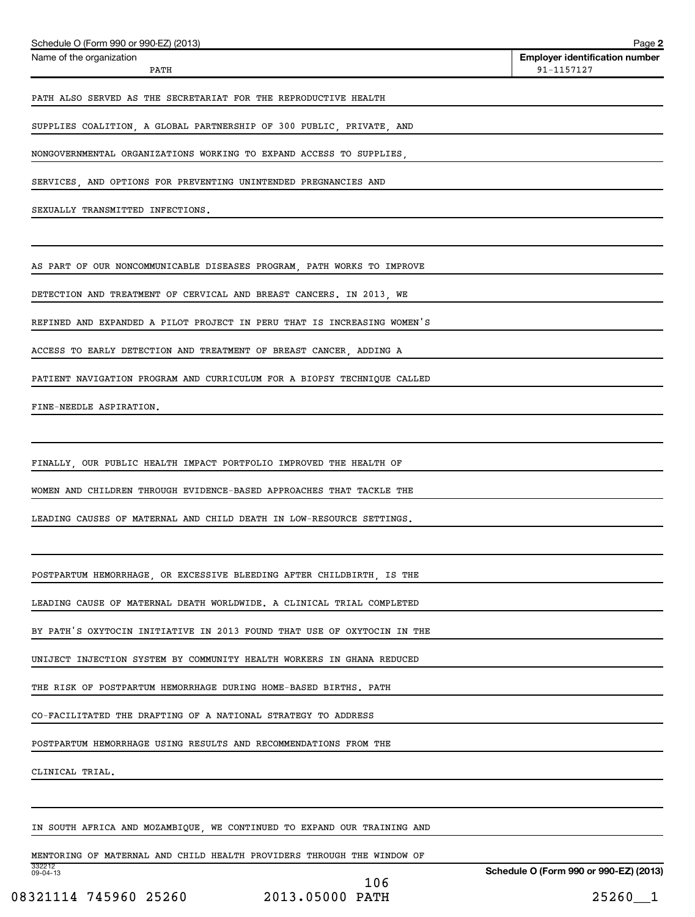Schedule O (Form 990 or 990-EZ) (2013)

| Name of the organization | Employer identification number |
| --- | --- |
| PATH | 91-1157127 |

PATH ALSO SERVED AS THE SECRETARIAT FOR THE REPRODUCTIVE HEALTH SUPPLIES COALITION, A GLOBAL PARTNERSHIP OF 300 PUBLIC, PRIVATE, AND NONGOVERNMENTAL ORGANIZATIONS WORKING TO EXPAND ACCESS TO SUPPLIES, SERVICES, AND OPTIONS FOR PREVENTING UNINTENDED PREGNANCIES AND SEXUALLY TRANSMITTED INFECTIONS.

AS PART OF OUR NONCOMMUNICABLE DISEASES PROGRAM, PATH WORKS TO IMPROVE DETECTION AND TREATMENT OF CERVICAL AND BREAST CANCERS. IN 2013, WE REFINED AND EXPANDED A PILOT PROJECT IN PERU THAT IS INCREASING WOMEN'S ACCESS TO EARLY DETECTION AND TREATMENT OF BREAST CANCER, ADDING A PATIENT NAVIGATION PROGRAM AND CURRICULUM FOR A BIOPSY TECHNIQUE CALLED FINE-NEEDLE ASPIRATION.

FINALLY, OUR PUBLIC HEALTH IMPACT PORTFOLIO IMPROVED THE HEALTH OF WOMEN AND CHILDREN THROUGH EVIDENCE-BASED APPROACHES THAT TACKLE THE LEADING CAUSES OF MATERNAL AND CHILD DEATH IN LOW-RESOURCE SETTINGS.

POSTPARTUM HEMORRHAGE, OR EXCESSIVE BLEEDING AFTER CHILDBIRTH, IS THE LEADING CAUSE OF MATERNAL DEATH WORLDWIDE. A CLINICAL TRIAL COMPLETED BY PATH'S OXYTOCIN INITIATIVE IN 2013 FOUND THAT USE OF OXYTOCIN IN THE UNIJECT INJECTION SYSTEM BY COMMUNITY HEALTH WORKERS IN GHANA REDUCED THE RISK OF POSTPARTUM HEMORRHAGE DURING HOME-BASED BIRTHS. PATH CO-FACILITATED THE DRAFTING OF A NATIONAL STRATEGY TO ADDRESS POSTPARTUM HEMORRHAGE USING RESULTS AND RECOMMENDATIONS FROM THE CLINICAL TRIAL.

IN SOUTH AFRICA AND MOZAMBIQUE, WE CONTINUED TO EXPAND OUR TRAINING AND MENTORING OF MATERNAL AND CHILD HEALTH PROVIDERS THROUGH THE WINDOW OF

Schedule O (Form 990 or 990-EZ) (2013)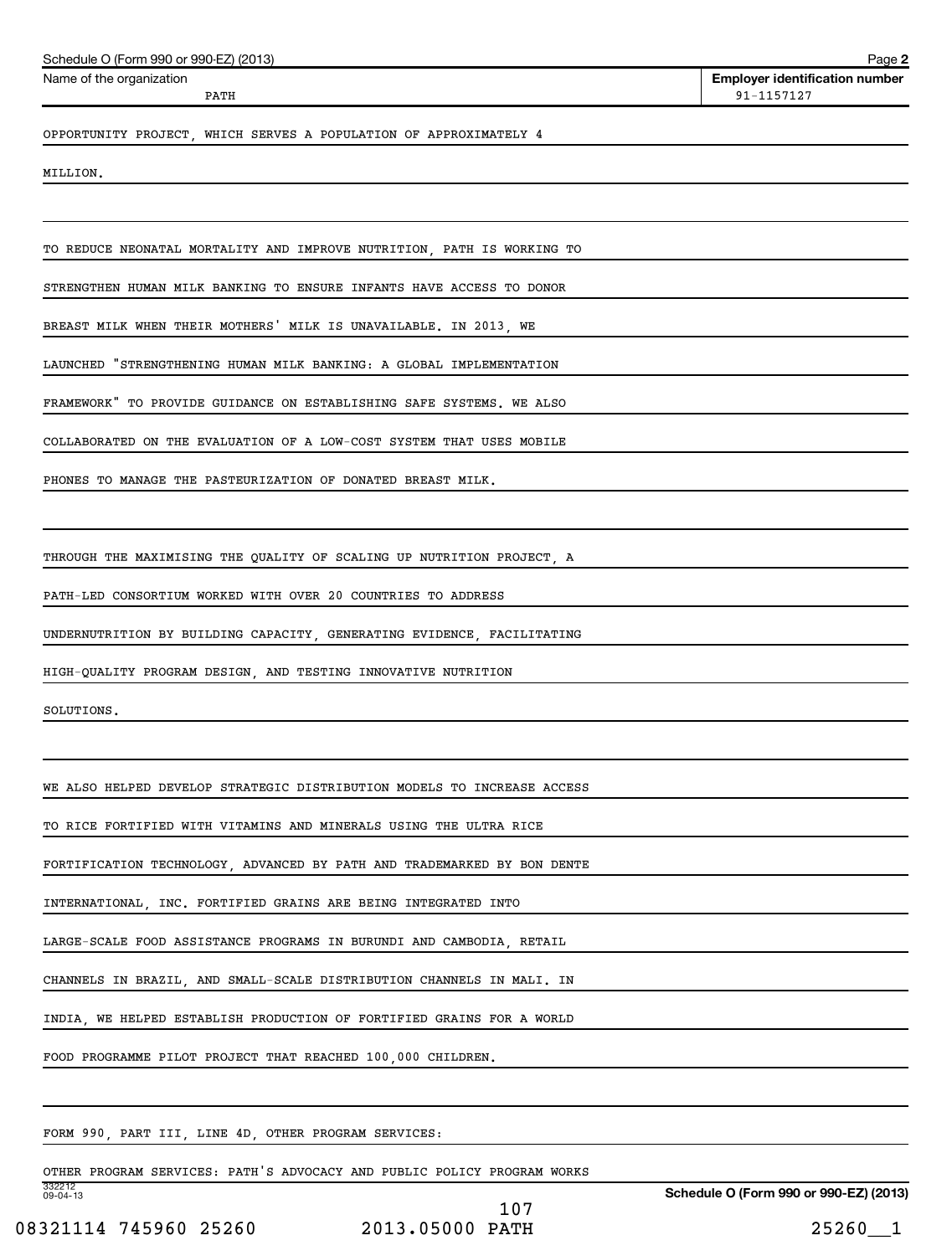OPPORTUNITY PROJECT, WHICH SERVES A POPULATION OF APPROXIMATELY 4 MILLION.

TO REDUCE NEONATAL MORTALITY AND IMPROVE NUTRITION, PATH IS WORKING TO STRENGTHEN HUMAN MILK BANKING TO ENSURE INFANTS HAVE ACCESS TO DONOR BREAST MILK WHEN THEIR MOTHERS' MILK IS UNAVAILABLE. IN 2013, WE LAUNCHED "STRENGTHENING HUMAN MILK BANKING: A GLOBAL IMPLEMENTATION FRAMEWORK" TO PROVIDE GUIDANCE ON ESTABLISHING SAFE SYSTEMS. WE ALSO COLLABORATED ON THE EVALUATION OF A LOW-COST SYSTEM THAT USES MOBILE PHONES TO MANAGE THE PASTEURIZATION OF DONATED BREAST MILK.

THROUGH THE MAXIMISING THE QUALITY OF SCALING UP NUTRITION PROJECT, A PATH-LED CONSORTIUM WORKED WITH OVER 20 COUNTRIES TO ADDRESS UNDERNUTRITION BY BUILDING CAPACITY, GENERATING EVIDENCE, FACILITATING HIGH-QUALITY PROGRAM DESIGN, AND TESTING INNOVATIVE NUTRITION SOLUTIONS.

WE ALSO HELPED DEVELOP STRATEGIC DISTRIBUTION MODELS TO INCREASE ACCESS TO RICE FORTIFIED WITH VITAMINS AND MINERALS USING THE ULTRA RICE FORTIFICATION TECHNOLOGY, ADVANCED BY PATH AND TRADEMARKED BY BON DENTE INTERNATIONAL, INC. FORTIFIED GRAINS ARE BEING INTEGRATED INTO LARGE-SCALE FOOD ASSISTANCE PROGRAMS IN BURUNDI AND CAMBODIA, RETAIL CHANNELS IN BRAZIL, AND SMALL-SCALE DISTRIBUTION CHANNELS IN MALI. IN INDIA, WE HELPED ESTABLISH PRODUCTION OF FORTIFIED GRAINS FOR A WORLD FOOD PROGRAMME PILOT PROJECT THAT REACHED 100,000 CHILDREN.

FORM 990, PART III, LINE 4D, OTHER PROGRAM SERVICES:

OTHER PROGRAM SERVICES: PATH'S ADVOCACY AND PUBLIC POLICY PROGRAM WORKS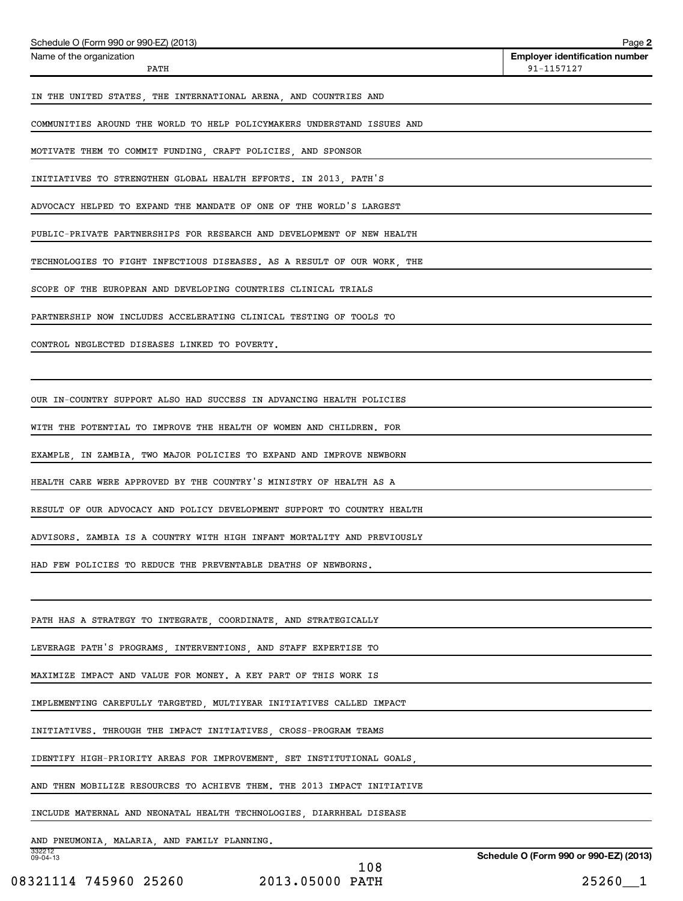Schedule O (Form 990 or 990-EZ) (2013)

| Name of the organization | Employer identification number |
|---|---|
| PATH | 91-1157127 |

IN THE UNITED STATES, THE INTERNATIONAL ARENA, AND COUNTRIES AND COMMUNITIES AROUND THE WORLD TO HELP POLICYMAKERS UNDERSTAND ISSUES AND MOTIVATE THEM TO COMMIT FUNDING, CRAFT POLICIES, AND SPONSOR INITIATIVES TO STRENGTHEN GLOBAL HEALTH EFFORTS. IN 2013, PATH'S ADVOCACY HELPED TO EXPAND THE MANDATE OF ONE OF THE WORLD'S LARGEST PUBLIC-PRIVATE PARTNERSHIPS FOR RESEARCH AND DEVELOPMENT OF NEW HEALTH TECHNOLOGIES TO FIGHT INFECTIOUS DISEASES. AS A RESULT OF OUR WORK, THE SCOPE OF THE EUROPEAN AND DEVELOPING COUNTRIES CLINICAL TRIALS PARTNERSHIP NOW INCLUDES ACCELERATING CLINICAL TESTING OF TOOLS TO CONTROL NEGLECTED DISEASES LINKED TO POVERTY.

OUR IN-COUNTRY SUPPORT ALSO HAD SUCCESS IN ADVANCING HEALTH POLICIES WITH THE POTENTIAL TO IMPROVE THE HEALTH OF WOMEN AND CHILDREN. FOR EXAMPLE, IN ZAMBIA, TWO MAJOR POLICIES TO EXPAND AND IMPROVE NEWBORN HEALTH CARE WERE APPROVED BY THE COUNTRY'S MINISTRY OF HEALTH AS A RESULT OF OUR ADVOCACY AND POLICY DEVELOPMENT SUPPORT TO COUNTRY HEALTH ADVISORS. ZAMBIA IS A COUNTRY WITH HIGH INFANT MORTALITY AND PREVIOUSLY HAD FEW POLICIES TO REDUCE THE PREVENTABLE DEATHS OF NEWBORNS.

PATH HAS A STRATEGY TO INTEGRATE, COORDINATE, AND STRATEGICALLY LEVERAGE PATH'S PROGRAMS, INTERVENTIONS, AND STAFF EXPERTISE TO MAXIMIZE IMPACT AND VALUE FOR MONEY. A KEY PART OF THIS WORK IS IMPLEMENTING CAREFULLY TARGETED, MULTIYEAR INITIATIVES CALLED IMPACT INITIATIVES. THROUGH THE IMPACT INITIATIVES, CROSS-PROGRAM TEAMS IDENTIFY HIGH-PRIORITY AREAS FOR IMPROVEMENT, SET INSTITUTIONAL GOALS, AND THEN MOBILIZE RESOURCES TO ACHIEVE THEM. THE 2013 IMPACT INITIATIVE INCLUDE MATERNAL AND NEONATAL HEALTH TECHNOLOGIES, DIARRHEAL DISEASE AND PNEUMONIA, MALARIA, AND FAMILY PLANNING.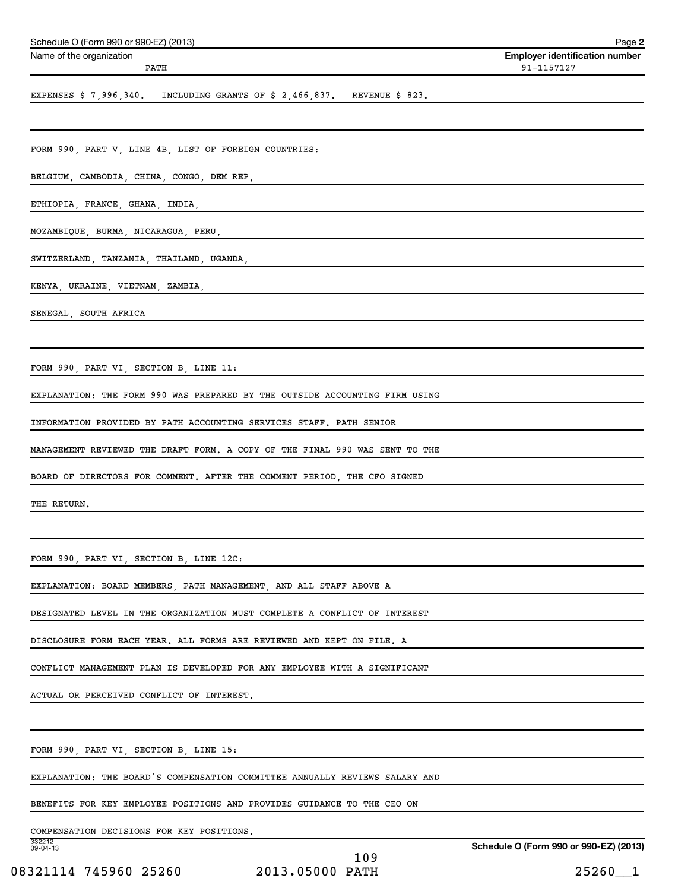Schedule O (Form 990 or 990-EZ) (2013) Page **2**

| Name of the organization | **Employer identification number** |
|---|---|
| PATH | 91-1157127 |

EXPENSES $ 7,996,340.   INCLUDING GRANTS OF $ 2,466,837.   REVENUE $ 823.

FORM 990, PART V, LINE 4B, LIST OF FOREIGN COUNTRIES:

BELGIUM, CAMBODIA, CHINA, CONGO, DEM REP,

ETHIOPIA, FRANCE, GHANA, INDIA,

MOZAMBIQUE, BURMA, NICARAGUA, PERU,

SWITZERLAND, TANZANIA, THAILAND, UGANDA,

KENYA, UKRAINE, VIETNAM, ZAMBIA,

SENEGAL, SOUTH AFRICA

FORM 990, PART VI, SECTION B, LINE 11:

EXPLANATION: THE FORM 990 WAS PREPARED BY THE OUTSIDE ACCOUNTING FIRM USING INFORMATION PROVIDED BY PATH ACCOUNTING SERVICES STAFF. PATH SENIOR MANAGEMENT REVIEWED THE DRAFT FORM. A COPY OF THE FINAL 990 WAS SENT TO THE BOARD OF DIRECTORS FOR COMMENT. AFTER THE COMMENT PERIOD, THE CFO SIGNED THE RETURN.

FORM 990, PART VI, SECTION B, LINE 12C:

EXPLANATION: BOARD MEMBERS, PATH MANAGEMENT, AND ALL STAFF ABOVE A DESIGNATED LEVEL IN THE ORGANIZATION MUST COMPLETE A CONFLICT OF INTEREST DISCLOSURE FORM EACH YEAR. ALL FORMS ARE REVIEWED AND KEPT ON FILE. A CONFLICT MANAGEMENT PLAN IS DEVELOPED FOR ANY EMPLOYEE WITH A SIGNIFICANT ACTUAL OR PERCEIVED CONFLICT OF INTEREST.

FORM 990, PART VI, SECTION B, LINE 15:

EXPLANATION: THE BOARD'S COMPENSATION COMMITTEE ANNUALLY REVIEWS SALARY AND BENEFITS FOR KEY EMPLOYEE POSITIONS AND PROVIDES GUIDANCE TO THE CEO ON COMPENSATION DECISIONS FOR KEY POSITIONS.

332212 09-04-13 **Schedule O (Form 990 or 990-EZ) (2013)**

08321114 745960 25260 2013.05000 PATH 25260__1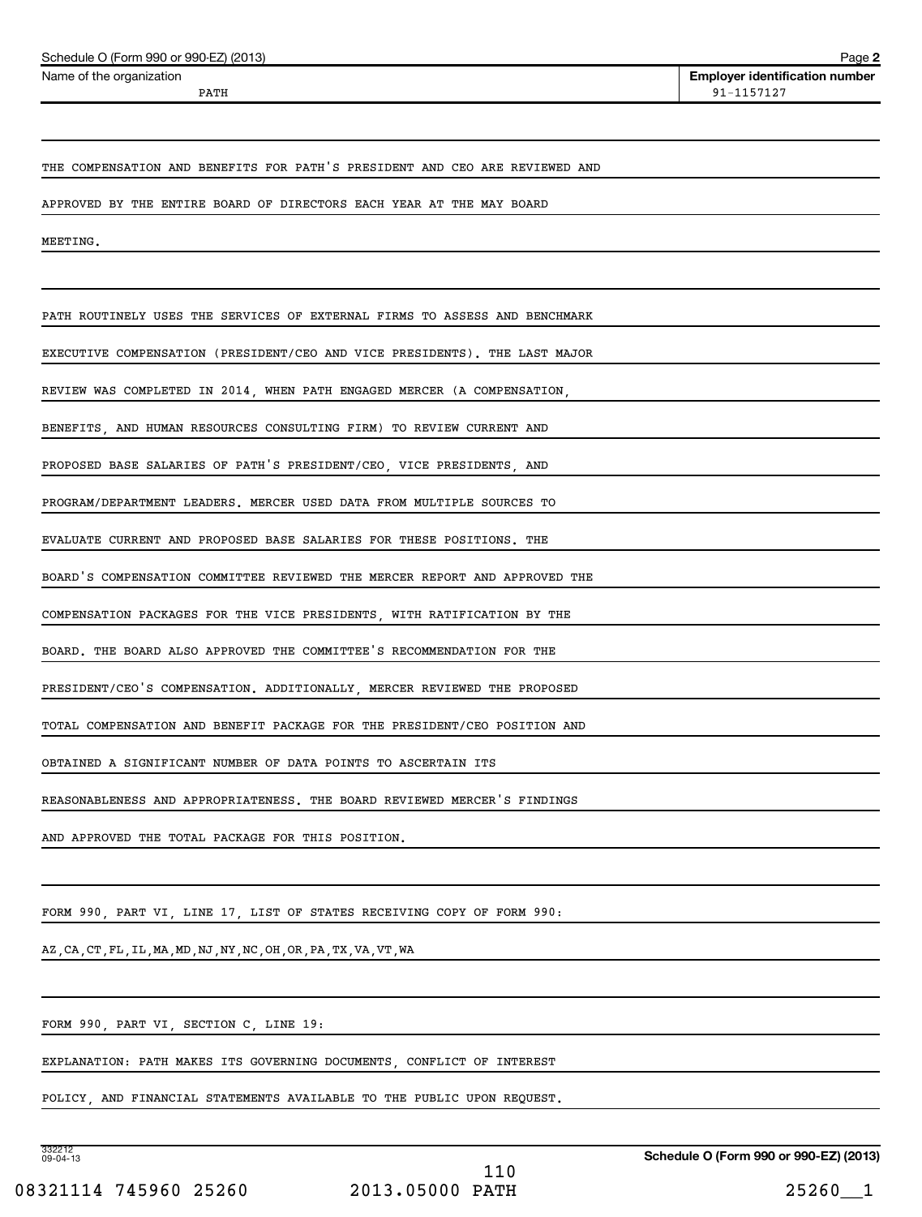Schedule O (Form 990 or 990-EZ) (2013)

| Name of the organization | Employer identification number |
| --- | --- |
| PATH | 91-1157127 |

THE COMPENSATION AND BENEFITS FOR PATH'S PRESIDENT AND CEO ARE REVIEWED AND APPROVED BY THE ENTIRE BOARD OF DIRECTORS EACH YEAR AT THE MAY BOARD MEETING.

PATH ROUTINELY USES THE SERVICES OF EXTERNAL FIRMS TO ASSESS AND BENCHMARK EXECUTIVE COMPENSATION (PRESIDENT/CEO AND VICE PRESIDENTS). THE LAST MAJOR REVIEW WAS COMPLETED IN 2014, WHEN PATH ENGAGED MERCER (A COMPENSATION, BENEFITS, AND HUMAN RESOURCES CONSULTING FIRM) TO REVIEW CURRENT AND PROPOSED BASE SALARIES OF PATH'S PRESIDENT/CEO, VICE PRESIDENTS, AND PROGRAM/DEPARTMENT LEADERS. MERCER USED DATA FROM MULTIPLE SOURCES TO EVALUATE CURRENT AND PROPOSED BASE SALARIES FOR THESE POSITIONS. THE BOARD'S COMPENSATION COMMITTEE REVIEWED THE MERCER REPORT AND APPROVED THE COMPENSATION PACKAGES FOR THE VICE PRESIDENTS, WITH RATIFICATION BY THE BOARD. THE BOARD ALSO APPROVED THE COMMITTEE'S RECOMMENDATION FOR THE PRESIDENT/CEO'S COMPENSATION. ADDITIONALLY, MERCER REVIEWED THE PROPOSED TOTAL COMPENSATION AND BENEFIT PACKAGE FOR THE PRESIDENT/CEO POSITION AND OBTAINED A SIGNIFICANT NUMBER OF DATA POINTS TO ASCERTAIN ITS REASONABLENESS AND APPROPRIATENESS. THE BOARD REVIEWED MERCER'S FINDINGS AND APPROVED THE TOTAL PACKAGE FOR THIS POSITION.

FORM 990, PART VI, LINE 17, LIST OF STATES RECEIVING COPY OF FORM 990:

AZ,CA,CT,FL,IL,MA,MD,NJ,NY,NC,OH,OR,PA,TX,VA,VT,WA

FORM 990, PART VI, SECTION C, LINE 19:

EXPLANATION: PATH MAKES ITS GOVERNING DOCUMENTS, CONFLICT OF INTEREST POLICY, AND FINANCIAL STATEMENTS AVAILABLE TO THE PUBLIC UPON REQUEST.

332212 09-04-13

Schedule O (Form 990 or 990-EZ) (2013)

08321114 745960 25260 2013.05000 PATH 25260__1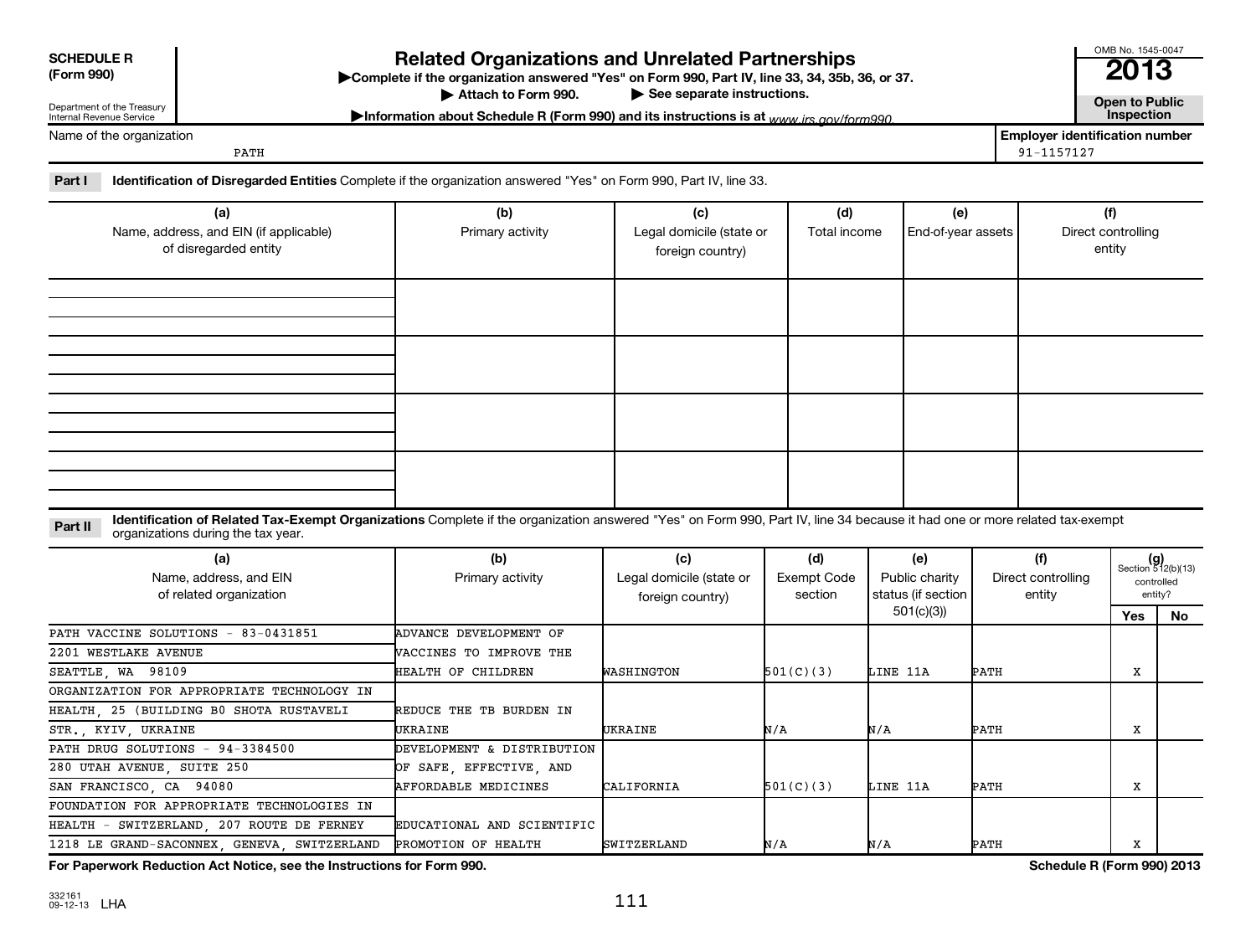**SCHEDULE R (Form 990)**

Department of the Treasury
Internal Revenue Service

# Related Organizations and Unrelated Partnerships

▶Complete if the organization answered "Yes" on Form 990, Part IV, line 33, 34, 35b, 36, or 37.
▶ Attach to Form 990. ▶ See separate instructions.
▶Information about Schedule R (Form 990) and its instructions is at www.irs.gov/form990.

OMB No. 1545-0047
**2013**
**Open to Public Inspection**

Name of the organization: PATH

Employer identification number: 91-1157127

**Part I** **Identification of Disregarded Entities** Complete if the organization answered "Yes" on Form 990, Part IV, line 33.

| (a) Name, address, and EIN (if applicable) of disregarded entity | (b) Primary activity | (c) Legal domicile (state or foreign country) | (d) Total income | (e) End-of-year assets | (f) Direct controlling entity |
|---|---|---|---|---|---|
| | | | | | |
| | | | | | |
| | | | | | |
| | | | | | |

**Part II** **Identification of Related Tax-Exempt Organizations** Complete if the organization answered "Yes" on Form 990, Part IV, line 34 because it had one or more related tax-exempt organizations during the tax year.

| (a) Name, address, and EIN of related organization | (b) Primary activity | (c) Legal domicile (state or foreign country) | (d) Exempt Code section | (e) Public charity status (if section 501(c)(3)) | (f) Direct controlling entity | (g) Section 512(b)(13) controlled entity? Yes | No |
|---|---|---|---|---|---|---|---|
| PATH VACCINE SOLUTIONS - 83-0431851<br>2201 WESTLAKE AVENUE<br>SEATTLE, WA 98109 | ADVANCE DEVELOPMENT OF VACCINES TO IMPROVE THE HEALTH OF CHILDREN | WASHINGTON | 501(C)(3) | LINE 11A | PATH | X | |
| ORGANIZATION FOR APPROPRIATE TECHNOLOGY IN HEALTH, 25 (BUILDING B0 SHOTA RUSTAVELI STR., KYIV, UKRAINE | REDUCE THE TB BURDEN IN UKRAINE | UKRAINE | N/A | N/A | PATH | X | |
| PATH DRUG SOLUTIONS - 94-3384500<br>280 UTAH AVENUE, SUITE 250<br>SAN FRANCISCO, CA 94080 | DEVELOPMENT & DISTRIBUTION OF SAFE, EFFECTIVE, AND AFFORDABLE MEDICINES | CALIFORNIA | 501(C)(3) | LINE 11A | PATH | X | |
| FOUNDATION FOR APPROPRIATE TECHNOLOGIES IN HEALTH - SWITZERLAND, 207 ROUTE DE FERNEY 1218 LE GRAND-SACONNEX, GENEVA, SWITZERLAND | EDUCATIONAL AND SCIENTIFIC PROMOTION OF HEALTH | SWITZERLAND | N/A | N/A | PATH | X | |

**For Paperwork Reduction Act Notice, see the Instructions for Form 990.** **Schedule R (Form 990) 2013**

332161 09-12-13 LHA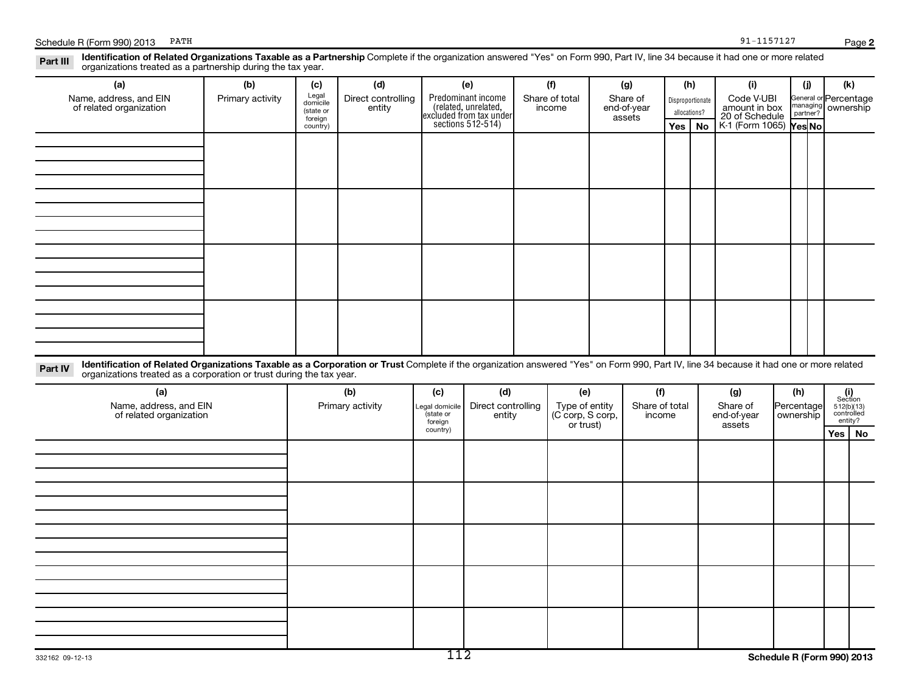Schedule R (Form 990) 2013 PATH 91-1157127 Page **2**

**Part III** **Identification of Related Organizations Taxable as a Partnership** Complete if the organization answered "Yes" on Form 990, Part IV, line 34 because it had one or more related organizations treated as a partnership during the tax year.

| (a) Name, address, and EIN of related organization | (b) Primary activity | (c) Legal domicile (state or foreign country) | (d) Direct controlling entity | (e) Predominant income (related, unrelated, excluded from tax under sections 512-514) | (f) Share of total income | (g) Share of end-of-year assets | (h) Disproportionate allocations? | | (i) Code V-UBI amount in box 20 of Schedule K-1 (Form 1065) | (j) General or managing partner? | | (k) Percentage ownership |
|---|---|---|---|---|---|---|---|---|---|---|---|---|
| | | | | | | | Yes | No | | Yes | No | |
| | | | | | | | | | | | | |
| | | | | | | | | | | | | |
| | | | | | | | | | | | | |
| | | | | | | | | | | | | |

**Part IV** **Identification of Related Organizations Taxable as a Corporation or Trust** Complete if the organization answered "Yes" on Form 990, Part IV, line 34 because it had one or more related organizations treated as a corporation or trust during the tax year.

| (a) Name, address, and EIN of related organization | (b) Primary activity | (c) Legal domicile (state or foreign country) | (d) Direct controlling entity | (e) Type of entity (C corp, S corp, or trust) | (f) Share of total income | (g) Share of end-of-year assets | (h) Percentage ownership | (i) Section 512(b)(13) controlled entity? | |
|---|---|---|---|---|---|---|---|---|---|
| | | | | | | | | Yes | No |
| | | | | | | | | | |
| | | | | | | | | | |
| | | | | | | | | | |
| | | | | | | | | | |
| | | | | | | | | | |

332162 09-12-13 **Schedule R (Form 990) 2013**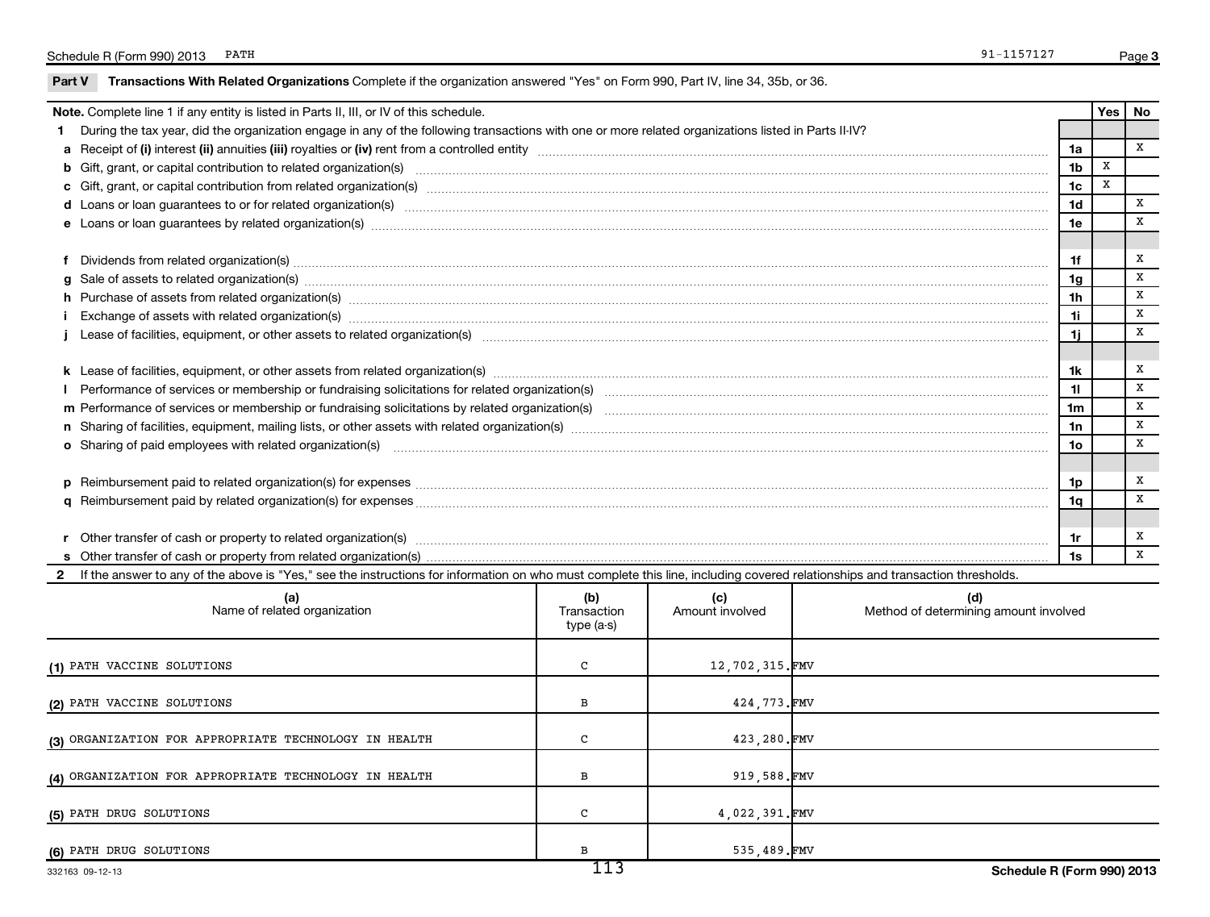## Part V Transactions With Related Organizations

Complete if the organization answered "Yes" on Form 990, Part IV, line 34, 35b, or 36.

| Note. Complete line 1 if any entity is listed in Parts II, III, or IV of this schedule. | | Yes | No |
|---|---|---|---|
| **1** During the tax year, did the organization engage in any of the following transactions with one or more related organizations listed in Parts II-IV? | | | |
| **a** Receipt of (i) interest (ii) annuities (iii) royalties or (iv) rent from a controlled entity | 1a | | X |
| **b** Gift, grant, or capital contribution to related organization(s) | 1b | X | |
| **c** Gift, grant, or capital contribution from related organization(s) | 1c | X | |
| **d** Loans or loan guarantees to or for related organization(s) | 1d | | X |
| **e** Loans or loan guarantees by related organization(s) | 1e | | X |
| **f** Dividends from related organization(s) | 1f | | X |
| **g** Sale of assets to related organization(s) | 1g | | X |
| **h** Purchase of assets from related organization(s) | 1h | | X |
| **i** Exchange of assets with related organization(s) | 1i | | X |
| **j** Lease of facilities, equipment, or other assets to related organization(s) | 1j | | X |
| **k** Lease of facilities, equipment, or other assets from related organization(s) | 1k | | X |
| **l** Performance of services or membership or fundraising solicitations for related organization(s) | 1l | | X |
| **m** Performance of services or membership or fundraising solicitations by related organization(s) | 1m | | X |
| **n** Sharing of facilities, equipment, mailing lists, or other assets with related organization(s) | 1n | | X |
| **o** Sharing of paid employees with related organization(s) | 1o | | X |
| **p** Reimbursement paid to related organization(s) for expenses | 1p | | X |
| **q** Reimbursement paid by related organization(s) for expenses | 1q | | X |
| **r** Other transfer of cash or property to related organization(s) | 1r | | X |
| **s** Other transfer of cash or property from related organization(s) | 1s | | X |

**2** If the answer to any of the above is "Yes," see the instructions for information on who must complete this line, including covered relationships and transaction thresholds.

| (a) Name of related organization | (b) Transaction type (a-s) | (c) Amount involved | (d) Method of determining amount involved |
|---|---|---|---|
| (1) PATH VACCINE SOLUTIONS | C | 12,702,315. | FMV |
| (2) PATH VACCINE SOLUTIONS | B | 424,773. | FMV |
| (3) ORGANIZATION FOR APPROPRIATE TECHNOLOGY IN HEALTH | C | 423,280. | FMV |
| (4) ORGANIZATION FOR APPROPRIATE TECHNOLOGY IN HEALTH | B | 919,588. | FMV |
| (5) PATH DRUG SOLUTIONS | C | 4,022,391. | FMV |
| (6) PATH DRUG SOLUTIONS | B | 535,489. | FMV |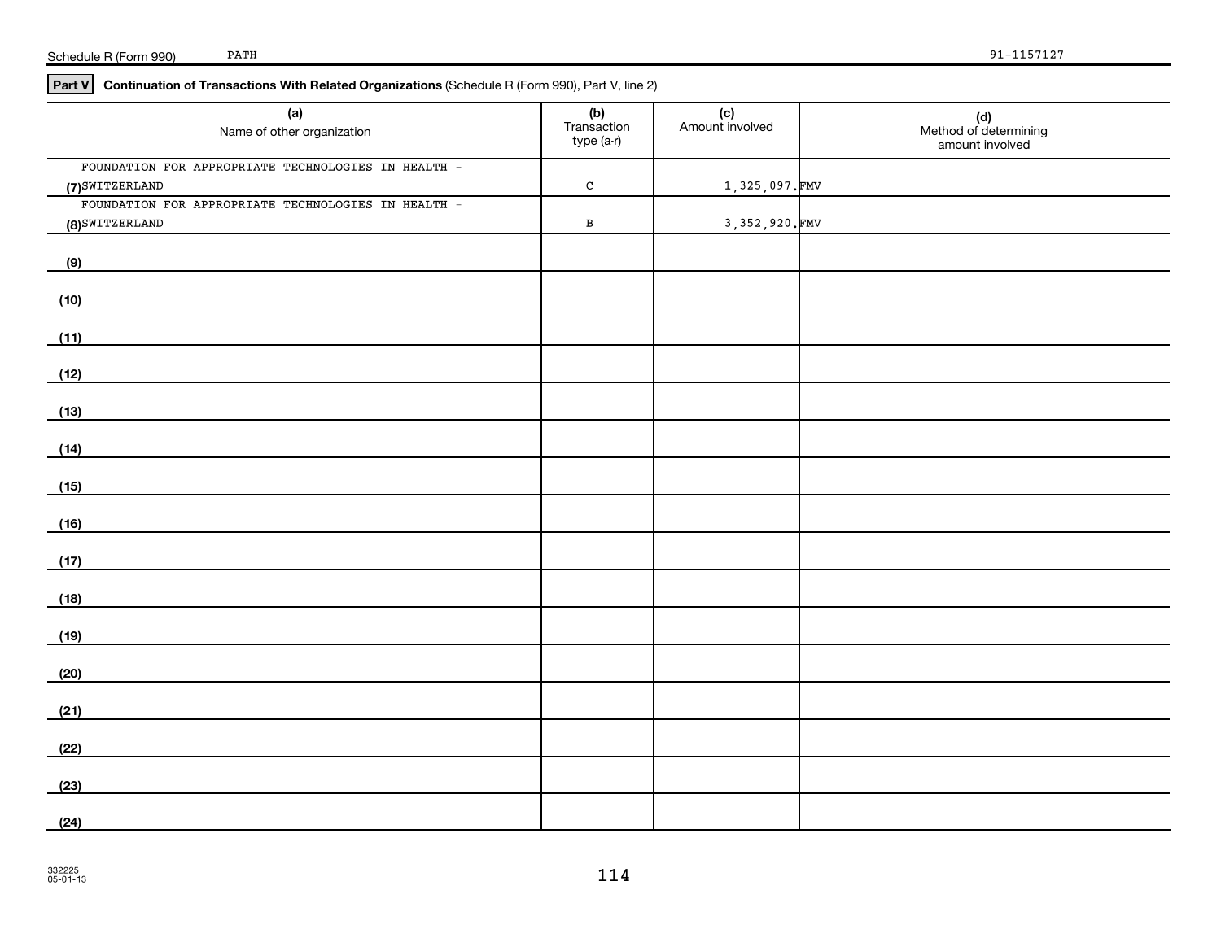Schedule R (Form 990) PATH 91-1157127

**Part V** **Continuation of Transactions With Related Organizations** (Schedule R (Form 990), Part V, line 2)

| (a) Name of other organization | (b) Transaction type (a-r) | (c) Amount involved | (d) Method of determining amount involved |
|---|---|---|---|
| (7) FOUNDATION FOR APPROPRIATE TECHNOLOGIES IN HEALTH - SWITZERLAND | C | 1,325,097. | FMV |
| (8) FOUNDATION FOR APPROPRIATE TECHNOLOGIES IN HEALTH - SWITZERLAND | B | 3,352,920. | FMV |
| (9) | | | |
| (10) | | | |
| (11) | | | |
| (12) | | | |
| (13) | | | |
| (14) | | | |
| (15) | | | |
| (16) | | | |
| (17) | | | |
| (18) | | | |
| (19) | | | |
| (20) | | | |
| (21) | | | |
| (22) | | | |
| (23) | | | |
| (24) | | | |

332225 05-01-13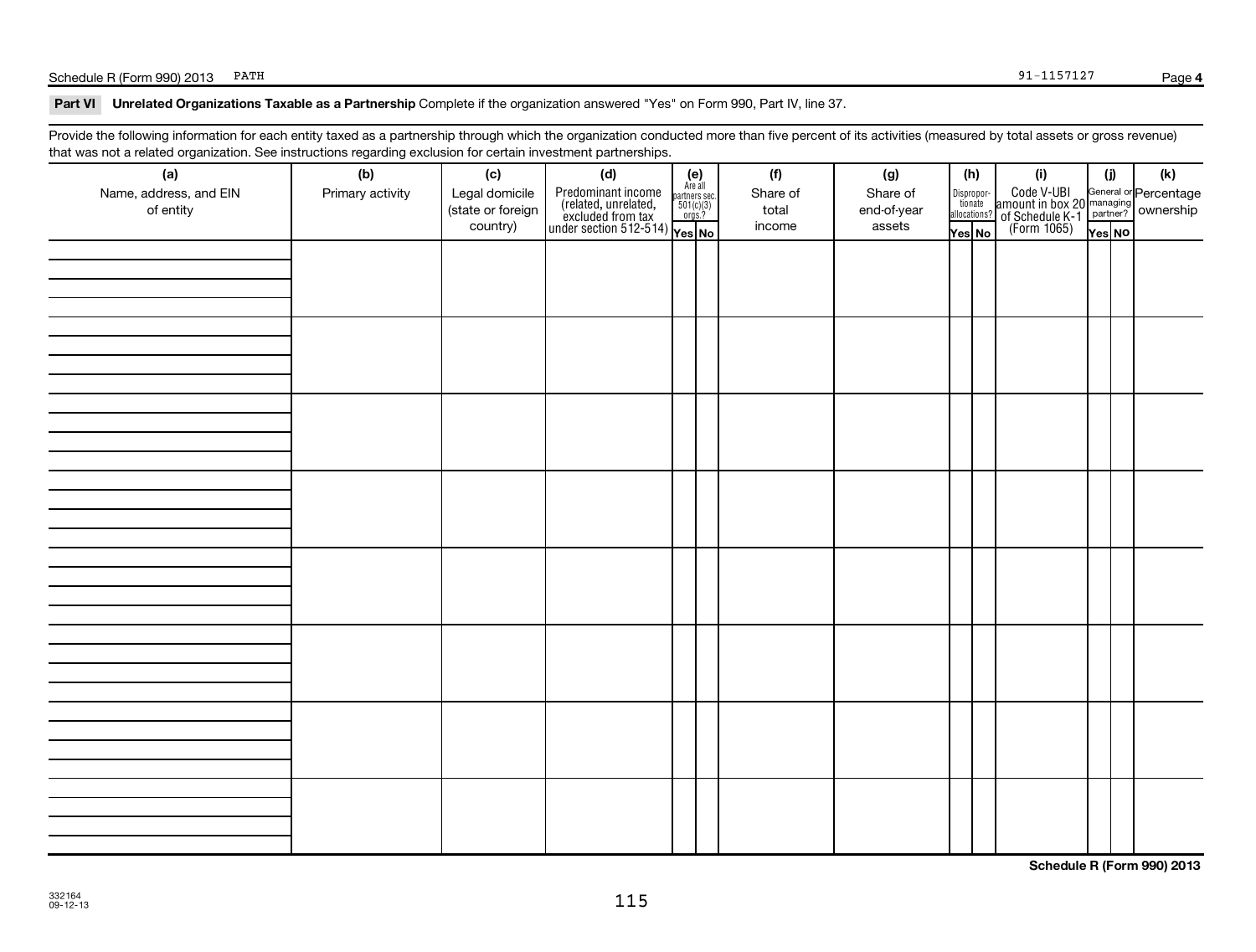## Part VI Unrelated Organizations Taxable as a Partnership

Complete if the organization answered "Yes" on Form 990, Part IV, line 37.

Provide the following information for each entity taxed as a partnership through which the organization conducted more than five percent of its activities (measured by total assets or gross revenue) that was not a related organization. See instructions regarding exclusion for certain investment partnerships.

| (a) Name, address, and EIN of entity | (b) Primary activity | (c) Legal domicile (state or foreign country) | (d) Predominant income (related, unrelated, excluded from tax under section 512-514) | (e) Are all partners sec. 501(c)(3) orgs.? Yes | (e) No | (f) Share of total income | (g) Share of end-of-year assets | (h) Disproportionate allocations? Yes | (h) No | (i) Code V-UBI amount in box 20 of Schedule K-1 (Form 1065) | (j) General or managing partner? Yes | (j) No | (k) Percentage ownership |
|---|---|---|---|---|---|---|---|---|---|---|---|---|---|
| | | | | | | | | | | | | | |
| | | | | | | | | | | | | | |
| | | | | | | | | | | | | | |
| | | | | | | | | | | | | | |
| | | | | | | | | | | | | | |
| | | | | | | | | | | | | | |
| | | | | | | | | | | | | | |
| | | | | | | | | | | | | | |

332164
09-12-13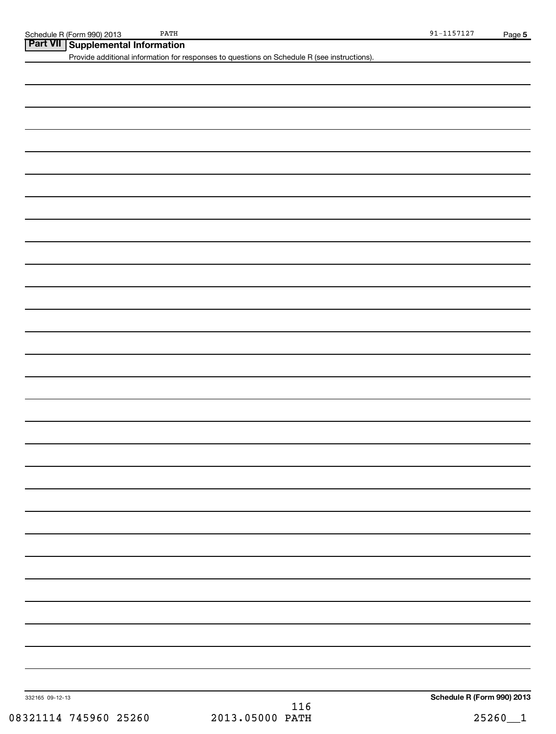## Part VII Supplemental Information

Provide additional information for responses to questions on Schedule R (see instructions).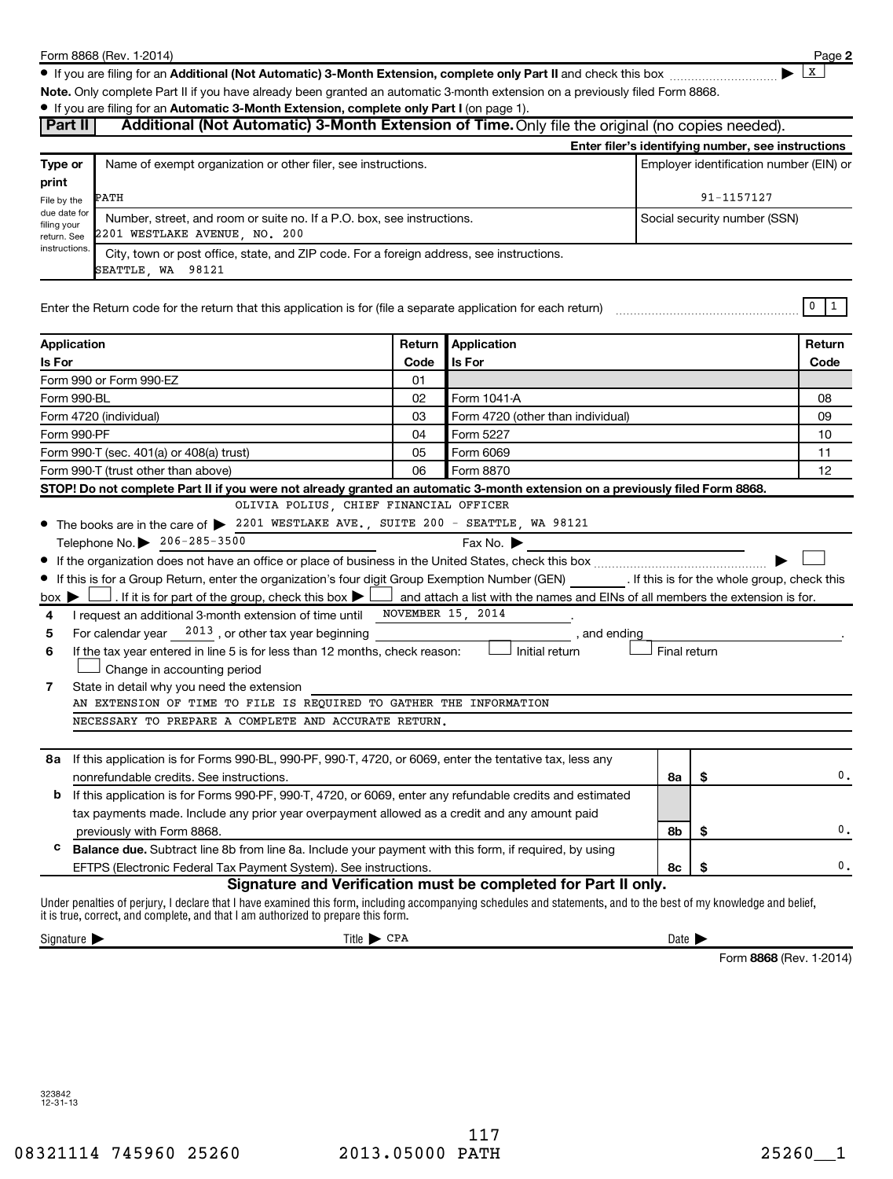Form 8868 (Rev. 1-2014)

- If you are filing for an **Additional (Not Automatic) 3-Month Extension, complete only Part II** and check this box ▶ X

**Note.** Only complete Part II if you have already been granted an automatic 3-month extension on a previously filed Form 8868.

- If you are filing for an **Automatic 3-Month Extension, complete only Part I** (on page 1).

## Part II Additional (Not Automatic) 3-Month Extension of Time. Only file the original (no copies needed).

**Enter filer's identifying number, see instructions**

| Type or print | | |
|---|---|---|
| File by the due date for filing your return. See instructions. | Name of exempt organization or other filer, see instructions.<br>PATH | Employer identification number (EIN) or<br>91-1157127 |
| | Number, street, and room or suite no. If a P.O. box, see instructions.<br>2201 WESTLAKE AVENUE, NO. 200 | Social security number (SSN) |
| | City, town or post office, state, and ZIP code. For a foreign address, see instructions.<br>SEATTLE, WA 98121 | |

Enter the Return code for the return that this application is for (file a separate application for each return) 0 1

| Application Is For | Return Code | Application Is For | Return Code |
|---|---|---|---|
| Form 990 or Form 990-EZ | 01 | | |
| Form 990-BL | 02 | Form 1041-A | 08 |
| Form 4720 (individual) | 03 | Form 4720 (other than individual) | 09 |
| Form 990-PF | 04 | Form 5227 | 10 |
| Form 990-T (sec. 401(a) or 408(a) trust) | 05 | Form 6069 | 11 |
| Form 990-T (trust other than above) | 06 | Form 8870 | 12 |

**STOP! Do not complete Part II if you were not already granted an automatic 3-month extension on a previously filed Form 8868.**

- The books are in the care of ▶ OLIVIA POLIUS, CHIEF FINANCIAL OFFICER 2201 WESTLAKE AVE., SUITE 200 - SEATTLE, WA 98121
  Telephone No. ▶ 206-285-3500 Fax No. ▶
- If the organization does not have an office or place of business in the United States, check this box ▶ ☐
- If this is for a Group Return, enter the organization's four digit Group Exemption Number (GEN) ______. If this is for the whole group, check this box ▶ ☐. If it is for part of the group, check this box ▶ ☐ and attach a list with the names and EINs of all members the extension is for.

4 I request an additional 3-month extension of time until NOVEMBER 15, 2014.

5 For calendar year 2013, or other tax year beginning ______, and ending ______.

6 If the tax year entered in line 5 is for less than 12 months, check reason: ☐ Initial return ☐ Final return ☐ Change in accounting period

7 State in detail why you need the extension
AN EXTENSION OF TIME TO FILE IS REQUIRED TO GATHER THE INFORMATION NECESSARY TO PREPARE A COMPLETE AND ACCURATE RETURN.

| | | | |
|---|---|---|---|
| **8a** | If this application is for Forms 990-BL, 990-PF, 990-T, 4720, or 6069, enter the tentative tax, less any nonrefundable credits. See instructions. | 8a | $ 0. |
| **b** | If this application is for Forms 990-PF, 990-T, 4720, or 6069, enter any refundable credits and estimated tax payments made. Include any prior year overpayment allowed as a credit and any amount paid previously with Form 8868. | 8b | $ 0. |
| **c** | **Balance due.** Subtract line 8b from line 8a. Include your payment with this form, if required, by using EFTPS (Electronic Federal Tax Payment System). See instructions. | 8c | $ 0. |

**Signature and Verification must be completed for Part II only.**

Under penalties of perjury, I declare that I have examined this form, including accompanying schedules and statements, and to the best of my knowledge and belief, it is true, correct, and complete, and that I am authorized to prepare this form.

Signature ▶ Title ▶ CPA Date ▶

Form **8868** (Rev. 1-2014)

323842 12-31-13

08321114 745960 25260 2013.05000 PATH 25260__1